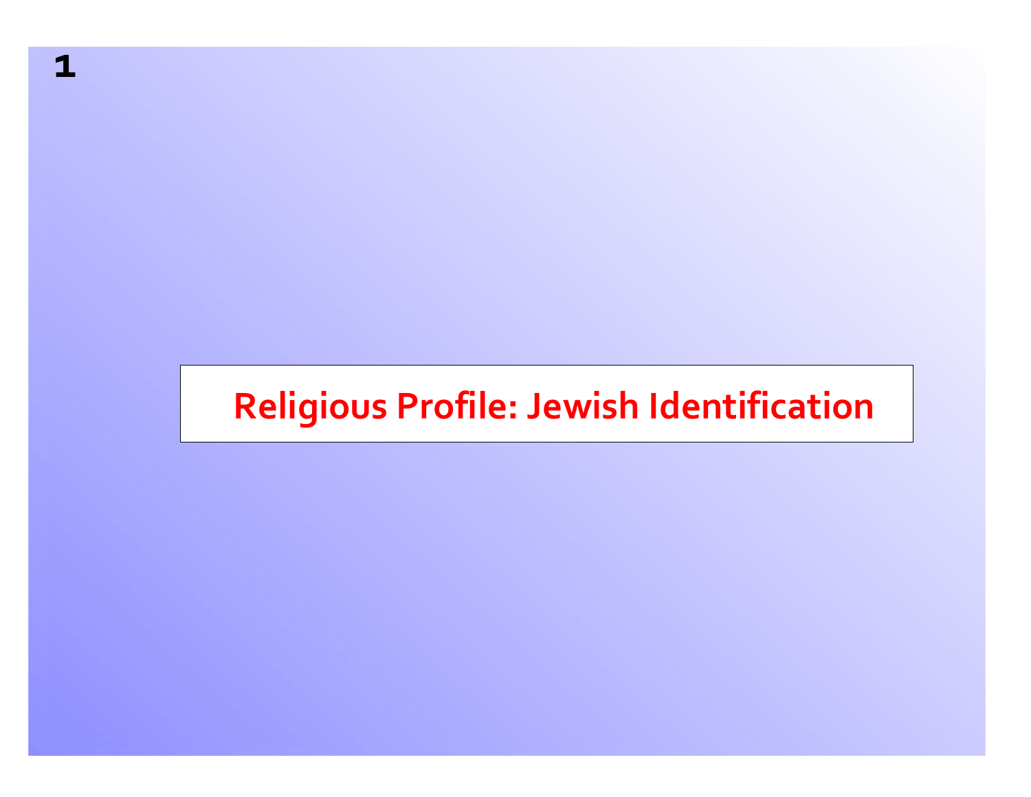# Religious Profile: Jewish Identification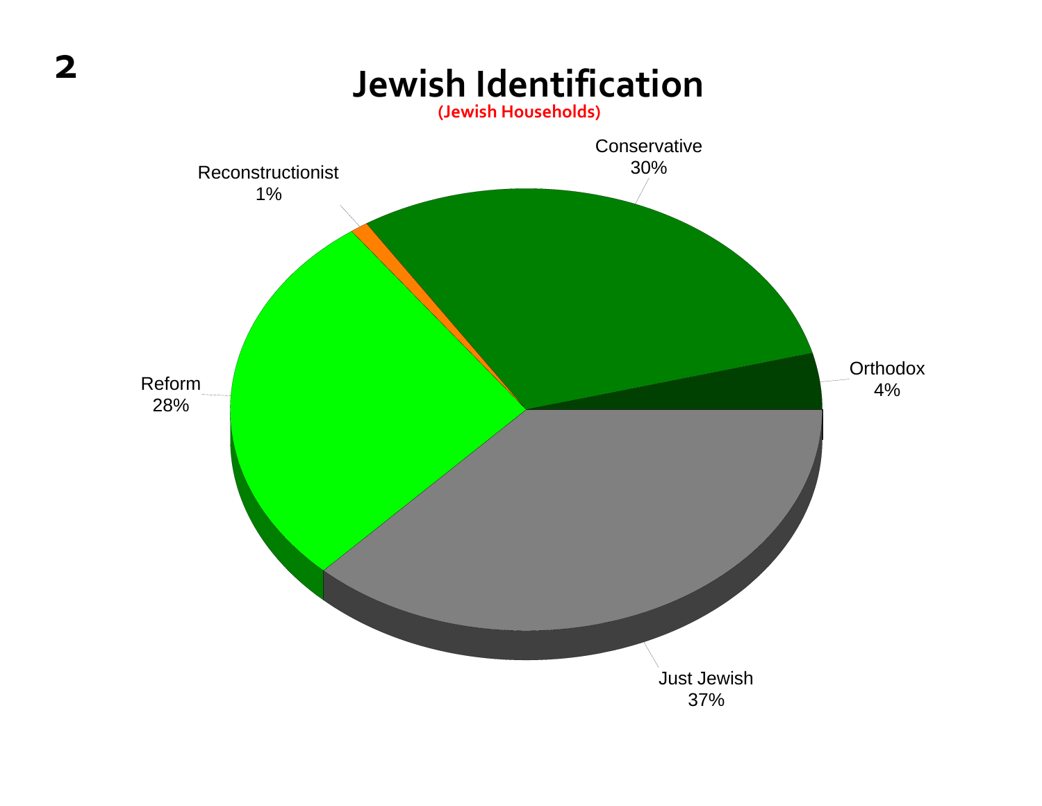# Jewish Identification

(Jewish Households)

| Category | Percentage |
| --- | --- |
| Conservative | 30% |
| Reconstructionist | 1% |
| Reform | 28% |
| Orthodox | 4% |
| Just Jewish | 37% |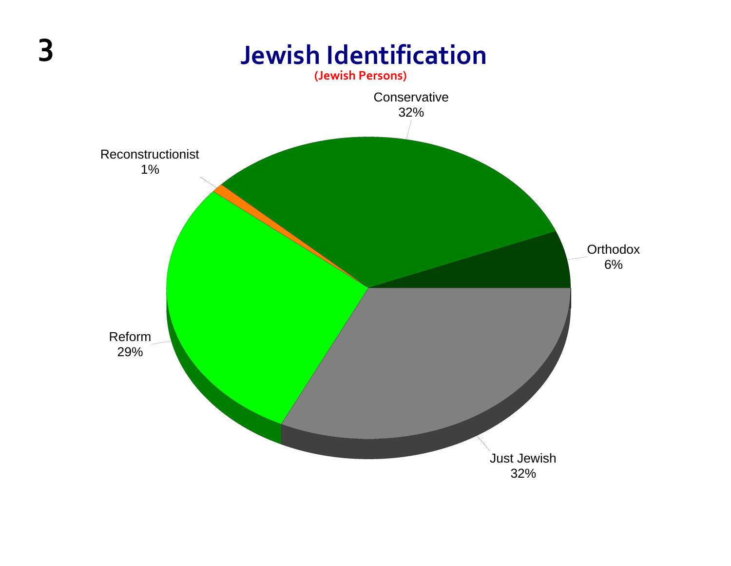# Jewish Identification

**(Jewish Persons)**

| Category | Percentage |
|---|---|
| Conservative | 32% |
| Orthodox | 6% |
| Just Jewish | 32% |
| Reform | 29% |
| Reconstructionist | 1% |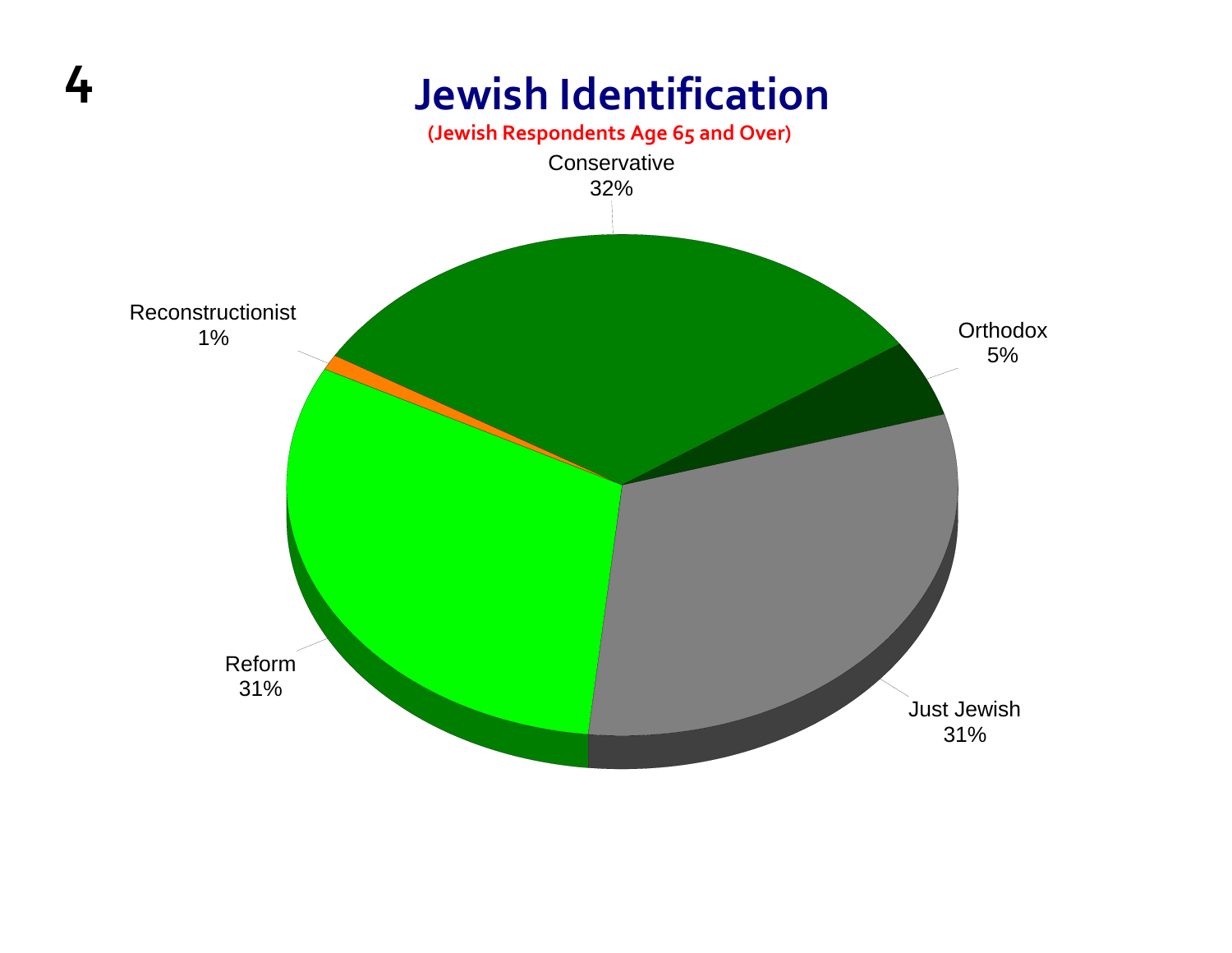# Jewish Identification

**(Jewish Respondents Age 65 and Over)**

| Identification | Percent |
|---|---|
| Conservative | 32% |
| Orthodox | 5% |
| Just Jewish | 31% |
| Reform | 31% |
| Reconstructionist | 1% |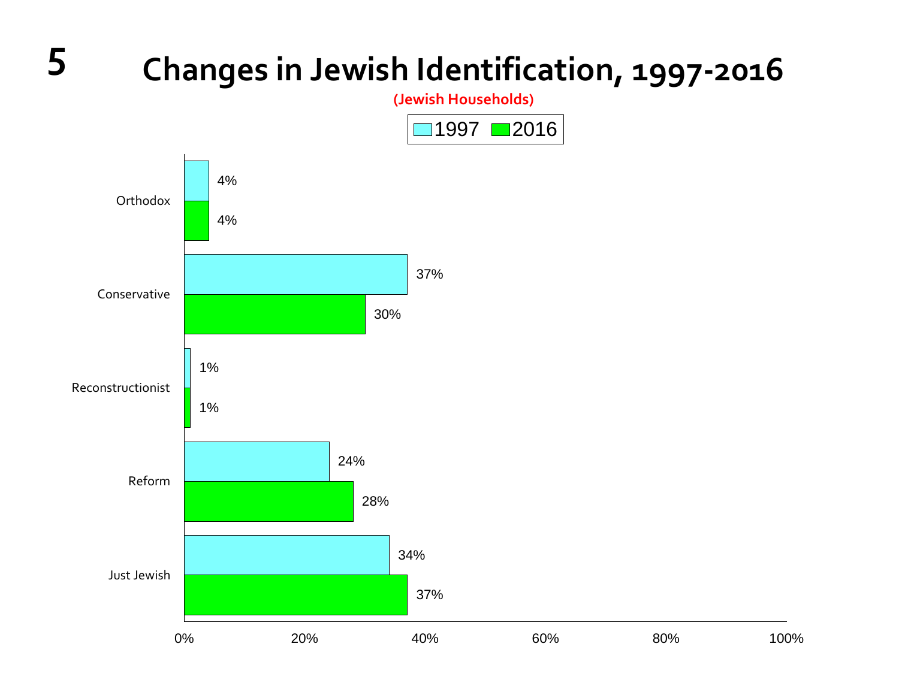# Changes in Jewish Identification, 1997-2016

**(Jewish Households)**

| | 1997 | 2016 |
|---|---|---|
| Orthodox | 4% | 4% |
| Conservative | 37% | 30% |
| Reconstructionist | 1% | 1% |
| Reform | 24% | 28% |
| Just Jewish | 34% | 37% |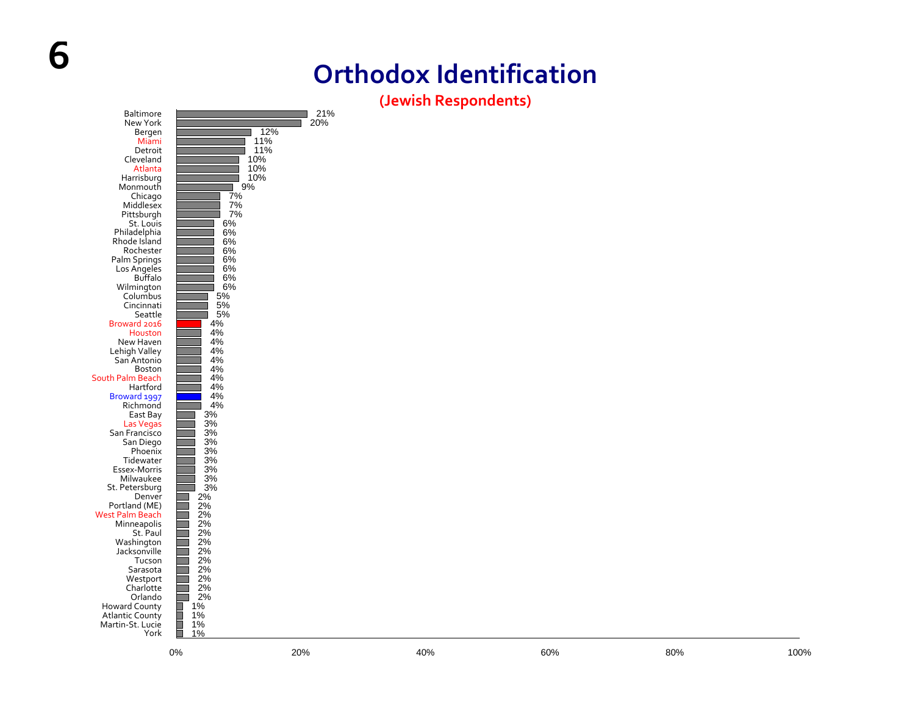# Orthodox Identification

**(Jewish Respondents)**

| Community | Orthodox |
| --- | --- |
| Baltimore | 21% |
| New York | 20% |
| Bergen | 12% |
| Miami | 11% |
| Detroit | 11% |
| Cleveland | 10% |
| Atlanta | 10% |
| Harrisburg | 10% |
| Monmouth | 9% |
| Chicago | 7% |
| Middlesex | 7% |
| Pittsburgh | 7% |
| St. Louis | 6% |
| Philadelphia | 6% |
| Rhode Island | 6% |
| Rochester | 6% |
| Palm Springs | 6% |
| Los Angeles | 6% |
| Buffalo | 6% |
| Wilmington | 6% |
| Columbus | 5% |
| Cincinnati | 5% |
| Seattle | 5% |
| Broward 2016 | 4% |
| Houston | 4% |
| New Haven | 4% |
| Lehigh Valley | 4% |
| San Antonio | 4% |
| Boston | 4% |
| South Palm Beach | 4% |
| Hartford | 4% |
| Broward 1997 | 4% |
| Richmond | 4% |
| East Bay | 3% |
| Las Vegas | 3% |
| San Francisco | 3% |
| San Diego | 3% |
| Phoenix | 3% |
| Tidewater | 3% |
| Essex-Morris | 3% |
| Milwaukee | 3% |
| St. Petersburg | 3% |
| Denver | 2% |
| Portland (ME) | 2% |
| West Palm Beach | 2% |
| Minneapolis | 2% |
| St. Paul | 2% |
| Washington | 2% |
| Jacksonville | 2% |
| Tucson | 2% |
| Sarasota | 2% |
| Westport | 2% |
| Charlotte | 2% |
| Orlando | 2% |
| Howard County | 1% |
| Atlantic County | 1% |
| Martin-St. Lucie | 1% |
| York | 1% |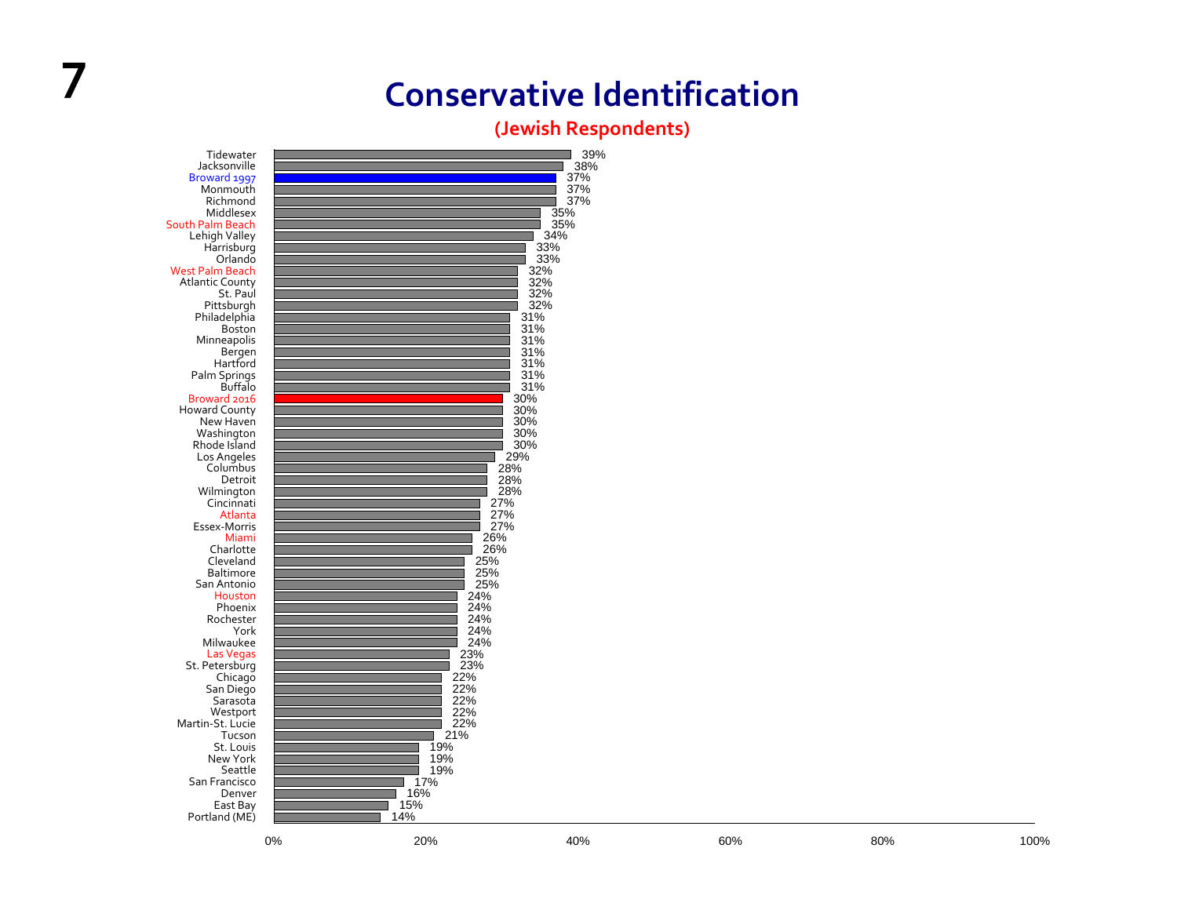# Conservative Identification

**(Jewish Respondents)**

| Community | Conservative Identification |
|---|---|
| Tidewater | 39% |
| Jacksonville | 38% |
| Broward 1997 | 37% |
| Monmouth | 37% |
| Richmond | 37% |
| Middlesex | 35% |
| South Palm Beach | 35% |
| Lehigh Valley | 34% |
| Harrisburg | 33% |
| Orlando | 33% |
| West Palm Beach | 32% |
| Atlantic County | 32% |
| St. Paul | 32% |
| Pittsburgh | 32% |
| Philadelphia | 31% |
| Boston | 31% |
| Minneapolis | 31% |
| Bergen | 31% |
| Hartford | 31% |
| Palm Springs | 31% |
| Buffalo | 31% |
| Broward 2016 | 30% |
| Howard County | 30% |
| New Haven | 30% |
| Washington | 30% |
| Rhode Island | 30% |
| Los Angeles | 29% |
| Columbus | 28% |
| Detroit | 28% |
| Wilmington | 28% |
| Cincinnati | 27% |
| Atlanta | 27% |
| Essex-Morris | 27% |
| Miami | 26% |
| Charlotte | 26% |
| Cleveland | 25% |
| Baltimore | 25% |
| San Antonio | 25% |
| Houston | 24% |
| Phoenix | 24% |
| Rochester | 24% |
| York | 24% |
| Milwaukee | 24% |
| Las Vegas | 23% |
| St. Petersburg | 23% |
| Chicago | 22% |
| San Diego | 22% |
| Sarasota | 22% |
| Westport | 22% |
| Martin-St. Lucie | 22% |
| Tucson | 21% |
| St. Louis | 19% |
| New York | 19% |
| Seattle | 19% |
| San Francisco | 17% |
| Denver | 16% |
| East Bay | 15% |
| Portland (ME) | 14% |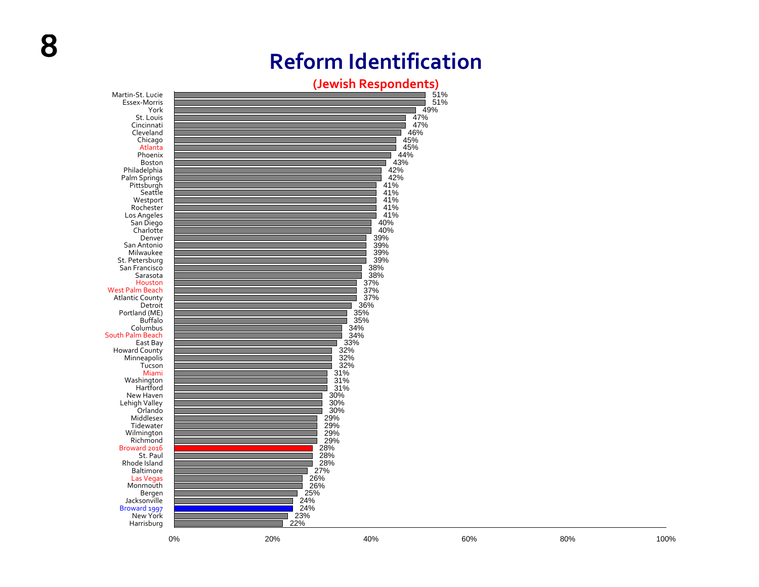# Reform Identification

## (Jewish Respondents)

| Community | Percentage |
|---|---|
| Martin-St. Lucie | 51% |
| Essex-Morris | 51% |
| York | 49% |
| St. Louis | 47% |
| Cincinnati | 47% |
| Cleveland | 46% |
| Chicago | 45% |
| Atlanta | 45% |
| Phoenix | 44% |
| Boston | 43% |
| Philadelphia | 42% |
| Palm Springs | 42% |
| Pittsburgh | 41% |
| Seattle | 41% |
| Westport | 41% |
| Rochester | 41% |
| Los Angeles | 41% |
| San Diego | 40% |
| Charlotte | 40% |
| Denver | 39% |
| San Antonio | 39% |
| Milwaukee | 39% |
| St. Petersburg | 39% |
| San Francisco | 38% |
| Sarasota | 38% |
| Houston | 37% |
| West Palm Beach | 37% |
| Atlantic County | 37% |
| Detroit | 36% |
| Portland (ME) | 35% |
| Buffalo | 35% |
| Columbus | 34% |
| South Palm Beach | 34% |
| East Bay | 33% |
| Howard County | 32% |
| Minneapolis | 32% |
| Tucson | 32% |
| Miami | 31% |
| Washington | 31% |
| Hartford | 31% |
| New Haven | 30% |
| Lehigh Valley | 30% |
| Orlando | 30% |
| Middlesex | 29% |
| Tidewater | 29% |
| Wilmington | 29% |
| Richmond | 29% |
| Broward 2016 | 28% |
| St. Paul | 28% |
| Rhode Island | 28% |
| Baltimore | 27% |
| Las Vegas | 26% |
| Monmouth | 26% |
| Bergen | 25% |
| Jacksonville | 24% |
| Broward 1997 | 24% |
| New York | 23% |
| Harrisburg | 22% |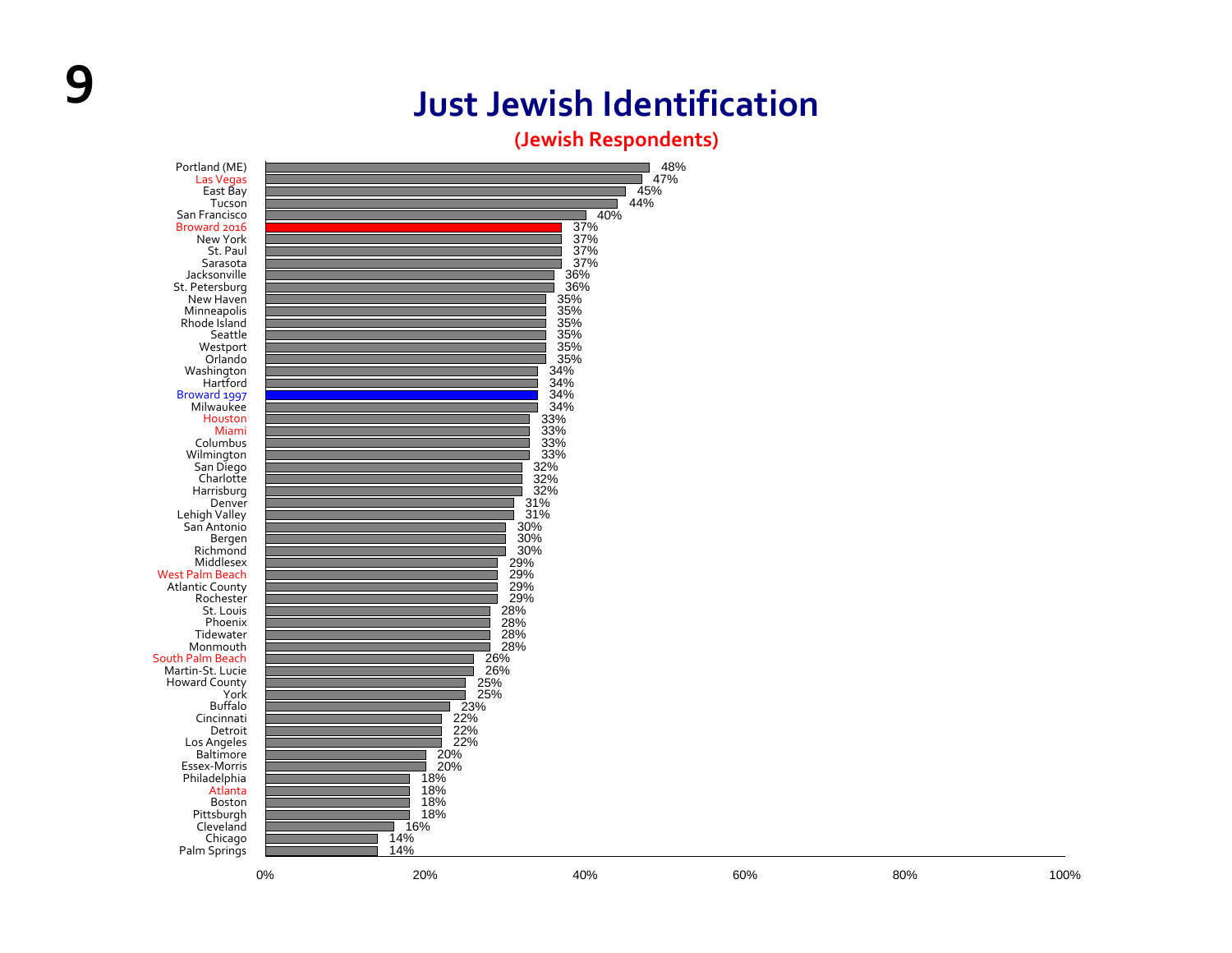# Just Jewish Identification

**(Jewish Respondents)**

| Community | Just Jewish |
|---|---|
| Portland (ME) | 48% |
| Las Vegas | 47% |
| East Bay | 45% |
| Tucson | 44% |
| San Francisco | 40% |
| Broward 2016 | 37% |
| New York | 37% |
| St. Paul | 37% |
| Sarasota | 37% |
| Jacksonville | 36% |
| St. Petersburg | 36% |
| New Haven | 35% |
| Minneapolis | 35% |
| Rhode Island | 35% |
| Seattle | 35% |
| Westport | 35% |
| Orlando | 35% |
| Washington | 34% |
| Hartford | 34% |
| Broward 1997 | 34% |
| Milwaukee | 34% |
| Houston | 33% |
| Miami | 33% |
| Columbus | 33% |
| Wilmington | 33% |
| San Diego | 32% |
| Charlotte | 32% |
| Harrisburg | 32% |
| Denver | 31% |
| Lehigh Valley | 31% |
| San Antonio | 30% |
| Bergen | 30% |
| Richmond | 30% |
| Middlesex | 29% |
| West Palm Beach | 29% |
| Atlantic County | 29% |
| Rochester | 29% |
| St. Louis | 28% |
| Phoenix | 28% |
| Tidewater | 28% |
| Monmouth | 28% |
| South Palm Beach | 26% |
| Martin-St. Lucie | 26% |
| Howard County | 25% |
| York | 25% |
| Buffalo | 23% |
| Cincinnati | 22% |
| Detroit | 22% |
| Los Angeles | 22% |
| Baltimore | 20% |
| Essex-Morris | 20% |
| Philadelphia | 18% |
| Atlanta | 18% |
| Boston | 18% |
| Pittsburgh | 18% |
| Cleveland | 16% |
| Chicago | 14% |
| Palm Springs | 14% |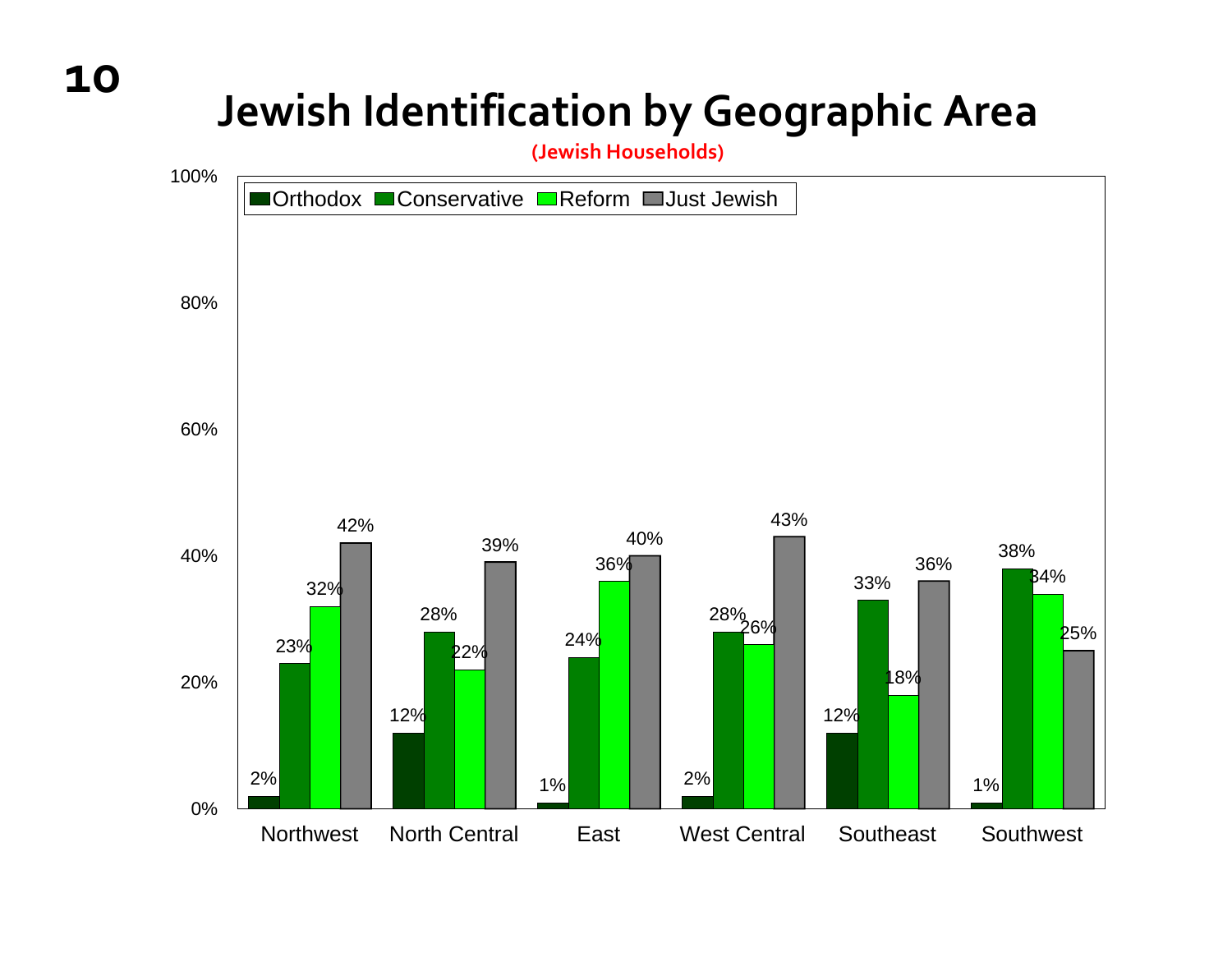# Jewish Identification by Geographic Area

**(Jewish Households)**

| Area | Orthodox | Conservative | Reform | Just Jewish |
|---|---|---|---|---|
| Northwest | 2% | 23% | 32% | 42% |
| North Central | 12% | 28% | 22% | 39% |
| East | 1% | 24% | 36% | 40% |
| West Central | 2% | 28% | 26% | 43% |
| Southeast | 12% | 33% | 18% | 36% |
| Southwest | 1% | 38% | 34% | 25% |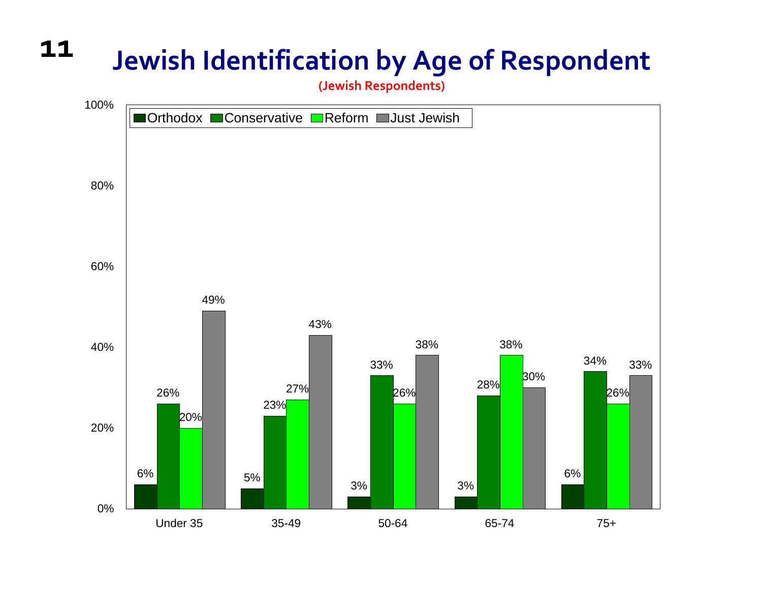# Jewish Identification by Age of Respondent

**(Jewish Respondents)**

| Age | Orthodox | Conservative | Reform | Just Jewish |
|---|---|---|---|---|
| Under 35 | 6% | 26% | 20% | 49% |
| 35-49 | 5% | 23% | 27% | 43% |
| 50-64 | 3% | 33% | 26% | 38% |
| 65-74 | 3% | 28% | 38% | 30% |
| 75+ | 6% | 34% | 26% | 33% |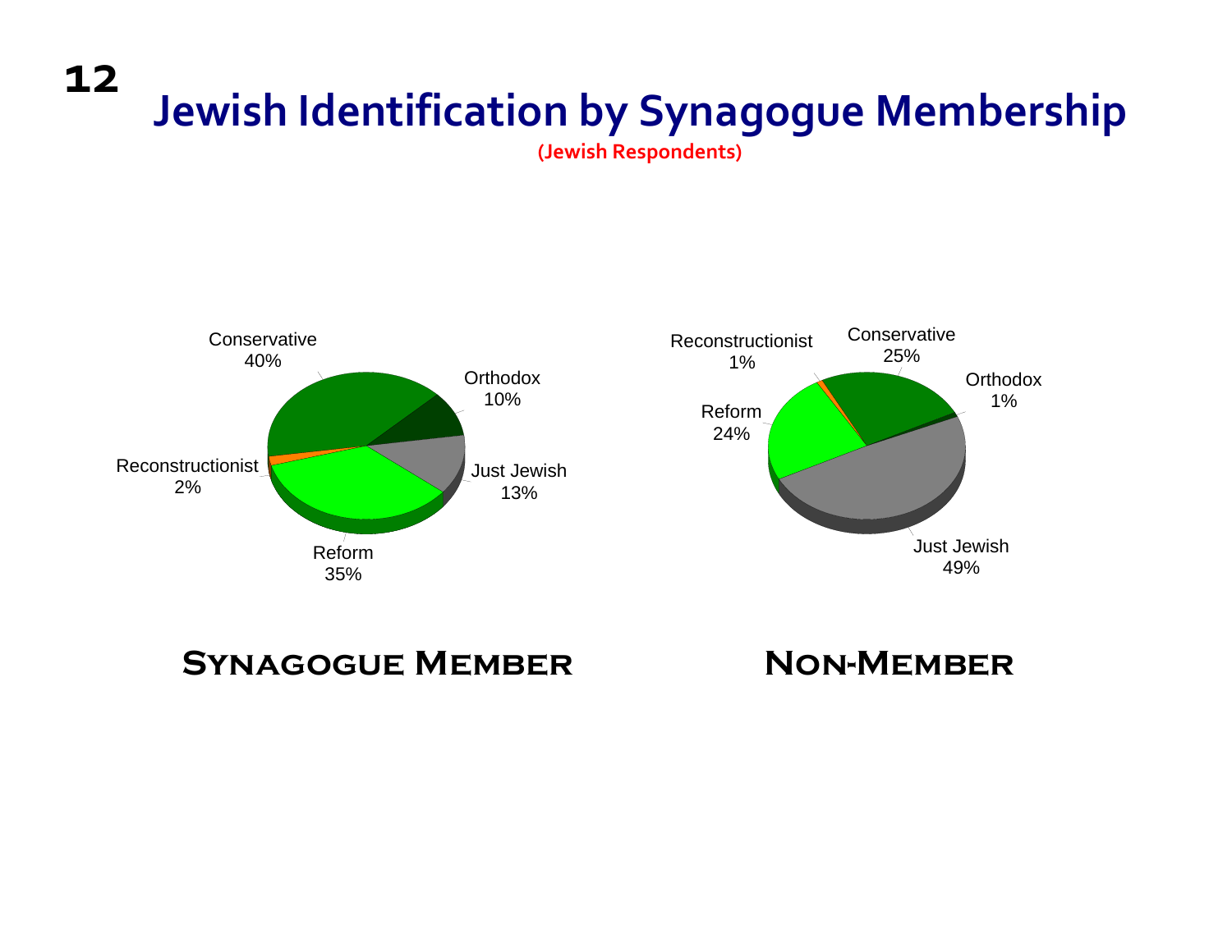# Jewish Identification by Synagogue Membership

**(Jewish Respondents)**

| Jewish Identification | Synagogue Member | Non-Member |
|---|---|---|
| Orthodox | 10% | 1% |
| Conservative | 40% | 25% |
| Reconstructionist | 2% | 1% |
| Reform | 35% | 24% |
| Just Jewish | 13% | 49% |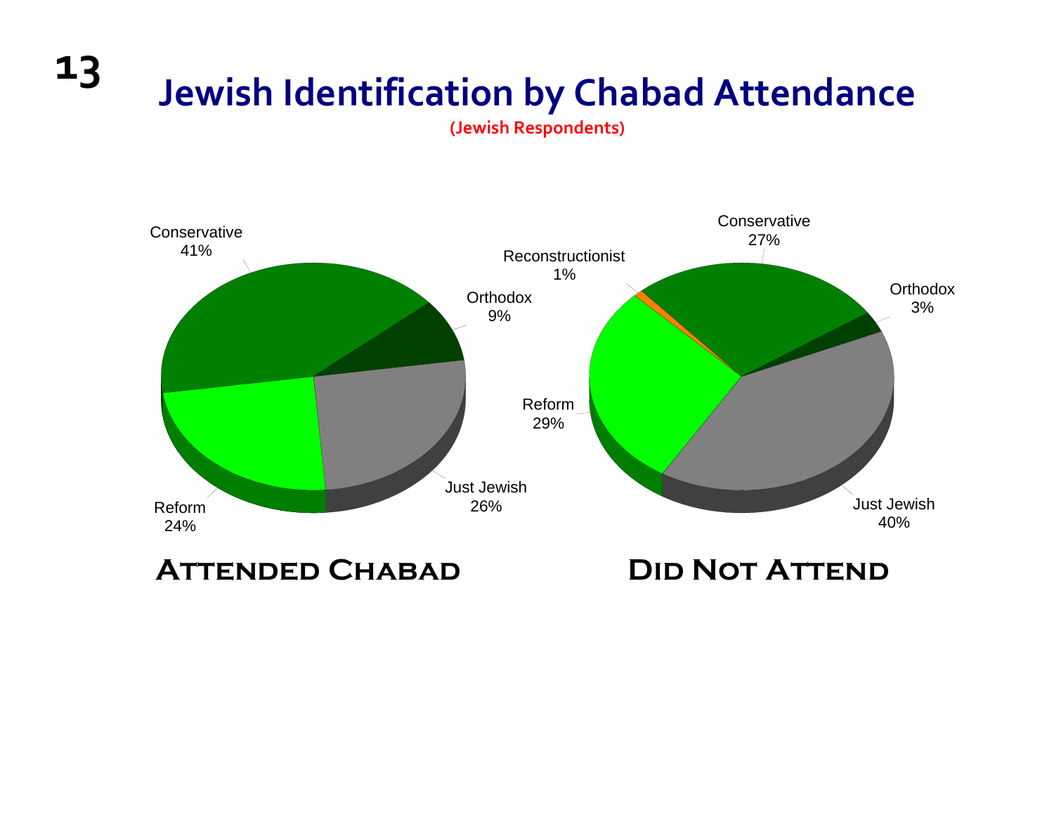# Jewish Identification by Chabad Attendance

**(Jewish Respondents)**

Conservative 41%
Orthodox 9%
Just Jewish 26%
Reform 24%

**Attended Chabad**

Reconstructionist 1%
Conservative 27%
Orthodox 3%
Reform 29%
Just Jewish 40%

**Did Not Attend**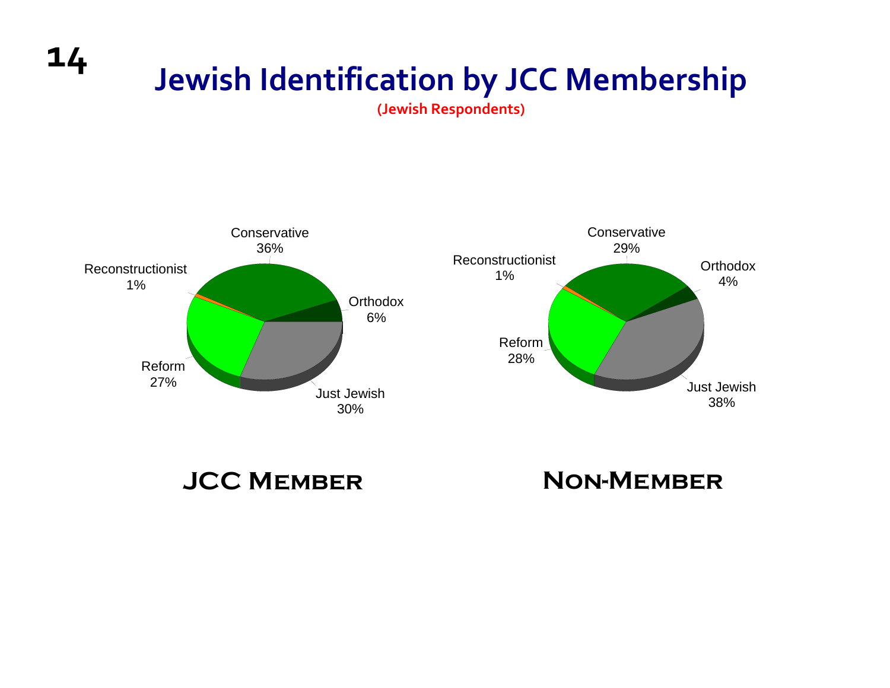# Jewish Identification by JCC Membership

**(Jewish Respondents)**

**JCC Member**

| Identification | Percent |
|---|---|
| Conservative | 36% |
| Orthodox | 6% |
| Just Jewish | 30% |
| Reform | 27% |
| Reconstructionist | 1% |

**Non-Member**

| Identification | Percent |
|---|---|
| Conservative | 29% |
| Orthodox | 4% |
| Just Jewish | 38% |
| Reform | 28% |
| Reconstructionist | 1% |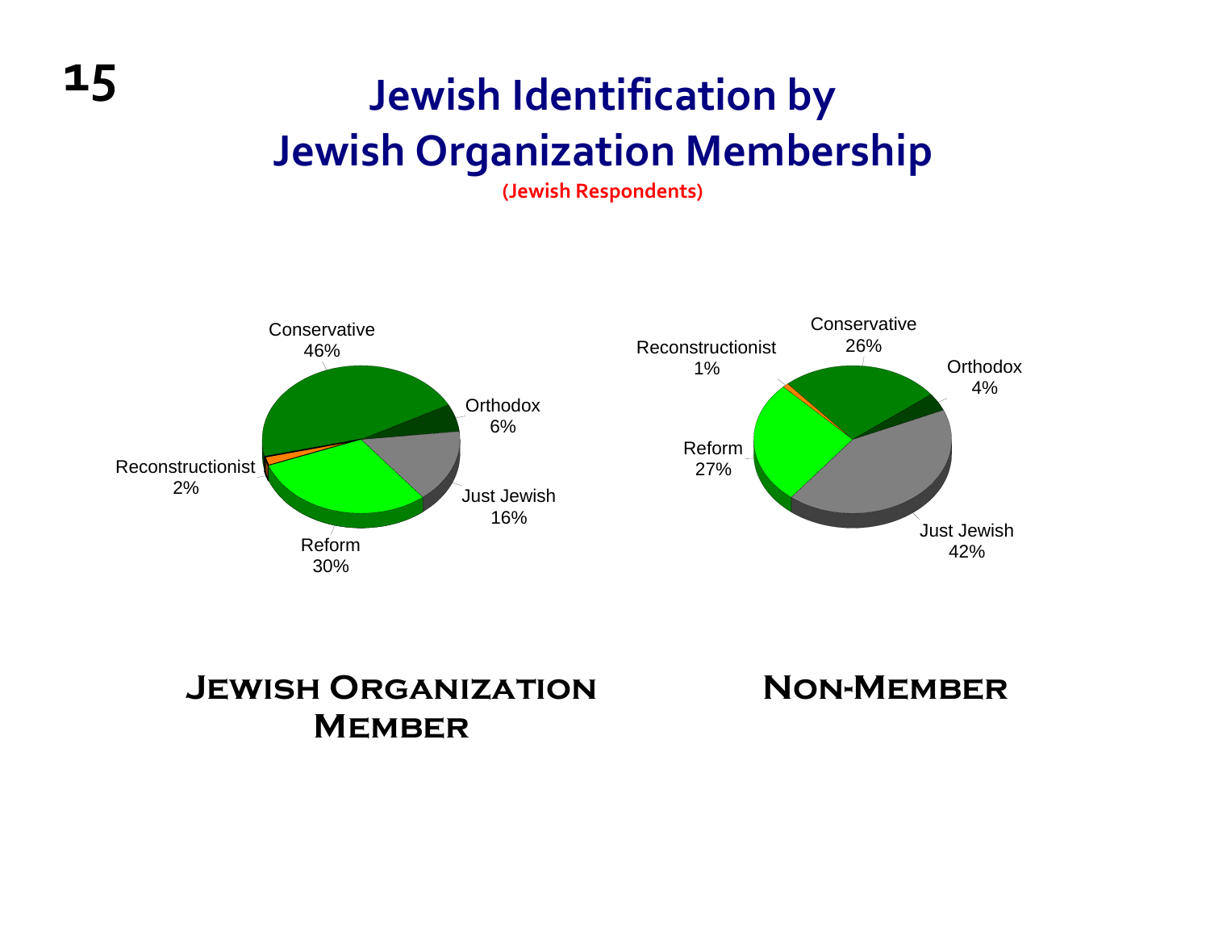# Jewish Identification by Jewish Organization Membership

**(Jewish Respondents)**

| | Jewish Organization Member | Non-Member |
|---|---|---|
| Conservative | 46% | 26% |
| Orthodox | 6% | 4% |
| Just Jewish | 16% | 42% |
| Reform | 30% | 27% |
| Reconstructionist | 2% | 1% |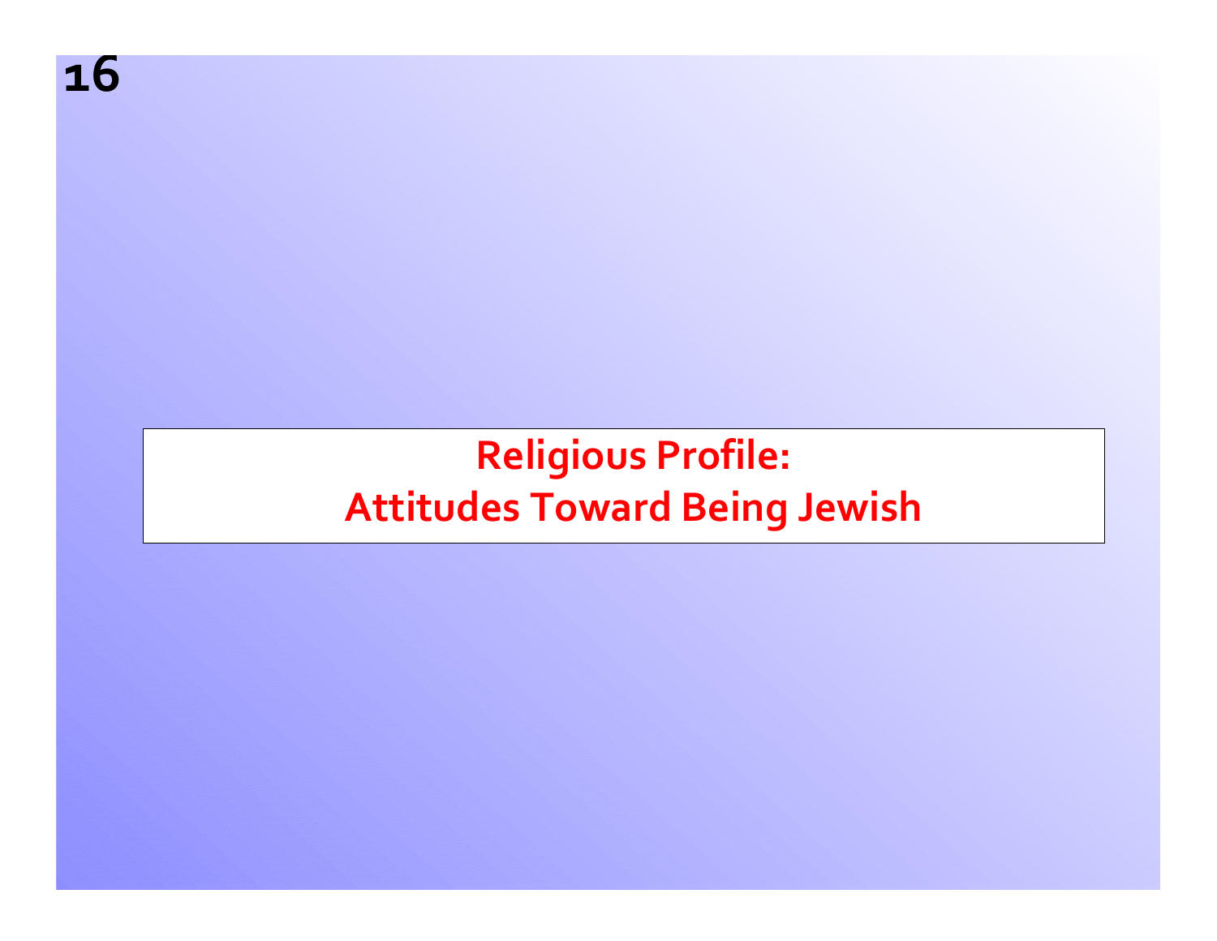# Religious Profile: Attitudes Toward Being Jewish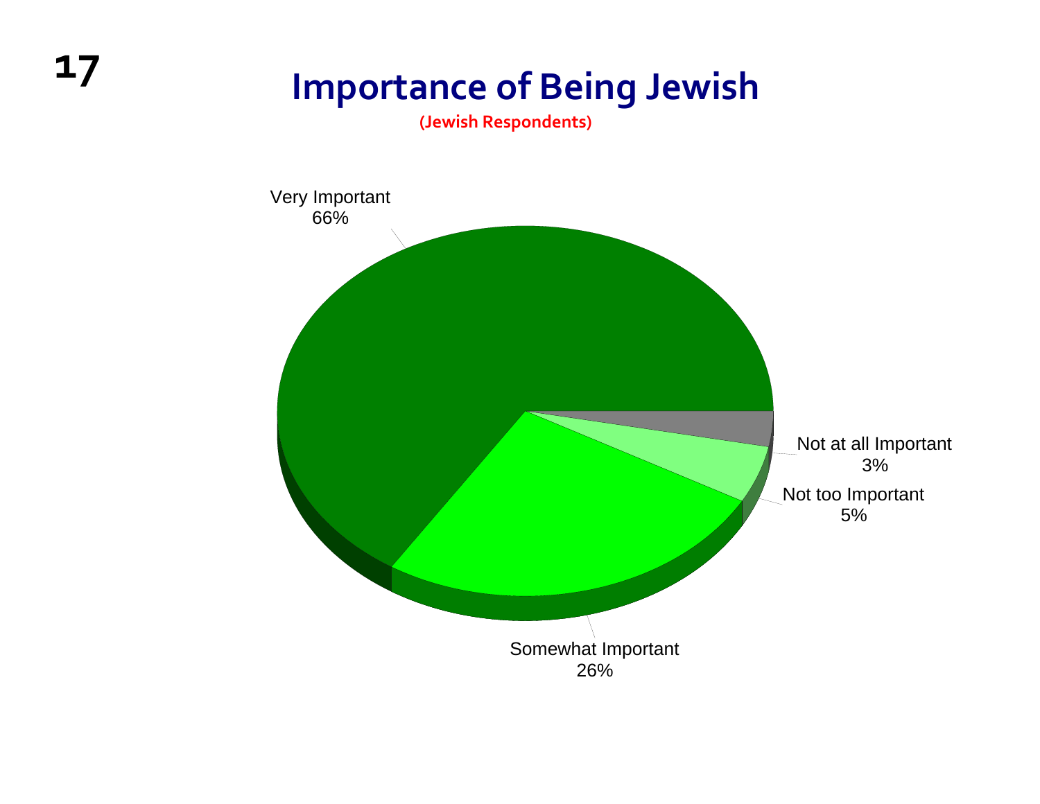# Importance of Being Jewish

**(Jewish Respondents)**

| Response | Percent |
|---|---|
| Very Important | 66% |
| Somewhat Important | 26% |
| Not too Important | 5% |
| Not at all Important | 3% |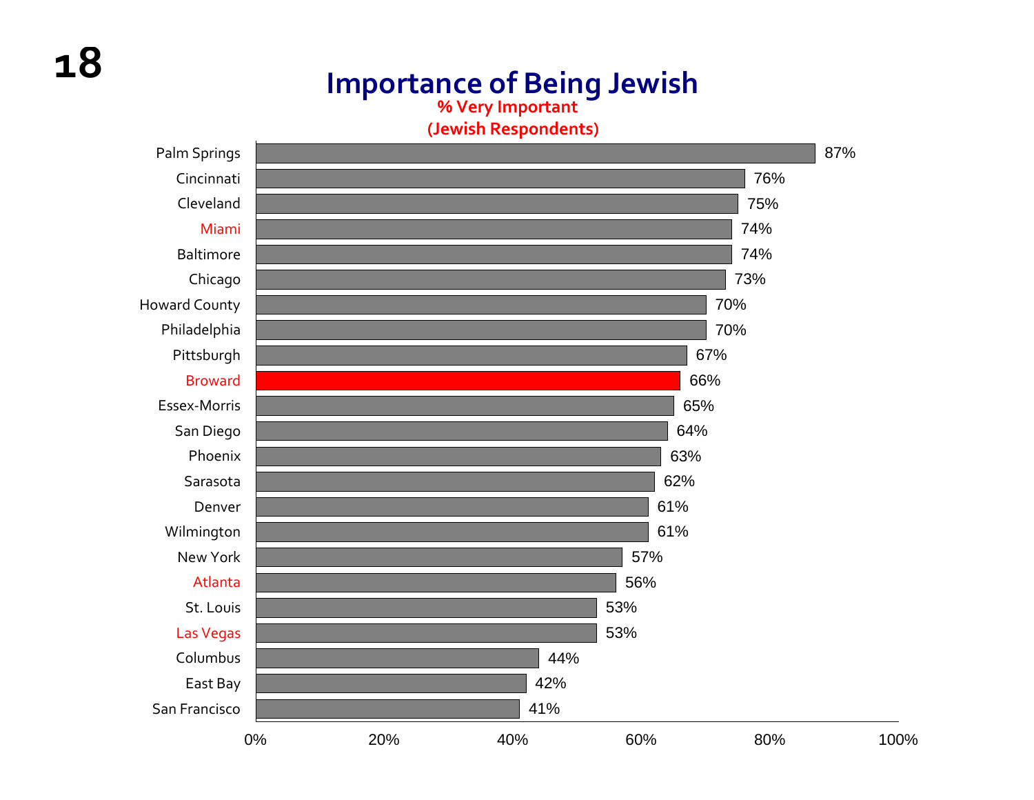# Importance of Being Jewish

**% Very Important**
**(Jewish Respondents)**

| Community | % Very Important |
|---|---|
| Palm Springs | 87% |
| Cincinnati | 76% |
| Cleveland | 75% |
| Miami | 74% |
| Baltimore | 74% |
| Chicago | 73% |
| Howard County | 70% |
| Philadelphia | 70% |
| Pittsburgh | 67% |
| Broward | 66% |
| Essex-Morris | 65% |
| San Diego | 64% |
| Phoenix | 63% |
| Sarasota | 62% |
| Denver | 61% |
| Wilmington | 61% |
| New York | 57% |
| Atlanta | 56% |
| St. Louis | 53% |
| Las Vegas | 53% |
| Columbus | 44% |
| East Bay | 42% |
| San Francisco | 41% |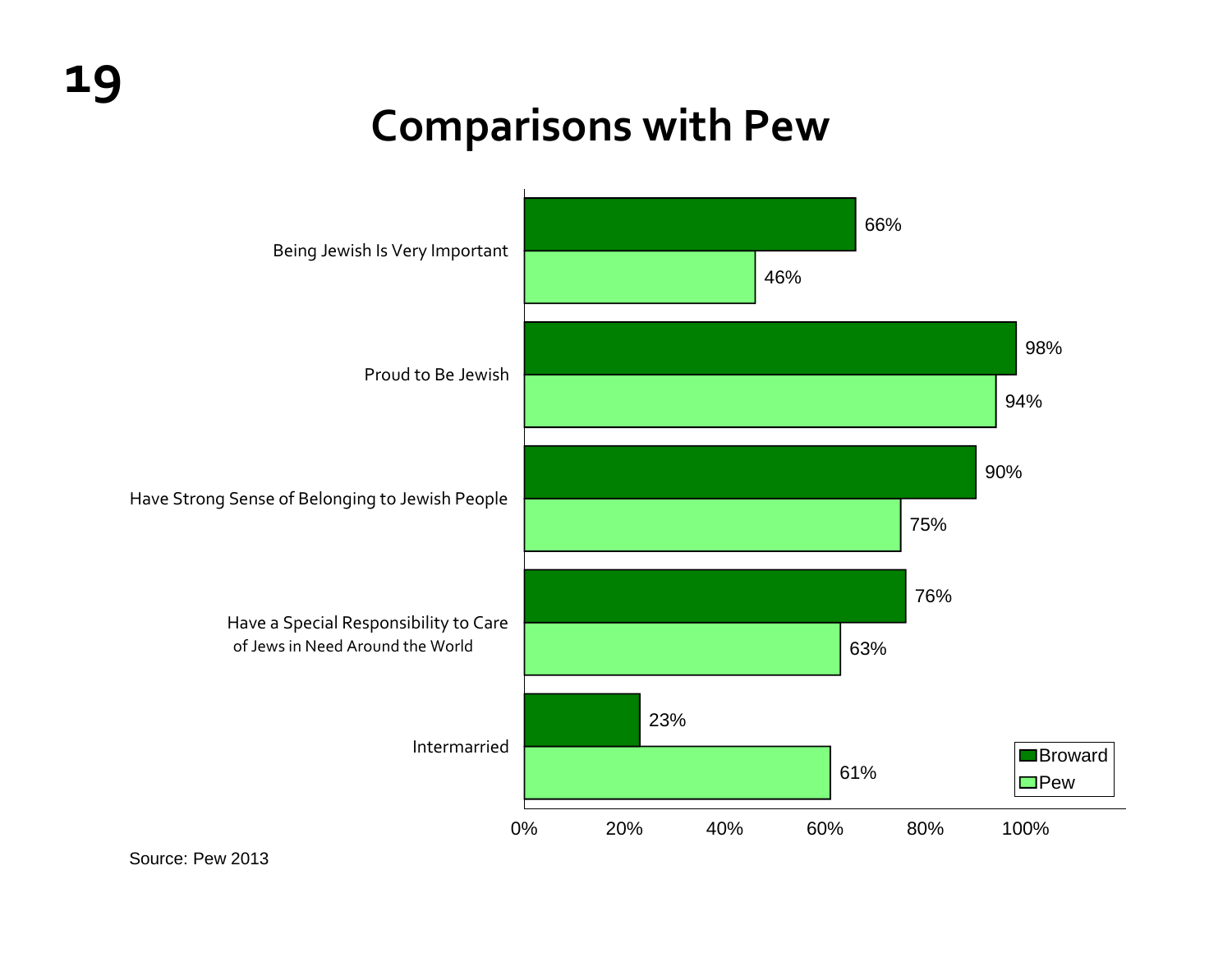# Comparisons with Pew

| | Broward | Pew |
|---|---|---|
| Being Jewish Is Very Important | 66% | 46% |
| Proud to Be Jewish | 98% | 94% |
| Have Strong Sense of Belonging to Jewish People | 90% | 75% |
| Have a Special Responsibility to Care of Jews in Need Around the World | 76% | 63% |
| Intermarried | 23% | 61% |

Source: Pew 2013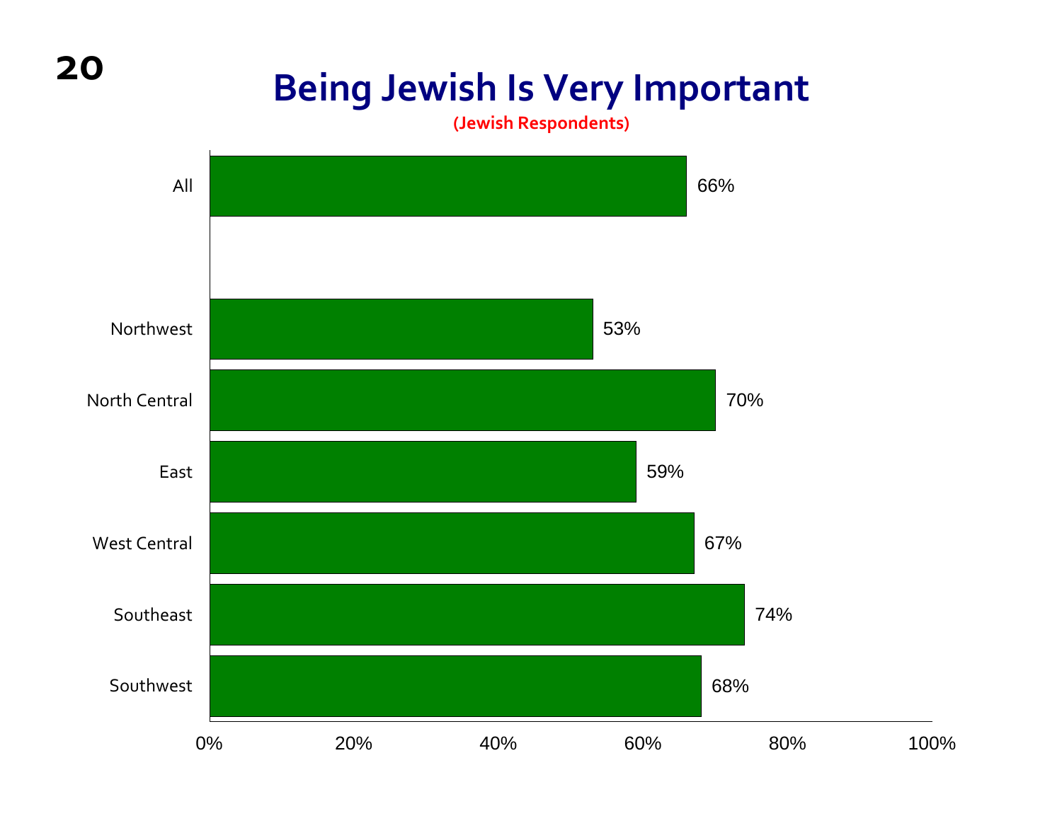# Being Jewish Is Very Important

(Jewish Respondents)

| | Percent |
|---|---|
| All | 66% |
| Northwest | 53% |
| North Central | 70% |
| East | 59% |
| West Central | 67% |
| Southeast | 74% |
| Southwest | 68% |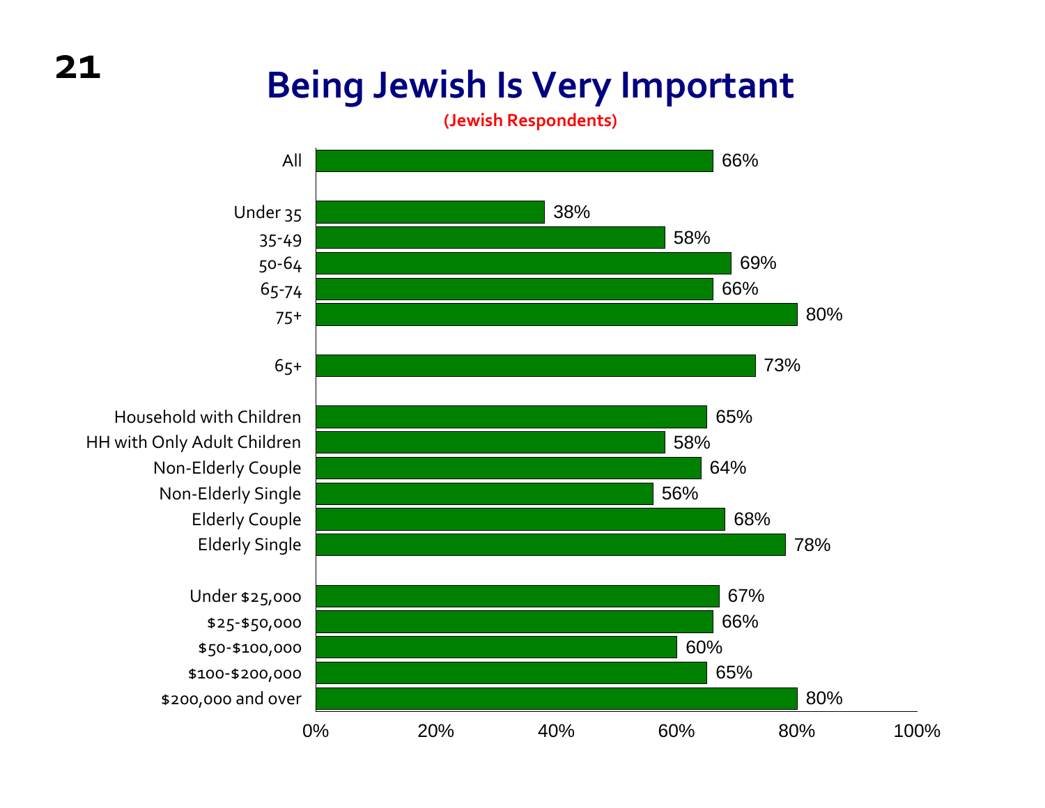# Being Jewish Is Very Important

(Jewish Respondents)

| Group | Percent |
|---|---|
| All | 66% |
| Under 35 | 38% |
| 35-49 | 58% |
| 50-64 | 69% |
| 65-74 | 66% |
| 75+ | 80% |
| 65+ | 73% |
| Household with Children | 65% |
| HH with Only Adult Children | 58% |
| Non-Elderly Couple | 64% |
| Non-Elderly Single | 56% |
| Elderly Couple | 68% |
| Elderly Single | 78% |
| Under $25,000 | 67% |
| $25-$50,000 | 66% |
| $50-$100,000 | 60% |
| $100-$200,000 | 65% |
| $200,000 and over | 80% |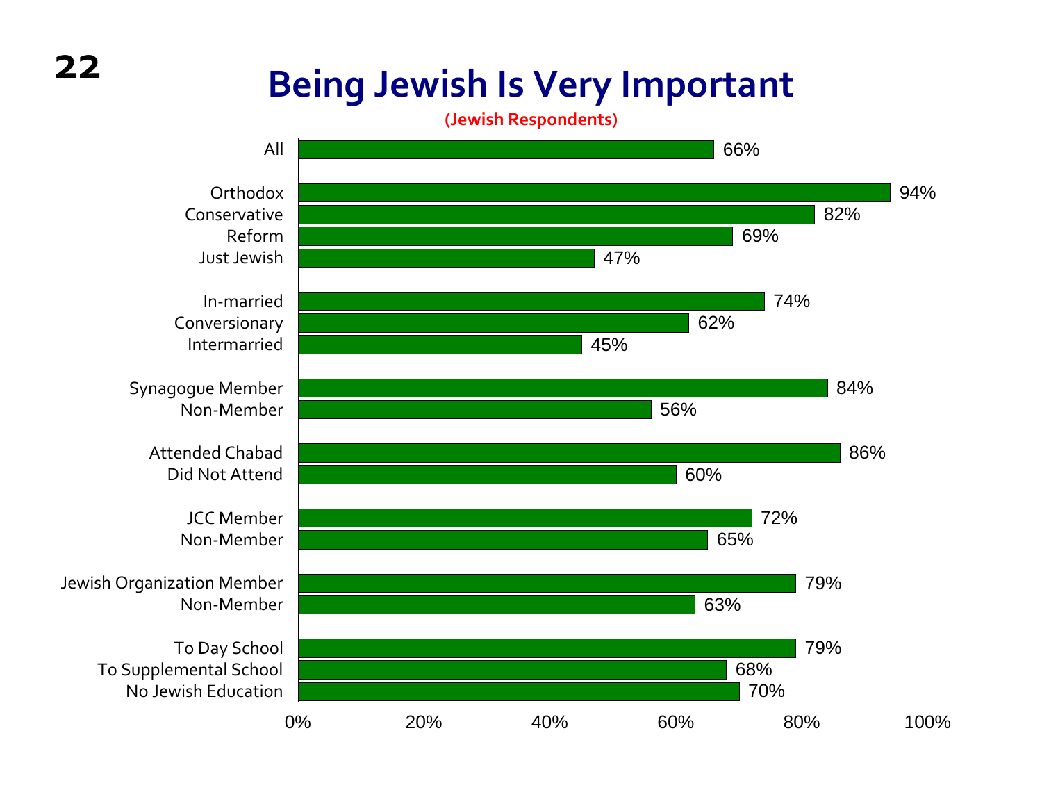# Being Jewish Is Very Important

**(Jewish Respondents)**

| Group | Percent |
|---|---|
| All | 66% |
| Orthodox | 94% |
| Conservative | 82% |
| Reform | 69% |
| Just Jewish | 47% |
| In-married | 74% |
| Conversionary | 62% |
| Intermarried | 45% |
| Synagogue Member | 84% |
| Non-Member | 56% |
| Attended Chabad | 86% |
| Did Not Attend | 60% |
| JCC Member | 72% |
| Non-Member | 65% |
| Jewish Organization Member | 79% |
| Non-Member | 63% |
| To Day School | 79% |
| To Supplemental School | 68% |
| No Jewish Education | 70% |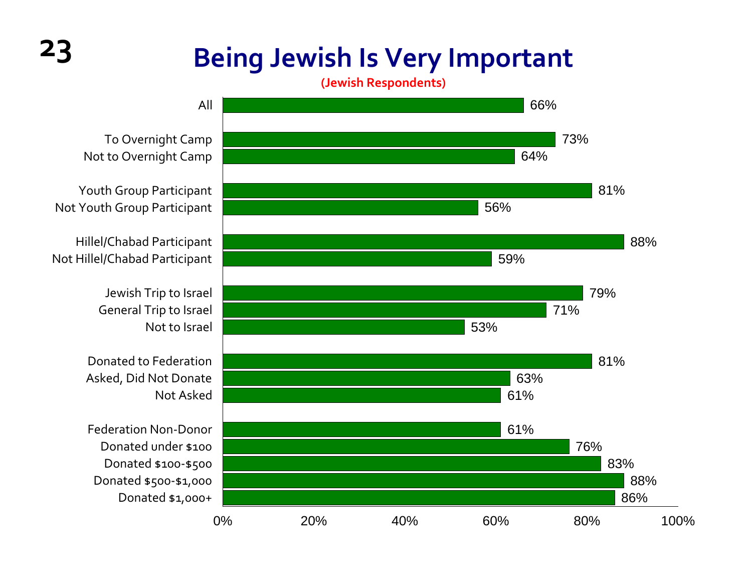# Being Jewish Is Very Important

**(Jewish Respondents)**

| Group | Percent |
|---|---|
| All | 66% |
| To Overnight Camp | 73% |
| Not to Overnight Camp | 64% |
| Youth Group Participant | 81% |
| Not Youth Group Participant | 56% |
| Hillel/Chabad Participant | 88% |
| Not Hillel/Chabad Participant | 59% |
| Jewish Trip to Israel | 79% |
| General Trip to Israel | 71% |
| Not to Israel | 53% |
| Donated to Federation | 81% |
| Asked, Did Not Donate | 63% |
| Not Asked | 61% |
| Federation Non-Donor | 61% |
| Donated under $100 | 76% |
| Donated $100-$500 | 83% |
| Donated $500-$1,000 | 88% |
| Donated $1,000+ | 86% |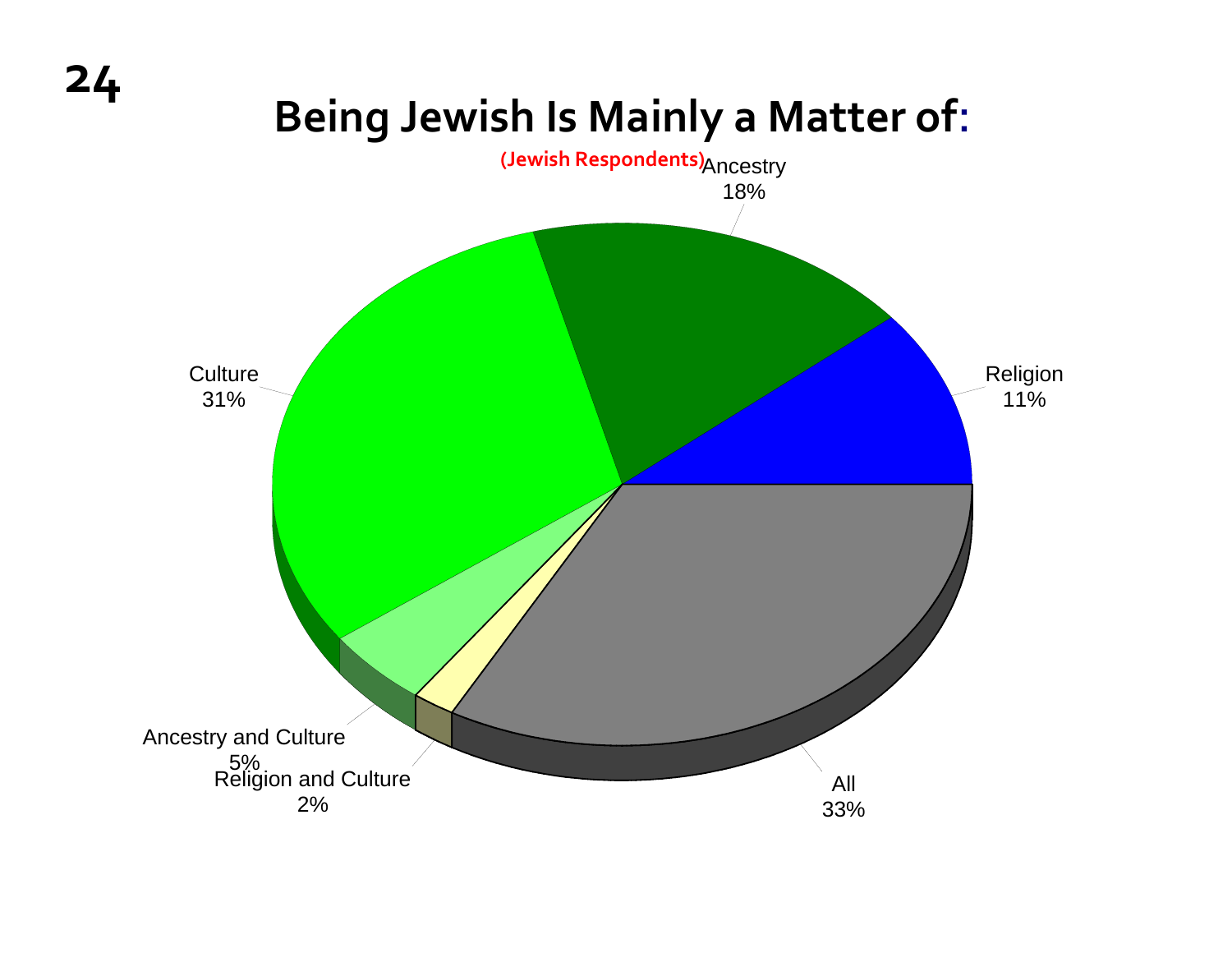# Being Jewish Is Mainly a Matter of:

(Jewish Respondents)

| Category | Percentage |
|---|---|
| Ancestry | 18% |
| Religion | 11% |
| All | 33% |
| Religion and Culture | 2% |
| Ancestry and Culture | 5% |
| Culture | 31% |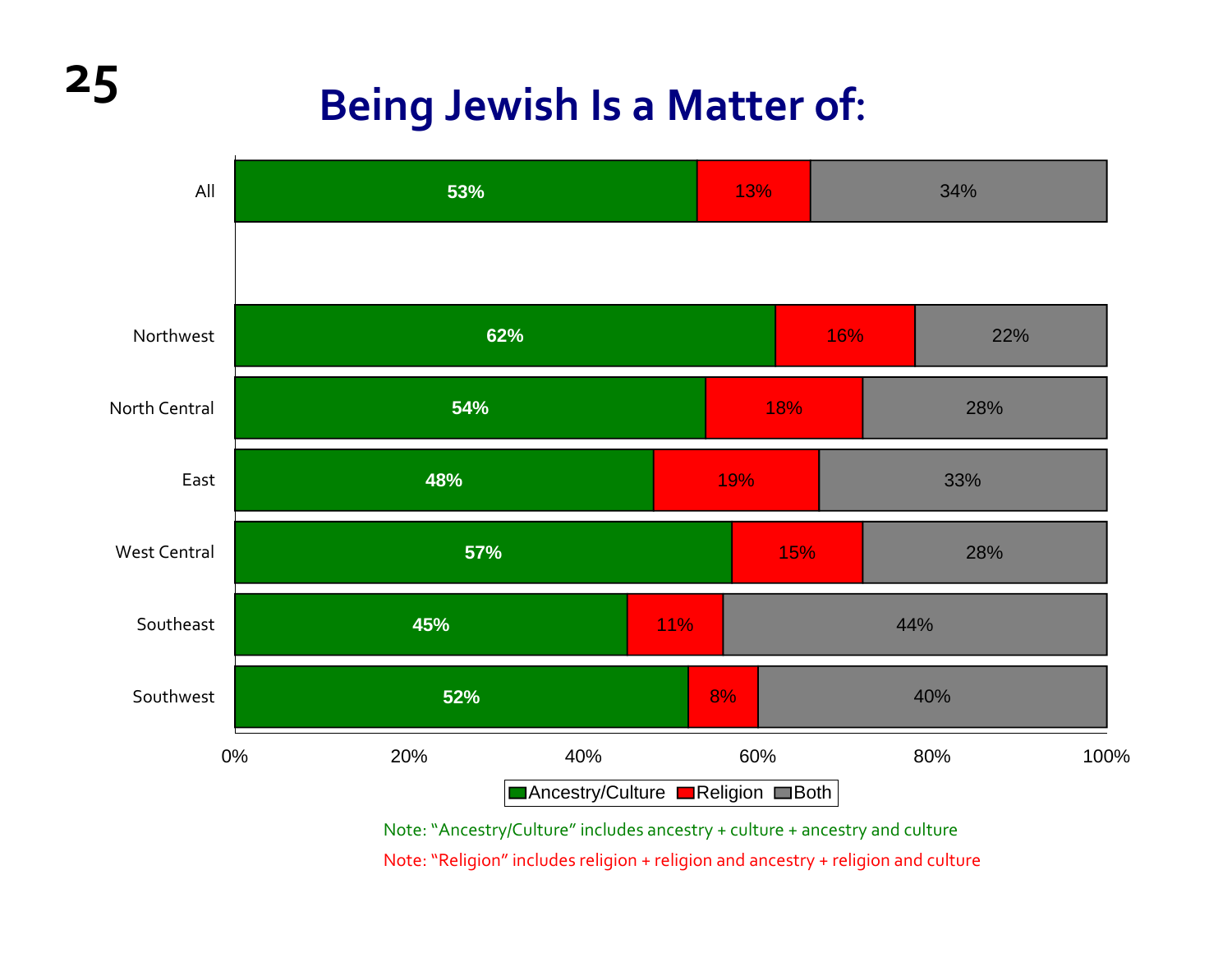# Being Jewish Is a Matter of:

| | Ancestry/Culture | Religion | Both |
|---|---|---|---|
| All | 53% | 13% | 34% |
| Northwest | 62% | 16% | 22% |
| North Central | 54% | 18% | 28% |
| East | 48% | 19% | 33% |
| West Central | 57% | 15% | 28% |
| Southeast | 45% | 11% | 44% |
| Southwest | 52% | 8% | 40% |

Note: "Ancestry/Culture" includes ancestry + culture + ancestry and culture

Note: "Religion" includes religion + religion and ancestry + religion and culture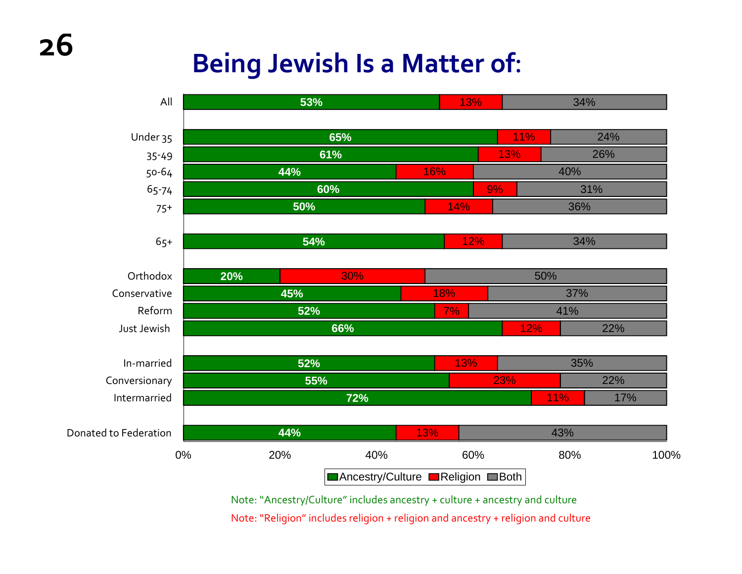# Being Jewish Is a Matter of:

| | Ancestry/Culture | Religion | Both |
|---|---|---|---|
| All | 53% | 13% | 34% |
| Under 35 | 65% | 11% | 24% |
| 35-49 | 61% | 13% | 26% |
| 50-64 | 44% | 16% | 40% |
| 65-74 | 60% | 9% | 31% |
| 75+ | 50% | 14% | 36% |
| 65+ | 54% | 12% | 34% |
| Orthodox | 20% | 30% | 50% |
| Conservative | 45% | 18% | 37% |
| Reform | 52% | 7% | 41% |
| Just Jewish | 66% | 12% | 22% |
| In-married | 52% | 13% | 35% |
| Conversionary | 55% | 23% | 22% |
| Intermarried | 72% | 11% | 17% |
| Donated to Federation | 44% | 13% | 43% |

Note: "Ancestry/Culture" includes ancestry + culture + ancestry and culture

Note: "Religion" includes religion + religion and ancestry + religion and culture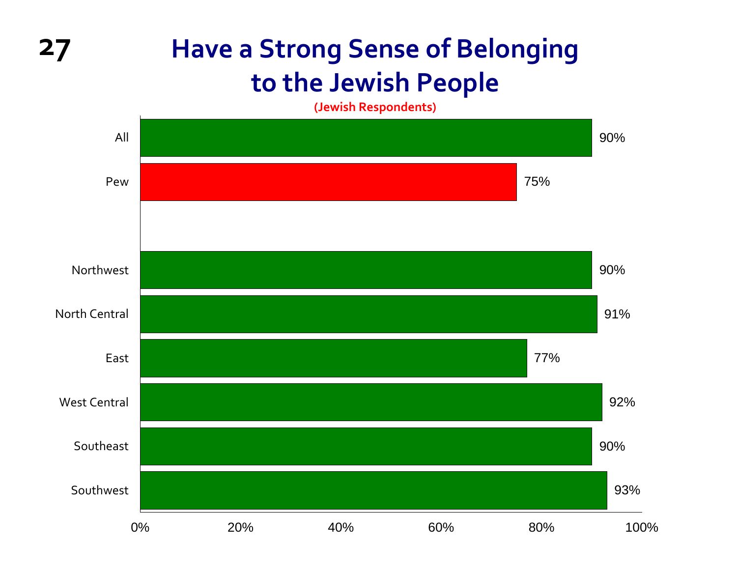# Have a Strong Sense of Belonging to the Jewish People

(Jewish Respondents)

| Group | Percentage |
|---|---|
| All | 90% |
| Pew | 75% |
| Northwest | 90% |
| North Central | 91% |
| East | 77% |
| West Central | 92% |
| Southeast | 90% |
| Southwest | 93% |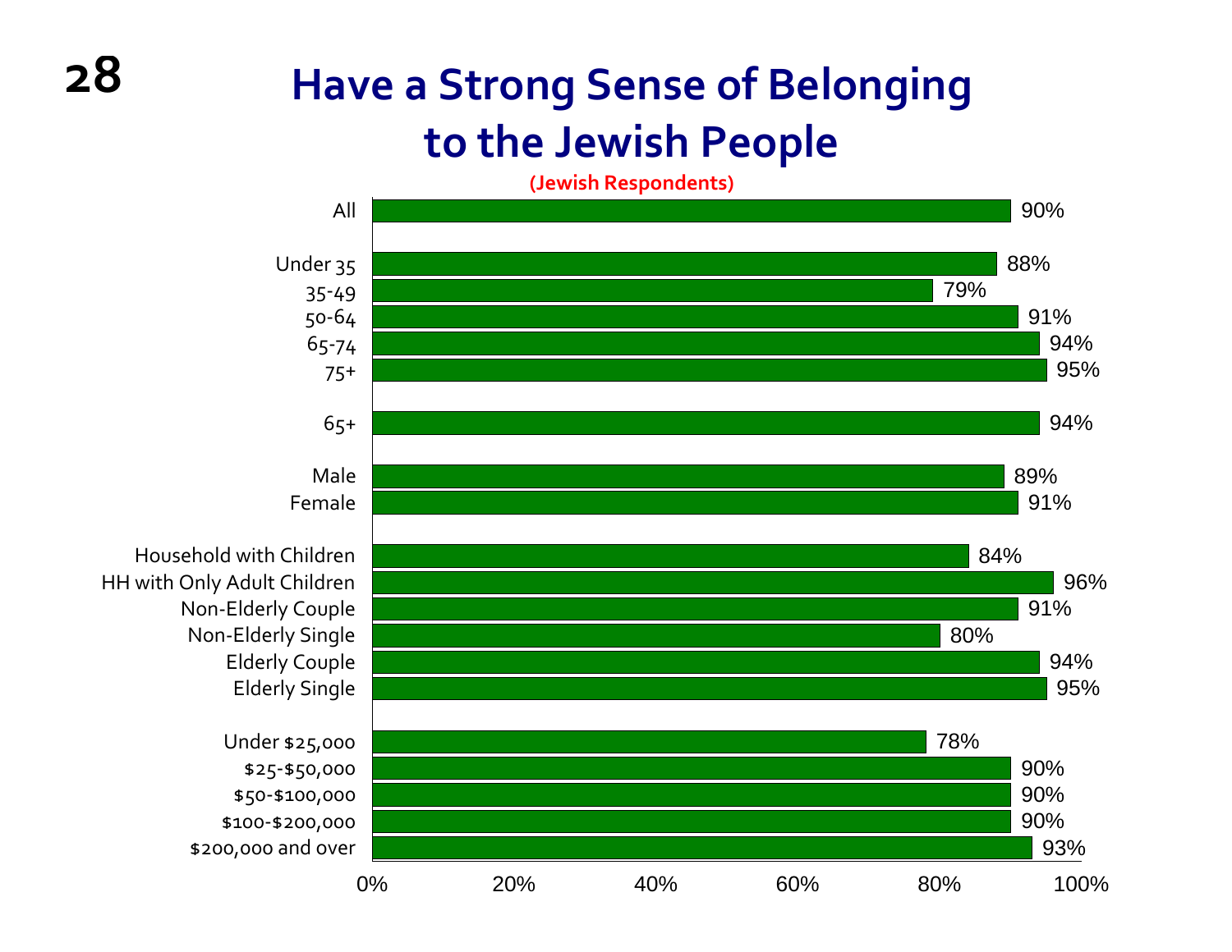# Have a Strong Sense of Belonging to the Jewish People

(Jewish Respondents)

| Group | Percent |
|---|---|
| All | 90% |
| Under 35 | 88% |
| 35-49 | 79% |
| 50-64 | 91% |
| 65-74 | 94% |
| 75+ | 95% |
| 65+ | 94% |
| Male | 89% |
| Female | 91% |
| Household with Children | 84% |
| HH with Only Adult Children | 96% |
| Non-Elderly Couple | 91% |
| Non-Elderly Single | 80% |
| Elderly Couple | 94% |
| Elderly Single | 95% |
| Under $25,000 | 78% |
| $25-$50,000 | 90% |
| $50-$100,000 | 90% |
| $100-$200,000 | 90% |
| $200,000 and over | 93% |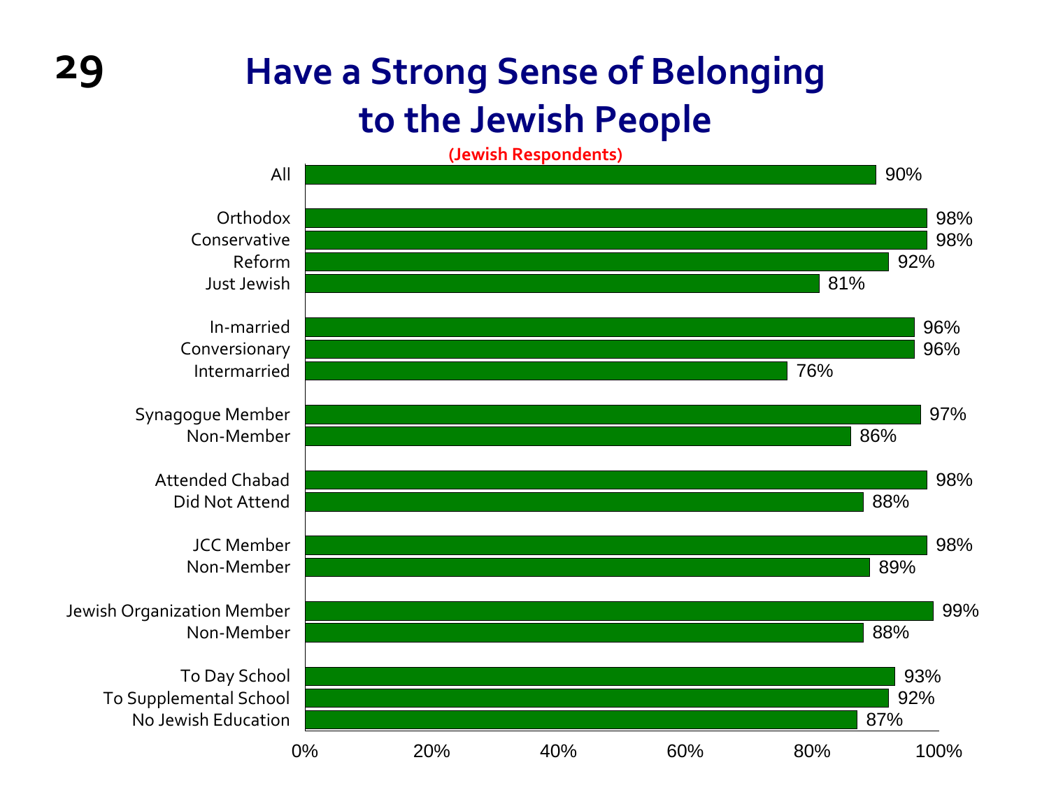# Have a Strong Sense of Belonging to the Jewish People

(Jewish Respondents)

| Group | Percentage |
|---|---|
| All | 90% |
| Orthodox | 98% |
| Conservative | 98% |
| Reform | 92% |
| Just Jewish | 81% |
| In-married | 96% |
| Conversionary | 96% |
| Intermarried | 76% |
| Synagogue Member | 97% |
| Non-Member | 86% |
| Attended Chabad | 98% |
| Did Not Attend | 88% |
| JCC Member | 98% |
| Non-Member | 89% |
| Jewish Organization Member | 99% |
| Non-Member | 88% |
| To Day School | 93% |
| To Supplemental School | 92% |
| No Jewish Education | 87% |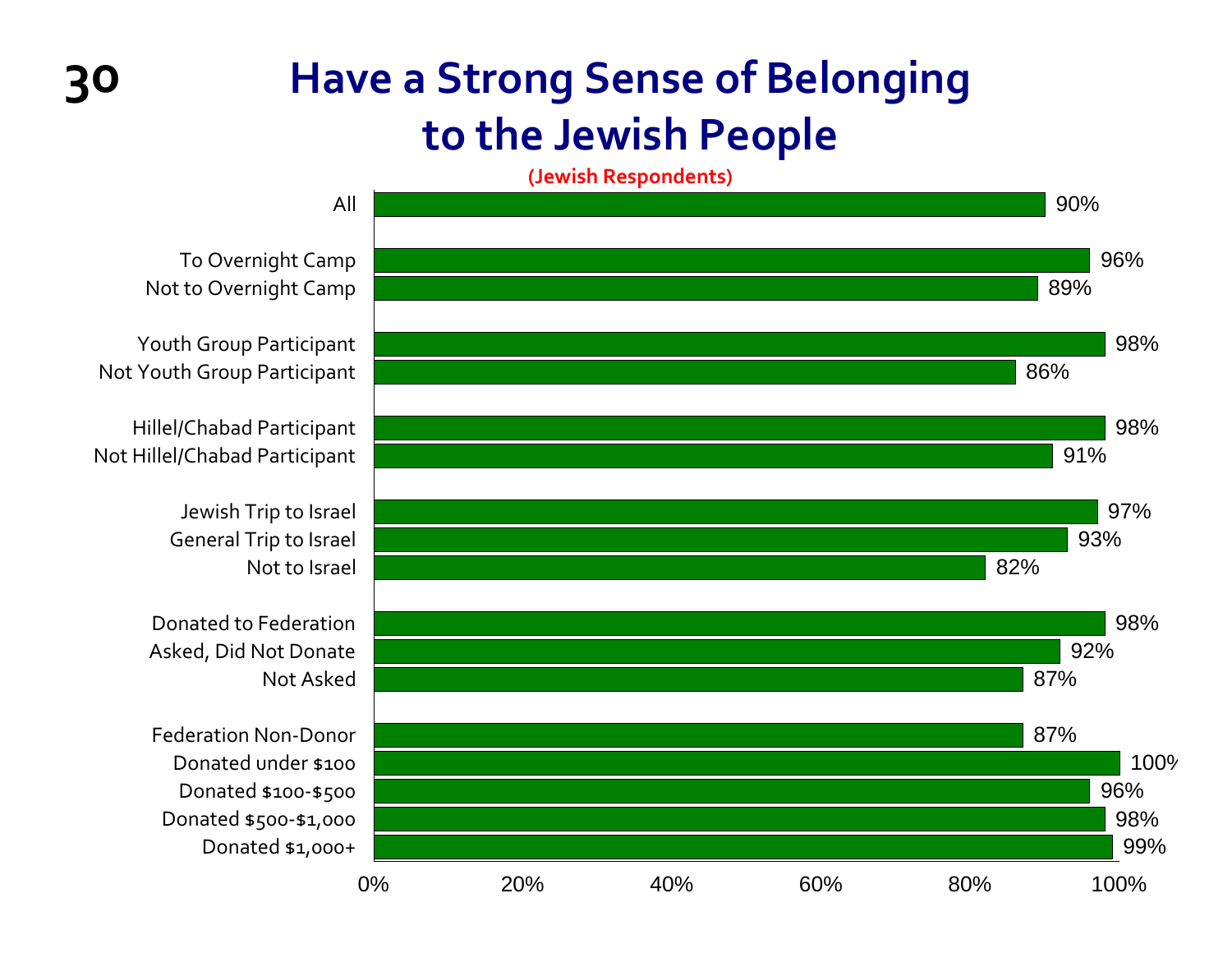# Have a Strong Sense of Belonging to the Jewish People

(Jewish Respondents)

| Group | Percent |
|---|---|
| All | 90% |
| To Overnight Camp | 96% |
| Not to Overnight Camp | 89% |
| Youth Group Participant | 98% |
| Not Youth Group Participant | 86% |
| Hillel/Chabad Participant | 98% |
| Not Hillel/Chabad Participant | 91% |
| Jewish Trip to Israel | 97% |
| General Trip to Israel | 93% |
| Not to Israel | 82% |
| Donated to Federation | 98% |
| Asked, Did Not Donate | 92% |
| Not Asked | 87% |
| Federation Non-Donor | 87% |
| Donated under $100 | 100% |
| Donated $100-$500 | 96% |
| Donated $500-$1,000 | 98% |
| Donated $1,000+ | 99% |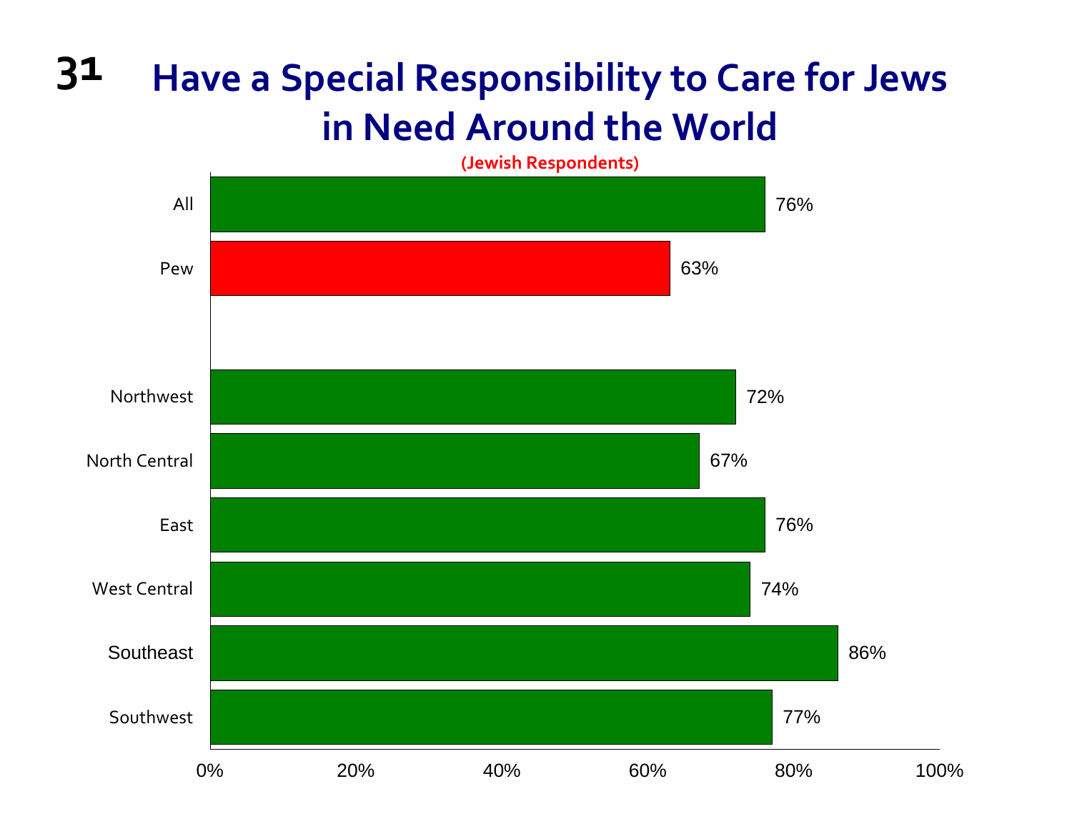# Have a Special Responsibility to Care for Jews in Need Around the World

(Jewish Respondents)

| Group | Percent |
|---|---|
| All | 76% |
| Pew | 63% |
| Northwest | 72% |
| North Central | 67% |
| East | 76% |
| West Central | 74% |
| Southeast | 86% |
| Southwest | 77% |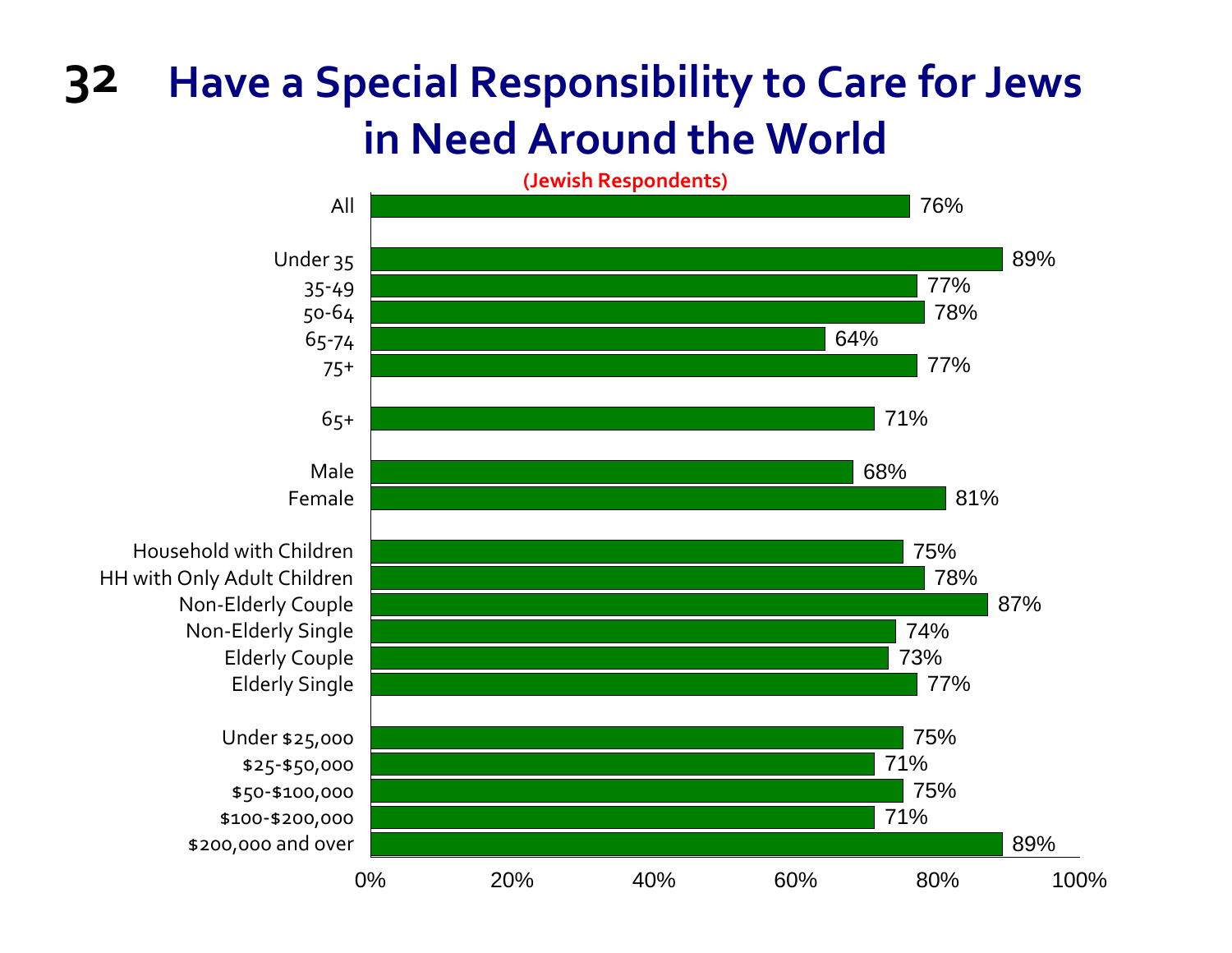# 32 Have a Special Responsibility to Care for Jews in Need Around the World

(Jewish Respondents)

| Group | Percent |
|---|---|
| All | 76% |
| Under 35 | 89% |
| 35-49 | 77% |
| 50-64 | 78% |
| 65-74 | 64% |
| 75+ | 77% |
| 65+ | 71% |
| Male | 68% |
| Female | 81% |
| Household with Children | 75% |
| HH with Only Adult Children | 78% |
| Non-Elderly Couple | 87% |
| Non-Elderly Single | 74% |
| Elderly Couple | 73% |
| Elderly Single | 77% |
| Under $25,000 | 75% |
| $25-$50,000 | 71% |
| $50-$100,000 | 75% |
| $100-$200,000 | 71% |
| $200,000 and over | 89% |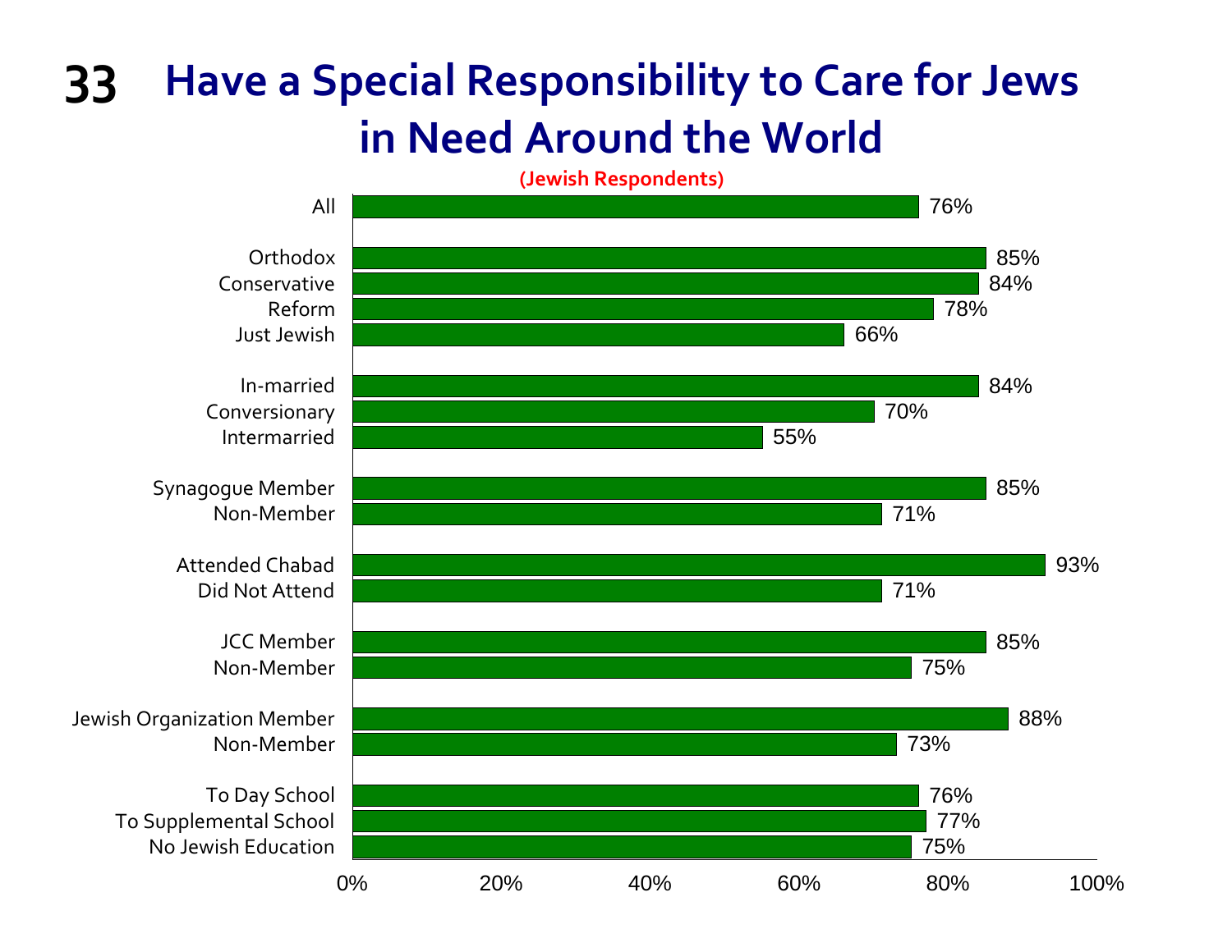# Have a Special Responsibility to Care for Jews in Need Around the World

(Jewish Respondents)

| Group | Percent |
|---|---|
| All | 76% |
| Orthodox | 85% |
| Conservative | 84% |
| Reform | 78% |
| Just Jewish | 66% |
| In-married | 84% |
| Conversionary | 70% |
| Intermarried | 55% |
| Synagogue Member | 85% |
| Non-Member | 71% |
| Attended Chabad | 93% |
| Did Not Attend | 71% |
| JCC Member | 85% |
| Non-Member | 75% |
| Jewish Organization Member | 88% |
| Non-Member | 73% |
| To Day School | 76% |
| To Supplemental School | 77% |
| No Jewish Education | 75% |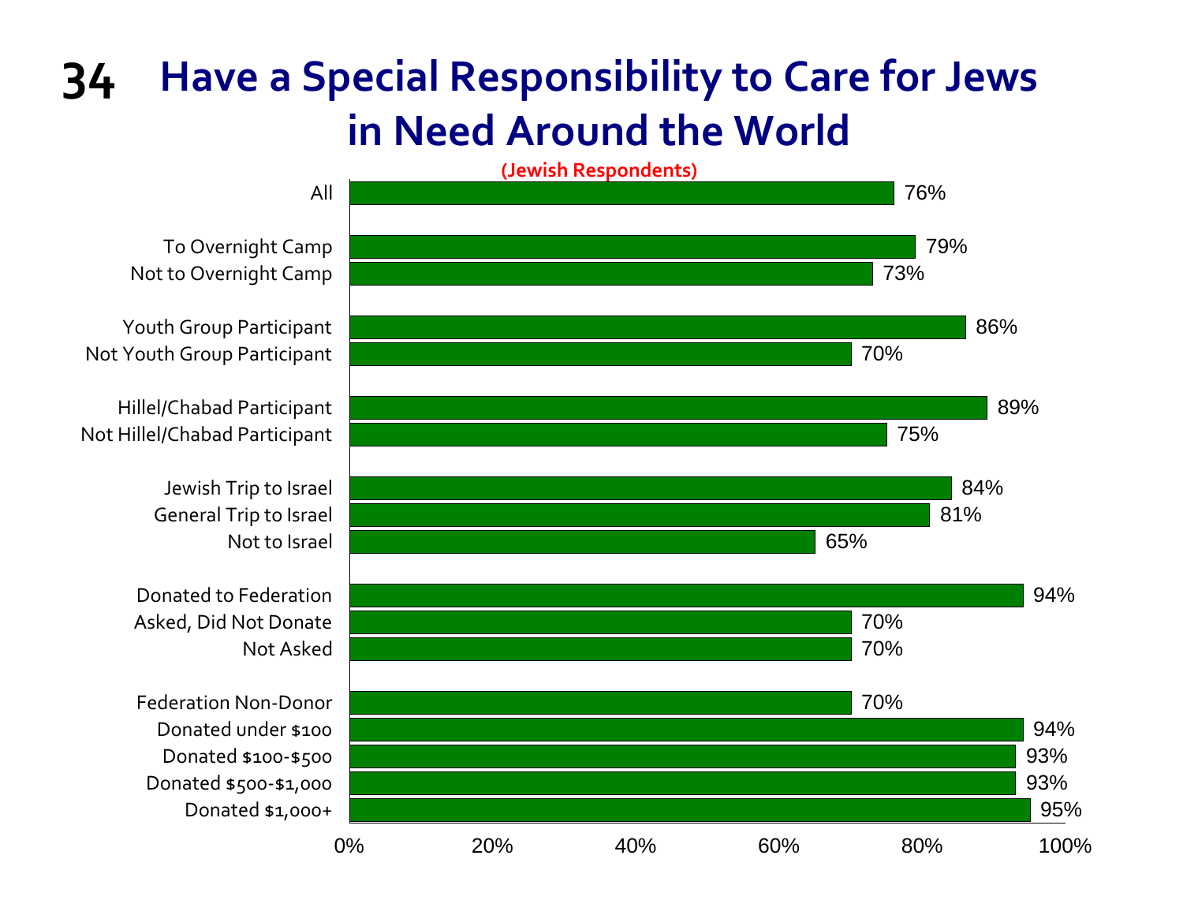# Have a Special Responsibility to Care for Jews in Need Around the World

(Jewish Respondents)

| Group | Percent |
|---|---|
| All | 76% |
| To Overnight Camp | 79% |
| Not to Overnight Camp | 73% |
| Youth Group Participant | 86% |
| Not Youth Group Participant | 70% |
| Hillel/Chabad Participant | 89% |
| Not Hillel/Chabad Participant | 75% |
| Jewish Trip to Israel | 84% |
| General Trip to Israel | 81% |
| Not to Israel | 65% |
| Donated to Federation | 94% |
| Asked, Did Not Donate | 70% |
| Not Asked | 70% |
| Federation Non-Donor | 70% |
| Donated under $100 | 94% |
| Donated $100-$500 | 93% |
| Donated $500-$1,000 | 93% |
| Donated $1,000+ | 95% |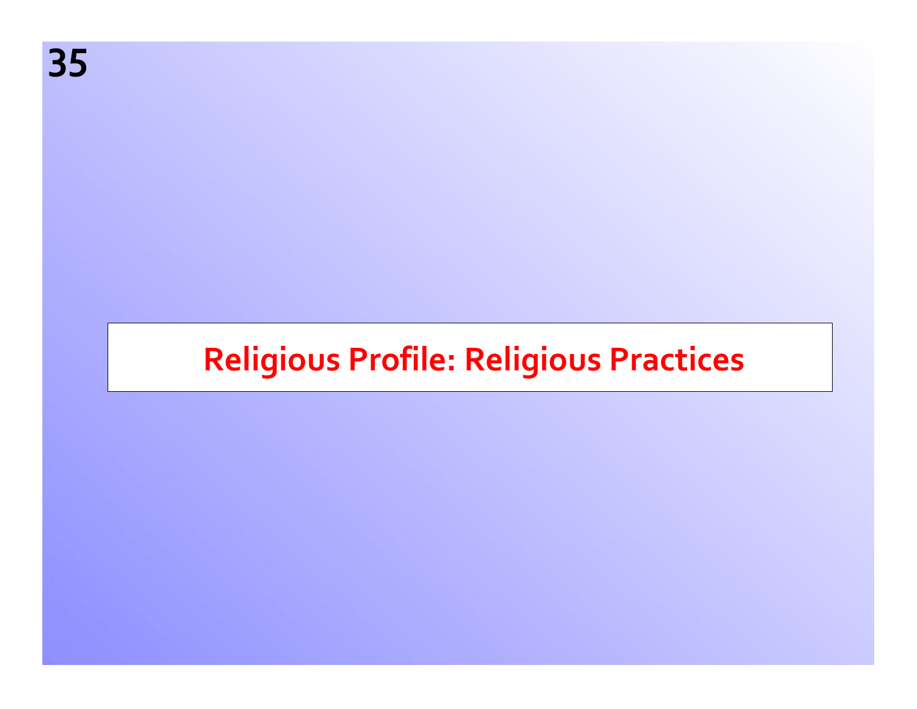# Religious Profile: Religious Practices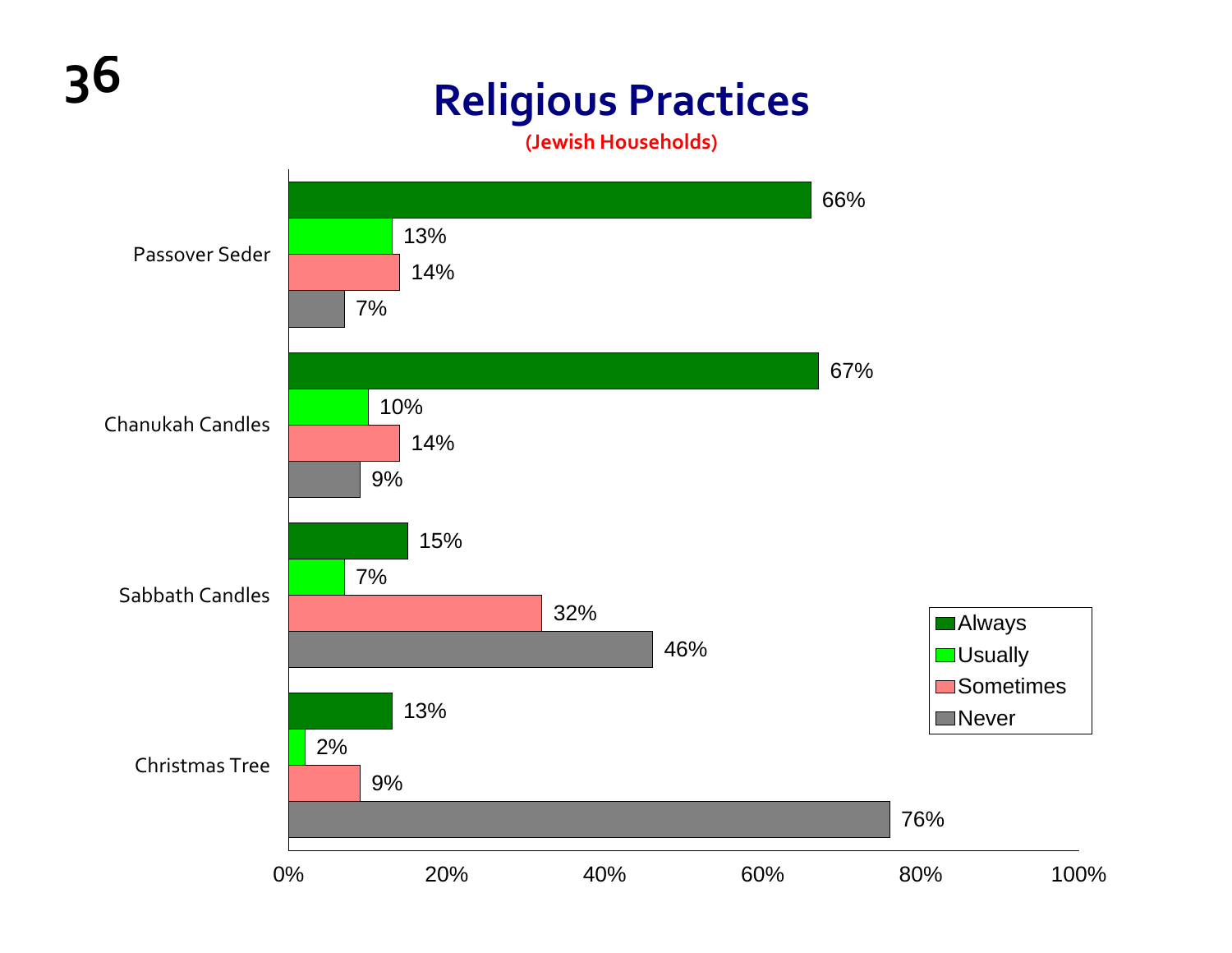# Religious Practices

**(Jewish Households)**

| | Always | Usually | Sometimes | Never |
|---|---|---|---|---|
| Passover Seder | 66% | 13% | 14% | 7% |
| Chanukah Candles | 67% | 10% | 14% | 9% |
| Sabbath Candles | 15% | 7% | 32% | 46% |
| Christmas Tree | 13% | 2% | 9% | 76% |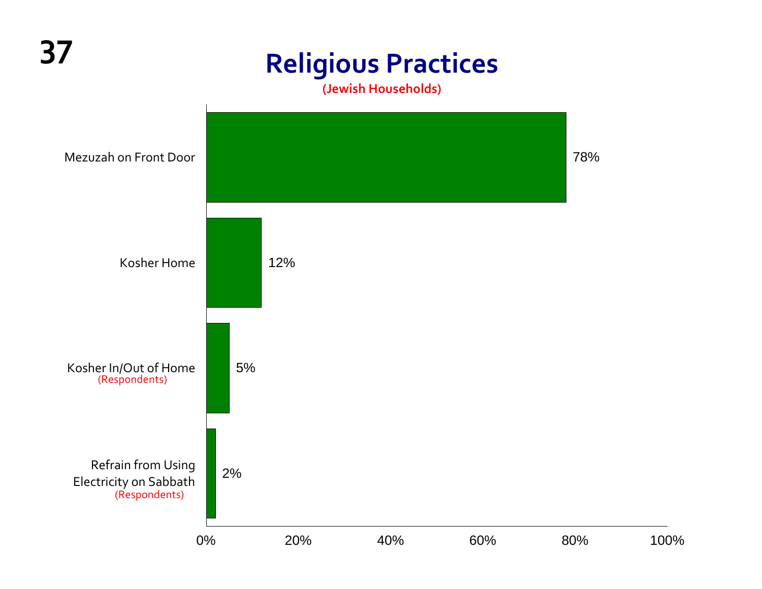# Religious Practices

(Jewish Households)

| Practice | Percentage |
| --- | --- |
| Mezuzah on Front Door | 78% |
| Kosher Home | 12% |
| Kosher In/Out of Home (Respondents) | 5% |
| Refrain from Using Electricity on Sabbath (Respondents) | 2% |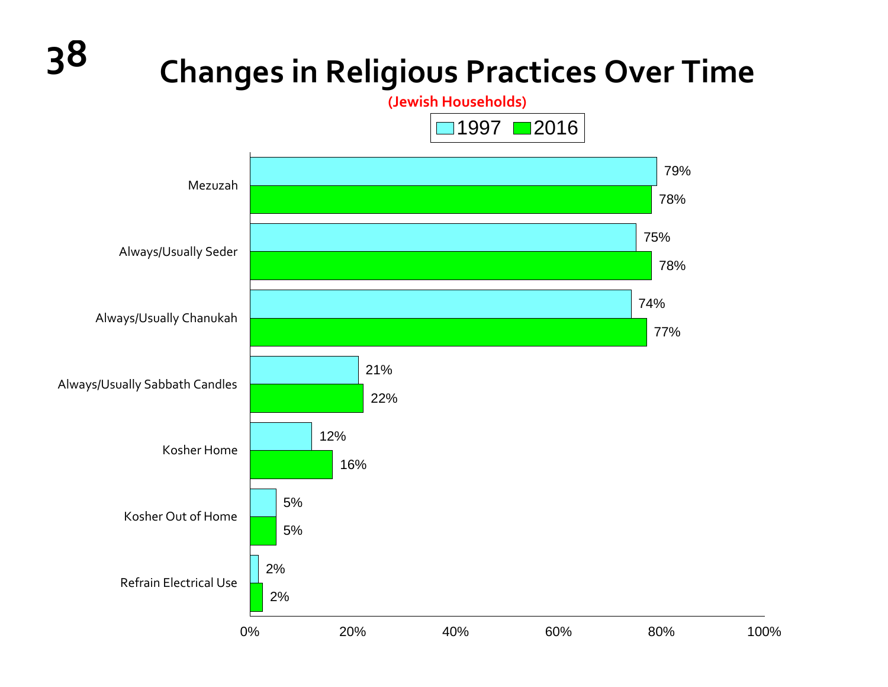# Changes in Religious Practices Over Time

**(Jewish Households)**

| Practice | 1997 | 2016 |
|---|---|---|
| Mezuzah | 79% | 78% |
| Always/Usually Seder | 75% | 78% |
| Always/Usually Chanukah | 74% | 77% |
| Always/Usually Sabbath Candles | 21% | 22% |
| Kosher Home | 12% | 16% |
| Kosher Out of Home | 5% | 5% |
| Refrain Electrical Use | 2% | 2% |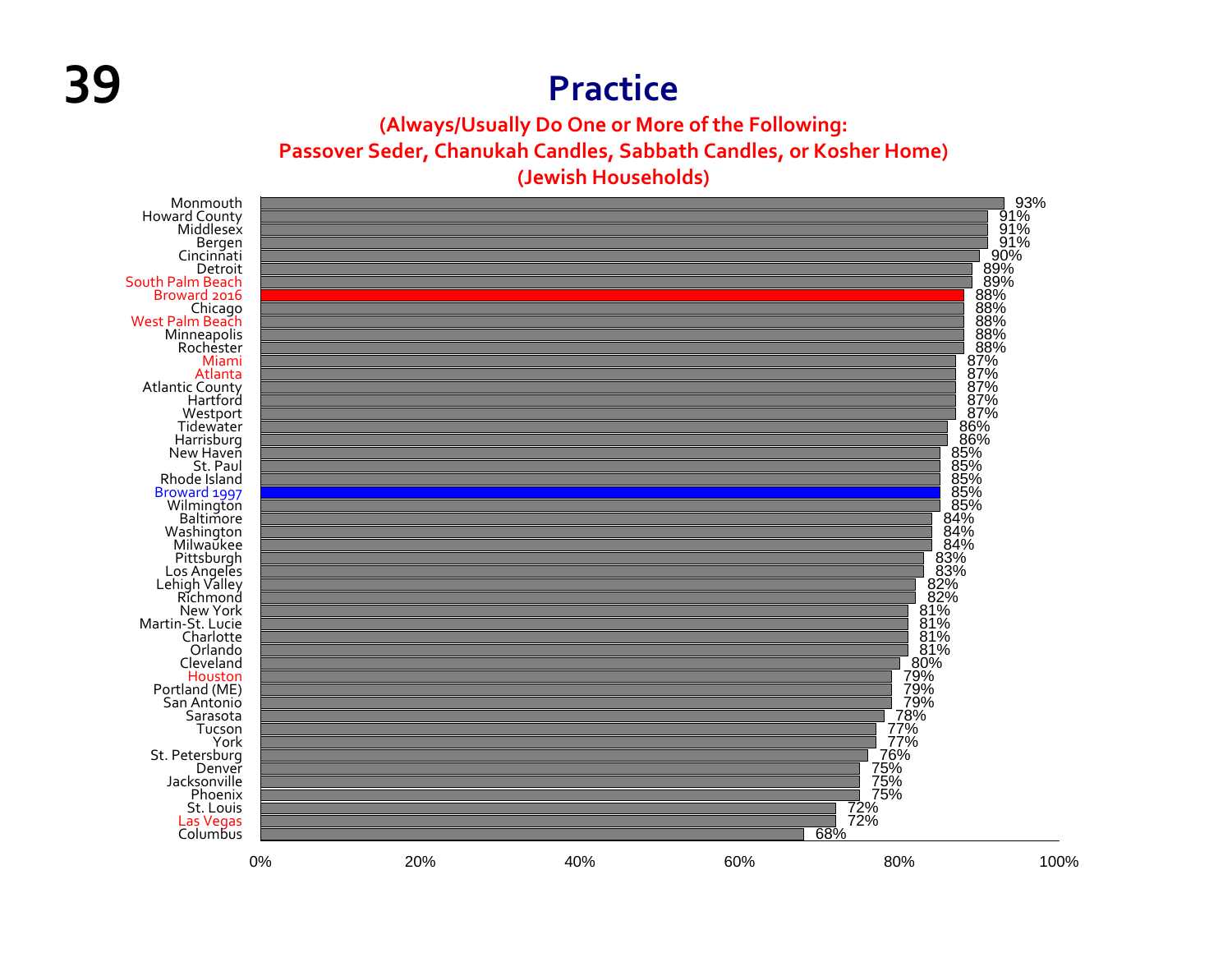# Practice

**(Always/Usually Do One or More of the Following: Passover Seder, Chanukah Candles, Sabbath Candles, or Kosher Home) (Jewish Households)**

| Community | Percentage |
|---|---|
| Monmouth | 93% |
| Howard County | 91% |
| Middlesex | 91% |
| Bergen | 91% |
| Cincinnati | 90% |
| Detroit | 89% |
| South Palm Beach | 89% |
| Broward 2016 | 88% |
| Chicago | 88% |
| West Palm Beach | 88% |
| Minneapolis | 88% |
| Rochester | 88% |
| Miami | 87% |
| Atlanta | 87% |
| Atlantic County | 87% |
| Hartford | 87% |
| Westport | 87% |
| Tidewater | 86% |
| Harrisburg | 86% |
| New Haven | 85% |
| St. Paul | 85% |
| Rhode Island | 85% |
| Broward 1997 | 85% |
| Wilmington | 85% |
| Baltimore | 84% |
| Washington | 84% |
| Milwaukee | 84% |
| Pittsburgh | 83% |
| Los Angeles | 83% |
| Lehigh Valley | 82% |
| Richmond | 82% |
| New York | 81% |
| Martin-St. Lucie | 81% |
| Charlotte | 81% |
| Orlando | 81% |
| Cleveland | 80% |
| Houston | 79% |
| Portland (ME) | 79% |
| San Antonio | 79% |
| Sarasota | 78% |
| Tucson | 77% |
| York | 77% |
| St. Petersburg | 76% |
| Denver | 75% |
| Jacksonville | 75% |
| Phoenix | 75% |
| St. Louis | 72% |
| Las Vegas | 72% |
| Columbus | 68% |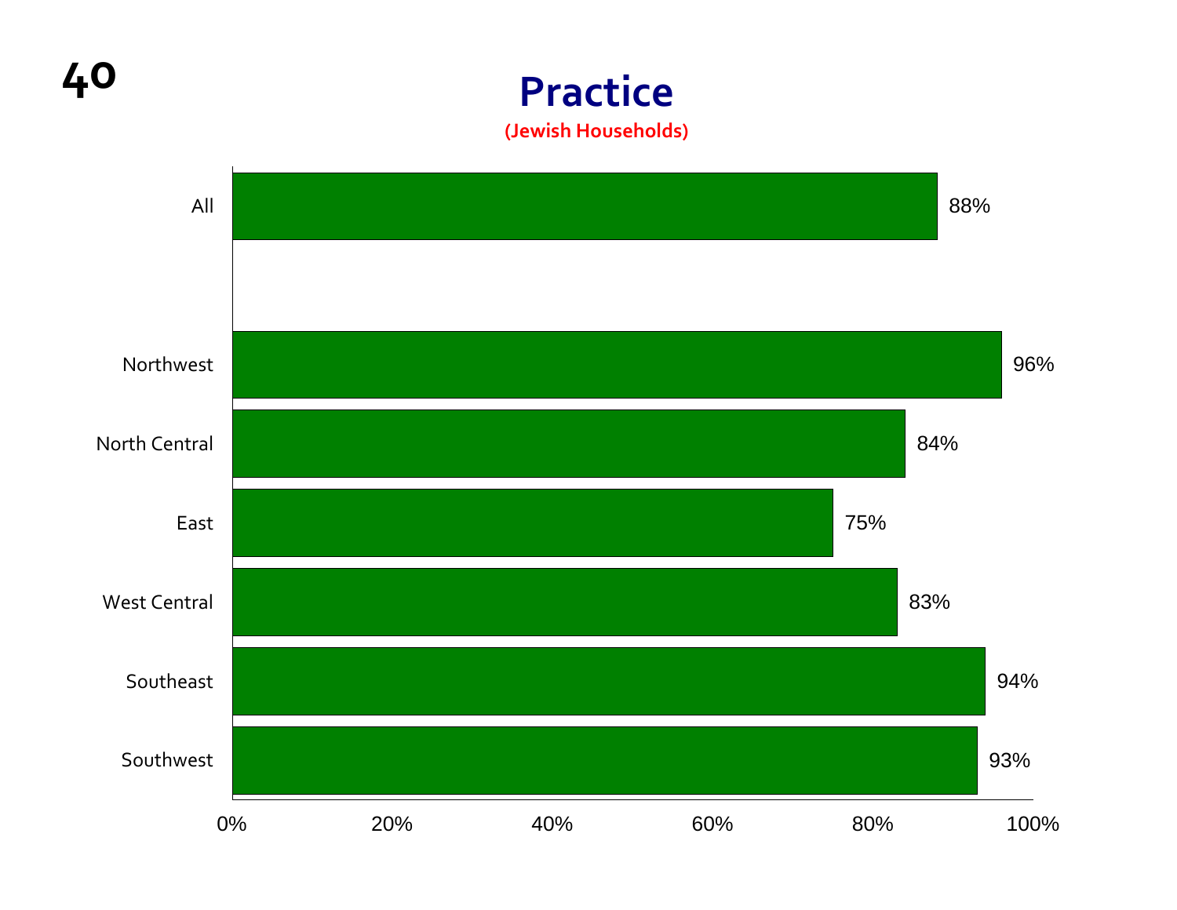# Practice

**(Jewish Households)**

| Region | Percentage |
|---|---|
| All | 88% |
| Northwest | 96% |
| North Central | 84% |
| East | 75% |
| West Central | 83% |
| Southeast | 94% |
| Southwest | 93% |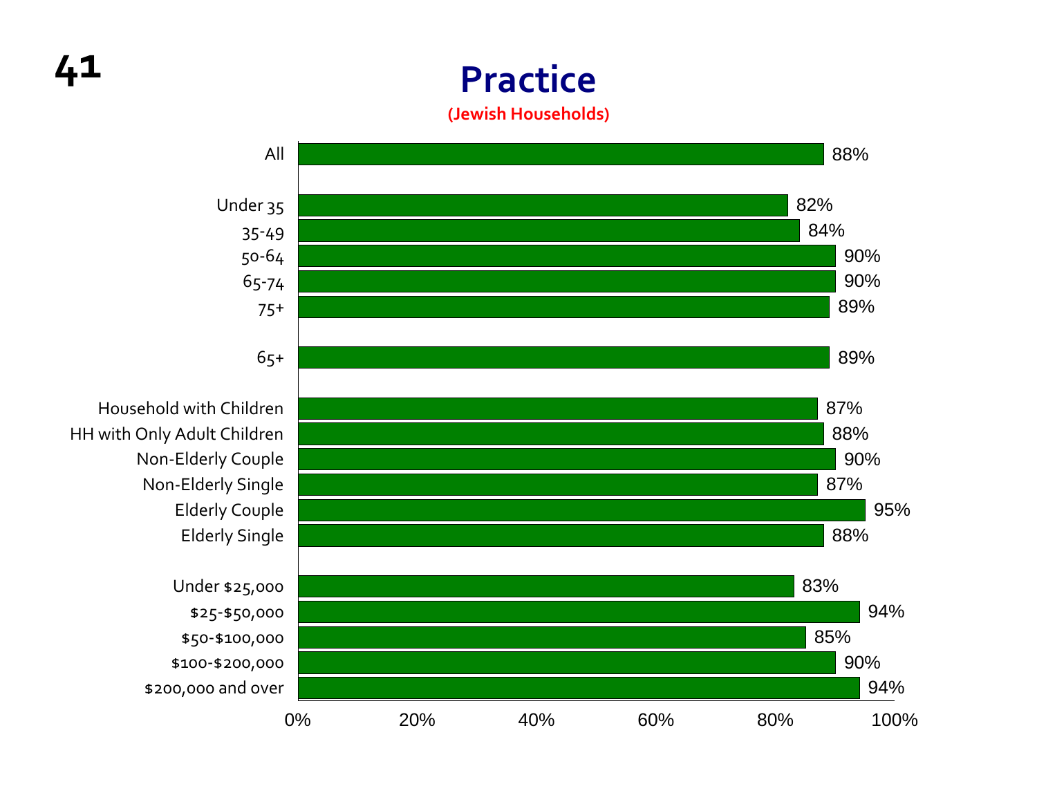# Practice

**(Jewish Households)**

| Group | Percent |
| --- | --- |
| All | 88% |
| Under 35 | 82% |
| 35-49 | 84% |
| 50-64 | 90% |
| 65-74 | 90% |
| 75+ | 89% |
| 65+ | 89% |
| Household with Children | 87% |
| HH with Only Adult Children | 88% |
| Non-Elderly Couple | 90% |
| Non-Elderly Single | 87% |
| Elderly Couple | 95% |
| Elderly Single | 88% |
| Under $25,000 | 83% |
| $25-$50,000 | 94% |
| $50-$100,000 | 85% |
| $100-$200,000 | 90% |
| $200,000 and over | 94% |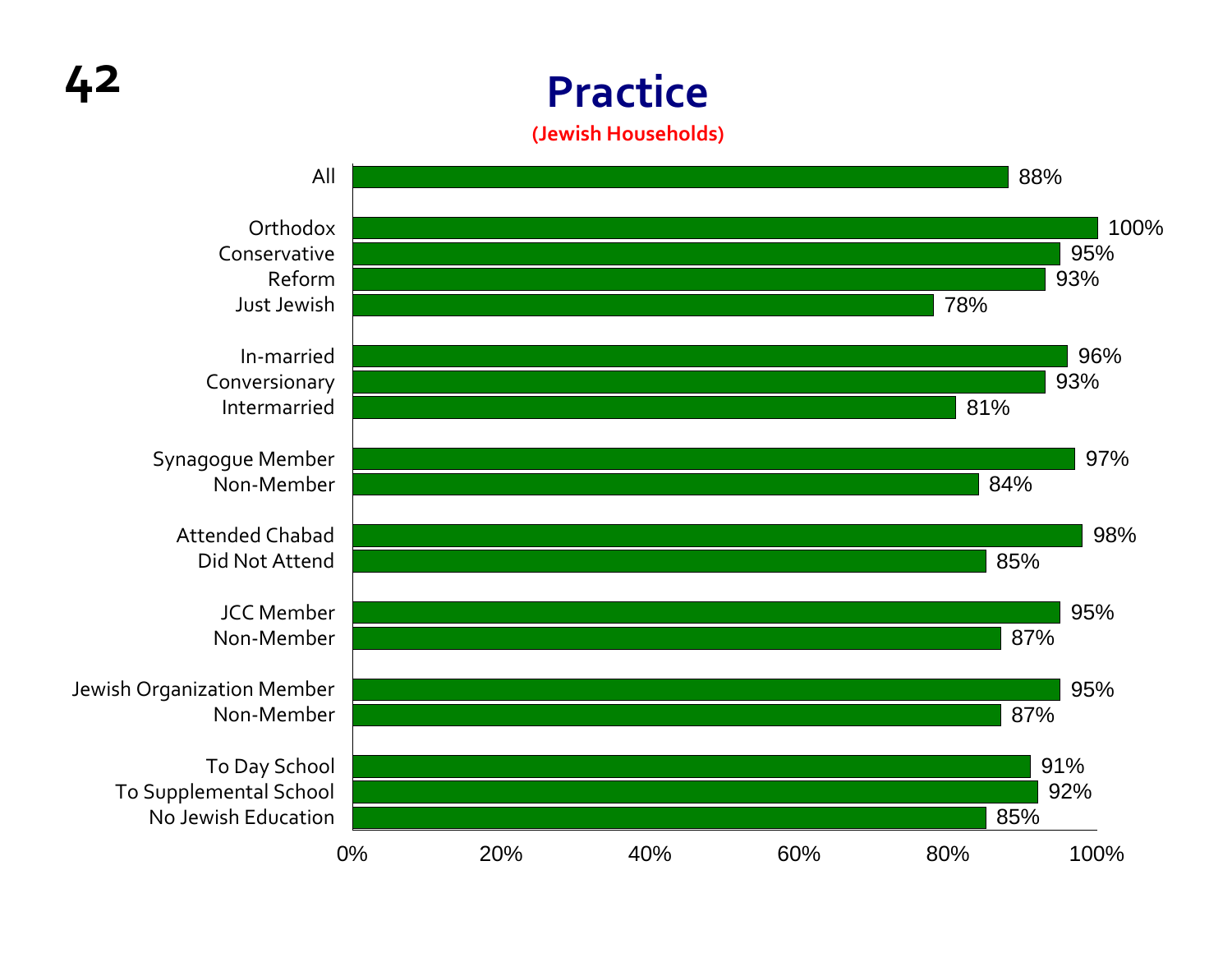# Practice

**(Jewish Households)**

| Group | Percentage |
|---|---|
| All | 88% |
| Orthodox | 100% |
| Conservative | 95% |
| Reform | 93% |
| Just Jewish | 78% |
| In-married | 96% |
| Conversionary | 93% |
| Intermarried | 81% |
| Synagogue Member | 97% |
| Non-Member | 84% |
| Attended Chabad | 98% |
| Did Not Attend | 85% |
| JCC Member | 95% |
| Non-Member | 87% |
| Jewish Organization Member | 95% |
| Non-Member | 87% |
| To Day School | 91% |
| To Supplemental School | 92% |
| No Jewish Education | 85% |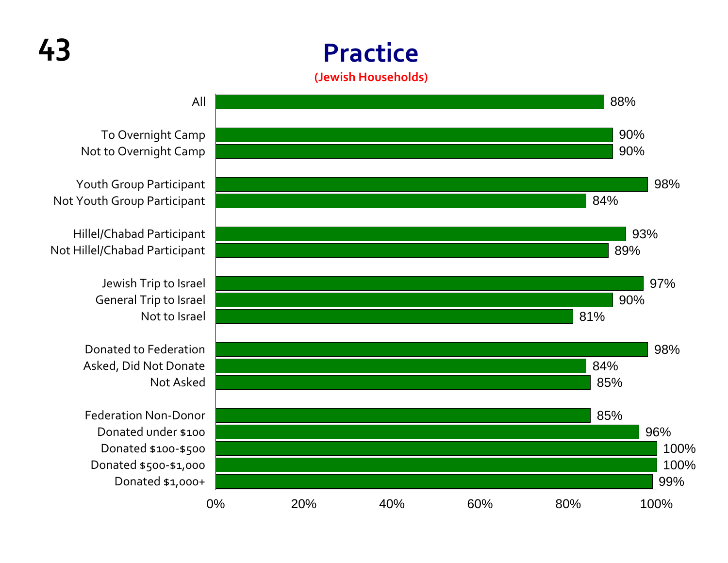# Practice

**(Jewish Households)**

| Group | Percentage |
|---|---|
| All | 88% |
| To Overnight Camp | 90% |
| Not to Overnight Camp | 90% |
| Youth Group Participant | 98% |
| Not Youth Group Participant | 84% |
| Hillel/Chabad Participant | 93% |
| Not Hillel/Chabad Participant | 89% |
| Jewish Trip to Israel | 97% |
| General Trip to Israel | 90% |
| Not to Israel | 81% |
| Donated to Federation | 98% |
| Asked, Did Not Donate | 84% |
| Not Asked | 85% |
| Federation Non-Donor | 85% |
| Donated under $100 | 96% |
| Donated $100-$500 | 100% |
| Donated $500-$1,000 | 100% |
| Donated $1,000+ | 99% |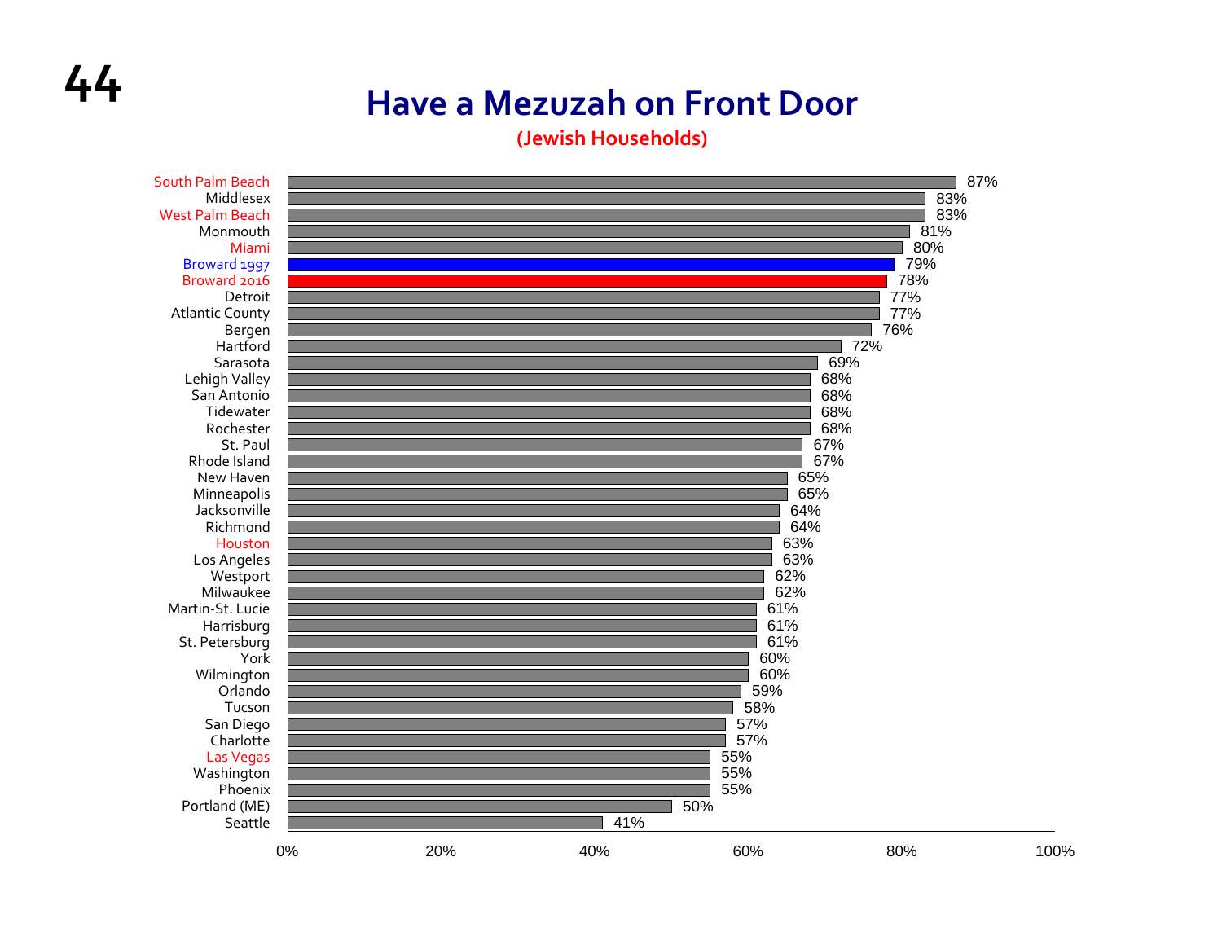# Have a Mezuzah on Front Door

**(Jewish Households)**

| Community | Percent |
|---|---|
| South Palm Beach | 87% |
| Middlesex | 83% |
| West Palm Beach | 83% |
| Monmouth | 81% |
| Miami | 80% |
| Broward 1997 | 79% |
| Broward 2016 | 78% |
| Detroit | 77% |
| Atlantic County | 77% |
| Bergen | 76% |
| Hartford | 72% |
| Sarasota | 69% |
| Lehigh Valley | 68% |
| San Antonio | 68% |
| Tidewater | 68% |
| Rochester | 68% |
| St. Paul | 67% |
| Rhode Island | 67% |
| New Haven | 65% |
| Minneapolis | 65% |
| Jacksonville | 64% |
| Richmond | 64% |
| Houston | 63% |
| Los Angeles | 63% |
| Westport | 62% |
| Milwaukee | 62% |
| Martin-St. Lucie | 61% |
| Harrisburg | 61% |
| St. Petersburg | 61% |
| York | 60% |
| Wilmington | 60% |
| Orlando | 59% |
| Tucson | 58% |
| San Diego | 57% |
| Charlotte | 57% |
| Las Vegas | 55% |
| Washington | 55% |
| Phoenix | 55% |
| Portland (ME) | 50% |
| Seattle | 41% |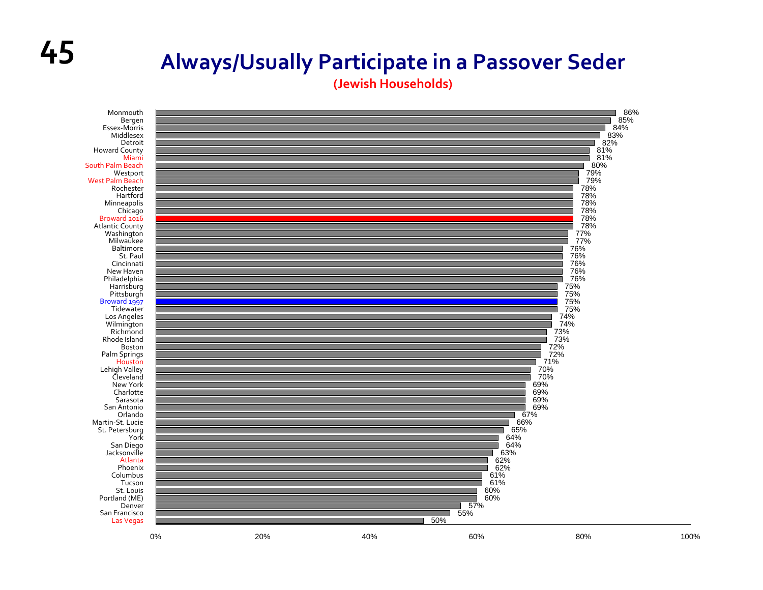# Always/Usually Participate in a Passover Seder

**(Jewish Households)**

| Community | Percentage |
|---|---|
| Monmouth | 86% |
| Bergen | 85% |
| Essex-Morris | 84% |
| Middlesex | 83% |
| Detroit | 82% |
| Howard County | 81% |
| Miami | 81% |
| South Palm Beach | 80% |
| Westport | 79% |
| West Palm Beach | 79% |
| Rochester | 78% |
| Hartford | 78% |
| Minneapolis | 78% |
| Chicago | 78% |
| Broward 2016 | 78% |
| Atlantic County | 78% |
| Washington | 77% |
| Milwaukee | 77% |
| Baltimore | 76% |
| St. Paul | 76% |
| Cincinnati | 76% |
| New Haven | 76% |
| Philadelphia | 76% |
| Harrisburg | 75% |
| Pittsburgh | 75% |
| Broward 1997 | 75% |
| Tidewater | 75% |
| Los Angeles | 74% |
| Wilmington | 74% |
| Richmond | 73% |
| Rhode Island | 73% |
| Boston | 72% |
| Palm Springs | 72% |
| Houston | 71% |
| Lehigh Valley | 70% |
| Cleveland | 70% |
| New York | 69% |
| Charlotte | 69% |
| Sarasota | 69% |
| San Antonio | 69% |
| Orlando | 67% |
| Martin-St. Lucie | 66% |
| St. Petersburg | 65% |
| York | 64% |
| San Diego | 64% |
| Jacksonville | 63% |
| Atlanta | 62% |
| Phoenix | 62% |
| Columbus | 61% |
| Tucson | 61% |
| St. Louis | 60% |
| Portland (ME) | 60% |
| Denver | 57% |
| San Francisco | 55% |
| Las Vegas | 50% |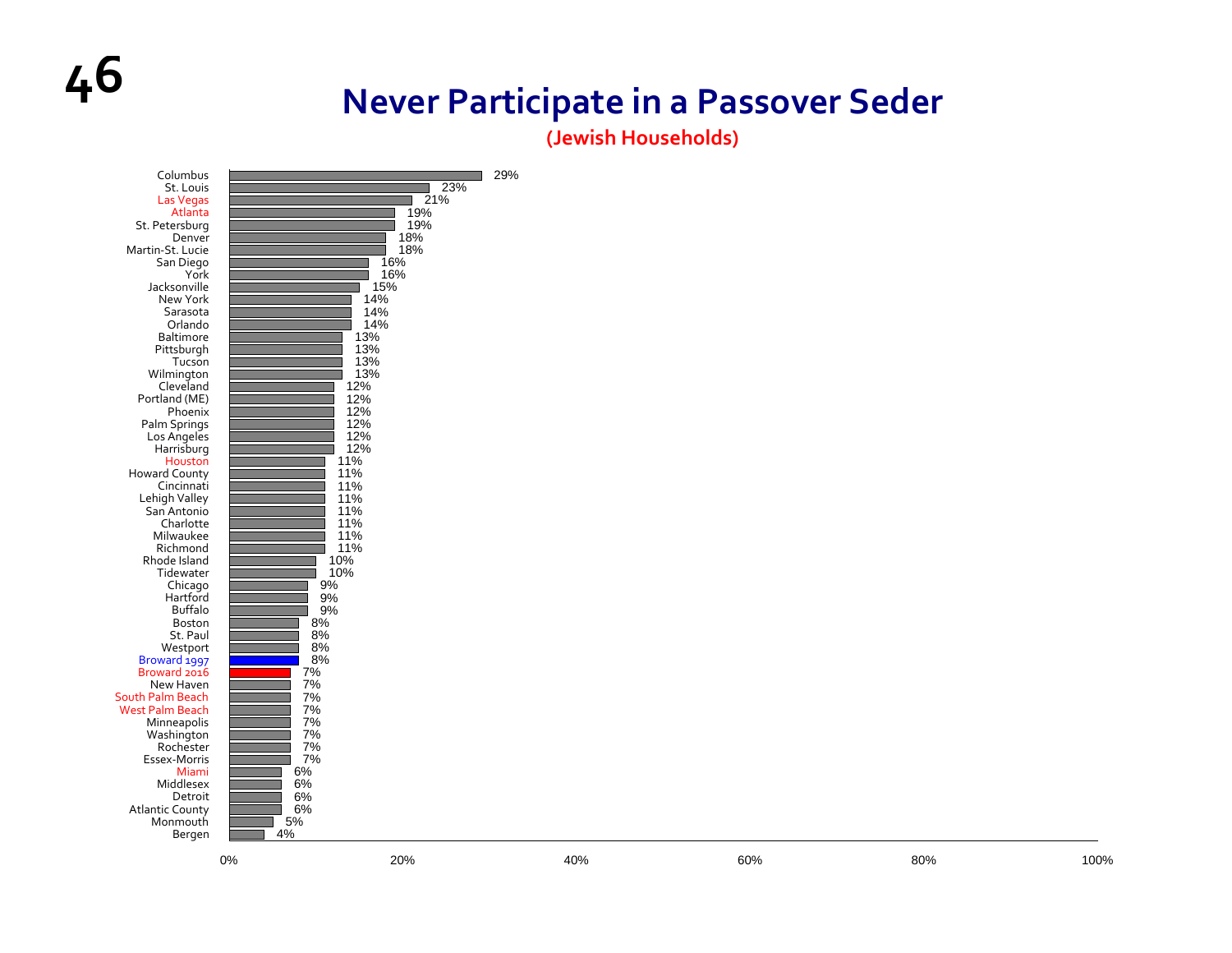# Never Participate in a Passover Seder

**(Jewish Households)**

| Community | Percentage |
|---|---|
| Columbus | 29% |
| St. Louis | 23% |
| Las Vegas | 21% |
| Atlanta | 19% |
| St. Petersburg | 19% |
| Denver | 18% |
| Martin-St. Lucie | 18% |
| San Diego | 16% |
| York | 16% |
| Jacksonville | 15% |
| New York | 14% |
| Sarasota | 14% |
| Orlando | 14% |
| Baltimore | 13% |
| Pittsburgh | 13% |
| Tucson | 13% |
| Wilmington | 13% |
| Cleveland | 12% |
| Portland (ME) | 12% |
| Phoenix | 12% |
| Palm Springs | 12% |
| Los Angeles | 12% |
| Harrisburg | 12% |
| Houston | 11% |
| Howard County | 11% |
| Cincinnati | 11% |
| Lehigh Valley | 11% |
| San Antonio | 11% |
| Charlotte | 11% |
| Milwaukee | 11% |
| Richmond | 11% |
| Rhode Island | 10% |
| Tidewater | 10% |
| Chicago | 9% |
| Hartford | 9% |
| Buffalo | 9% |
| Boston | 8% |
| St. Paul | 8% |
| Westport | 8% |
| Broward 1997 | 8% |
| Broward 2016 | 7% |
| New Haven | 7% |
| South Palm Beach | 7% |
| West Palm Beach | 7% |
| Minneapolis | 7% |
| Washington | 7% |
| Rochester | 7% |
| Essex-Morris | 7% |
| Miami | 6% |
| Middlesex | 6% |
| Detroit | 6% |
| Atlantic County | 6% |
| Monmouth | 5% |
| Bergen | 4% |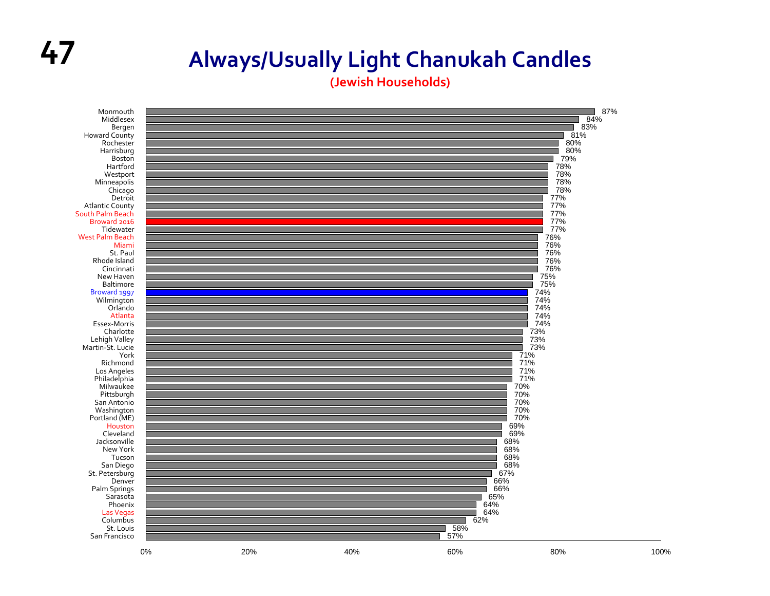# Always/Usually Light Chanukah Candles

**(Jewish Households)**

| Community | Percent |
|---|---|
| Monmouth | 87% |
| Middlesex | 84% |
| Bergen | 83% |
| Howard County | 81% |
| Rochester | 80% |
| Harrisburg | 80% |
| Boston | 79% |
| Hartford | 78% |
| Westport | 78% |
| Minneapolis | 78% |
| Chicago | 78% |
| Detroit | 77% |
| Atlantic County | 77% |
| South Palm Beach | 77% |
| Broward 2016 | 77% |
| Tidewater | 77% |
| West Palm Beach | 76% |
| Miami | 76% |
| St. Paul | 76% |
| Rhode Island | 76% |
| Cincinnati | 76% |
| New Haven | 75% |
| Baltimore | 75% |
| Broward 1997 | 74% |
| Wilmington | 74% |
| Orlando | 74% |
| Atlanta | 74% |
| Essex-Morris | 74% |
| Charlotte | 73% |
| Lehigh Valley | 73% |
| Martin-St. Lucie | 73% |
| York | 71% |
| Richmond | 71% |
| Los Angeles | 71% |
| Philadelphia | 71% |
| Milwaukee | 70% |
| Pittsburgh | 70% |
| San Antonio | 70% |
| Washington | 70% |
| Portland (ME) | 70% |
| Houston | 69% |
| Cleveland | 69% |
| Jacksonville | 68% |
| New York | 68% |
| Tucson | 68% |
| San Diego | 68% |
| St. Petersburg | 67% |
| Denver | 66% |
| Palm Springs | 66% |
| Sarasota | 65% |
| Phoenix | 64% |
| Las Vegas | 64% |
| Columbus | 62% |
| St. Louis | 58% |
| San Francisco | 57% |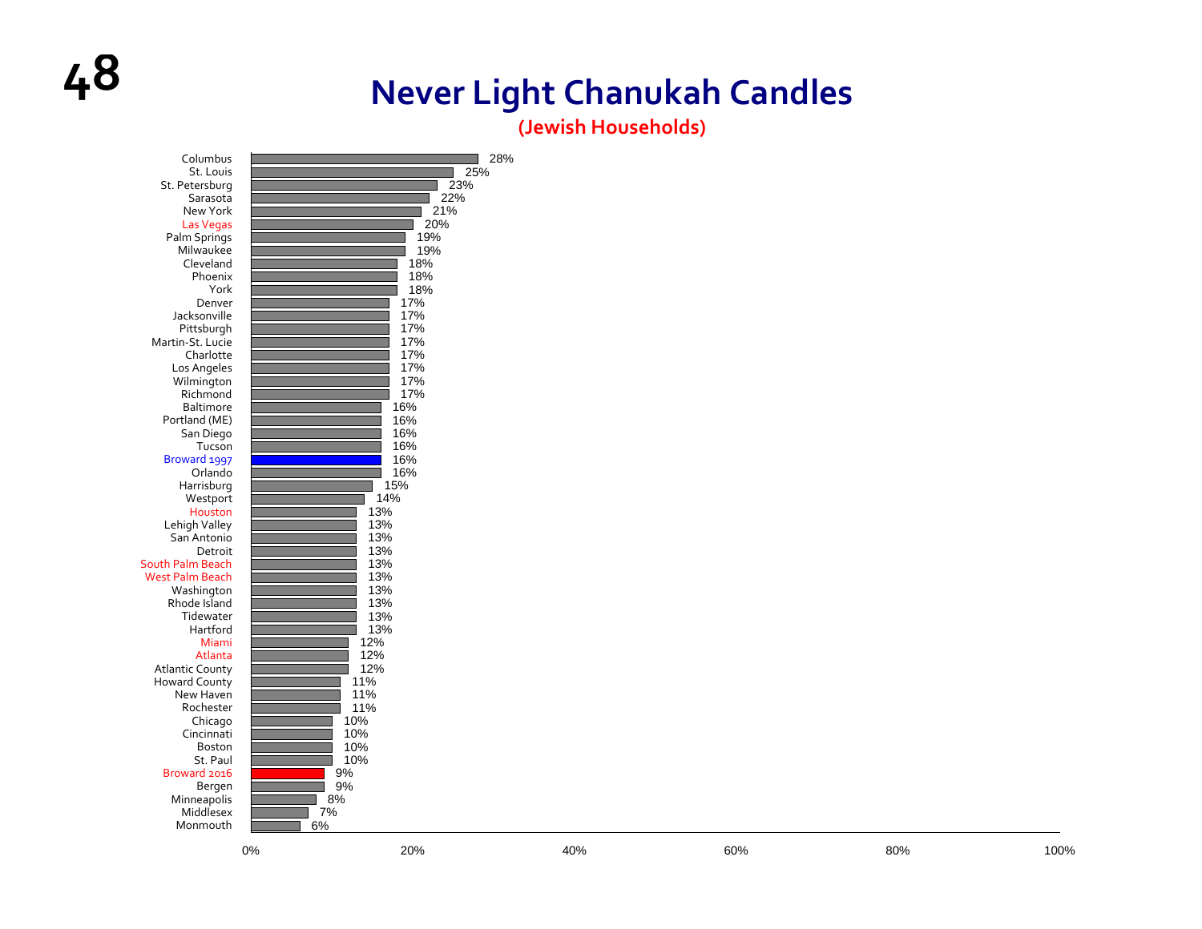# Never Light Chanukah Candles

**(Jewish Households)**

| Community | Never Light Chanukah Candles |
|---|---|
| Columbus | 28% |
| St. Louis | 25% |
| St. Petersburg | 23% |
| Sarasota | 22% |
| New York | 21% |
| Las Vegas | 20% |
| Palm Springs | 19% |
| Milwaukee | 19% |
| Cleveland | 18% |
| Phoenix | 18% |
| York | 18% |
| Denver | 17% |
| Jacksonville | 17% |
| Pittsburgh | 17% |
| Martin-St. Lucie | 17% |
| Charlotte | 17% |
| Los Angeles | 17% |
| Wilmington | 17% |
| Richmond | 17% |
| Baltimore | 16% |
| Portland (ME) | 16% |
| San Diego | 16% |
| Tucson | 16% |
| Broward 1997 | 16% |
| Orlando | 16% |
| Harrisburg | 15% |
| Westport | 14% |
| Houston | 13% |
| Lehigh Valley | 13% |
| San Antonio | 13% |
| Detroit | 13% |
| South Palm Beach | 13% |
| West Palm Beach | 13% |
| Washington | 13% |
| Rhode Island | 13% |
| Tidewater | 13% |
| Hartford | 13% |
| Miami | 12% |
| Atlanta | 12% |
| Atlantic County | 12% |
| Howard County | 11% |
| New Haven | 11% |
| Rochester | 11% |
| Chicago | 10% |
| Cincinnati | 10% |
| Boston | 10% |
| St. Paul | 10% |
| Broward 2016 | 9% |
| Bergen | 9% |
| Minneapolis | 8% |
| Middlesex | 7% |
| Monmouth | 6% |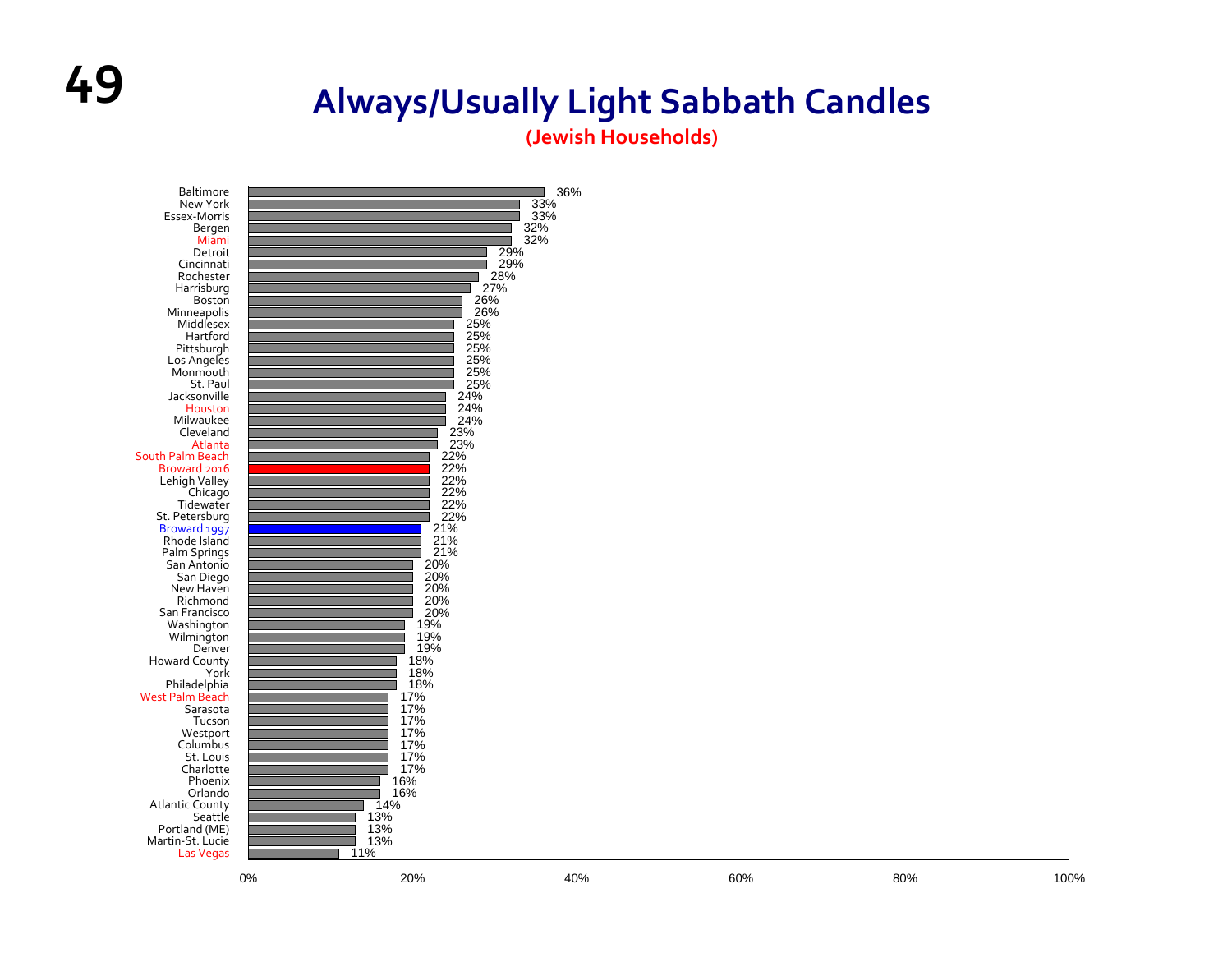# Always/Usually Light Sabbath Candles

**(Jewish Households)**

| Community | Percentage |
|---|---|
| Baltimore | 36% |
| New York | 33% |
| Essex-Morris | 33% |
| Bergen | 32% |
| Miami | 32% |
| Detroit | 29% |
| Cincinnati | 29% |
| Rochester | 28% |
| Harrisburg | 27% |
| Boston | 26% |
| Minneapolis | 26% |
| Middlesex | 25% |
| Hartford | 25% |
| Pittsburgh | 25% |
| Los Angeles | 25% |
| Monmouth | 25% |
| St. Paul | 25% |
| Jacksonville | 24% |
| Houston | 24% |
| Milwaukee | 24% |
| Cleveland | 23% |
| Atlanta | 23% |
| South Palm Beach | 22% |
| Broward 2016 | 22% |
| Lehigh Valley | 22% |
| Chicago | 22% |
| Tidewater | 22% |
| St. Petersburg | 22% |
| Broward 1997 | 21% |
| Rhode Island | 21% |
| Palm Springs | 21% |
| San Antonio | 20% |
| San Diego | 20% |
| New Haven | 20% |
| Richmond | 20% |
| San Francisco | 20% |
| Washington | 19% |
| Wilmington | 19% |
| Denver | 19% |
| Howard County | 18% |
| York | 18% |
| Philadelphia | 18% |
| West Palm Beach | 17% |
| Sarasota | 17% |
| Tucson | 17% |
| Westport | 17% |
| Columbus | 17% |
| St. Louis | 17% |
| Charlotte | 17% |
| Phoenix | 16% |
| Orlando | 16% |
| Atlantic County | 14% |
| Seattle | 13% |
| Portland (ME) | 13% |
| Martin-St. Lucie | 13% |
| Las Vegas | 11% |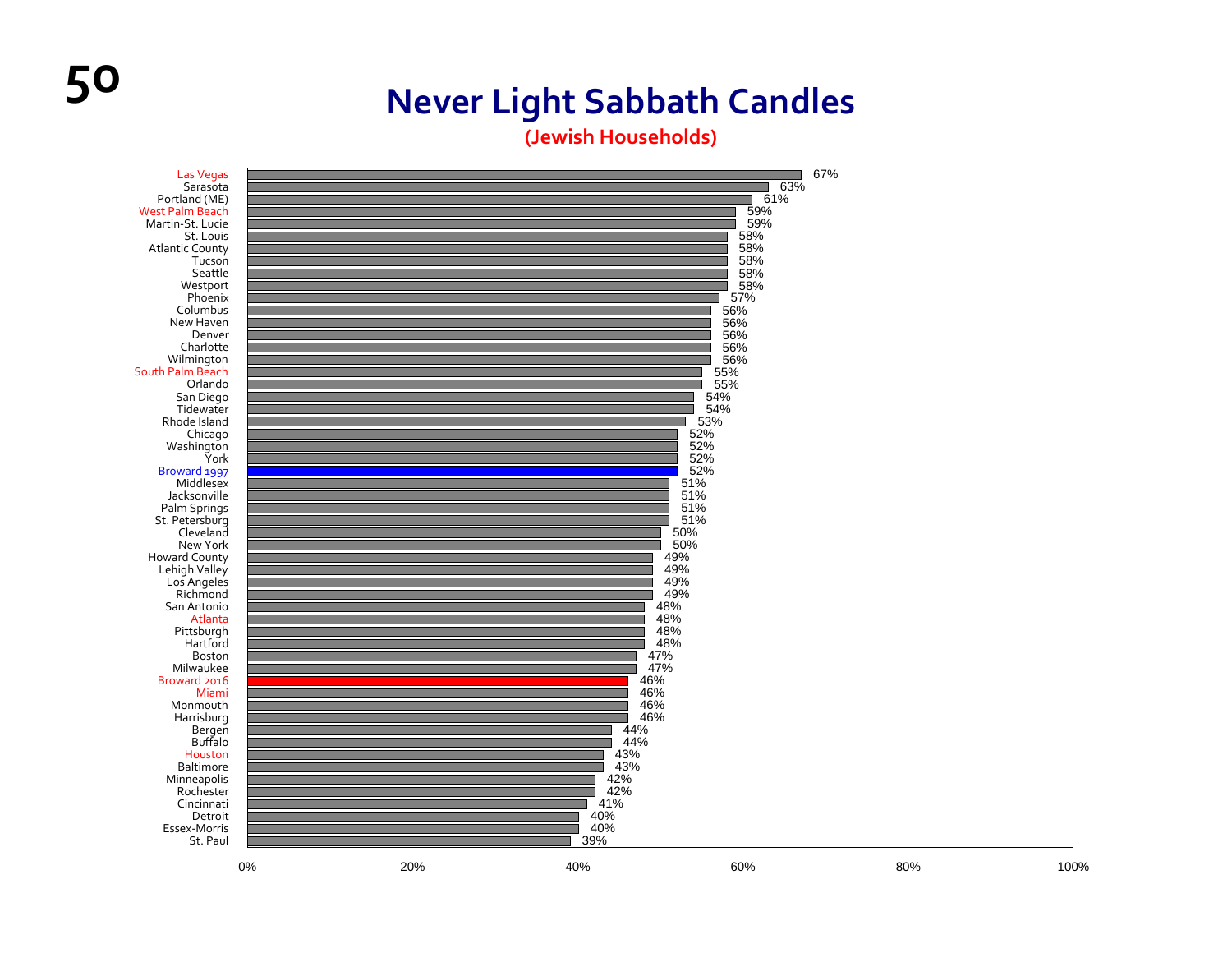# Never Light Sabbath Candles

**(Jewish Households)**

| Community | Percentage |
|---|---|
| Las Vegas | 67% |
| Sarasota | 63% |
| Portland (ME) | 61% |
| West Palm Beach | 59% |
| Martin-St. Lucie | 59% |
| St. Louis | 58% |
| Atlantic County | 58% |
| Tucson | 58% |
| Seattle | 58% |
| Westport | 58% |
| Phoenix | 57% |
| Columbus | 56% |
| New Haven | 56% |
| Denver | 56% |
| Charlotte | 56% |
| Wilmington | 56% |
| South Palm Beach | 55% |
| Orlando | 55% |
| San Diego | 54% |
| Tidewater | 54% |
| Rhode Island | 53% |
| Chicago | 52% |
| Washington | 52% |
| York | 52% |
| Broward 1997 | 52% |
| Middlesex | 51% |
| Jacksonville | 51% |
| Palm Springs | 51% |
| St. Petersburg | 51% |
| Cleveland | 50% |
| New York | 50% |
| Howard County | 49% |
| Lehigh Valley | 49% |
| Los Angeles | 49% |
| Richmond | 49% |
| San Antonio | 48% |
| Atlanta | 48% |
| Pittsburgh | 48% |
| Hartford | 48% |
| Boston | 47% |
| Milwaukee | 47% |
| Broward 2016 | 46% |
| Miami | 46% |
| Monmouth | 46% |
| Harrisburg | 46% |
| Bergen | 44% |
| Buffalo | 44% |
| Houston | 43% |
| Baltimore | 43% |
| Minneapolis | 42% |
| Rochester | 42% |
| Cincinnati | 41% |
| Detroit | 40% |
| Essex-Morris | 40% |
| St. Paul | 39% |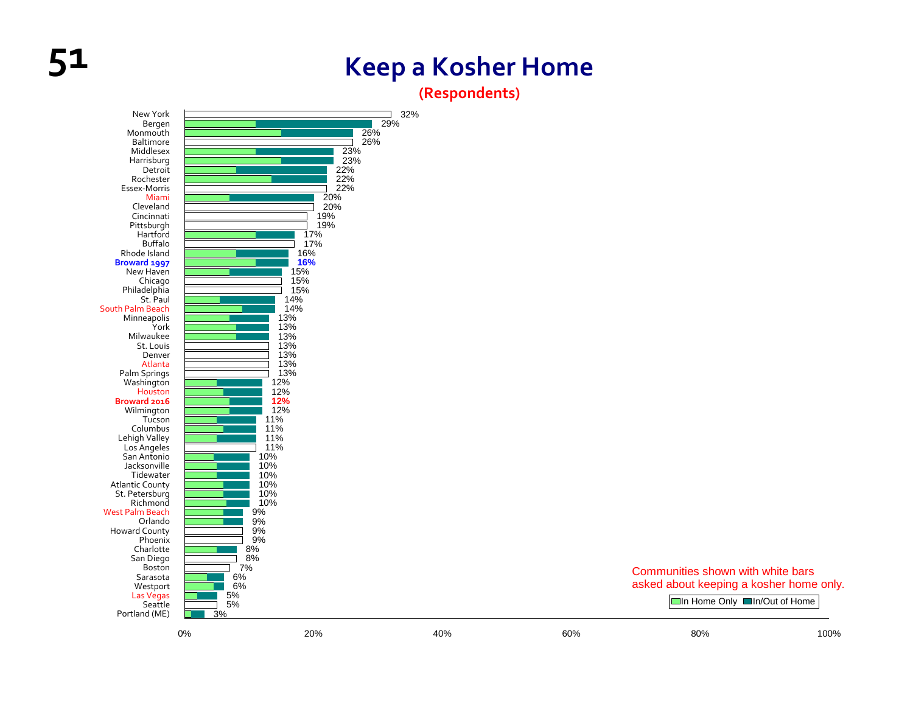# Keep a Kosher Home

**(Respondents)**

| Community | Keep a Kosher Home |
|---|---|
| New York | 32% |
| Bergen | 29% |
| Monmouth | 26% |
| Baltimore | 26% |
| Middlesex | 23% |
| Harrisburg | 23% |
| Detroit | 22% |
| Rochester | 22% |
| Essex-Morris | 22% |
| Miami | 20% |
| Cleveland | 20% |
| Cincinnati | 19% |
| Pittsburgh | 19% |
| Hartford | 17% |
| Buffalo | 17% |
| Rhode Island | 16% |
| **Broward 1997** | **16%** |
| New Haven | 15% |
| Chicago | 15% |
| Philadelphia | 15% |
| St. Paul | 14% |
| South Palm Beach | 14% |
| Minneapolis | 13% |
| York | 13% |
| Milwaukee | 13% |
| St. Louis | 13% |
| Denver | 13% |
| Atlanta | 13% |
| Palm Springs | 13% |
| Washington | 12% |
| Houston | 12% |
| **Broward 2016** | **12%** |
| Wilmington | 12% |
| Tucson | 11% |
| Columbus | 11% |
| Lehigh Valley | 11% |
| Los Angeles | 11% |
| San Antonio | 10% |
| Jacksonville | 10% |
| Tidewater | 10% |
| Atlantic County | 10% |
| St. Petersburg | 10% |
| Richmond | 10% |
| West Palm Beach | 9% |
| Orlando | 9% |
| Howard County | 9% |
| Phoenix | 9% |
| Charlotte | 8% |
| San Diego | 8% |
| Boston | 7% |
| Sarasota | 6% |
| Westport | 6% |
| Las Vegas | 5% |
| Seattle | 5% |
| Portland (ME) | 3% |

Communities shown with white bars asked about keeping a kosher home only.

Legend: In Home Only; In/Out of Home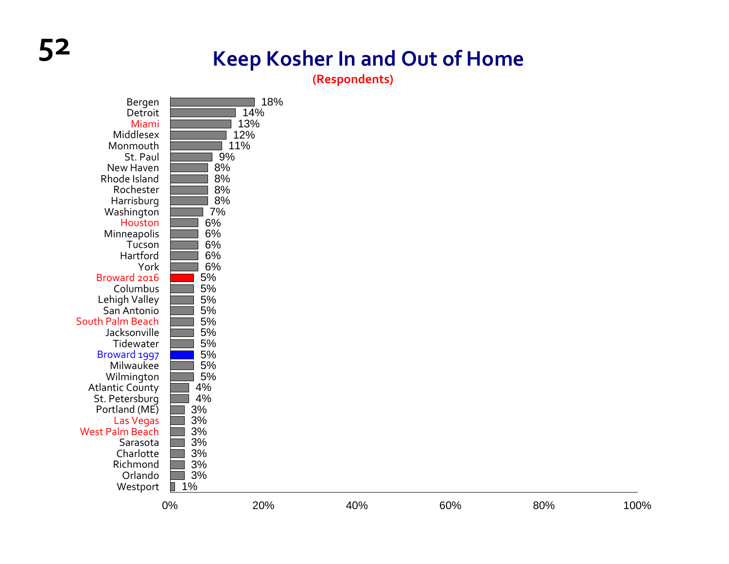# Keep Kosher In and Out of Home

**(Respondents)**

| Community | Percentage |
|---|---|
| Bergen | 18% |
| Detroit | 14% |
| Miami | 13% |
| Middlesex | 12% |
| Monmouth | 11% |
| St. Paul | 9% |
| New Haven | 8% |
| Rhode Island | 8% |
| Rochester | 8% |
| Harrisburg | 8% |
| Washington | 7% |
| Houston | 6% |
| Minneapolis | 6% |
| Tucson | 6% |
| Hartford | 6% |
| York | 6% |
| Broward 2016 | 5% |
| Columbus | 5% |
| Lehigh Valley | 5% |
| San Antonio | 5% |
| South Palm Beach | 5% |
| Jacksonville | 5% |
| Tidewater | 5% |
| Broward 1997 | 5% |
| Milwaukee | 5% |
| Wilmington | 5% |
| Atlantic County | 4% |
| St. Petersburg | 4% |
| Portland (ME) | 3% |
| Las Vegas | 3% |
| West Palm Beach | 3% |
| Sarasota | 3% |
| Charlotte | 3% |
| Richmond | 3% |
| Orlando | 3% |
| Westport | 1% |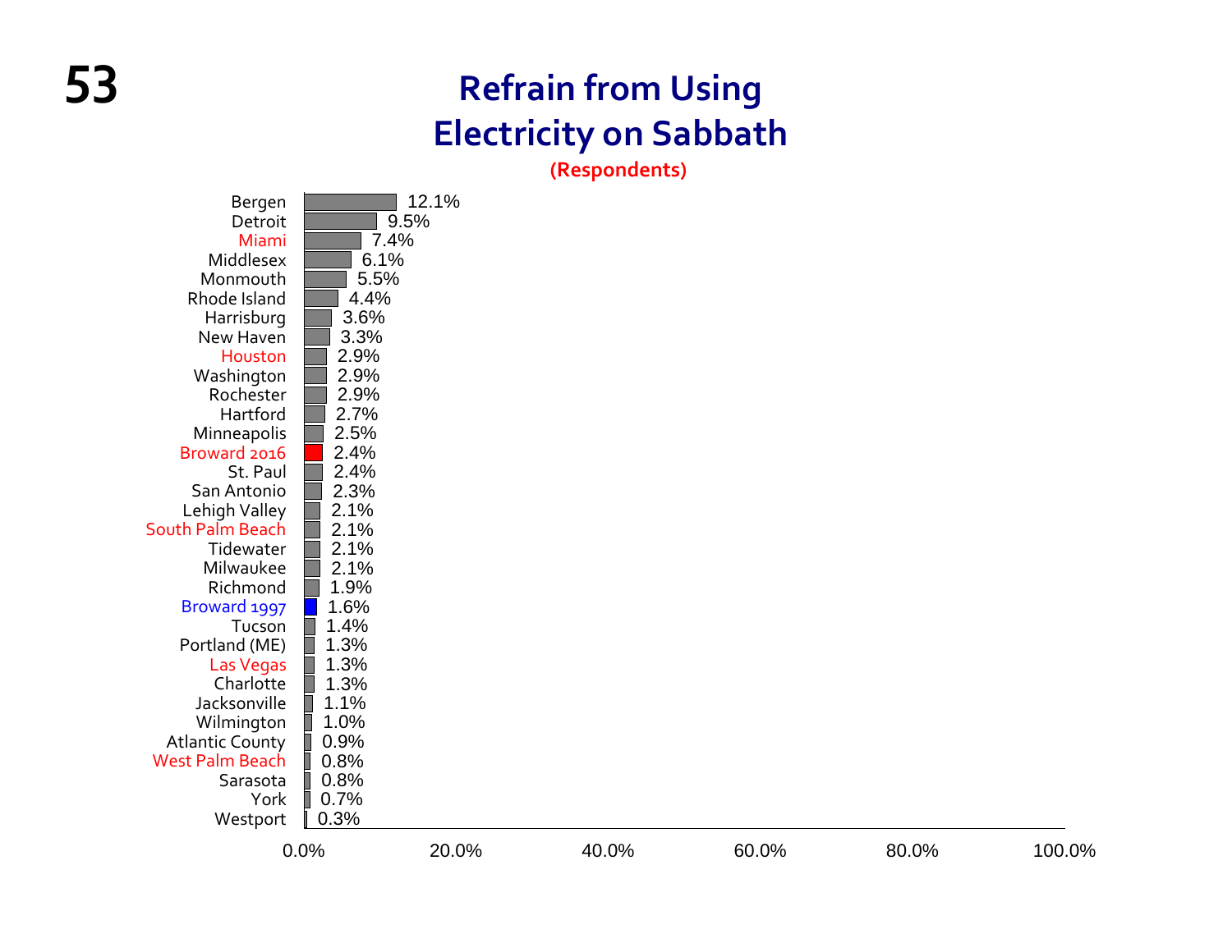# Refrain from Using Electricity on Sabbath

**(Respondents)**

| Community | Percent |
|---|---|
| Bergen | 12.1% |
| Detroit | 9.5% |
| Miami | 7.4% |
| Middlesex | 6.1% |
| Monmouth | 5.5% |
| Rhode Island | 4.4% |
| Harrisburg | 3.6% |
| New Haven | 3.3% |
| Houston | 2.9% |
| Washington | 2.9% |
| Rochester | 2.9% |
| Hartford | 2.7% |
| Minneapolis | 2.5% |
| Broward 2016 | 2.4% |
| St. Paul | 2.4% |
| San Antonio | 2.3% |
| Lehigh Valley | 2.1% |
| South Palm Beach | 2.1% |
| Tidewater | 2.1% |
| Milwaukee | 2.1% |
| Richmond | 1.9% |
| Broward 1997 | 1.6% |
| Tucson | 1.4% |
| Portland (ME) | 1.3% |
| Las Vegas | 1.3% |
| Charlotte | 1.3% |
| Jacksonville | 1.1% |
| Wilmington | 1.0% |
| Atlantic County | 0.9% |
| West Palm Beach | 0.8% |
| Sarasota | 0.8% |
| York | 0.7% |
| Westport | 0.3% |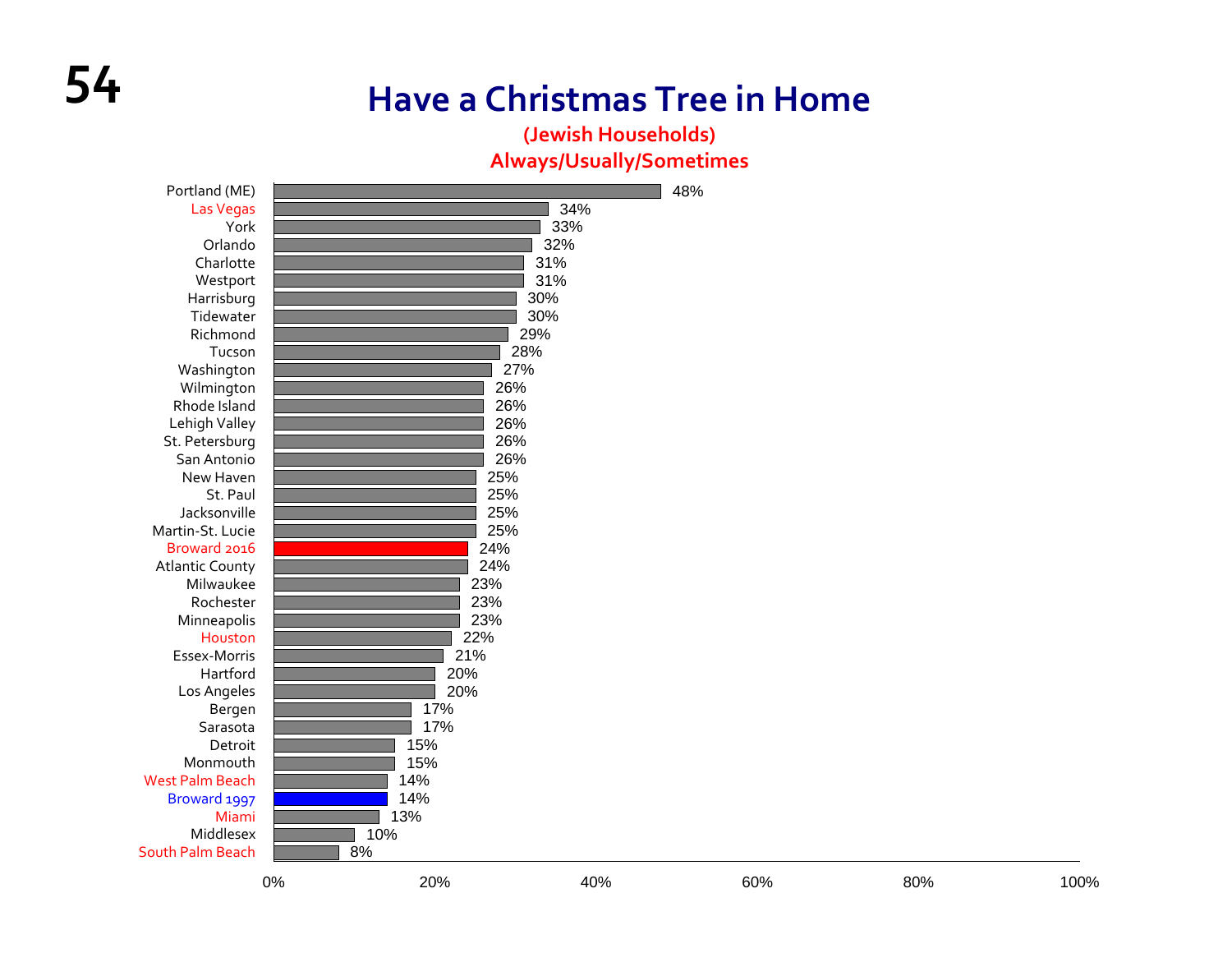# Have a Christmas Tree in Home

**(Jewish Households)**
**Always/Usually/Sometimes**

| Community | % |
|---|---|
| Portland (ME) | 48% |
| Las Vegas | 34% |
| York | 33% |
| Orlando | 32% |
| Charlotte | 31% |
| Westport | 31% |
| Harrisburg | 30% |
| Tidewater | 30% |
| Richmond | 29% |
| Tucson | 28% |
| Washington | 27% |
| Wilmington | 26% |
| Rhode Island | 26% |
| Lehigh Valley | 26% |
| St. Petersburg | 26% |
| San Antonio | 26% |
| New Haven | 25% |
| St. Paul | 25% |
| Jacksonville | 25% |
| Martin-St. Lucie | 25% |
| Broward 2016 | 24% |
| Atlantic County | 24% |
| Milwaukee | 23% |
| Rochester | 23% |
| Minneapolis | 23% |
| Houston | 22% |
| Essex-Morris | 21% |
| Hartford | 20% |
| Los Angeles | 20% |
| Bergen | 17% |
| Sarasota | 17% |
| Detroit | 15% |
| Monmouth | 15% |
| West Palm Beach | 14% |
| Broward 1997 | 14% |
| Miami | 13% |
| Middlesex | 10% |
| South Palm Beach | 8% |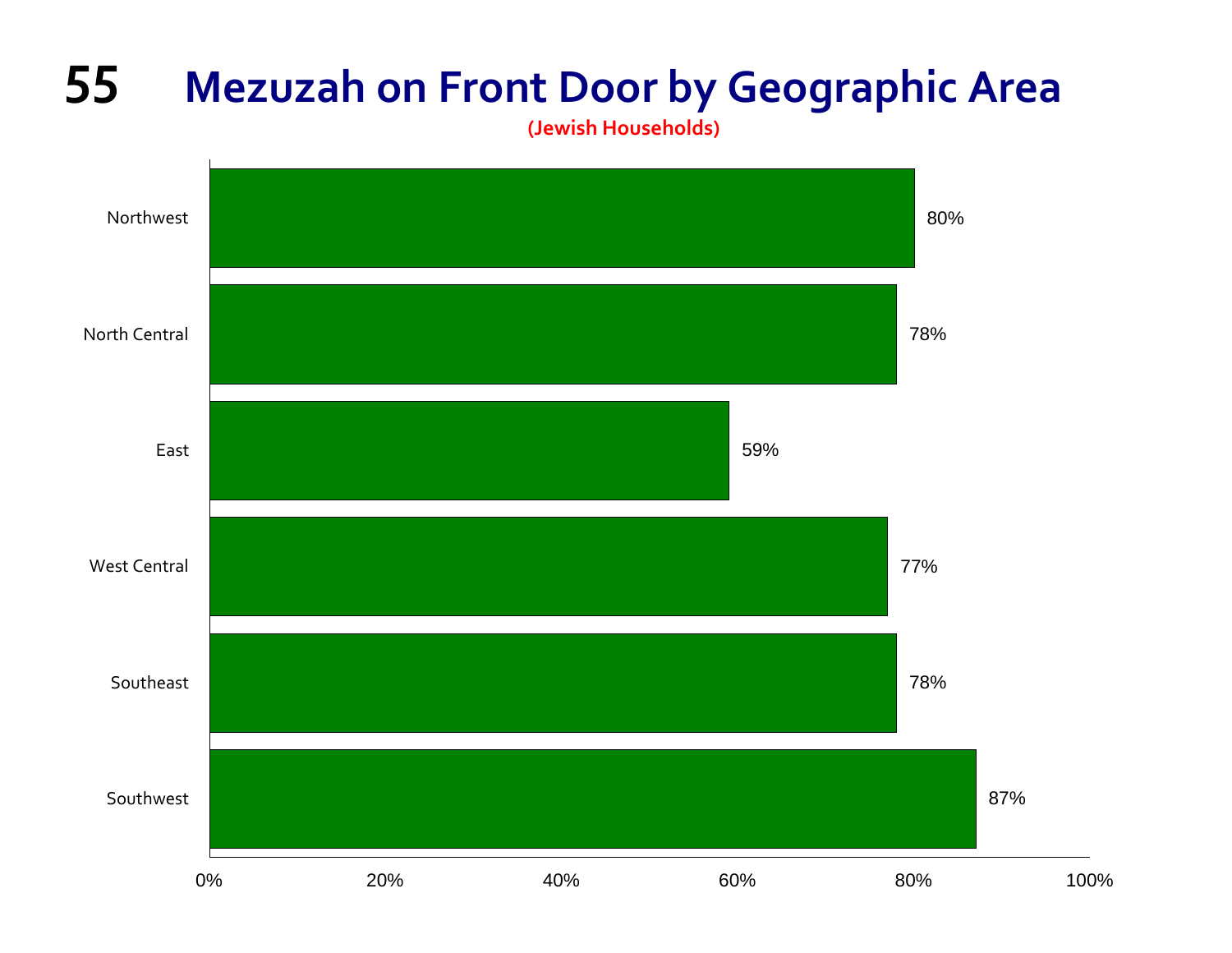# Mezuzah on Front Door by Geographic Area

**(Jewish Households)**

| Geographic Area | Percentage |
| --- | --- |
| Northwest | 80% |
| North Central | 78% |
| East | 59% |
| West Central | 77% |
| Southeast | 78% |
| Southwest | 87% |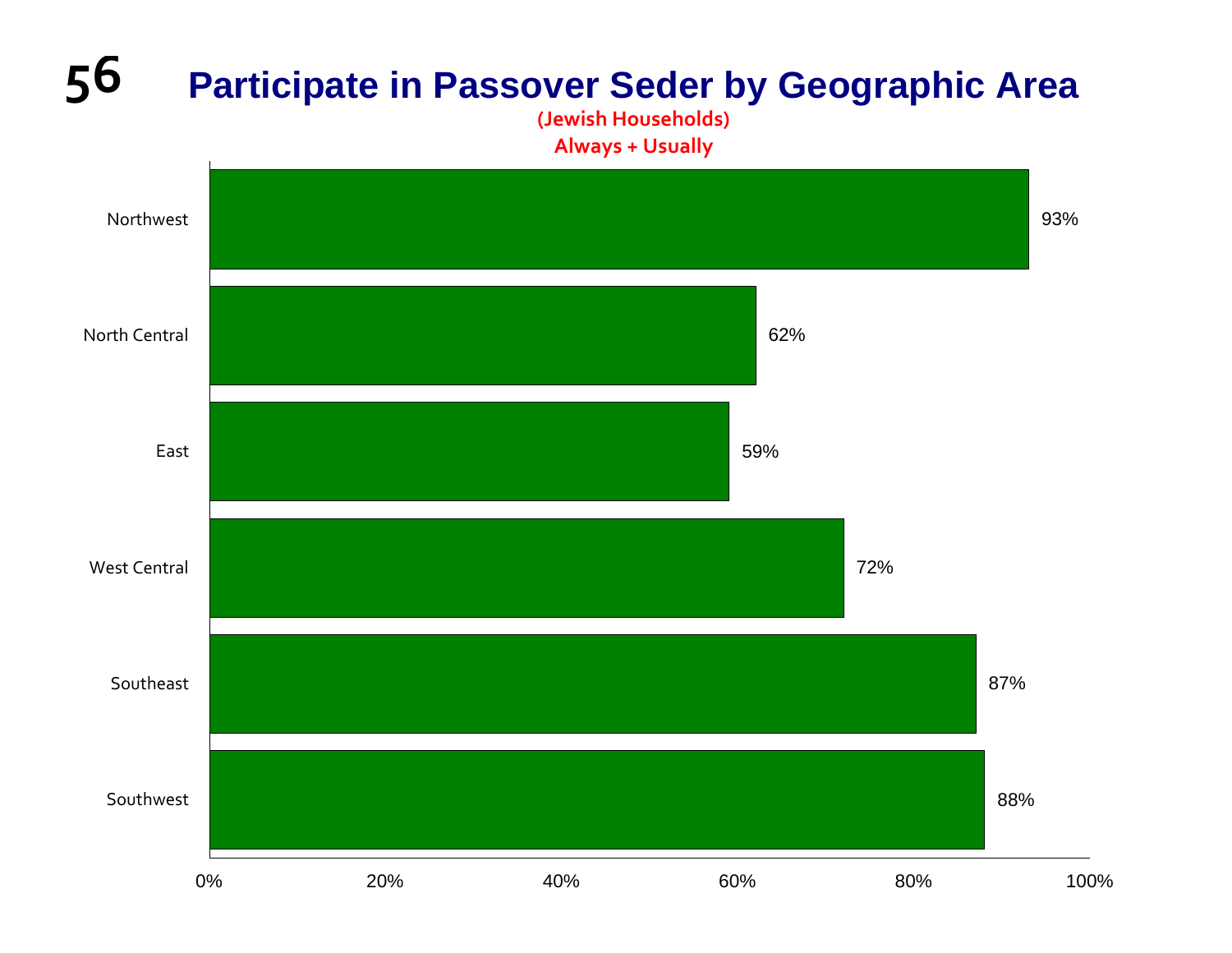# Participate in Passover Seder by Geographic Area

(Jewish Households)

Always + Usually

| Geographic Area | Percent |
|---|---|
| Northwest | 93% |
| North Central | 62% |
| East | 59% |
| West Central | 72% |
| Southeast | 87% |
| Southwest | 88% |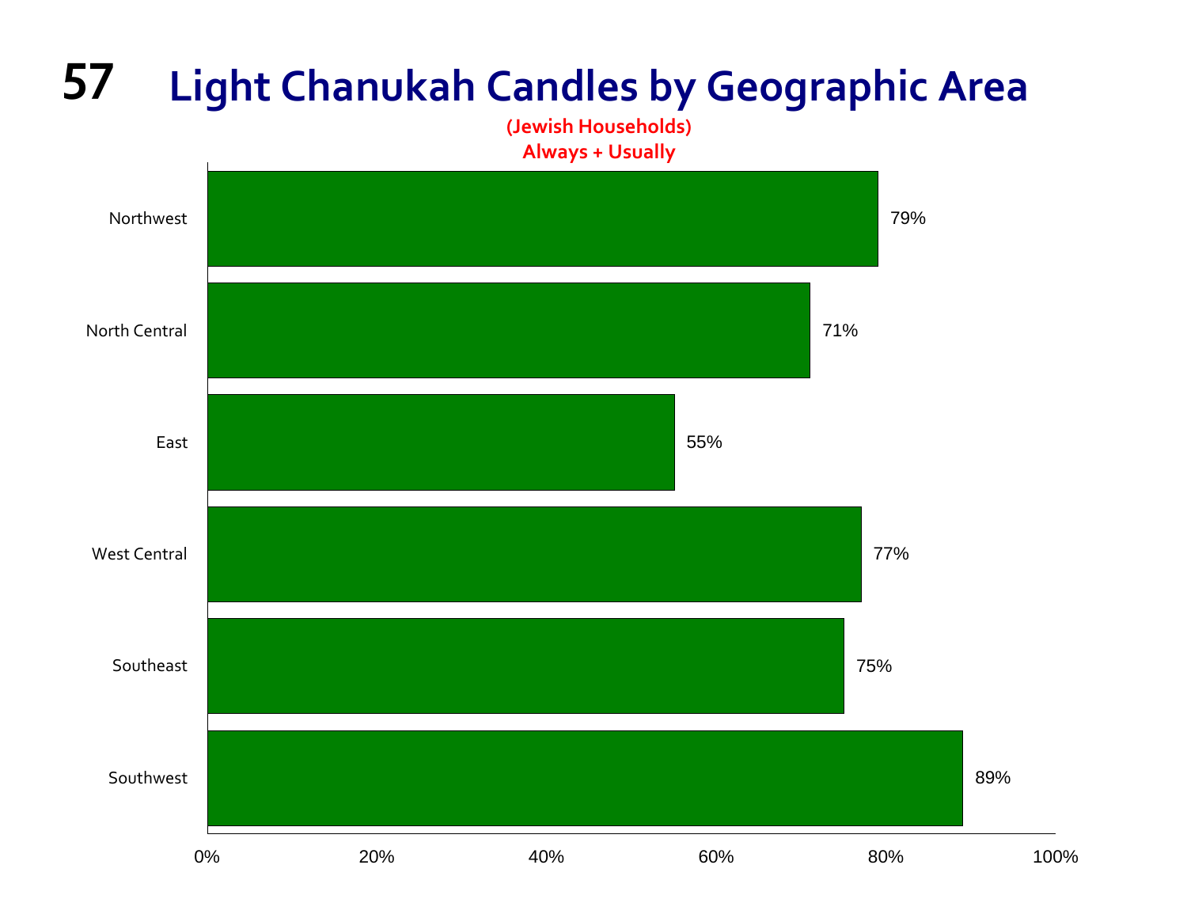# Light Chanukah Candles by Geographic Area

**(Jewish Households)**
**Always + Usually**

| Geographic Area | Percentage |
|---|---|
| Northwest | 79% |
| North Central | 71% |
| East | 55% |
| West Central | 77% |
| Southeast | 75% |
| Southwest | 89% |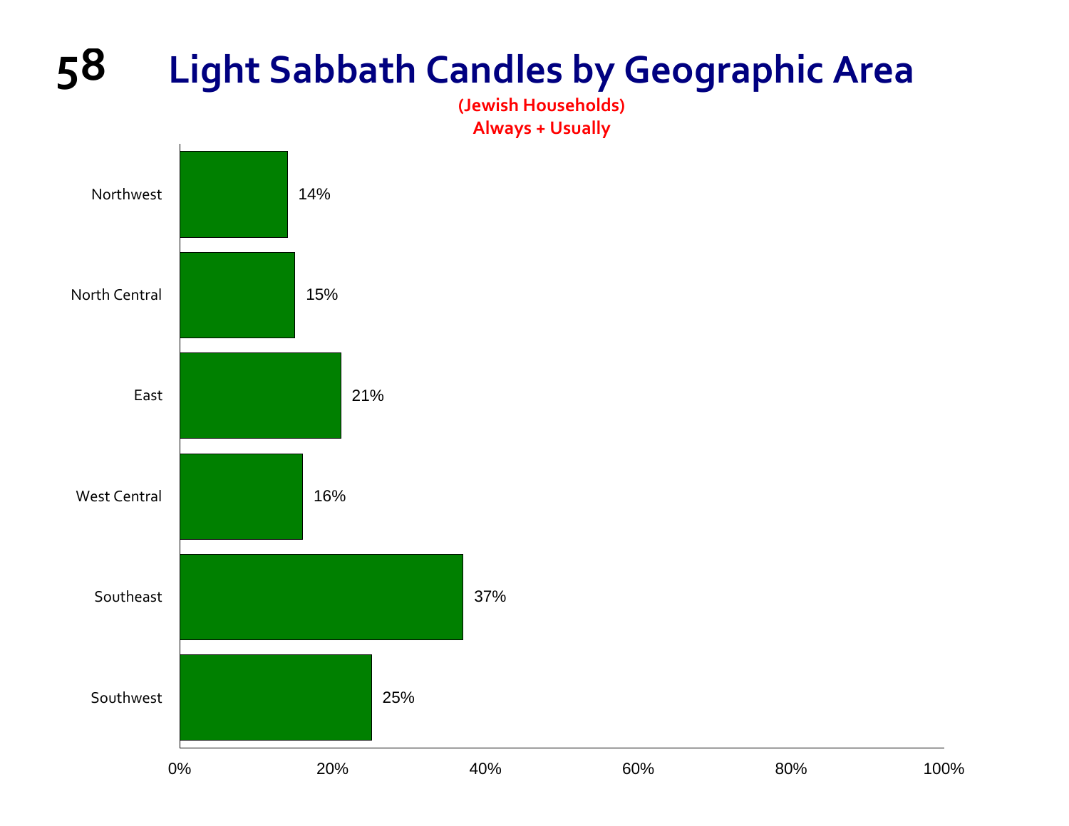# Light Sabbath Candles by Geographic Area

**(Jewish Households)**
**Always + Usually**

| Geographic Area | Percent |
|---|---|
| Northwest | 14% |
| North Central | 15% |
| East | 21% |
| West Central | 16% |
| Southeast | 37% |
| Southwest | 25% |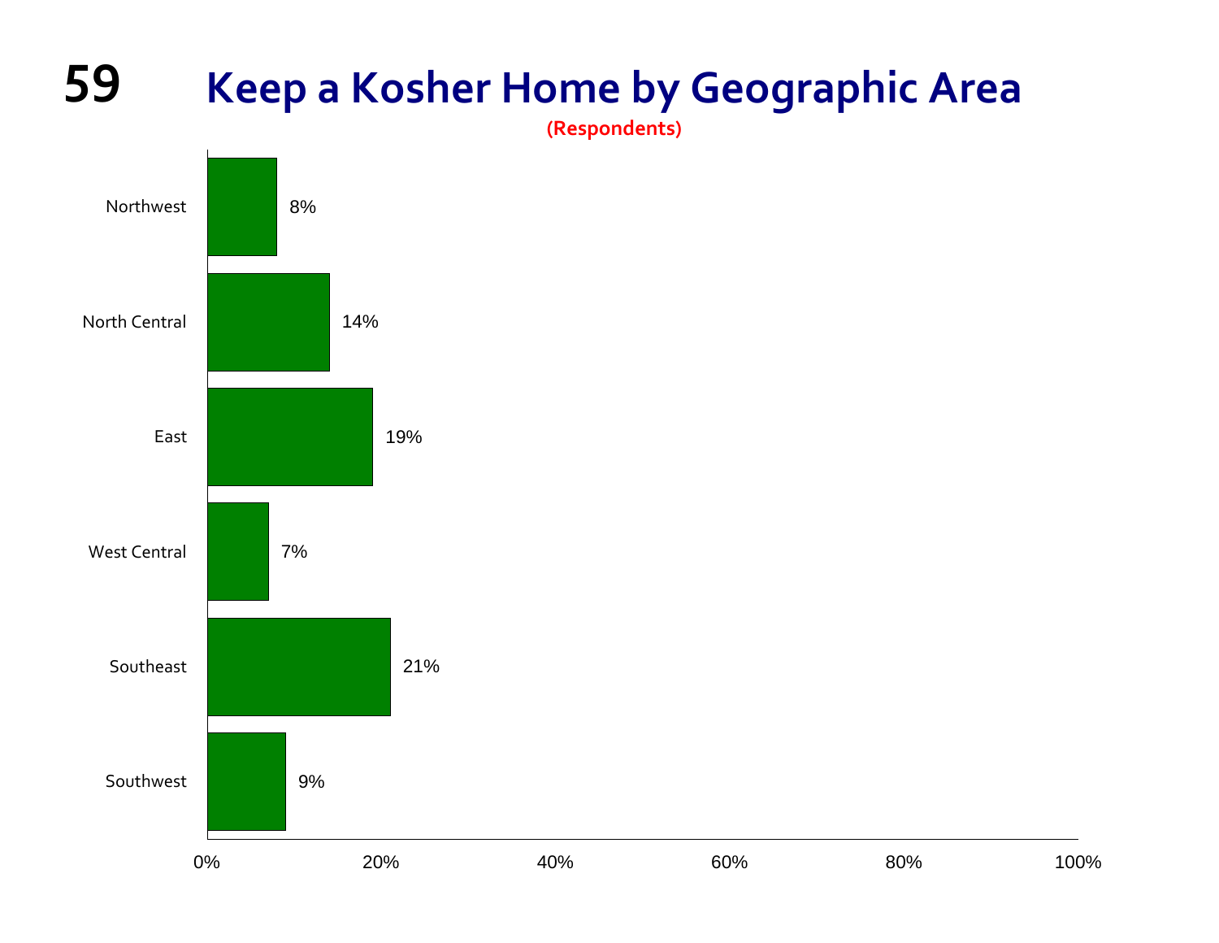# Keep a Kosher Home by Geographic Area

(Respondents)

| Geographic Area | Percent |
|---|---|
| Northwest | 8% |
| North Central | 14% |
| East | 19% |
| West Central | 7% |
| Southeast | 21% |
| Southwest | 9% |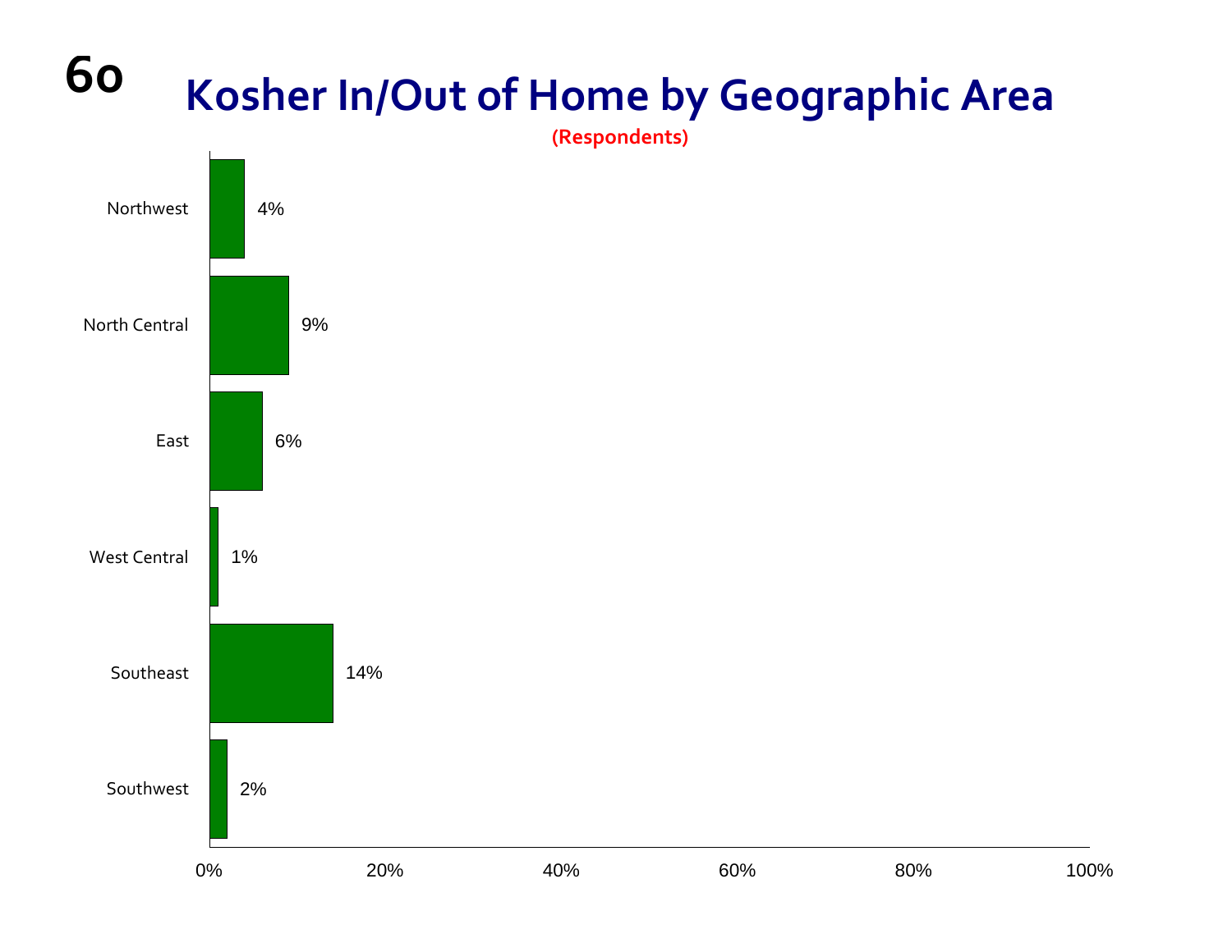# Kosher In/Out of Home by Geographic Area

(Respondents)

| Geographic Area | Percent |
|---|---|
| Northwest | 4% |
| North Central | 9% |
| East | 6% |
| West Central | 1% |
| Southeast | 14% |
| Southwest | 2% |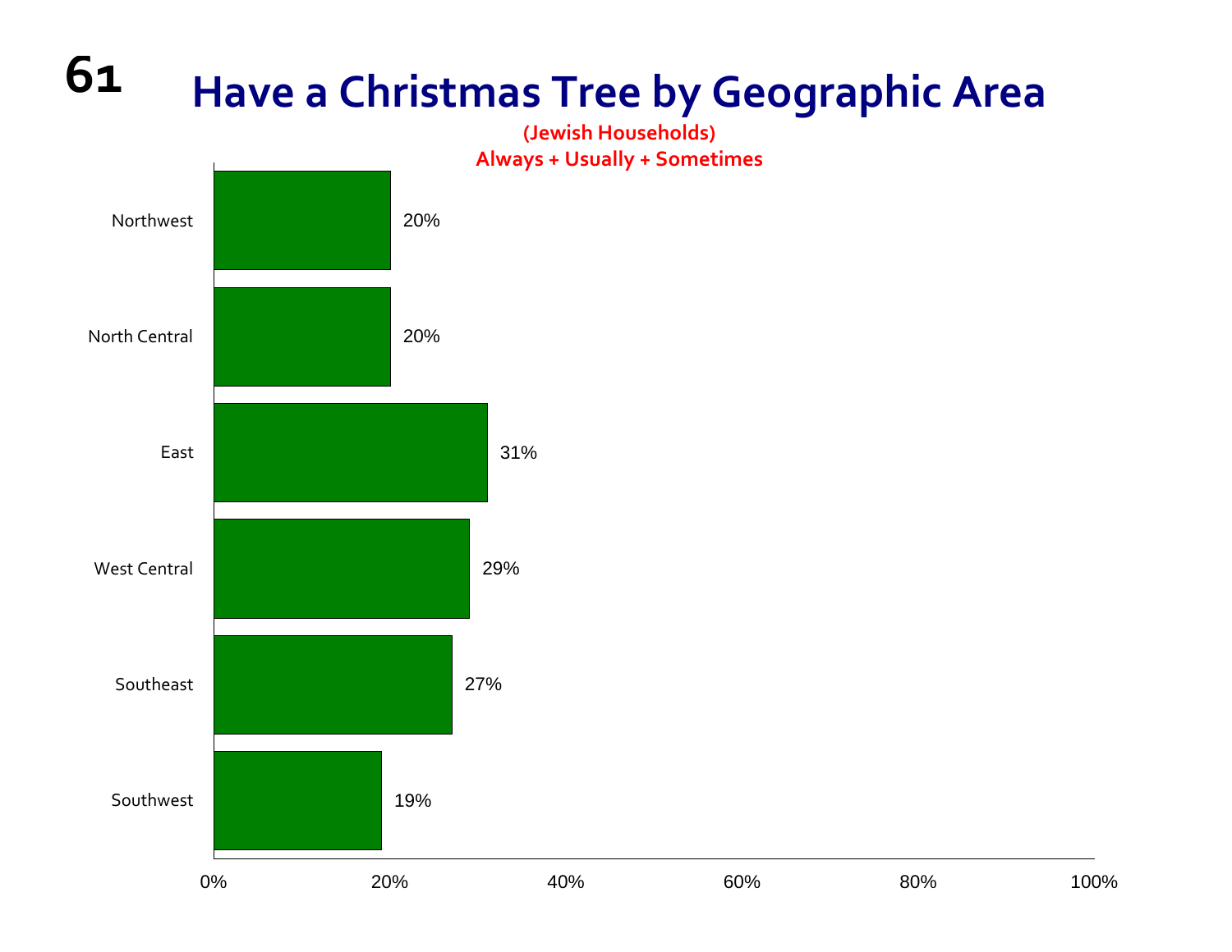# Have a Christmas Tree by Geographic Area

**(Jewish Households)**
**Always + Usually + Sometimes**

| Geographic Area | Percent |
|---|---|
| Northwest | 20% |
| North Central | 20% |
| East | 31% |
| West Central | 29% |
| Southeast | 27% |
| Southwest | 19% |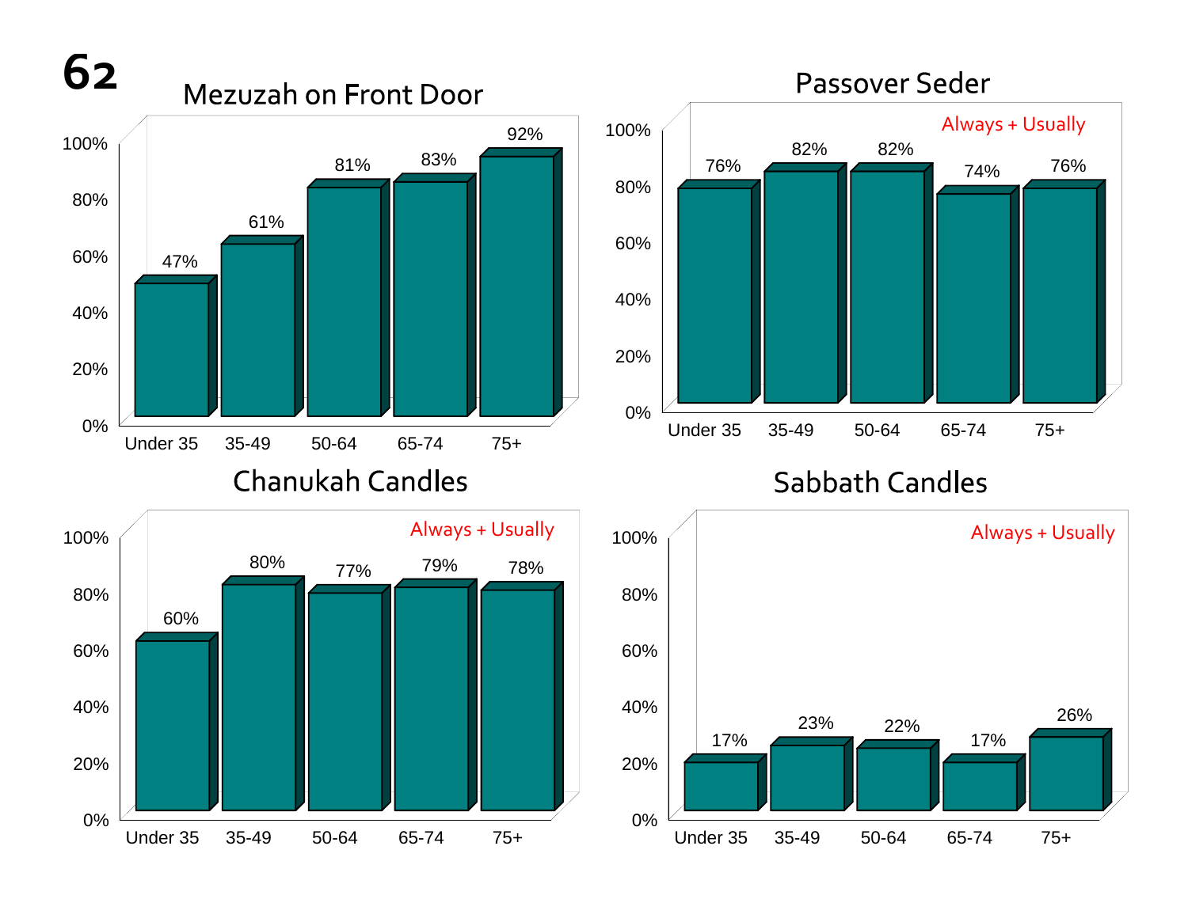## Mezuzah on Front Door

| Age | Percent |
|---|---|
| Under 35 | 47% |
| 35-49 | 61% |
| 50-64 | 81% |
| 65-74 | 83% |
| 75+ | 92% |

## Passover Seder

Always + Usually

| Age | Percent |
|---|---|
| Under 35 | 76% |
| 35-49 | 82% |
| 50-64 | 82% |
| 65-74 | 74% |
| 75+ | 76% |

## Chanukah Candles

Always + Usually

| Age | Percent |
|---|---|
| Under 35 | 60% |
| 35-49 | 80% |
| 50-64 | 77% |
| 65-74 | 79% |
| 75+ | 78% |

## Sabbath Candles

Always + Usually

| Age | Percent |
|---|---|
| Under 35 | 17% |
| 35-49 | 23% |
| 50-64 | 22% |
| 65-74 | 17% |
| 75+ | 26% |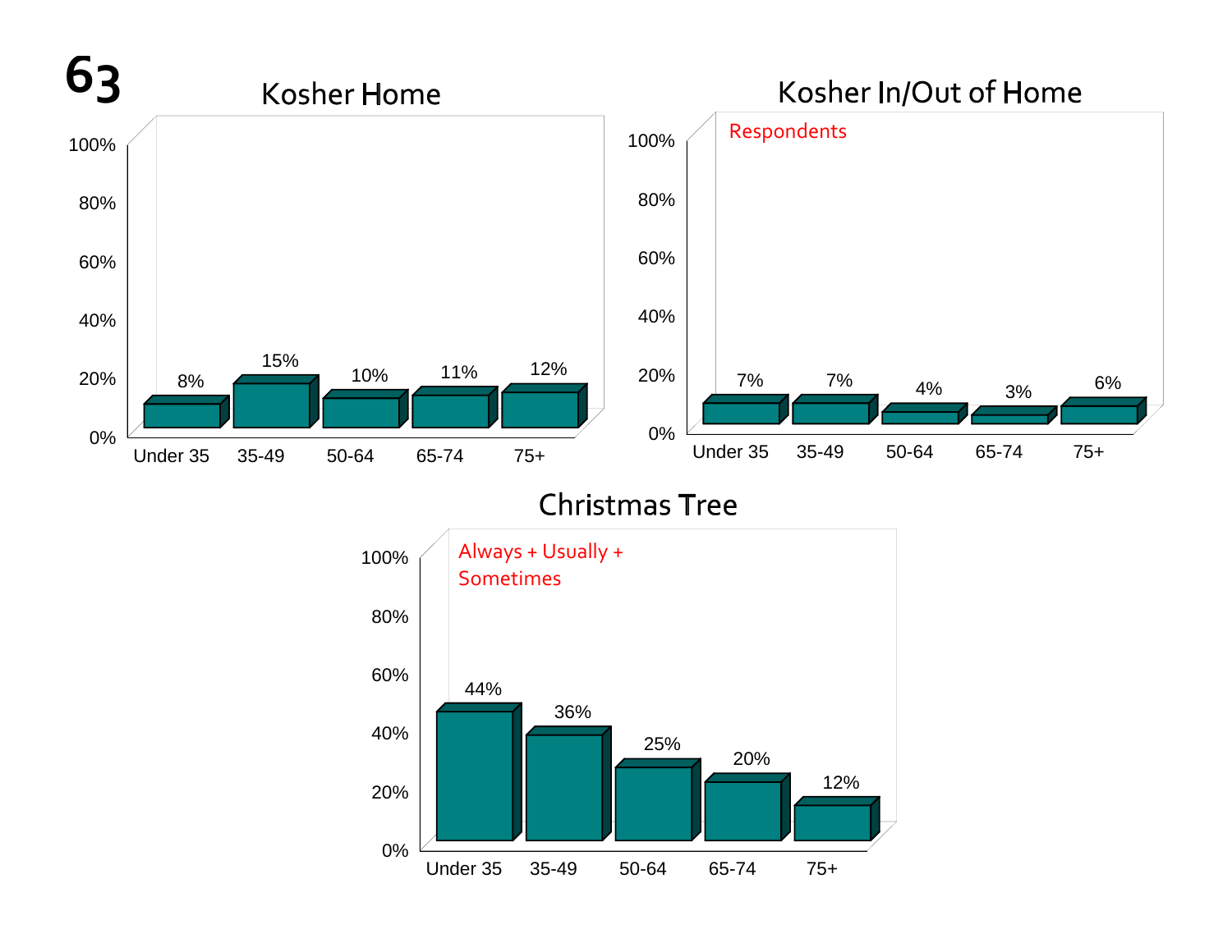## Kosher Home

| Age | Percent |
|---|---|
| Under 35 | 8% |
| 35-49 | 15% |
| 50-64 | 10% |
| 65-74 | 11% |
| 75+ | 12% |

## Kosher In/Out of Home

Respondents

| Age | Percent |
|---|---|
| Under 35 | 7% |
| 35-49 | 7% |
| 50-64 | 4% |
| 65-74 | 3% |
| 75+ | 6% |

## Christmas Tree

Always + Usually + Sometimes

| Age | Percent |
|---|---|
| Under 35 | 44% |
| 35-49 | 36% |
| 50-64 | 25% |
| 65-74 | 20% |
| 75+ | 12% |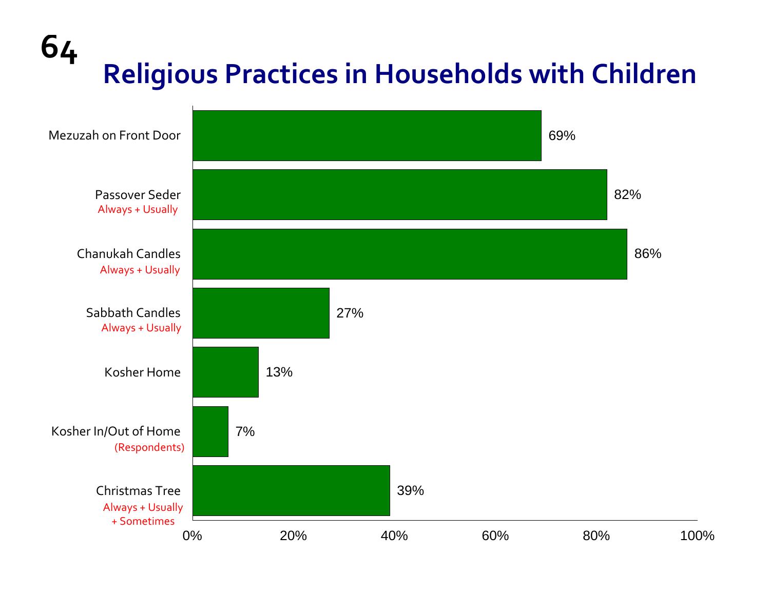# Religious Practices in Households with Children

| Practice | Percentage |
| --- | --- |
| Mezuzah on Front Door | 69% |
| Passover Seder (Always + Usually) | 82% |
| Chanukah Candles (Always + Usually) | 86% |
| Sabbath Candles (Always + Usually) | 27% |
| Kosher Home | 13% |
| Kosher In/Out of Home (Respondents) | 7% |
| Christmas Tree (Always + Usually + Sometimes) | 39% |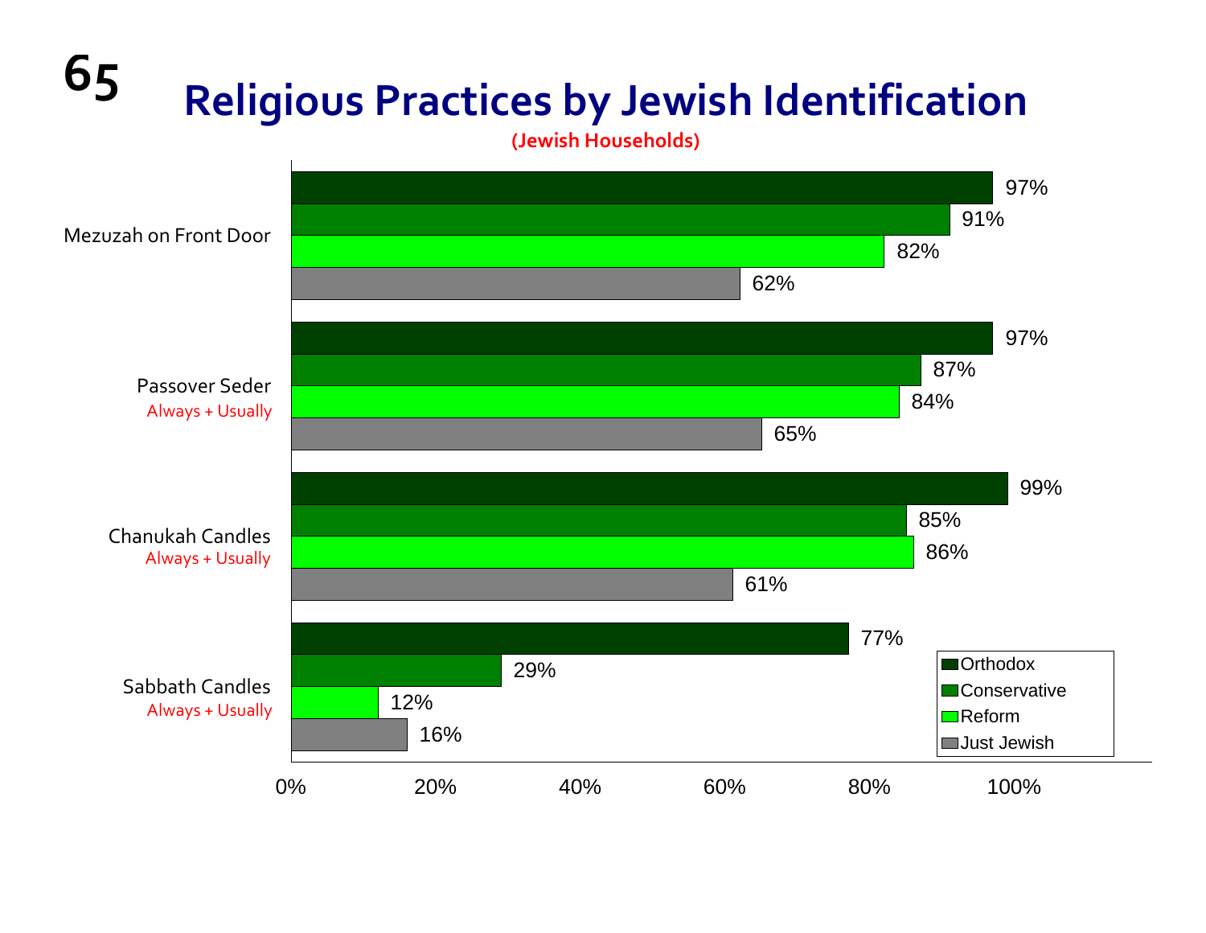# Religious Practices by Jewish Identification

(Jewish Households)

| | Orthodox | Conservative | Reform | Just Jewish |
|---|---|---|---|---|
| Mezuzah on Front Door | 97% | 91% | 82% | 62% |
| Passover Seder Always + Usually | 97% | 87% | 84% | 65% |
| Chanukah Candles Always + Usually | 99% | 85% | 86% | 61% |
| Sabbath Candles Always + Usually | 77% | 29% | 12% | 16% |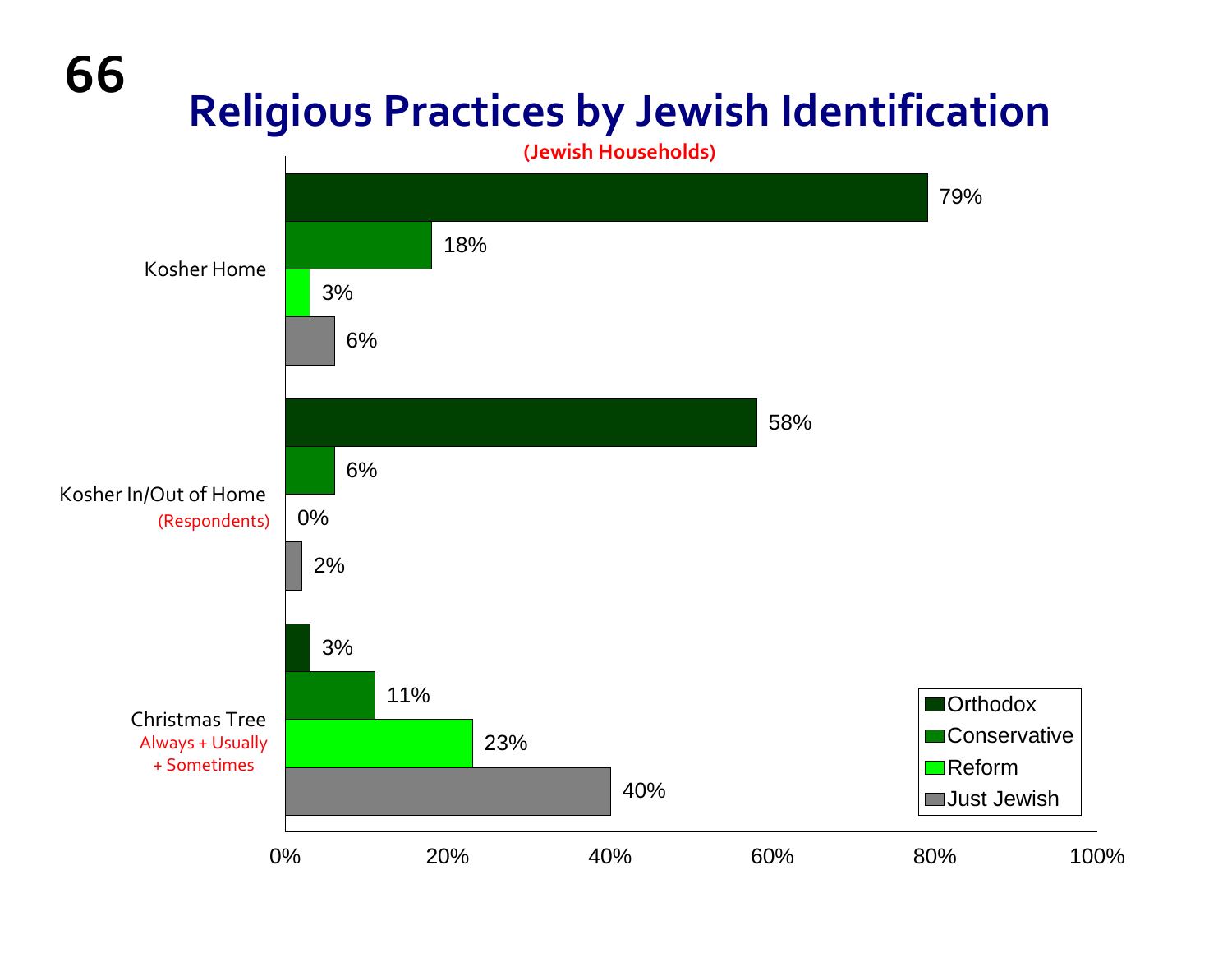# Religious Practices by Jewish Identification

**(Jewish Households)**

| | Orthodox | Conservative | Reform | Just Jewish |
|---|---|---|---|---|
| Kosher Home | 79% | 18% | 3% | 6% |
| Kosher In/Out of Home (Respondents) | 58% | 6% | 0% | 2% |
| Christmas Tree Always + Usually + Sometimes | 3% | 11% | 23% | 40% |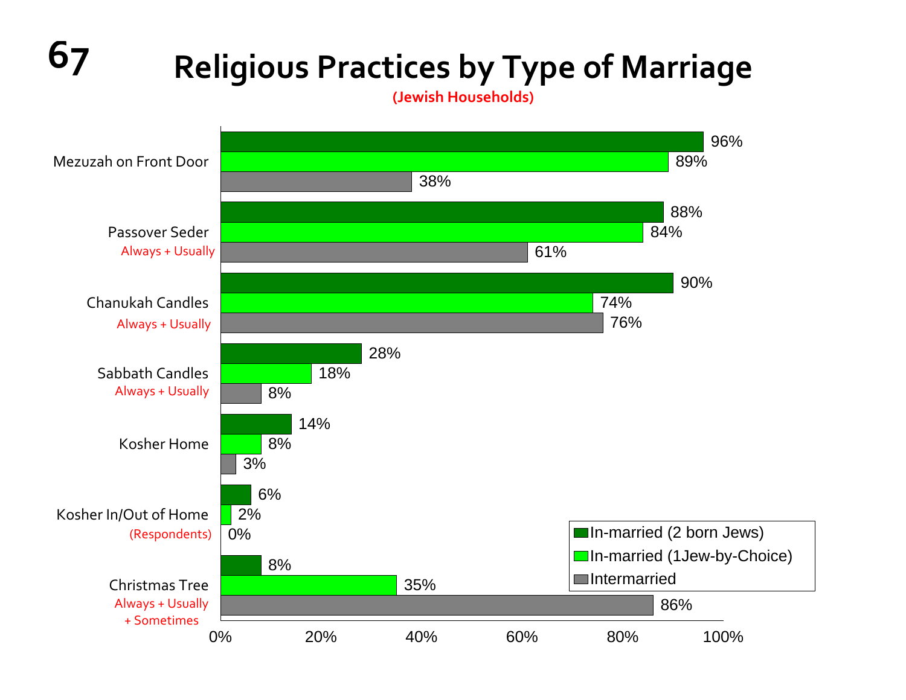# Religious Practices by Type of Marriage

**(Jewish Households)**

| Practice | In-married (2 born Jews) | In-married (1Jew-by-Choice) | Intermarried |
|---|---|---|---|
| Mezuzah on Front Door | 96% | 89% | 38% |
| Passover Seder (Always + Usually) | 88% | 84% | 61% |
| Chanukah Candles (Always + Usually) | 90% | 74% | 76% |
| Sabbath Candles (Always + Usually) | 28% | 18% | 8% |
| Kosher Home | 14% | 8% | 3% |
| Kosher In/Out of Home (Respondents) | 6% | 2% | 0% |
| Christmas Tree (Always + Usually + Sometimes) | 8% | 35% | 86% |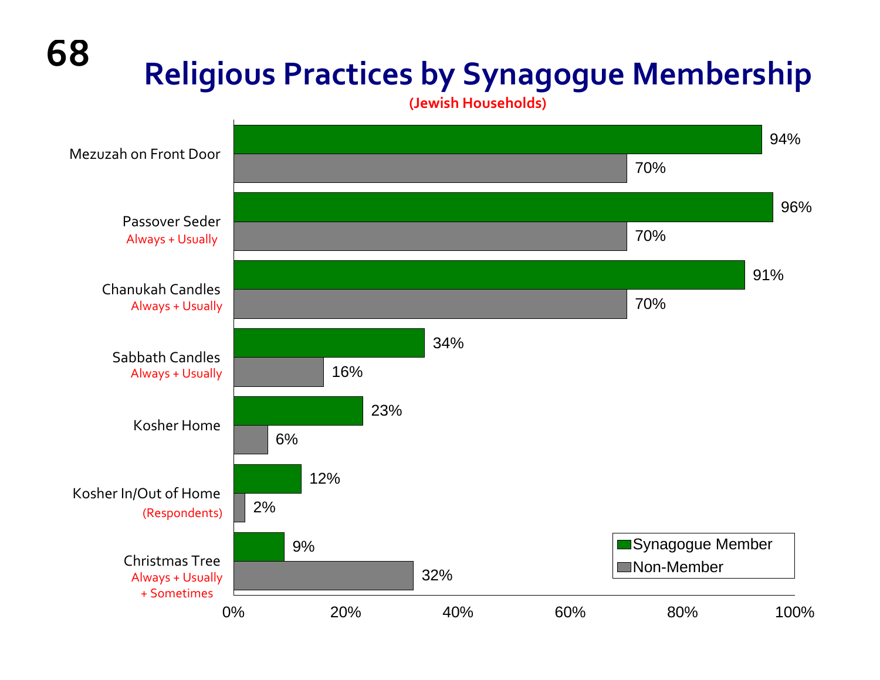# Religious Practices by Synagogue Membership

(Jewish Households)

| Practice | Synagogue Member | Non-Member |
|---|---|---|
| Mezuzah on Front Door | 94% | 70% |
| Passover Seder (Always + Usually) | 96% | 70% |
| Chanukah Candles (Always + Usually) | 91% | 70% |
| Sabbath Candles (Always + Usually) | 34% | 16% |
| Kosher Home | 23% | 6% |
| Kosher In/Out of Home (Respondents) | 12% | 2% |
| Christmas Tree (Always + Usually + Sometimes) | 9% | 32% |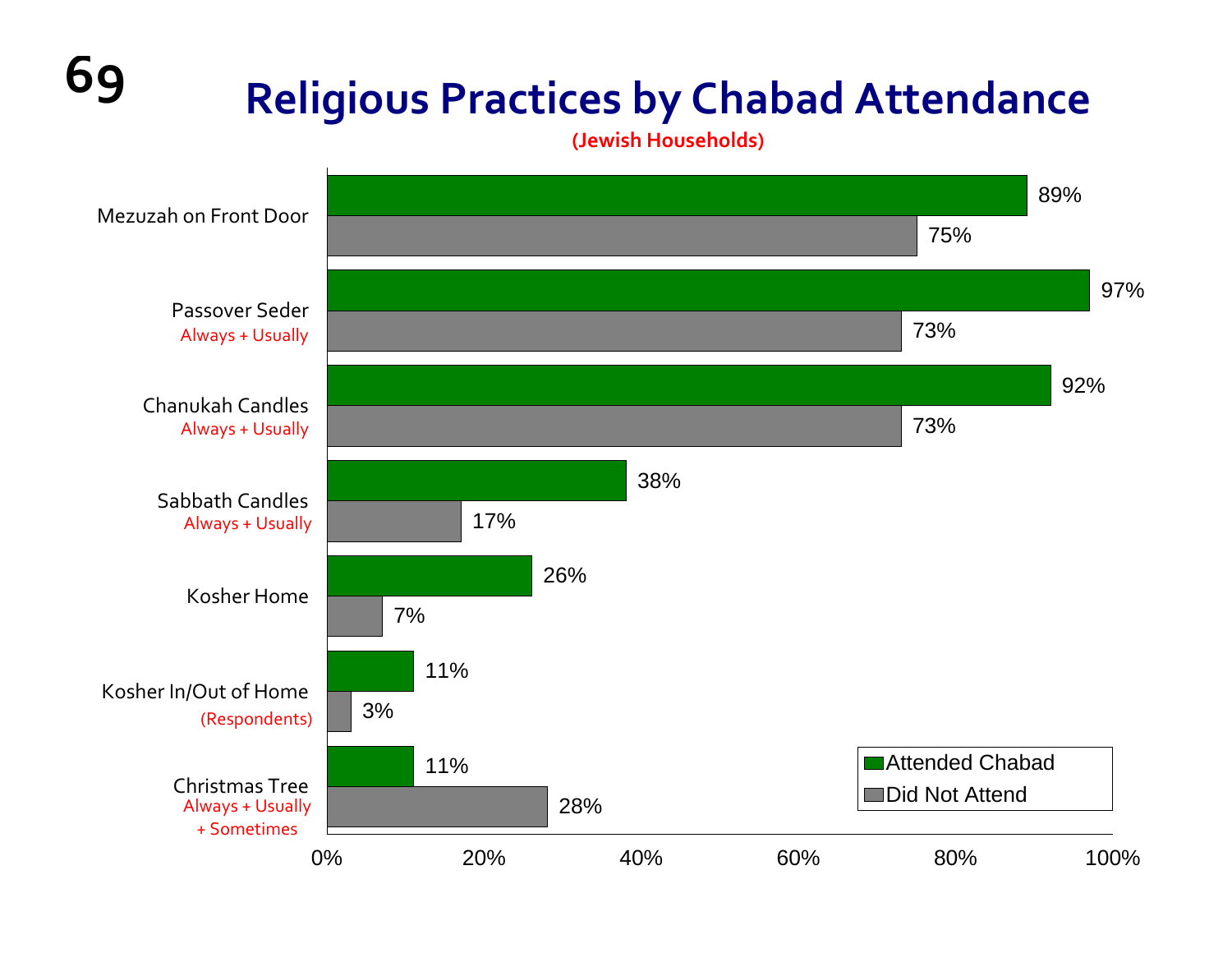# Religious Practices by Chabad Attendance

**(Jewish Households)**

| Practice | Attended Chabad | Did Not Attend |
|---|---|---|
| Mezuzah on Front Door | 89% | 75% |
| Passover Seder (Always + Usually) | 97% | 73% |
| Chanukah Candles (Always + Usually) | 92% | 73% |
| Sabbath Candles (Always + Usually) | 38% | 17% |
| Kosher Home | 26% | 7% |
| Kosher In/Out of Home (Respondents) | 11% | 3% |
| Christmas Tree (Always + Usually + Sometimes) | 11% | 28% |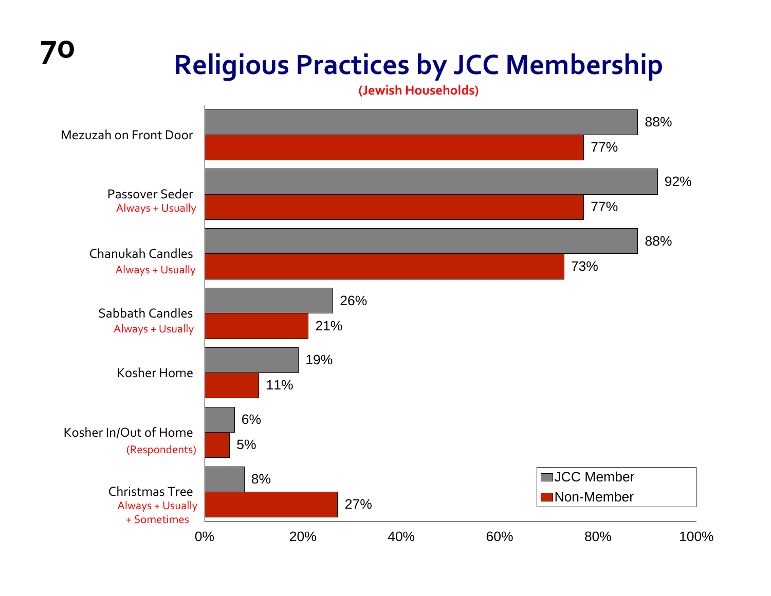# Religious Practices by JCC Membership

(Jewish Households)

| Practice | JCC Member | Non-Member |
|---|---|---|
| Mezuzah on Front Door | 88% | 77% |
| Passover Seder (Always + Usually) | 92% | 77% |
| Chanukah Candles (Always + Usually) | 88% | 73% |
| Sabbath Candles (Always + Usually) | 26% | 21% |
| Kosher Home | 19% | 11% |
| Kosher In/Out of Home (Respondents) | 6% | 5% |
| Christmas Tree (Always + Usually + Sometimes) | 8% | 27% |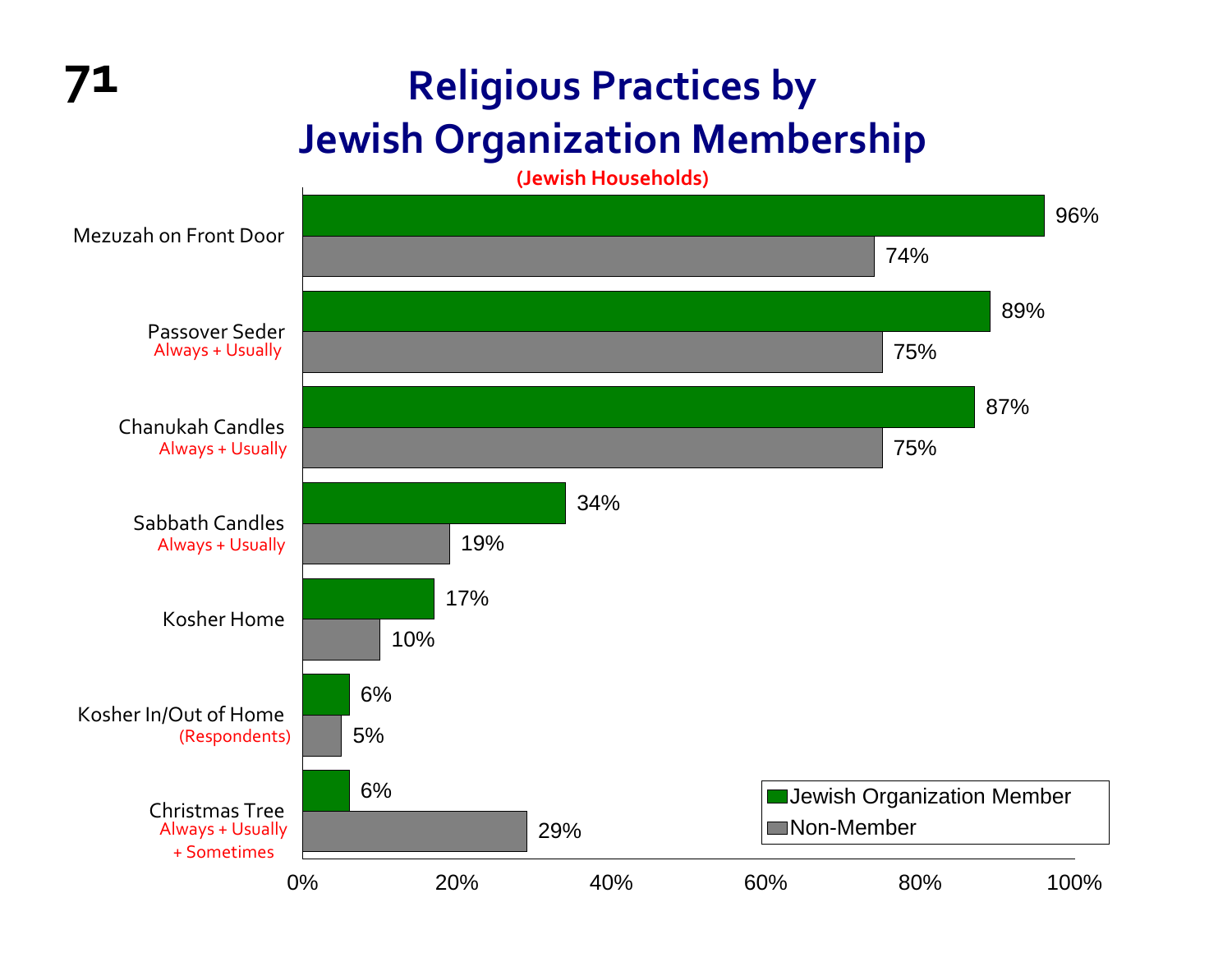# Religious Practices by Jewish Organization Membership

**(Jewish Households)**

| Practice | Jewish Organization Member | Non-Member |
|---|---|---|
| Mezuzah on Front Door | 96% | 74% |
| Passover Seder (Always + Usually) | 89% | 75% |
| Chanukah Candles (Always + Usually) | 87% | 75% |
| Sabbath Candles (Always + Usually) | 34% | 19% |
| Kosher Home | 17% | 10% |
| Kosher In/Out of Home (Respondents) | 6% | 5% |
| Christmas Tree (Always + Usually + Sometimes) | 6% | 29% |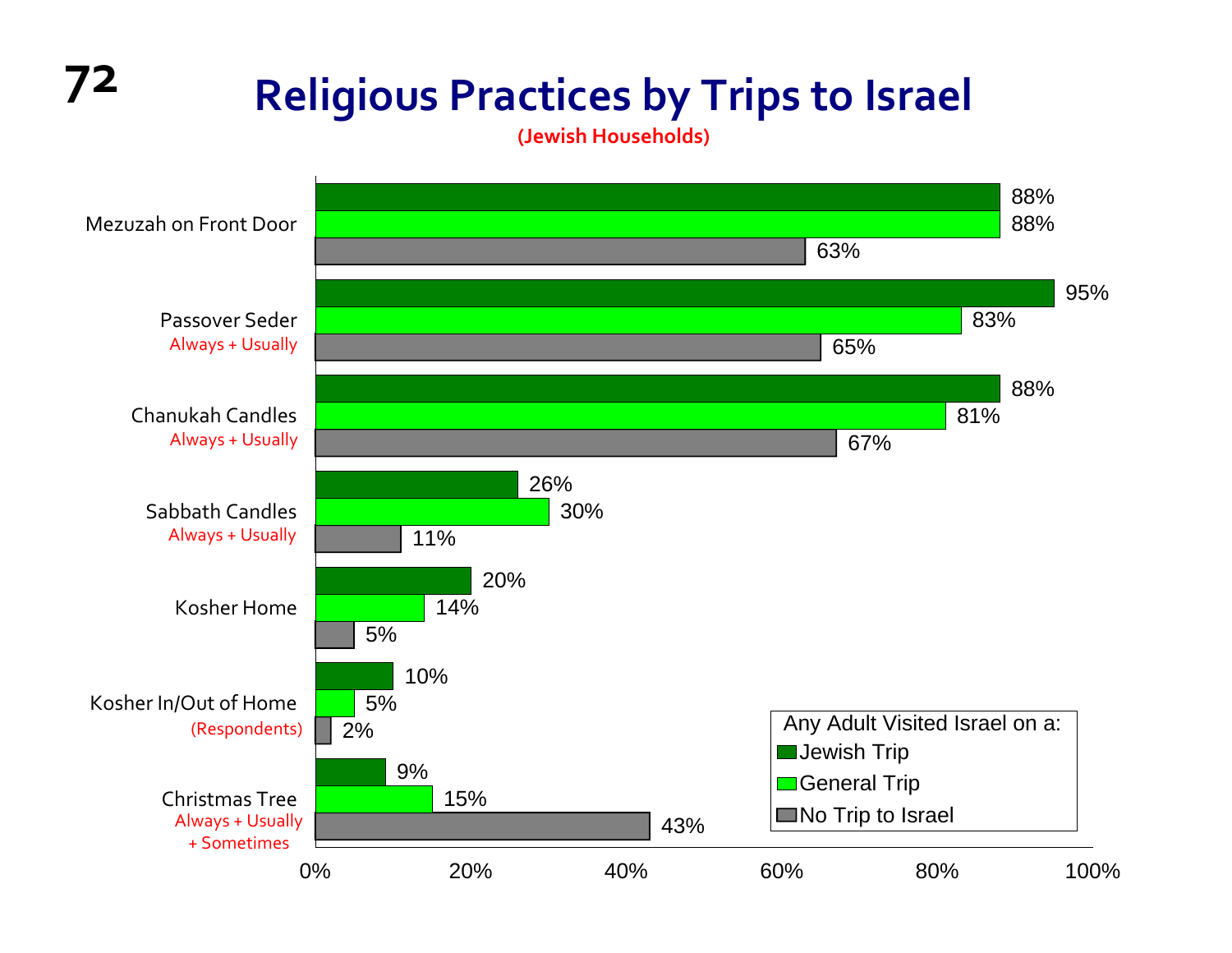# Religious Practices by Trips to Israel

(Jewish Households)

| Practice | Jewish Trip | General Trip | No Trip to Israel |
|---|---|---|---|
| Mezuzah on Front Door | 88% | 88% | 63% |
| Passover Seder (Always + Usually) | 95% | 83% | 65% |
| Chanukah Candles (Always + Usually) | 88% | 81% | 67% |
| Sabbath Candles (Always + Usually) | 26% | 30% | 11% |
| Kosher Home | 20% | 14% | 5% |
| Kosher In/Out of Home (Respondents) | 10% | 5% | 2% |
| Christmas Tree (Always + Usually + Sometimes) | 9% | 15% | 43% |

Any Adult Visited Israel on a: Jewish Trip, General Trip, No Trip to Israel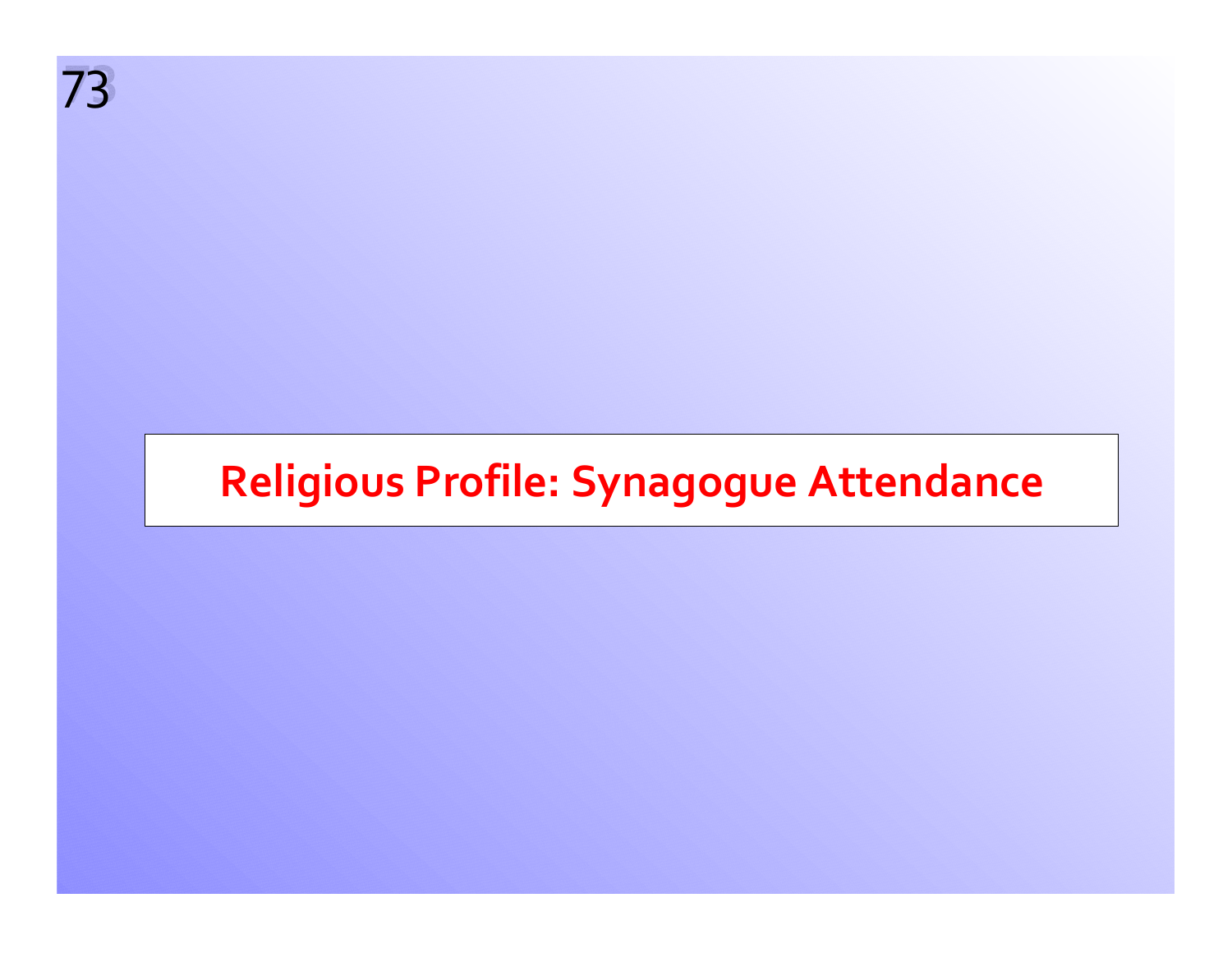# Religious Profile: Synagogue Attendance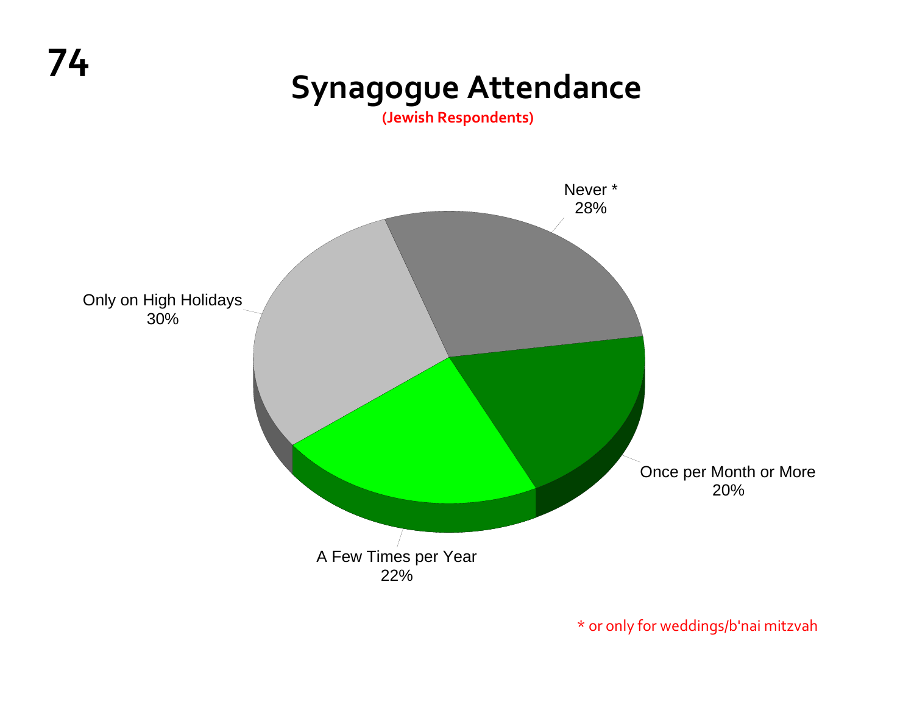# Synagogue Attendance

**(Jewish Respondents)**

Never *
28%

Only on High Holidays
30%

Once per Month or More
20%

A Few Times per Year
22%

* or only for weddings/b'nai mitzvah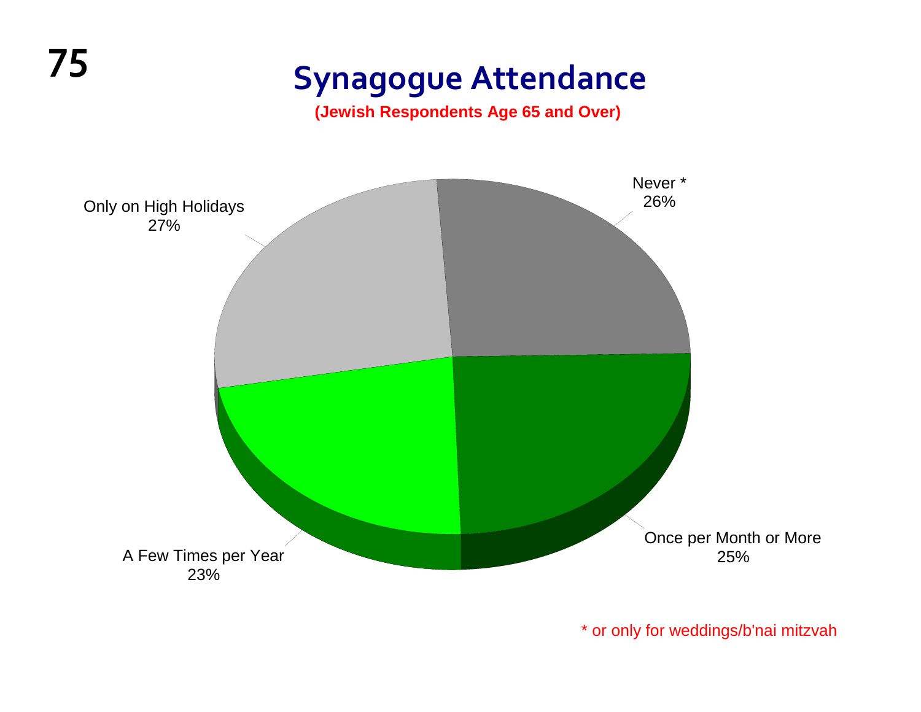# Synagogue Attendance

**(Jewish Respondents Age 65 and Over)**

| Category | Percentage |
|---|---|
| Never * | 26% |
| Once per Month or More | 25% |
| A Few Times per Year | 23% |
| Only on High Holidays | 27% |

\* or only for weddings/b'nai mitzvah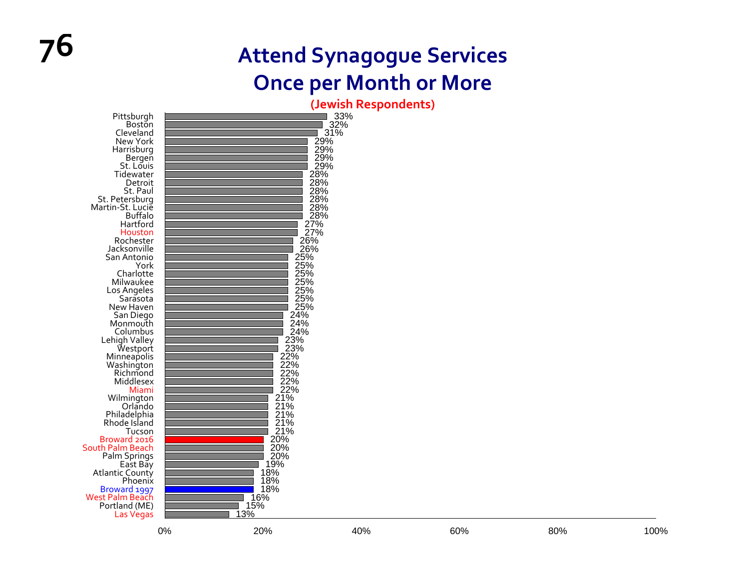# Attend Synagogue Services Once per Month or More

**(Jewish Respondents)**

| Community | Percentage |
|---|---|
| Pittsburgh | 33% |
| Boston | 32% |
| Cleveland | 31% |
| New York | 29% |
| Harrisburg | 29% |
| Bergen | 29% |
| St. Louis | 29% |
| Tidewater | 28% |
| Detroit | 28% |
| St. Paul | 28% |
| St. Petersburg | 28% |
| Martin-St. Lucie | 28% |
| Buffalo | 28% |
| Hartford | 27% |
| Houston | 27% |
| Rochester | 26% |
| Jacksonville | 26% |
| San Antonio | 25% |
| York | 25% |
| Charlotte | 25% |
| Milwaukee | 25% |
| Los Angeles | 25% |
| Sarasota | 25% |
| New Haven | 25% |
| San Diego | 24% |
| Monmouth | 24% |
| Columbus | 24% |
| Lehigh Valley | 23% |
| Westport | 23% |
| Minneapolis | 22% |
| Washington | 22% |
| Richmond | 22% |
| Middlesex | 22% |
| Miami | 22% |
| Wilmington | 21% |
| Orlando | 21% |
| Philadelphia | 21% |
| Rhode Island | 21% |
| Tucson | 21% |
| Broward 2016 | 20% |
| South Palm Beach | 20% |
| Palm Springs | 20% |
| East Bay | 19% |
| Atlantic County | 18% |
| Phoenix | 18% |
| Broward 1997 | 18% |
| West Palm Beach | 16% |
| Portland (ME) | 15% |
| Las Vegas | 13% |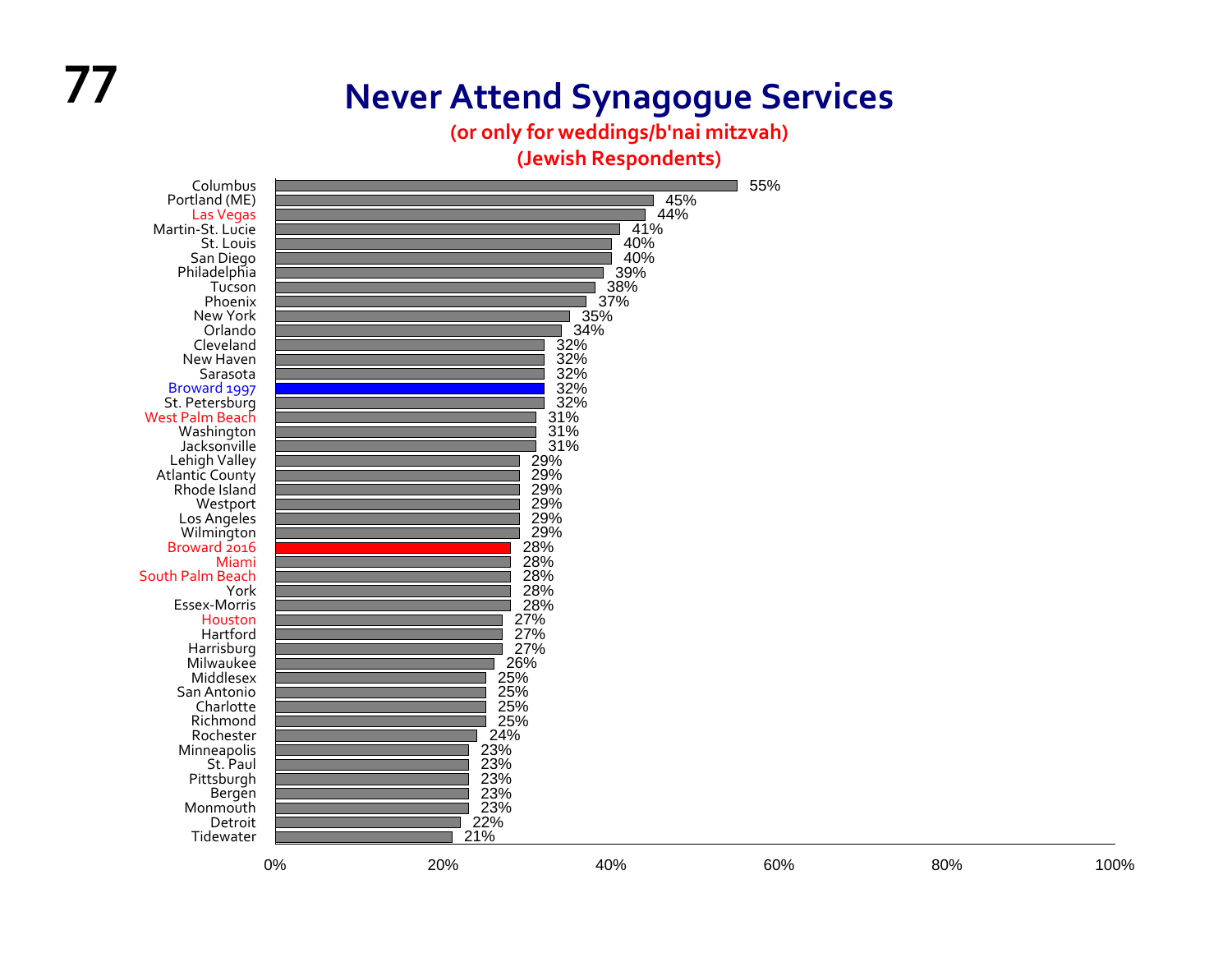# Never Attend Synagogue Services

**(or only for weddings/b'nai mitzvah)**

**(Jewish Respondents)**

| Community | Percentage |
|---|---|
| Columbus | 55% |
| Portland (ME) | 45% |
| Las Vegas | 44% |
| Martin-St. Lucie | 41% |
| St. Louis | 40% |
| San Diego | 40% |
| Philadelphia | 39% |
| Tucson | 38% |
| Phoenix | 37% |
| New York | 35% |
| Orlando | 34% |
| Cleveland | 32% |
| New Haven | 32% |
| Sarasota | 32% |
| Broward 1997 | 32% |
| St. Petersburg | 32% |
| West Palm Beach | 31% |
| Washington | 31% |
| Jacksonville | 31% |
| Lehigh Valley | 29% |
| Atlantic County | 29% |
| Rhode Island | 29% |
| Westport | 29% |
| Los Angeles | 29% |
| Wilmington | 29% |
| Broward 2016 | 28% |
| Miami | 28% |
| South Palm Beach | 28% |
| York | 28% |
| Essex-Morris | 28% |
| Houston | 27% |
| Hartford | 27% |
| Harrisburg | 27% |
| Milwaukee | 26% |
| Middlesex | 25% |
| San Antonio | 25% |
| Charlotte | 25% |
| Richmond | 25% |
| Rochester | 24% |
| Minneapolis | 23% |
| St. Paul | 23% |
| Pittsburgh | 23% |
| Bergen | 23% |
| Monmouth | 23% |
| Detroit | 22% |
| Tidewater | 21% |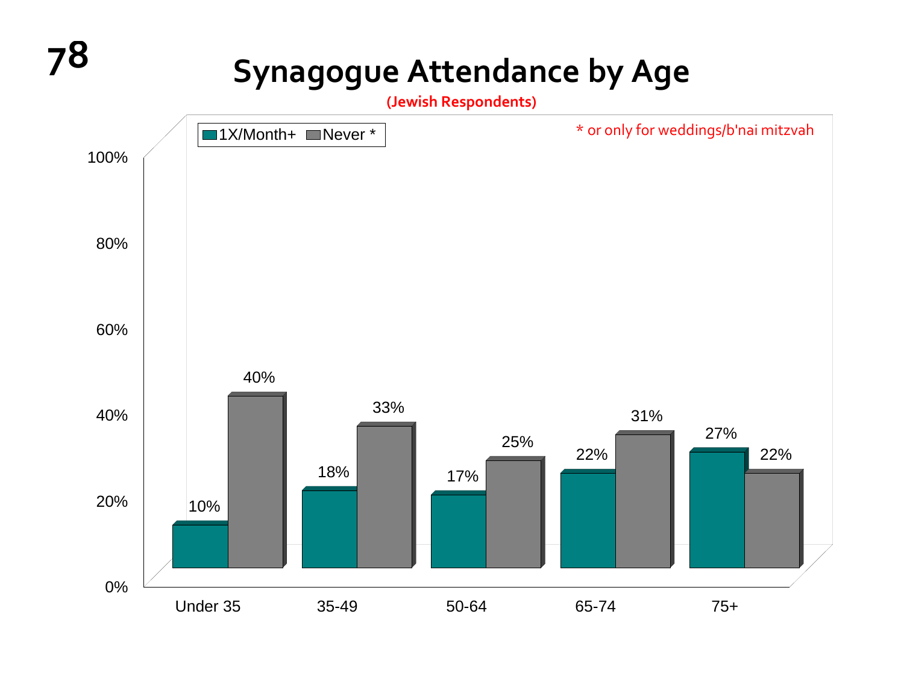# Synagogue Attendance by Age

**(Jewish Respondents)**

\* or only for weddings/b'nai mitzvah

| Age | 1X/Month+ | Never * |
|---|---|---|
| Under 35 | 10% | 40% |
| 35-49 | 18% | 33% |
| 50-64 | 17% | 25% |
| 65-74 | 22% | 31% |
| 75+ | 27% | 22% |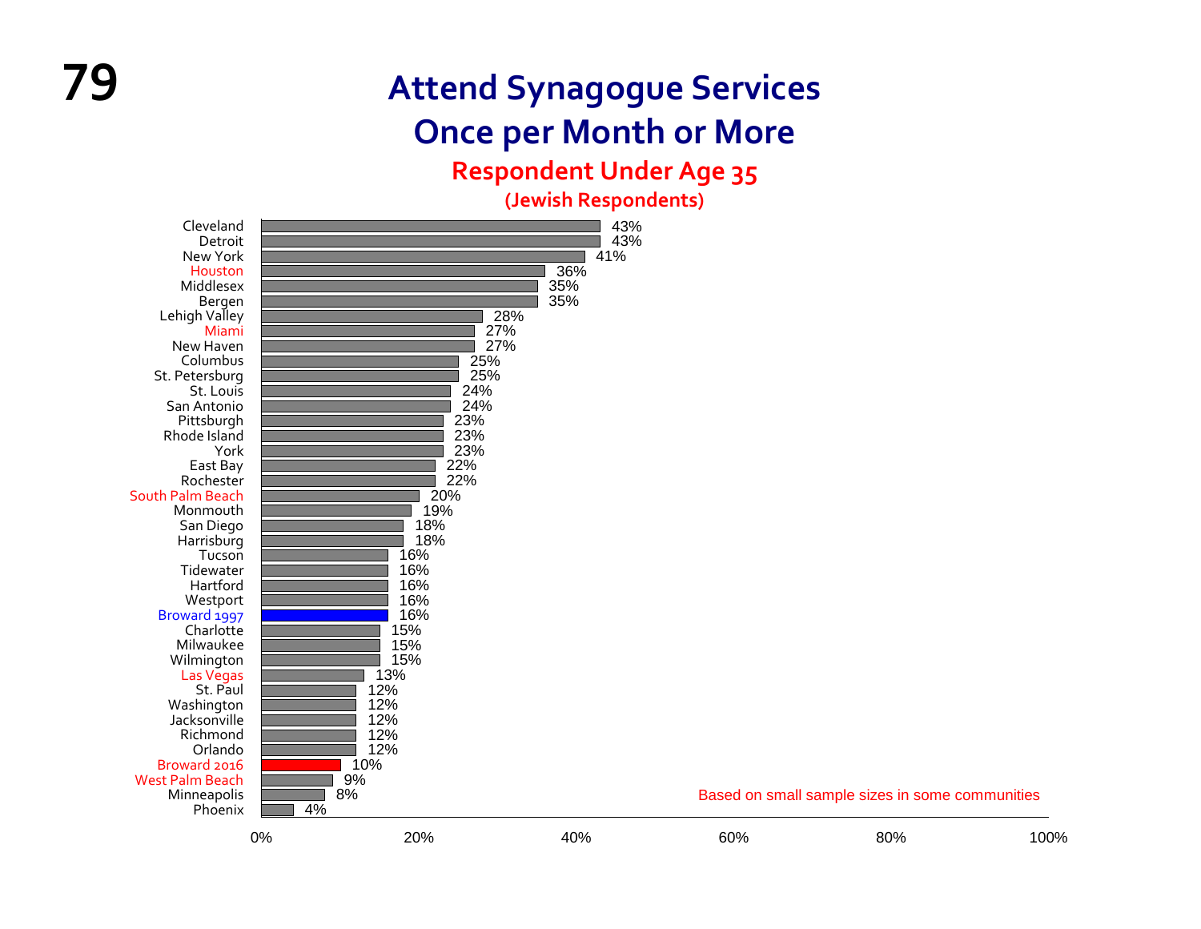# Attend Synagogue Services Once per Month or More

## Respondent Under Age 35

### (Jewish Respondents)

| Community | Percent |
|---|---|
| Cleveland | 43% |
| Detroit | 43% |
| New York | 41% |
| Houston | 36% |
| Middlesex | 35% |
| Bergen | 35% |
| Lehigh Valley | 28% |
| Miami | 27% |
| New Haven | 27% |
| Columbus | 25% |
| St. Petersburg | 25% |
| St. Louis | 24% |
| San Antonio | 24% |
| Pittsburgh | 23% |
| Rhode Island | 23% |
| York | 23% |
| East Bay | 22% |
| Rochester | 22% |
| South Palm Beach | 20% |
| Monmouth | 19% |
| San Diego | 18% |
| Harrisburg | 18% |
| Tucson | 16% |
| Tidewater | 16% |
| Hartford | 16% |
| Westport | 16% |
| Broward 1997 | 16% |
| Charlotte | 15% |
| Milwaukee | 15% |
| Wilmington | 15% |
| Las Vegas | 13% |
| St. Paul | 12% |
| Washington | 12% |
| Jacksonville | 12% |
| Richmond | 12% |
| Orlando | 12% |
| Broward 2016 | 10% |
| West Palm Beach | 9% |
| Minneapolis | 8% |
| Phoenix | 4% |

Based on small sample sizes in some communities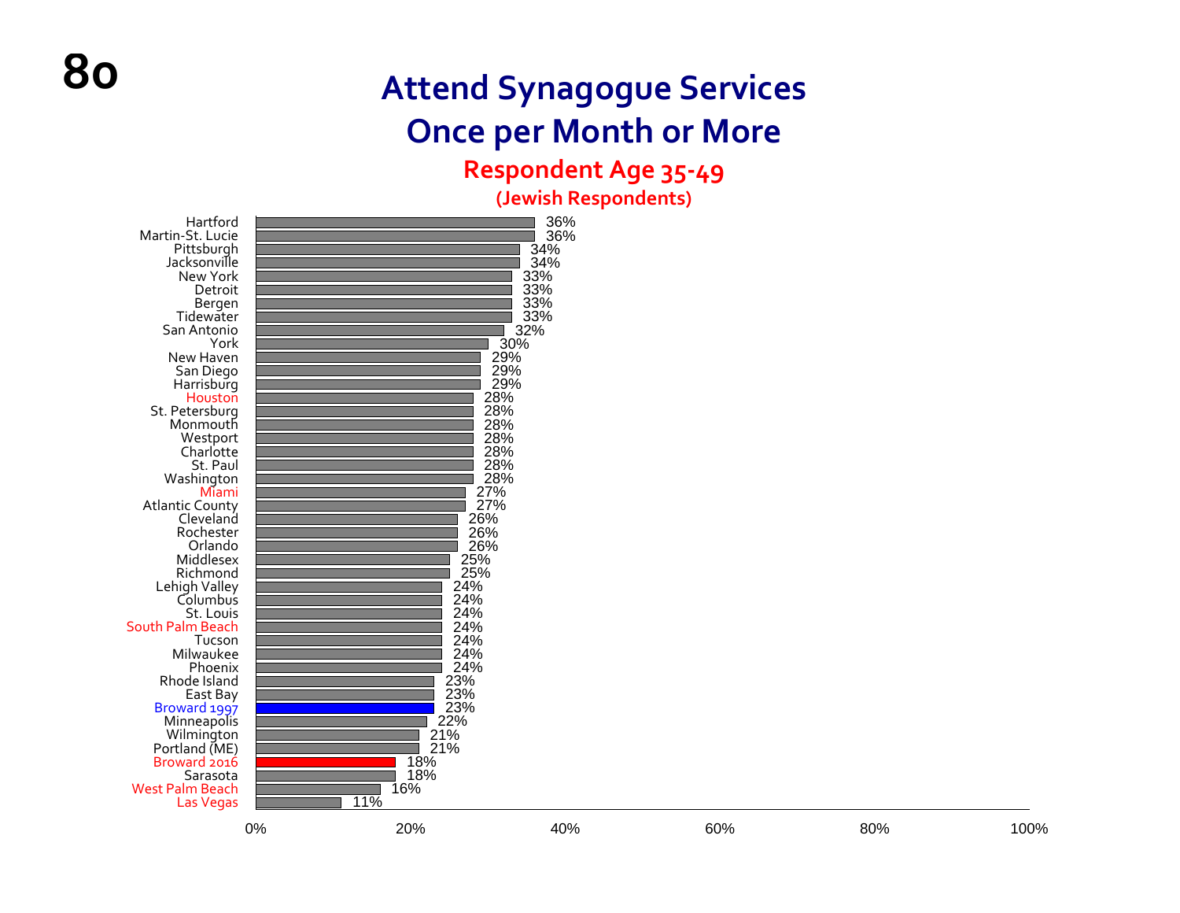# Attend Synagogue Services Once per Month or More

## Respondent Age 35-49

### (Jewish Respondents)

| Community | Percentage |
| --- | --- |
| Hartford | 36% |
| Martin-St. Lucie | 36% |
| Pittsburgh | 34% |
| Jacksonville | 34% |
| New York | 33% |
| Detroit | 33% |
| Bergen | 33% |
| Tidewater | 33% |
| San Antonio | 32% |
| York | 30% |
| New Haven | 29% |
| San Diego | 29% |
| Harrisburg | 29% |
| Houston | 28% |
| St. Petersburg | 28% |
| Monmouth | 28% |
| Westport | 28% |
| Charlotte | 28% |
| St. Paul | 28% |
| Washington | 28% |
| Miami | 27% |
| Atlantic County | 27% |
| Cleveland | 26% |
| Rochester | 26% |
| Orlando | 26% |
| Middlesex | 25% |
| Richmond | 25% |
| Lehigh Valley | 24% |
| Columbus | 24% |
| St. Louis | 24% |
| South Palm Beach | 24% |
| Tucson | 24% |
| Milwaukee | 24% |
| Phoenix | 24% |
| Rhode Island | 23% |
| East Bay | 23% |
| Broward 1997 | 23% |
| Minneapolis | 22% |
| Wilmington | 21% |
| Portland (ME) | 21% |
| Broward 2016 | 18% |
| Sarasota | 18% |
| West Palm Beach | 16% |
| Las Vegas | 11% |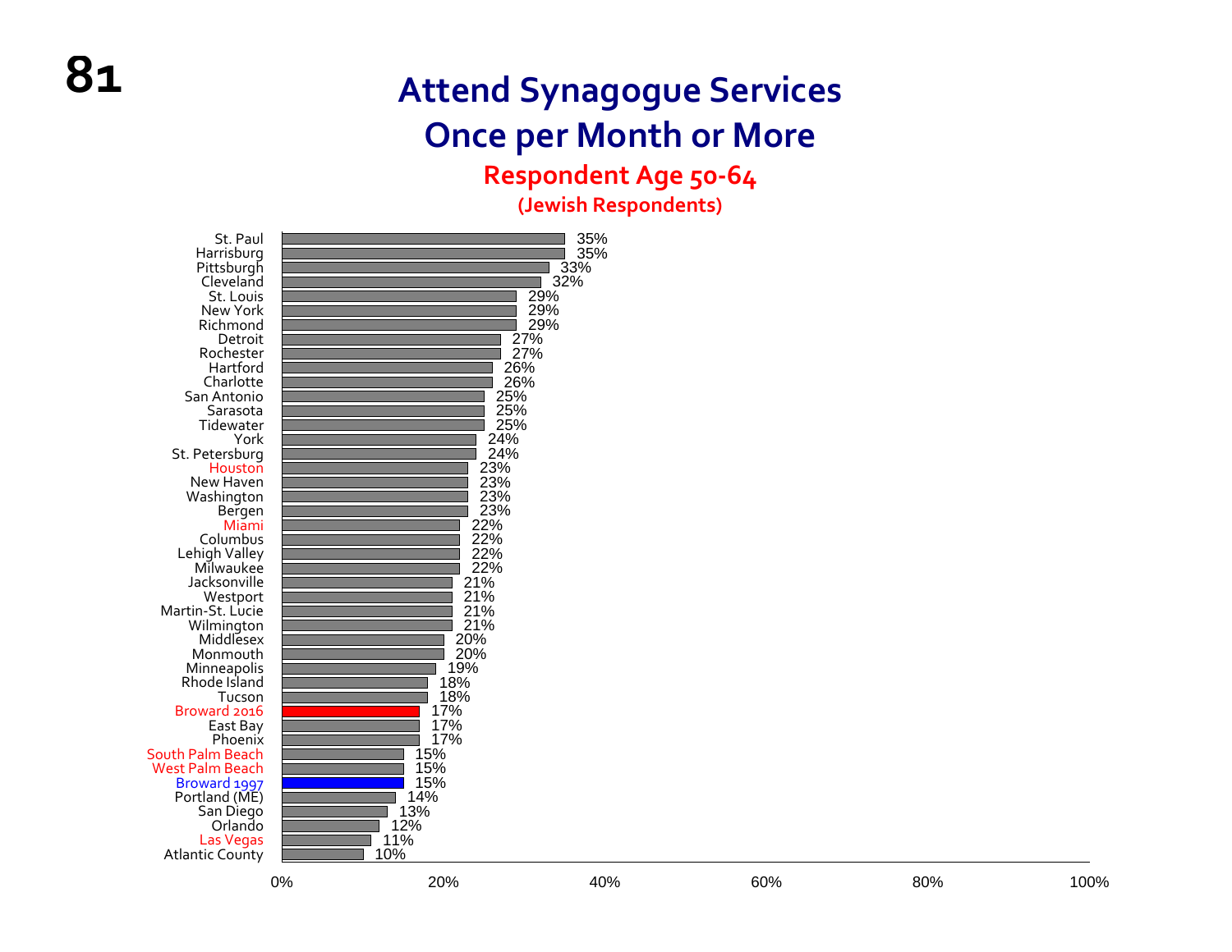# Attend Synagogue Services Once per Month or More

## Respondent Age 50-64

### (Jewish Respondents)

| Community | Percentage |
|---|---|
| St. Paul | 35% |
| Harrisburg | 35% |
| Pittsburgh | 33% |
| Cleveland | 32% |
| St. Louis | 29% |
| New York | 29% |
| Richmond | 29% |
| Detroit | 27% |
| Rochester | 27% |
| Hartford | 26% |
| Charlotte | 26% |
| San Antonio | 25% |
| Sarasota | 25% |
| Tidewater | 25% |
| York | 24% |
| St. Petersburg | 24% |
| Houston | 23% |
| New Haven | 23% |
| Washington | 23% |
| Bergen | 23% |
| Miami | 22% |
| Columbus | 22% |
| Lehigh Valley | 22% |
| Milwaukee | 22% |
| Jacksonville | 21% |
| Westport | 21% |
| Martin-St. Lucie | 21% |
| Wilmington | 21% |
| Middlesex | 20% |
| Monmouth | 20% |
| Minneapolis | 19% |
| Rhode Island | 18% |
| Tucson | 18% |
| Broward 2016 | 17% |
| East Bay | 17% |
| Phoenix | 17% |
| South Palm Beach | 15% |
| West Palm Beach | 15% |
| Broward 1997 | 15% |
| Portland (ME) | 14% |
| San Diego | 13% |
| Orlando | 12% |
| Las Vegas | 11% |
| Atlantic County | 10% |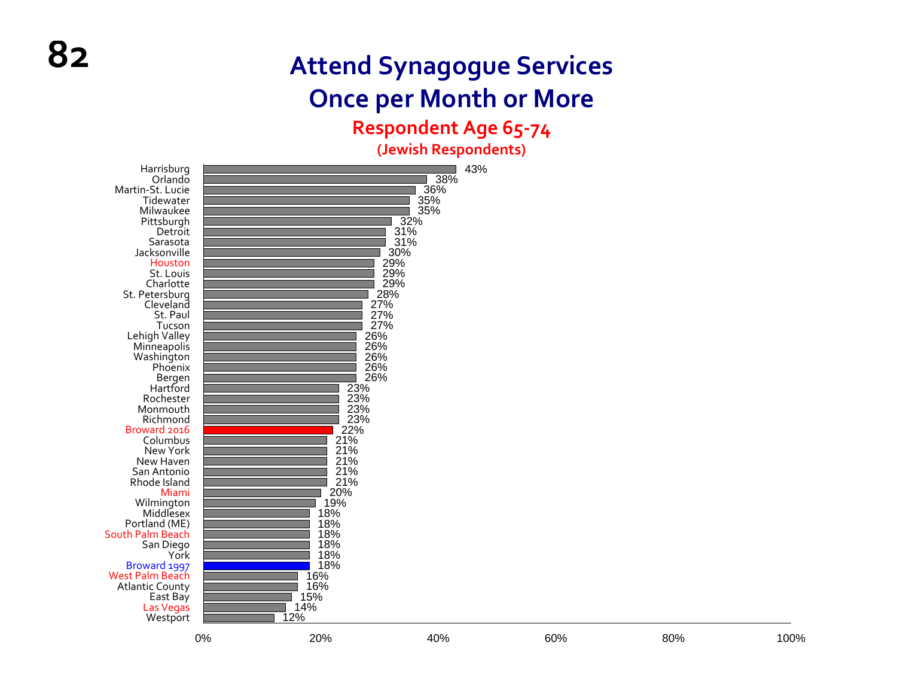# Attend Synagogue Services Once per Month or More

## Respondent Age 65-74

### (Jewish Respondents)

| Community | Percentage |
|---|---|
| Harrisburg | 43% |
| Orlando | 38% |
| Martin-St. Lucie | 36% |
| Tidewater | 35% |
| Milwaukee | 35% |
| Pittsburgh | 32% |
| Detroit | 31% |
| Sarasota | 31% |
| Jacksonville | 30% |
| Houston | 29% |
| St. Louis | 29% |
| Charlotte | 29% |
| St. Petersburg | 28% |
| Cleveland | 27% |
| St. Paul | 27% |
| Tucson | 27% |
| Lehigh Valley | 26% |
| Minneapolis | 26% |
| Washington | 26% |
| Phoenix | 26% |
| Bergen | 26% |
| Hartford | 23% |
| Rochester | 23% |
| Monmouth | 23% |
| Richmond | 23% |
| Broward 2016 | 22% |
| Columbus | 21% |
| New York | 21% |
| New Haven | 21% |
| San Antonio | 21% |
| Rhode Island | 21% |
| Miami | 20% |
| Wilmington | 19% |
| Middlesex | 18% |
| Portland (ME) | 18% |
| South Palm Beach | 18% |
| San Diego | 18% |
| York | 18% |
| Broward 1997 | 18% |
| West Palm Beach | 16% |
| Atlantic County | 16% |
| East Bay | 15% |
| Las Vegas | 14% |
| Westport | 12% |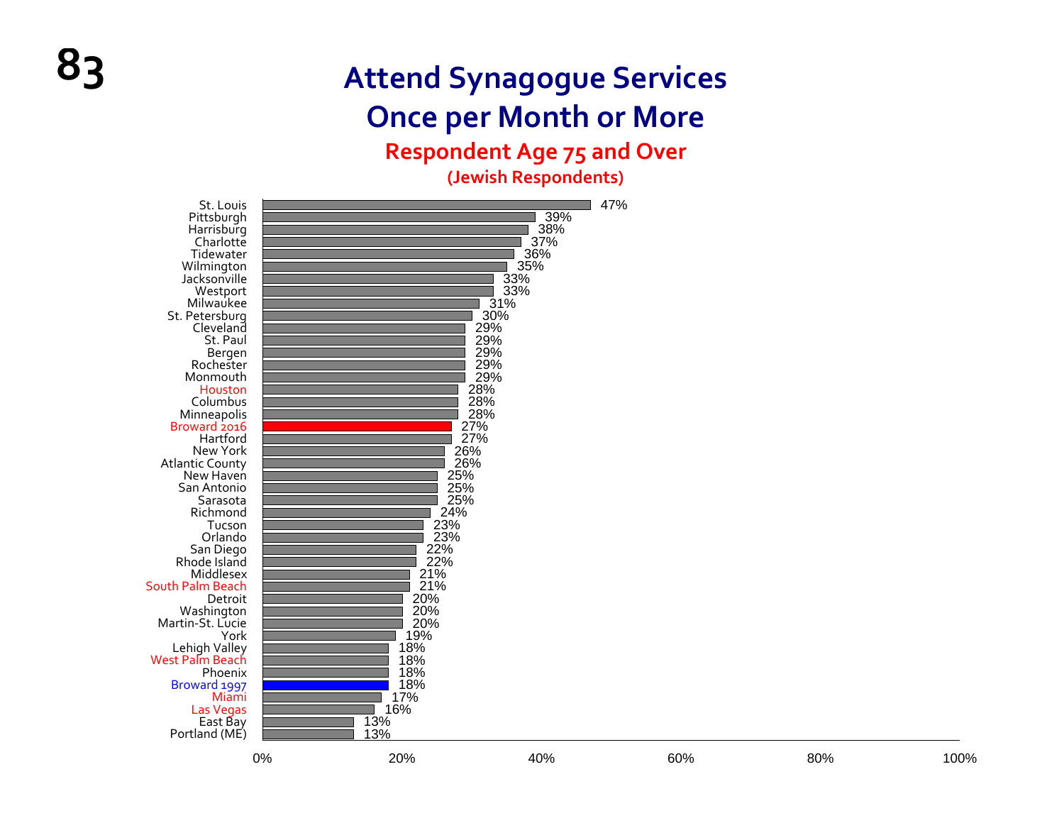# Attend Synagogue Services Once per Month or More

## Respondent Age 75 and Over

### (Jewish Respondents)

| Community | Percentage |
|---|---|
| St. Louis | 47% |
| Pittsburgh | 39% |
| Harrisburg | 38% |
| Charlotte | 37% |
| Tidewater | 36% |
| Wilmington | 35% |
| Jacksonville | 33% |
| Westport | 33% |
| Milwaukee | 31% |
| St. Petersburg | 30% |
| Cleveland | 29% |
| St. Paul | 29% |
| Bergen | 29% |
| Rochester | 29% |
| Monmouth | 29% |
| Houston | 28% |
| Columbus | 28% |
| Minneapolis | 28% |
| Broward 2016 | 27% |
| Hartford | 27% |
| New York | 26% |
| Atlantic County | 26% |
| New Haven | 25% |
| San Antonio | 25% |
| Sarasota | 25% |
| Richmond | 24% |
| Tucson | 23% |
| Orlando | 23% |
| San Diego | 22% |
| Rhode Island | 22% |
| Middlesex | 21% |
| South Palm Beach | 21% |
| Detroit | 20% |
| Washington | 20% |
| Martin-St. Lucie | 20% |
| York | 19% |
| Lehigh Valley | 18% |
| West Palm Beach | 18% |
| Phoenix | 18% |
| Broward 1997 | 18% |
| Miami | 17% |
| Las Vegas | 16% |
| East Bay | 13% |
| Portland (ME) | 13% |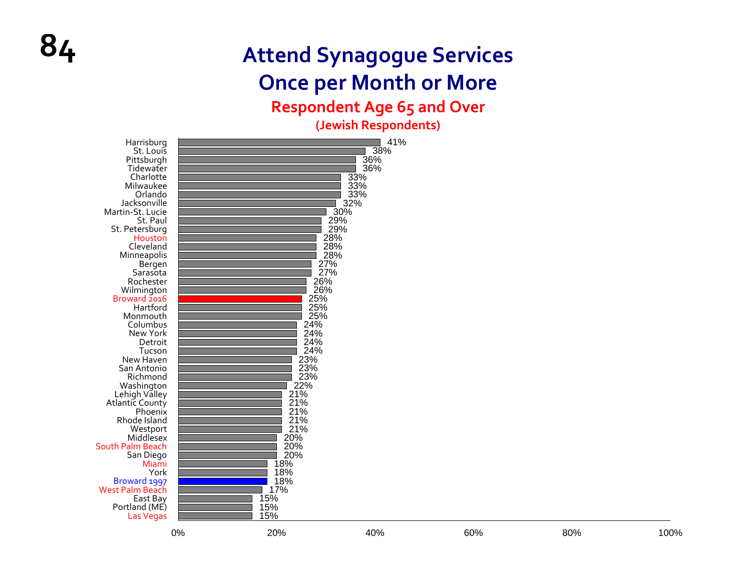# Attend Synagogue Services Once per Month or More

## Respondent Age 65 and Over

**(Jewish Respondents)**

| Community | Percentage |
|---|---|
| Harrisburg | 41% |
| St. Louis | 38% |
| Pittsburgh | 36% |
| Tidewater | 36% |
| Charlotte | 33% |
| Milwaukee | 33% |
| Orlando | 33% |
| Jacksonville | 32% |
| Martin-St. Lucie | 30% |
| St. Paul | 29% |
| St. Petersburg | 29% |
| Houston | 28% |
| Cleveland | 28% |
| Minneapolis | 28% |
| Bergen | 27% |
| Sarasota | 27% |
| Rochester | 26% |
| Wilmington | 26% |
| Broward 2016 | 25% |
| Hartford | 25% |
| Monmouth | 25% |
| Columbus | 24% |
| New York | 24% |
| Detroit | 24% |
| Tucson | 24% |
| New Haven | 23% |
| San Antonio | 23% |
| Richmond | 23% |
| Washington | 22% |
| Lehigh Valley | 21% |
| Atlantic County | 21% |
| Phoenix | 21% |
| Rhode Island | 21% |
| Westport | 21% |
| Middlesex | 20% |
| South Palm Beach | 20% |
| San Diego | 20% |
| Miami | 18% |
| York | 18% |
| Broward 1997 | 18% |
| West Palm Beach | 17% |
| East Bay | 15% |
| Portland (ME) | 15% |
| Las Vegas | 15% |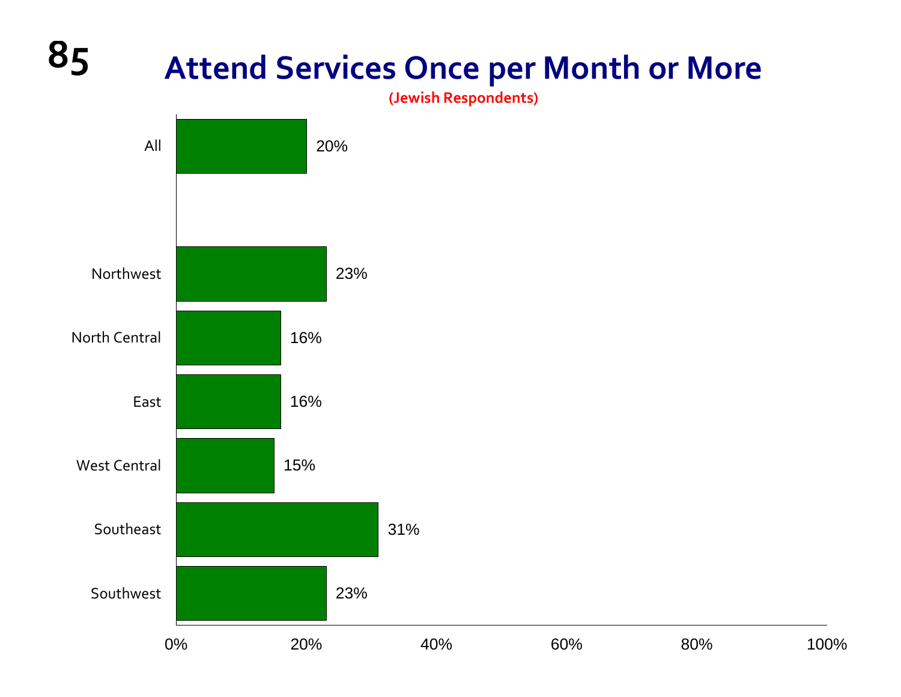# Attend Services Once per Month or More

**(Jewish Respondents)**

| Region | Percent |
|---|---|
| All | 20% |
| Northwest | 23% |
| North Central | 16% |
| East | 16% |
| West Central | 15% |
| Southeast | 31% |
| Southwest | 23% |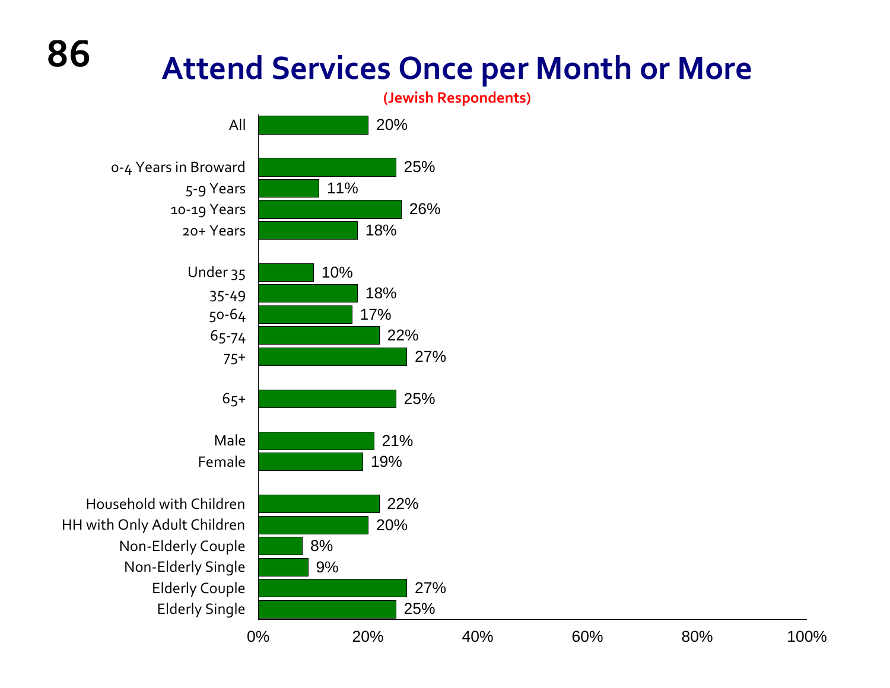# Attend Services Once per Month or More

(Jewish Respondents)

| Group | Percentage |
|---|---|
| All | 20% |
| 0-4 Years in Broward | 25% |
| 5-9 Years | 11% |
| 10-19 Years | 26% |
| 20+ Years | 18% |
| Under 35 | 10% |
| 35-49 | 18% |
| 50-64 | 17% |
| 65-74 | 22% |
| 75+ | 27% |
| 65+ | 25% |
| Male | 21% |
| Female | 19% |
| Household with Children | 22% |
| HH with Only Adult Children | 20% |
| Non-Elderly Couple | 8% |
| Non-Elderly Single | 9% |
| Elderly Couple | 27% |
| Elderly Single | 25% |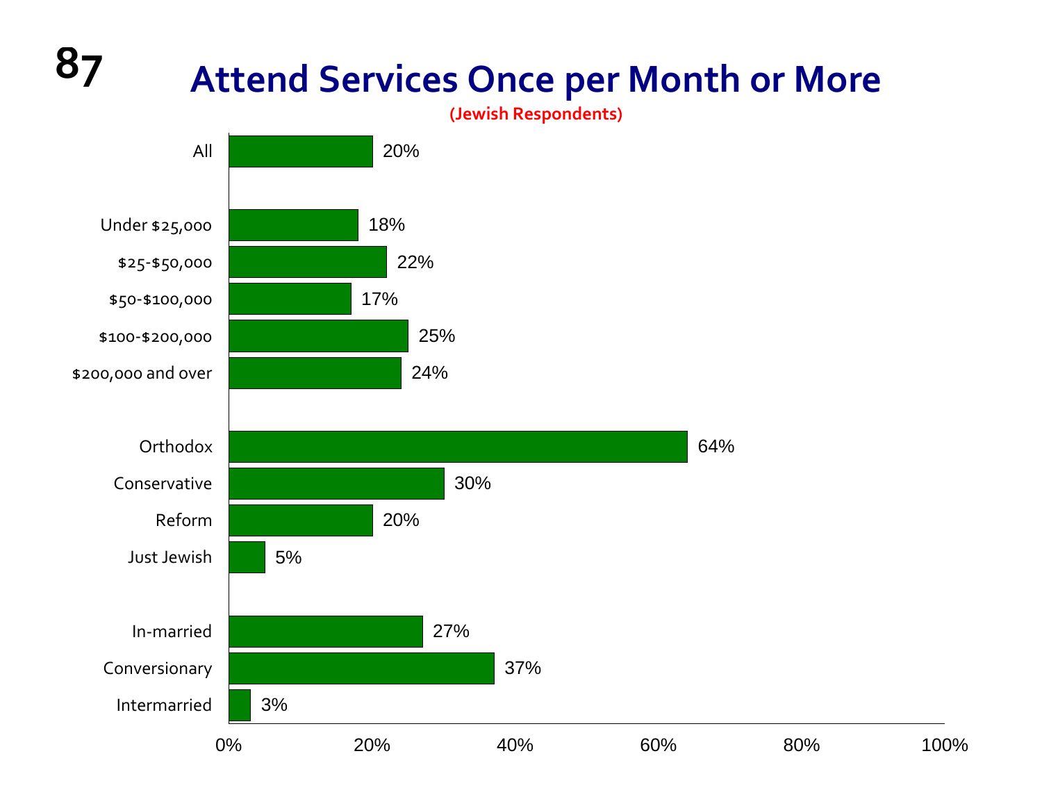# Attend Services Once per Month or More

(Jewish Respondents)

| Group | Percent |
|---|---|
| All | 20% |
| Under $25,000 | 18% |
| $25-$50,000 | 22% |
| $50-$100,000 | 17% |
| $100-$200,000 | 25% |
| $200,000 and over | 24% |
| Orthodox | 64% |
| Conservative | 30% |
| Reform | 20% |
| Just Jewish | 5% |
| In-married | 27% |
| Conversionary | 37% |
| Intermarried | 3% |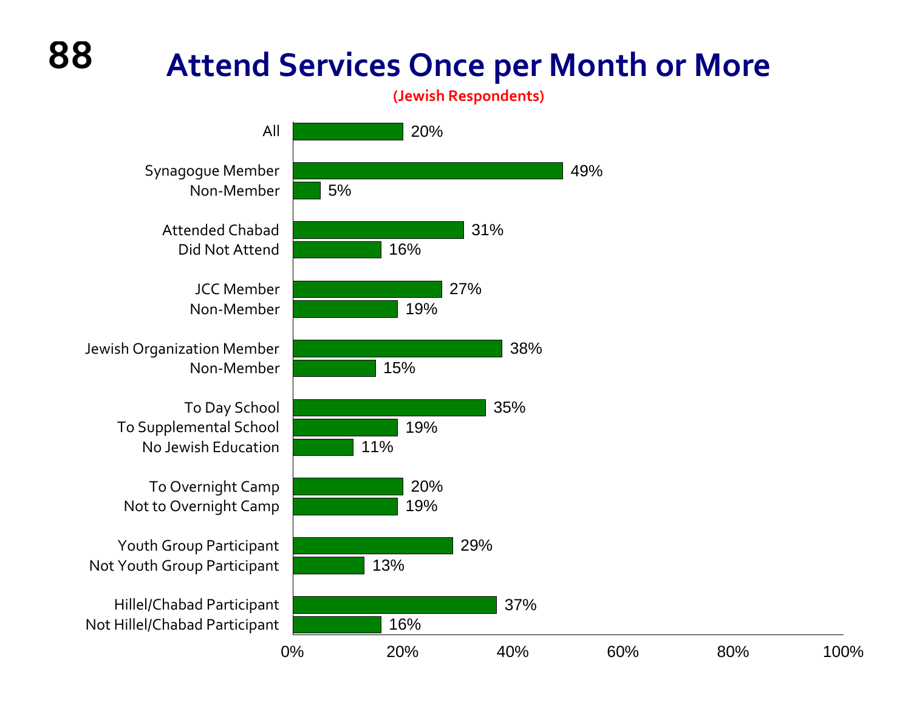# Attend Services Once per Month or More

**(Jewish Respondents)**

| Group | Percent |
|---|---|
| All | 20% |
| Synagogue Member | 49% |
| Non-Member | 5% |
| Attended Chabad | 31% |
| Did Not Attend | 16% |
| JCC Member | 27% |
| Non-Member | 19% |
| Jewish Organization Member | 38% |
| Non-Member | 15% |
| To Day School | 35% |
| To Supplemental School | 19% |
| No Jewish Education | 11% |
| To Overnight Camp | 20% |
| Not to Overnight Camp | 19% |
| Youth Group Participant | 29% |
| Not Youth Group Participant | 13% |
| Hillel/Chabad Participant | 37% |
| Not Hillel/Chabad Participant | 16% |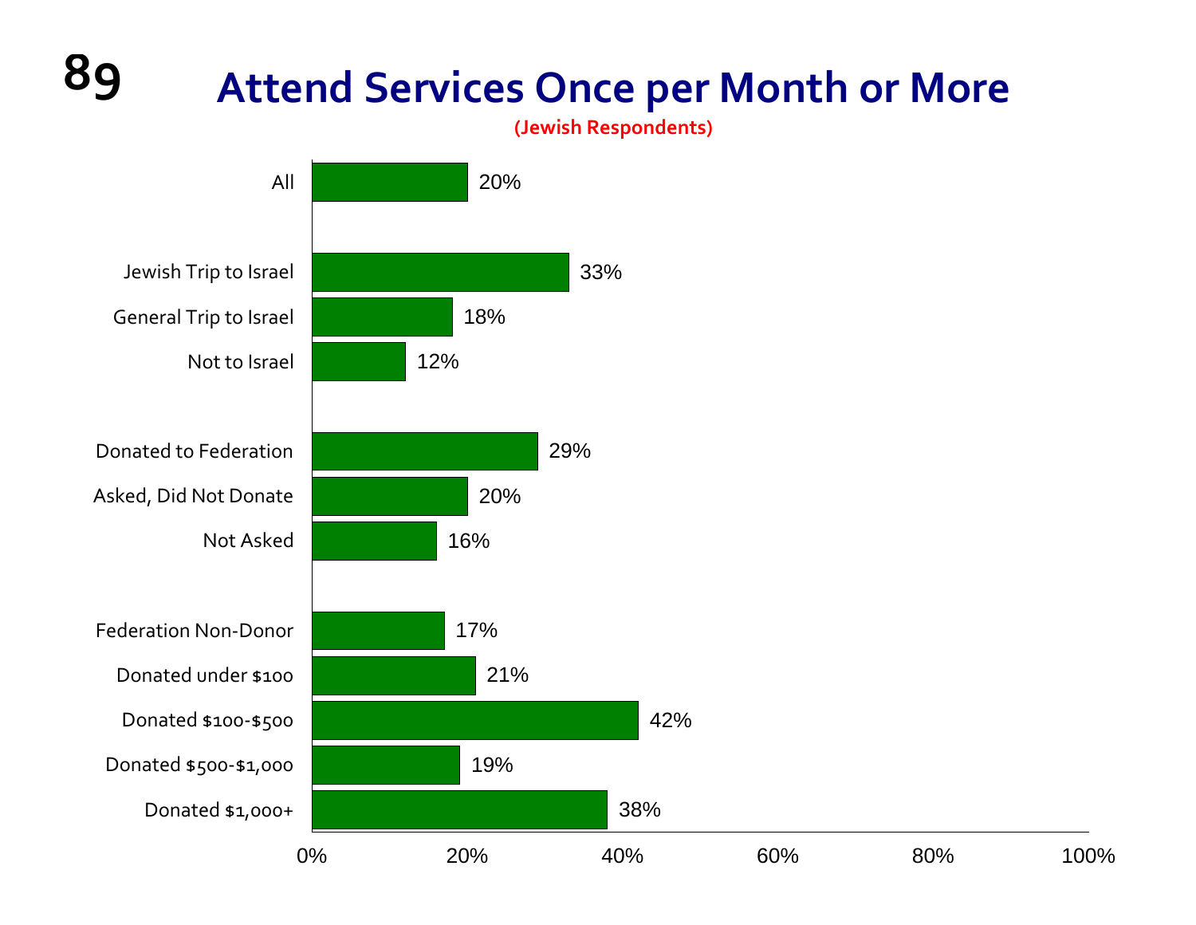# Attend Services Once per Month or More

**(Jewish Respondents)**

| Group | Percent |
| --- | --- |
| All | 20% |
| Jewish Trip to Israel | 33% |
| General Trip to Israel | 18% |
| Not to Israel | 12% |
| Donated to Federation | 29% |
| Asked, Did Not Donate | 20% |
| Not Asked | 16% |
| Federation Non-Donor | 17% |
| Donated under $100 | 21% |
| Donated $100-$500 | 42% |
| Donated $500-$1,000 | 19% |
| Donated $1,000+ | 38% |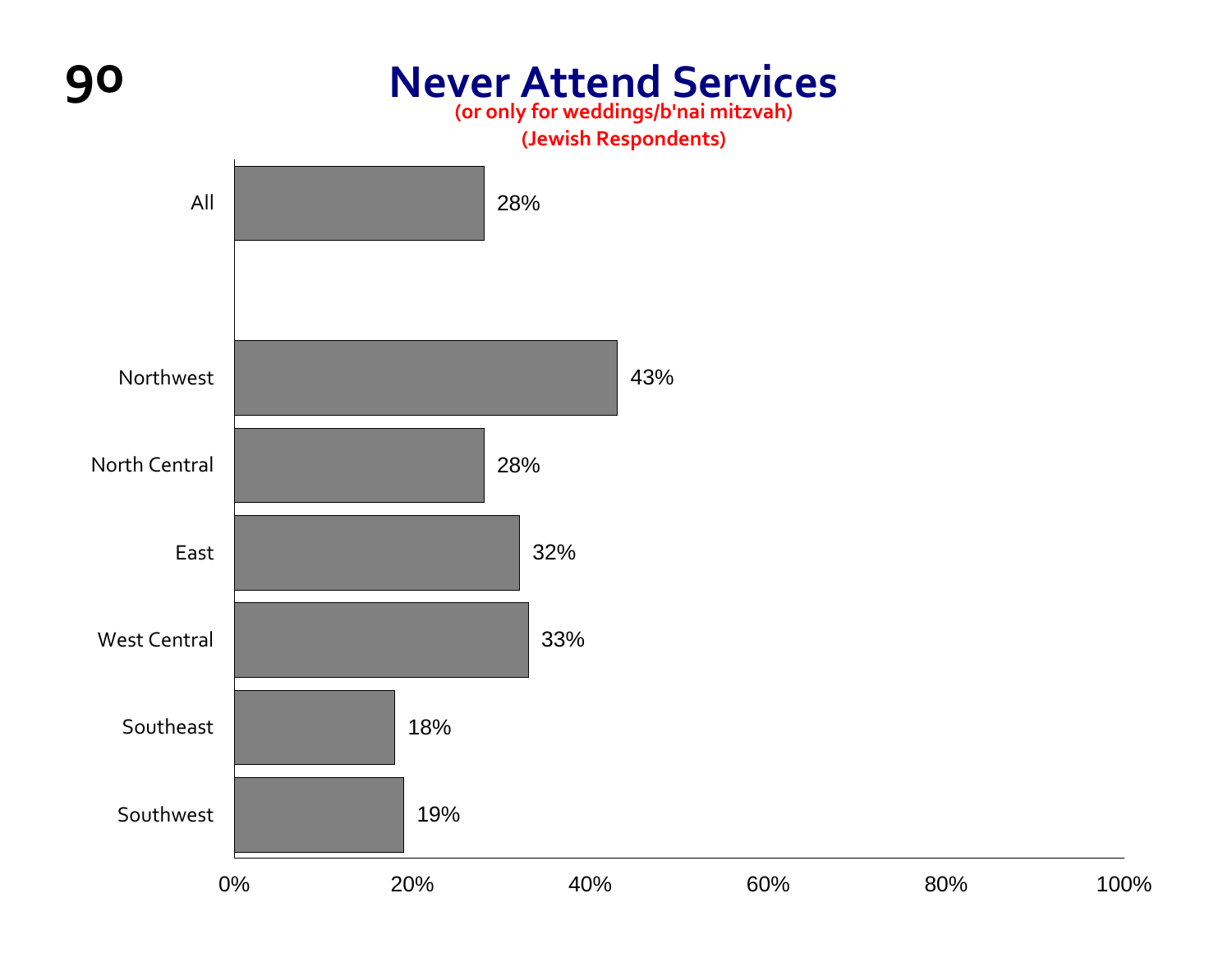# Never Attend Services

(or only for weddings/b'nai mitzvah)

(Jewish Respondents)

| Region | Percent |
|---|---|
| All | 28% |
| Northwest | 43% |
| North Central | 28% |
| East | 32% |
| West Central | 33% |
| Southeast | 18% |
| Southwest | 19% |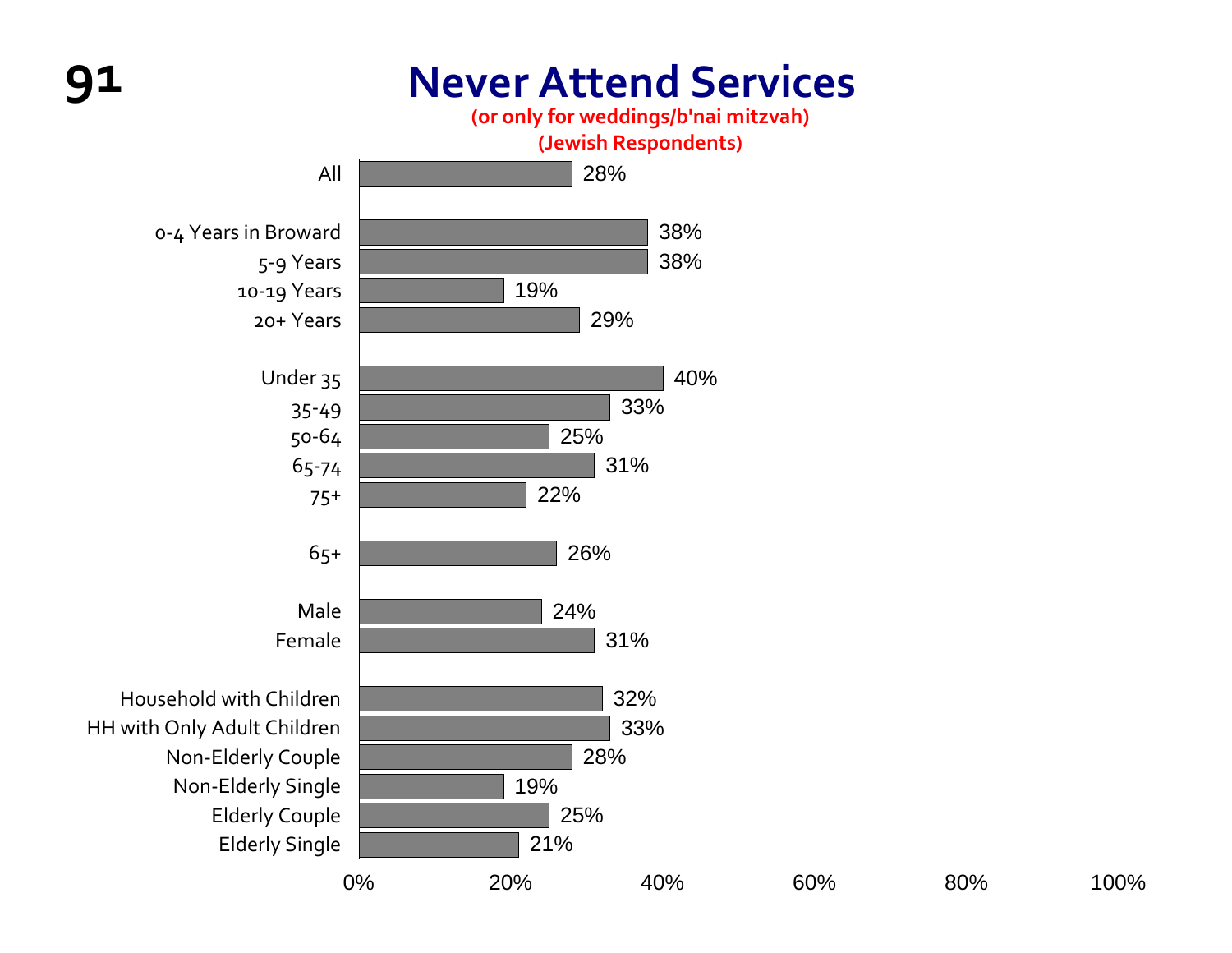# Never Attend Services

**(or only for weddings/b'nai mitzvah)**

**(Jewish Respondents)**

| Group | Percent |
|---|---|
| All | 28% |
| 0-4 Years in Broward | 38% |
| 5-9 Years | 38% |
| 10-19 Years | 19% |
| 20+ Years | 29% |
| Under 35 | 40% |
| 35-49 | 33% |
| 50-64 | 25% |
| 65-74 | 31% |
| 75+ | 22% |
| 65+ | 26% |
| Male | 24% |
| Female | 31% |
| Household with Children | 32% |
| HH with Only Adult Children | 33% |
| Non-Elderly Couple | 28% |
| Non-Elderly Single | 19% |
| Elderly Couple | 25% |
| Elderly Single | 21% |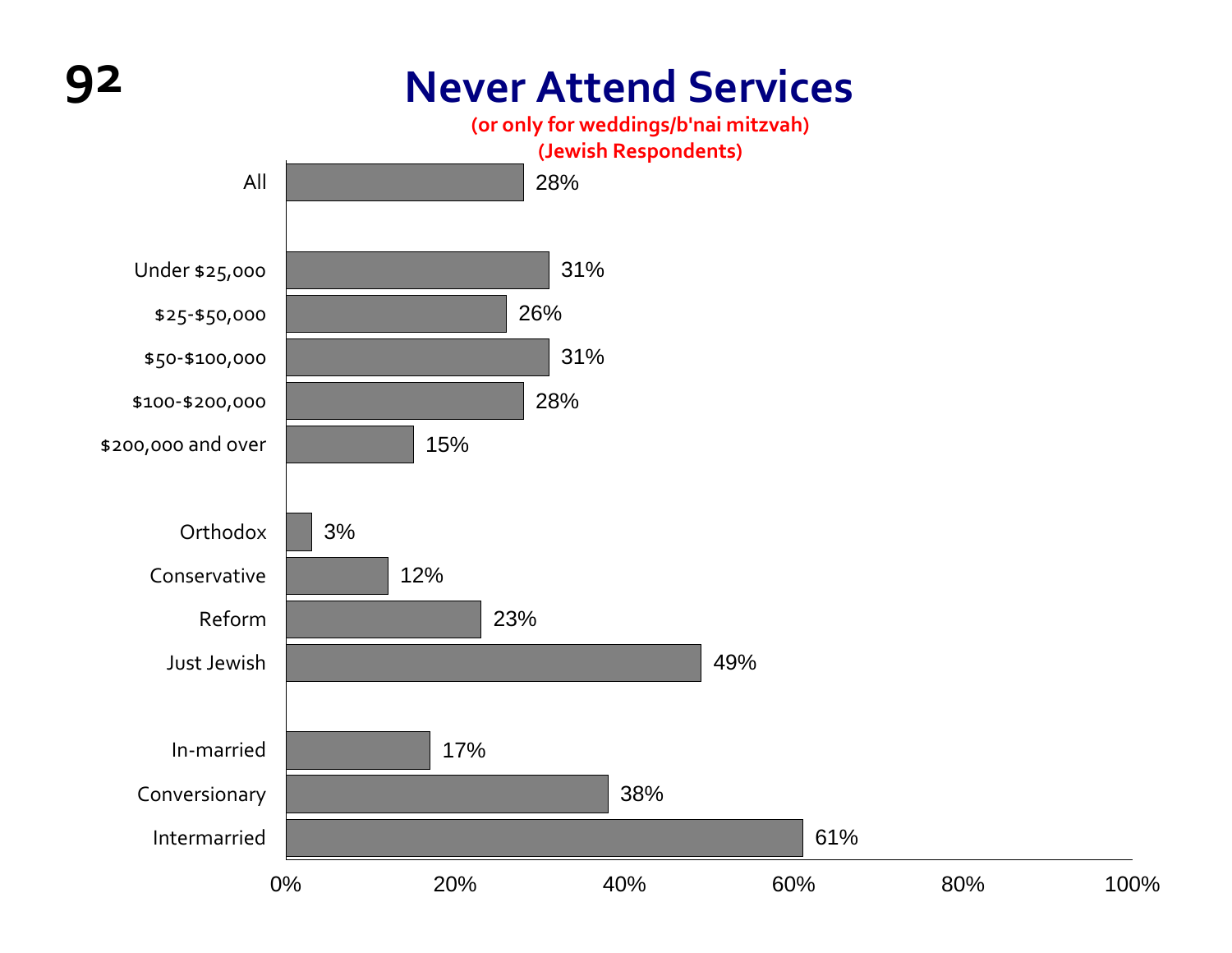# Never Attend Services

**(or only for weddings/b'nai mitzvah)**
**(Jewish Respondents)**

| Group | Percent |
|---|---|
| All | 28% |
| Under $25,000 | 31% |
| $25-$50,000 | 26% |
| $50-$100,000 | 31% |
| $100-$200,000 | 28% |
| $200,000 and over | 15% |
| Orthodox | 3% |
| Conservative | 12% |
| Reform | 23% |
| Just Jewish | 49% |
| In-married | 17% |
| Conversionary | 38% |
| Intermarried | 61% |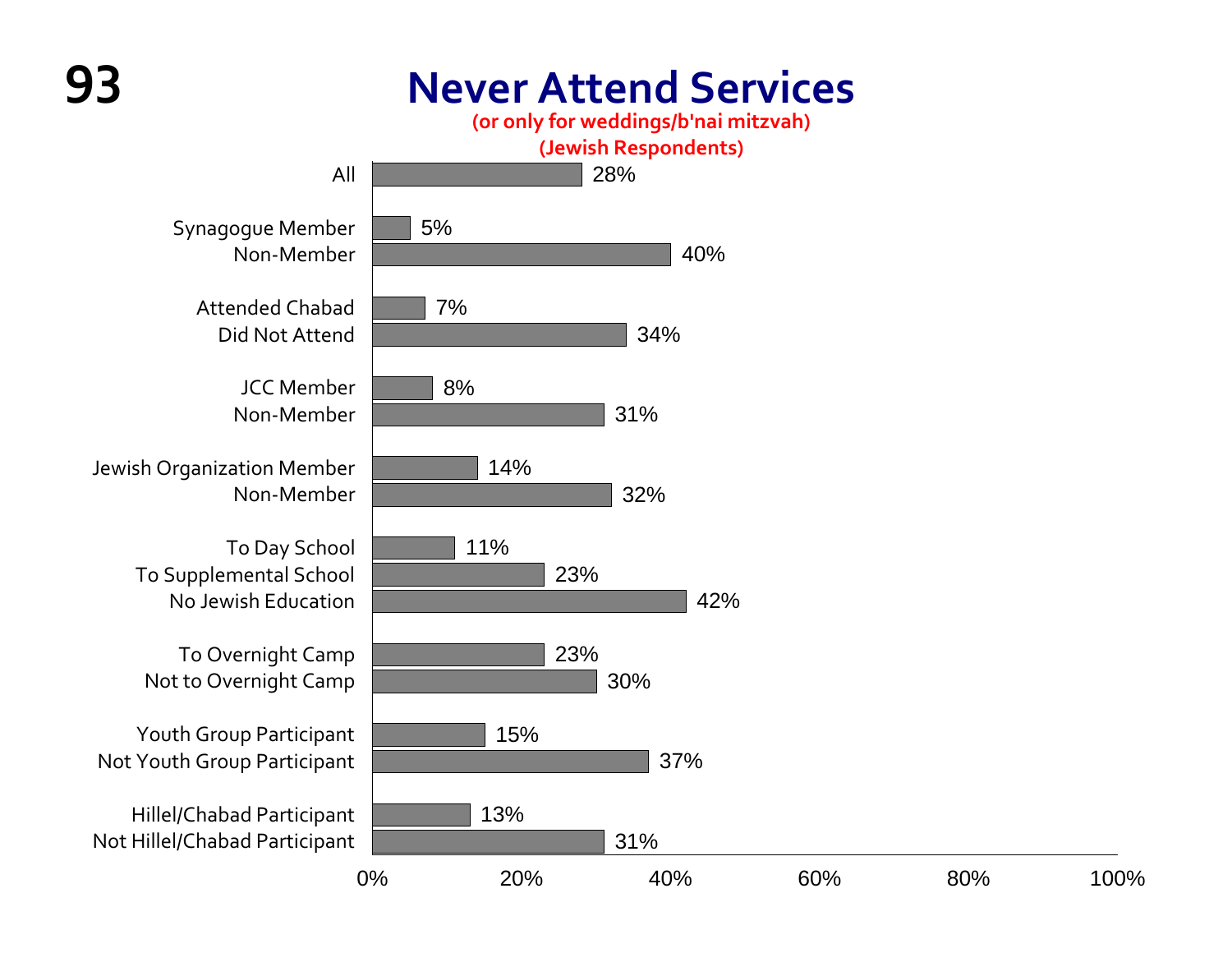# Never Attend Services

**(or only for weddings/b'nai mitzvah)**

**(Jewish Respondents)**

| Group | Never Attend Services |
| --- | --- |
| All | 28% |
| Synagogue Member | 5% |
| Non-Member | 40% |
| Attended Chabad | 7% |
| Did Not Attend | 34% |
| JCC Member | 8% |
| Non-Member | 31% |
| Jewish Organization Member | 14% |
| Non-Member | 32% |
| To Day School | 11% |
| To Supplemental School | 23% |
| No Jewish Education | 42% |
| To Overnight Camp | 23% |
| Not to Overnight Camp | 30% |
| Youth Group Participant | 15% |
| Not Youth Group Participant | 37% |
| Hillel/Chabad Participant | 13% |
| Not Hillel/Chabad Participant | 31% |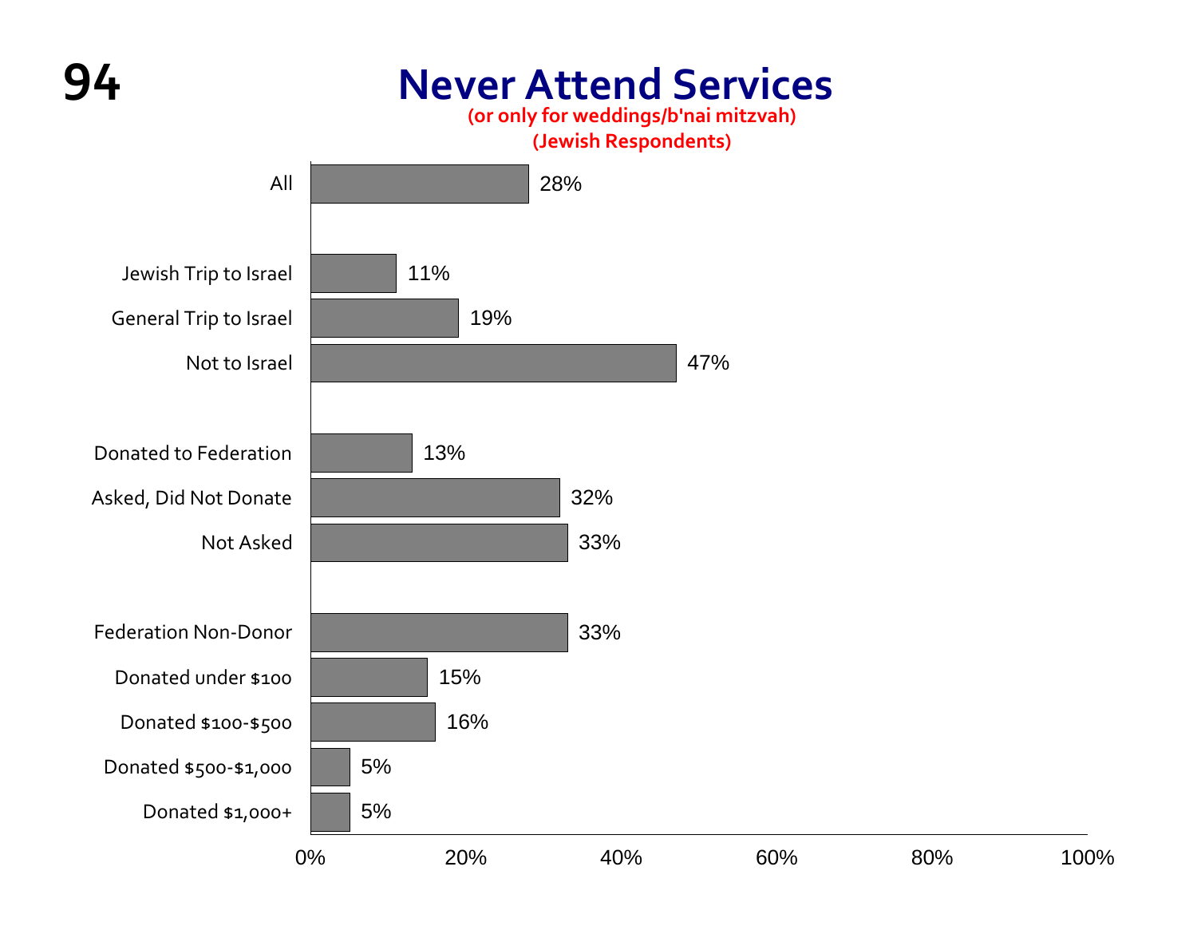# Never Attend Services

**(or only for weddings/b'nai mitzvah)**
**(Jewish Respondents)**

| Group | Percent |
|---|---|
| All | 28% |
| Jewish Trip to Israel | 11% |
| General Trip to Israel | 19% |
| Not to Israel | 47% |
| Donated to Federation | 13% |
| Asked, Did Not Donate | 32% |
| Not Asked | 33% |
| Federation Non-Donor | 33% |
| Donated under $100 | 15% |
| Donated $100-$500 | 16% |
| Donated $500-$1,000 | 5% |
| Donated $1,000+ | 5% |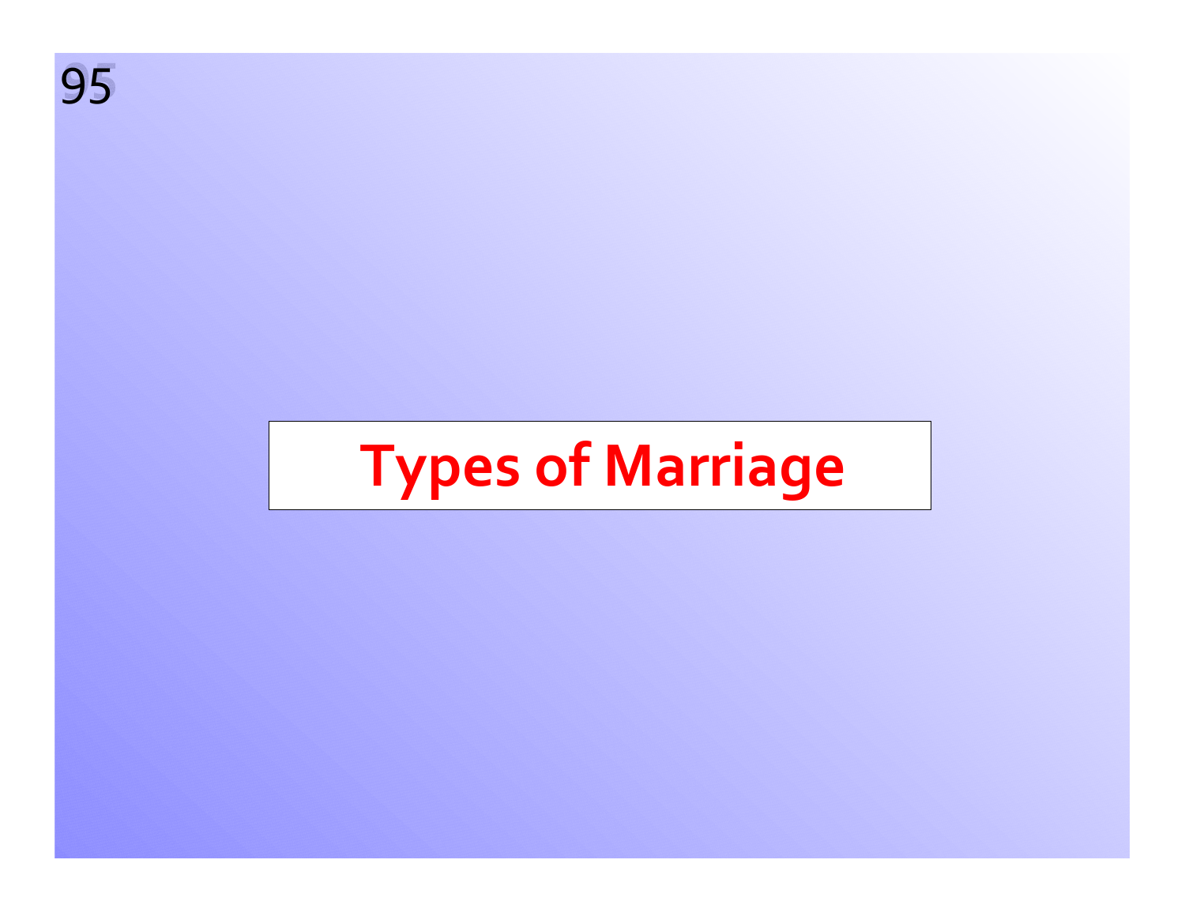# Types of Marriage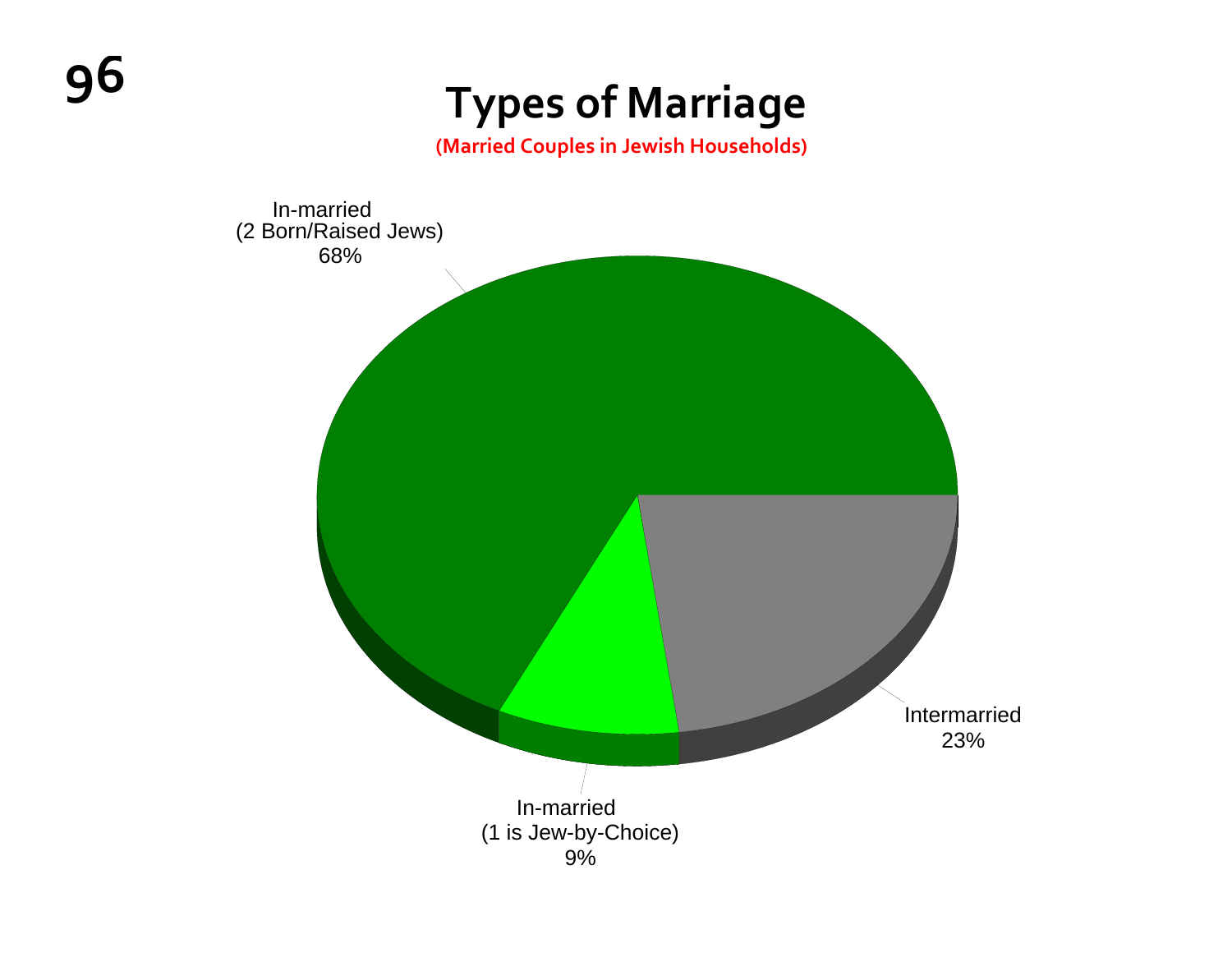# Types of Marriage

**(Married Couples in Jewish Households)**

In-married
(2 Born/Raised Jews)
68%

Intermarried
23%

In-married
(1 is Jew-by-Choice)
9%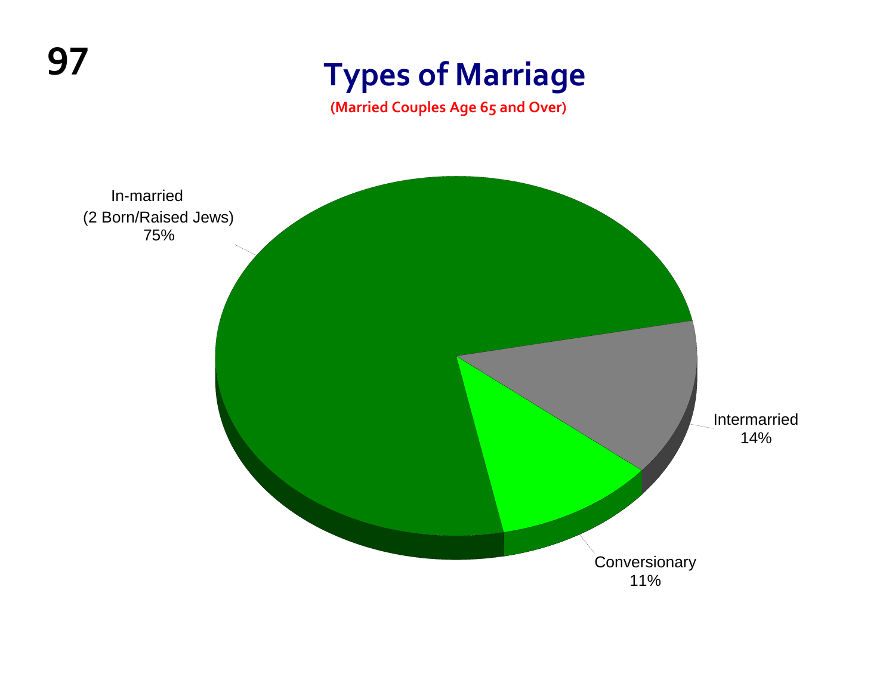# Types of Marriage

(Married Couples Age 65 and Over)

In-married (2 Born/Raised Jews) 75%

Intermarried 14%

Conversionary 11%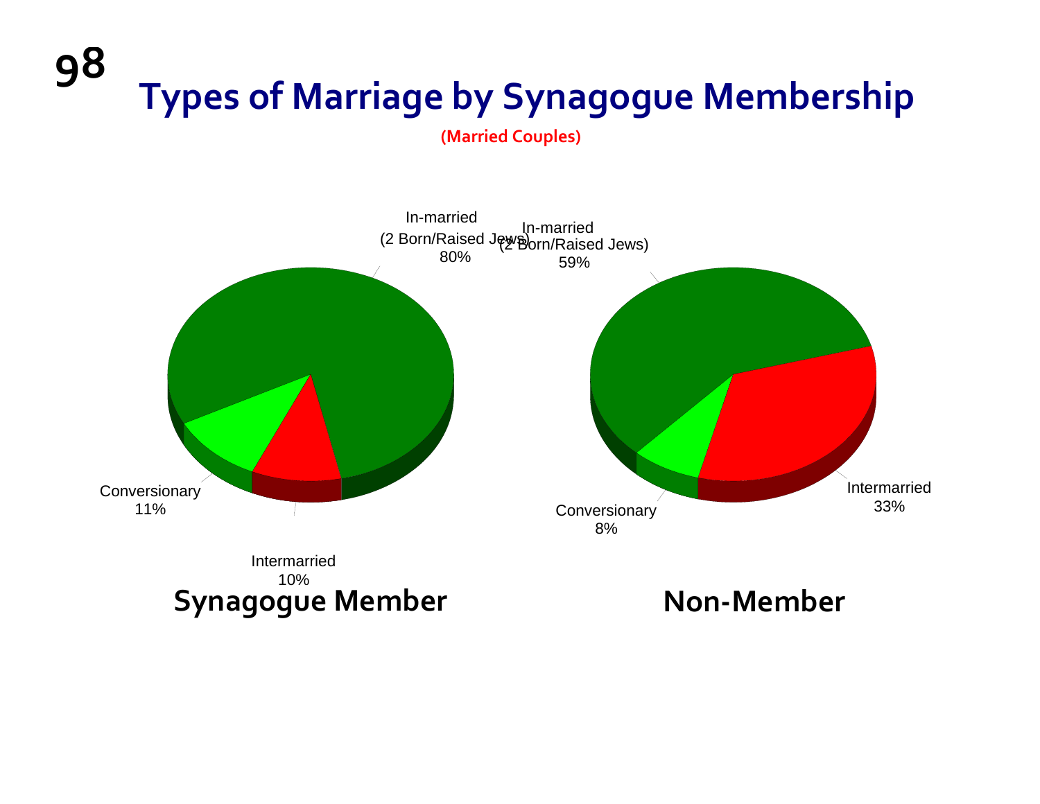# Types of Marriage by Synagogue Membership

**(Married Couples)**

## Synagogue Member

- In-married (2 Born/Raised Jews): 80%
- Conversionary: 11%
- Intermarried: 10%

## Non-Member

- In-married (2 Born/Raised Jews): 59%
- Conversionary: 8%
- Intermarried: 33%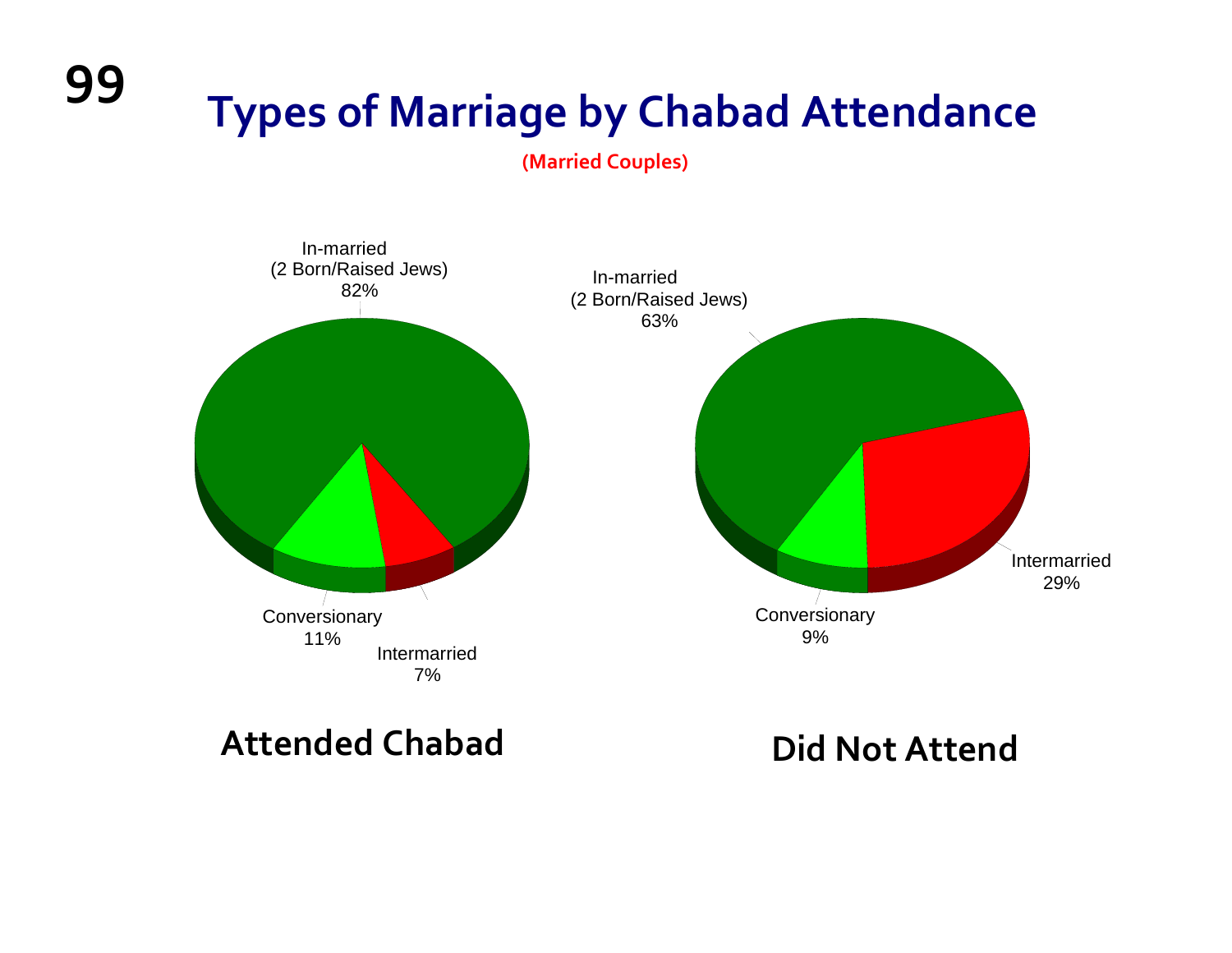# Types of Marriage by Chabad Attendance

(Married Couples)

In-married
(2 Born/Raised Jews)
82%

Conversionary
11%

Intermarried
7%

**Attended Chabad**

In-married
(2 Born/Raised Jews)
63%

Intermarried
29%

Conversionary
9%

**Did Not Attend**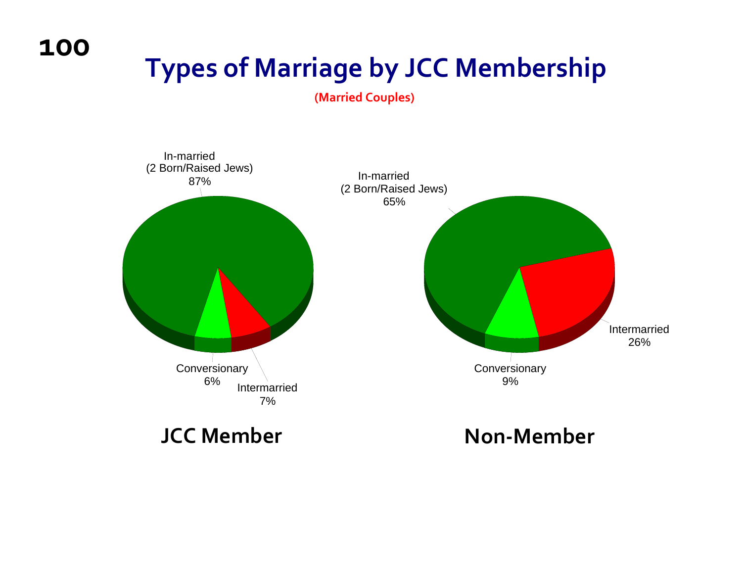# Types of Marriage by JCC Membership

(Married Couples)

In-married
(2 Born/Raised Jews)
87%

Conversionary
6%

Intermarried
7%

**JCC Member**

In-married
(2 Born/Raised Jews)
65%

Intermarried
26%

Conversionary
9%

**Non-Member**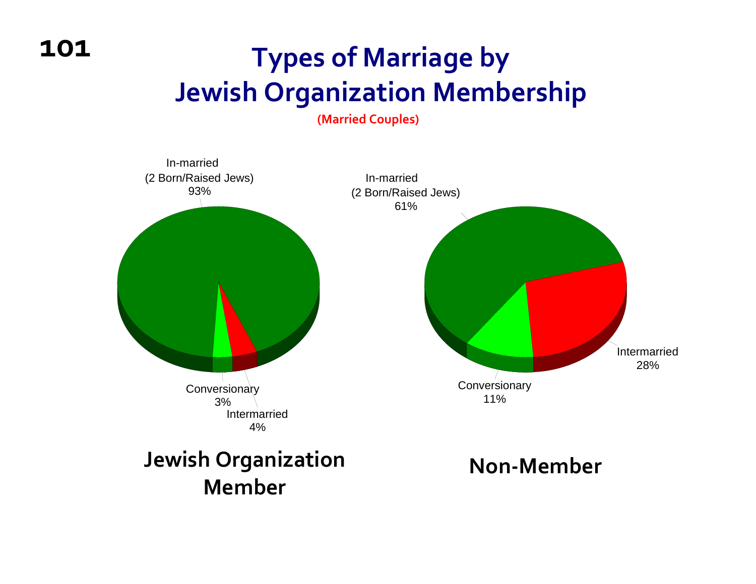# Types of Marriage by Jewish Organization Membership

**(Married Couples)**

| Type of Marriage | Jewish Organization Member | Non-Member |
|---|---|---|
| In-married (2 Born/Raised Jews) | 93% | 61% |
| Conversionary | 3% | 11% |
| Intermarried | 4% | 28% |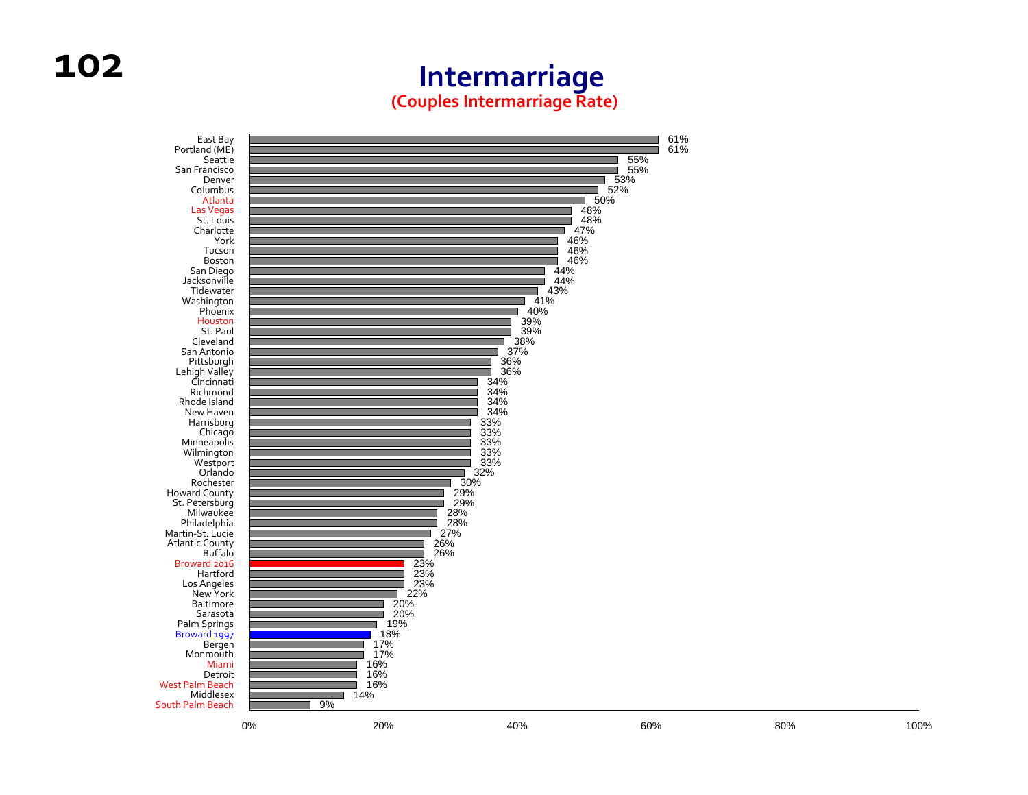# Intermarriage

## (Couples Intermarriage Rate)

| Community | Intermarriage Rate |
|---|---|
| East Bay | 61% |
| Portland (ME) | 61% |
| Seattle | 55% |
| San Francisco | 55% |
| Denver | 53% |
| Columbus | 52% |
| Atlanta | 50% |
| Las Vegas | 48% |
| St. Louis | 48% |
| Charlotte | 47% |
| York | 46% |
| Tucson | 46% |
| Boston | 46% |
| San Diego | 44% |
| Jacksonville | 44% |
| Tidewater | 43% |
| Washington | 41% |
| Phoenix | 40% |
| Houston | 39% |
| St. Paul | 39% |
| Cleveland | 38% |
| San Antonio | 37% |
| Pittsburgh | 36% |
| Lehigh Valley | 36% |
| Cincinnati | 34% |
| Richmond | 34% |
| Rhode Island | 34% |
| New Haven | 34% |
| Harrisburg | 33% |
| Chicago | 33% |
| Minneapolis | 33% |
| Wilmington | 33% |
| Westport | 33% |
| Orlando | 32% |
| Rochester | 30% |
| Howard County | 29% |
| St. Petersburg | 29% |
| Milwaukee | 28% |
| Philadelphia | 28% |
| Martin-St. Lucie | 27% |
| Atlantic County | 26% |
| Buffalo | 26% |
| Broward 2016 | 23% |
| Hartford | 23% |
| Los Angeles | 23% |
| New York | 22% |
| Baltimore | 20% |
| Sarasota | 20% |
| Palm Springs | 19% |
| Broward 1997 | 18% |
| Bergen | 17% |
| Monmouth | 17% |
| Miami | 16% |
| Detroit | 16% |
| West Palm Beach | 16% |
| Middlesex | 14% |
| South Palm Beach | 9% |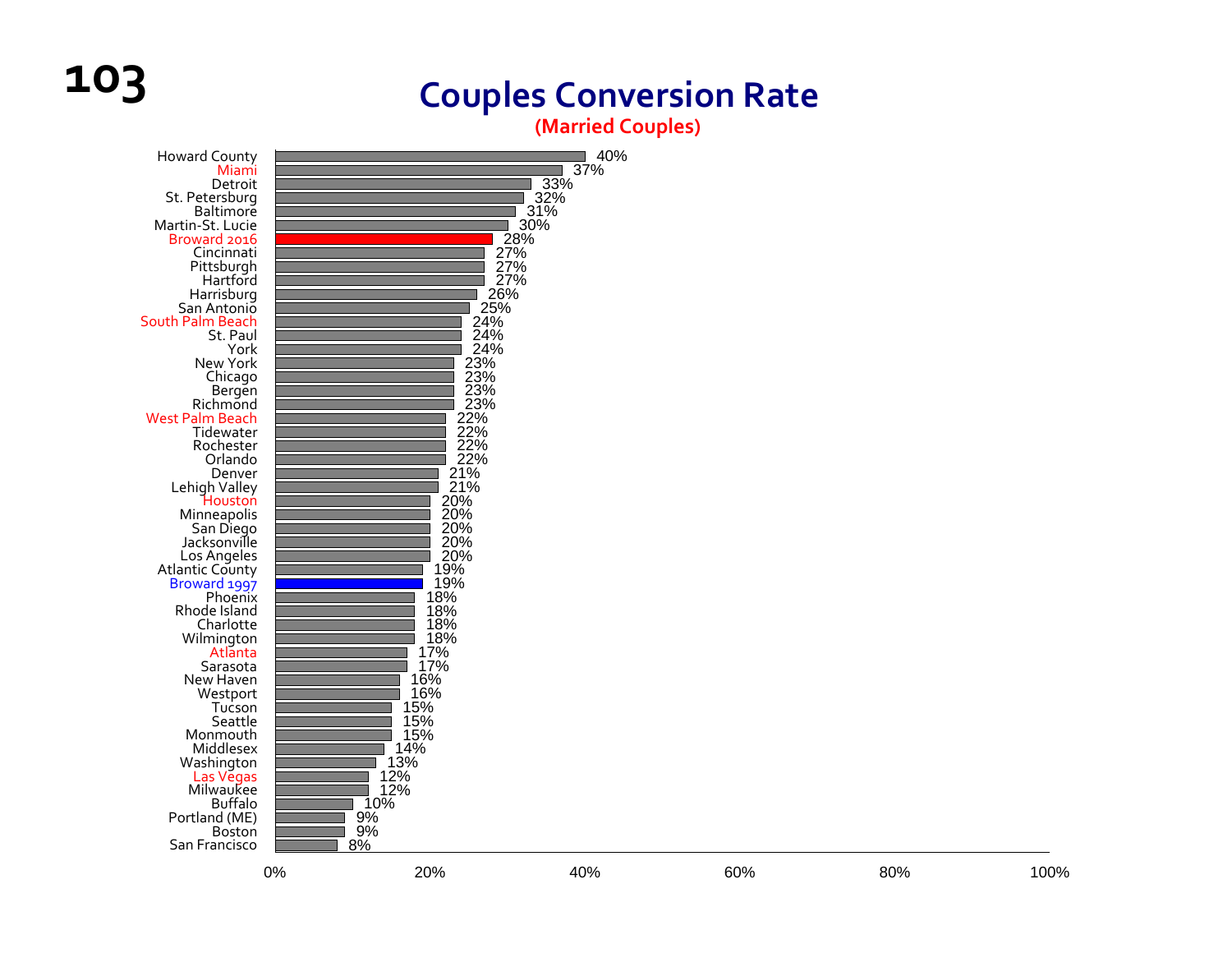# Couples Conversion Rate

**(Married Couples)**

| Community | Rate |
|---|---|
| Howard County | 40% |
| Miami | 37% |
| Detroit | 33% |
| St. Petersburg | 32% |
| Baltimore | 31% |
| Martin-St. Lucie | 30% |
| Broward 2016 | 28% |
| Cincinnati | 27% |
| Pittsburgh | 27% |
| Hartford | 27% |
| Harrisburg | 26% |
| San Antonio | 25% |
| South Palm Beach | 24% |
| St. Paul | 24% |
| York | 24% |
| New York | 23% |
| Chicago | 23% |
| Bergen | 23% |
| Richmond | 23% |
| West Palm Beach | 22% |
| Tidewater | 22% |
| Rochester | 22% |
| Orlando | 22% |
| Denver | 21% |
| Lehigh Valley | 21% |
| Houston | 20% |
| Minneapolis | 20% |
| San Diego | 20% |
| Jacksonville | 20% |
| Los Angeles | 20% |
| Atlantic County | 19% |
| Broward 1997 | 19% |
| Phoenix | 18% |
| Rhode Island | 18% |
| Charlotte | 18% |
| Wilmington | 18% |
| Atlanta | 17% |
| Sarasota | 17% |
| New Haven | 16% |
| Westport | 16% |
| Tucson | 15% |
| Seattle | 15% |
| Monmouth | 15% |
| Middlesex | 14% |
| Washington | 13% |
| Las Vegas | 12% |
| Milwaukee | 12% |
| Buffalo | 10% |
| Portland (ME) | 9% |
| Boston | 9% |
| San Francisco | 8% |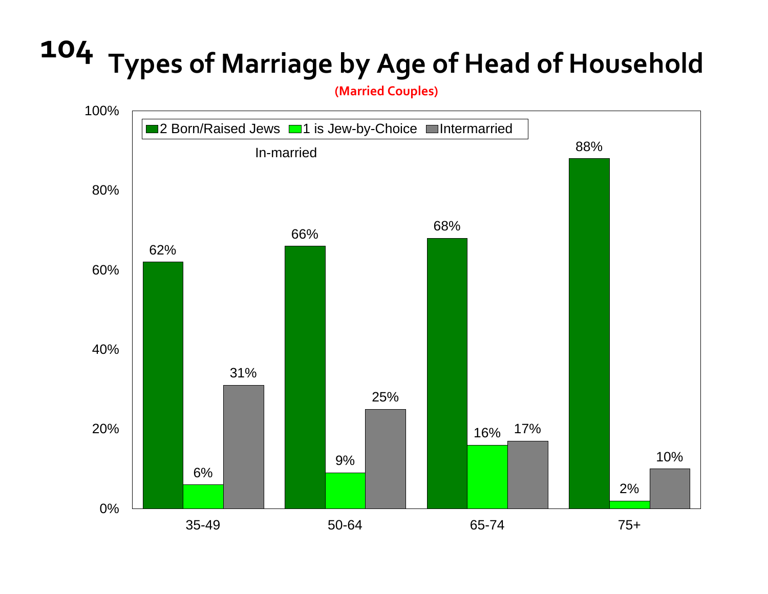# Types of Marriage by Age of Head of Household

(Married Couples)

| Age | 2 Born/Raised Jews (In-married) | 1 is Jew-by-Choice (In-married) | Intermarried |
|---|---|---|---|
| 35-49 | 62% | 6% | 31% |
| 50-64 | 66% | 9% | 25% |
| 65-74 | 68% | 16% | 17% |
| 75+ | 88% | 2% | 10% |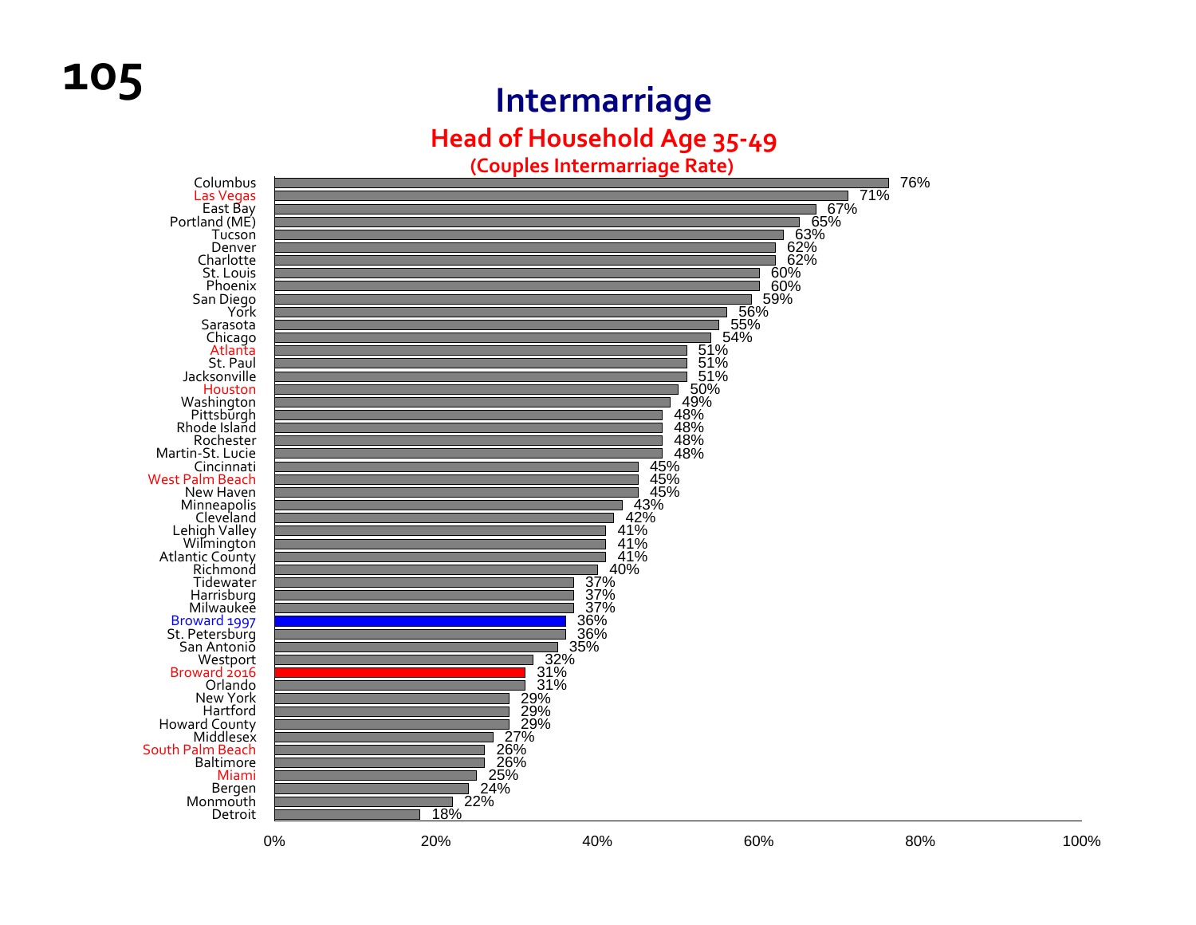# Intermarriage

## Head of Household Age 35-49

### (Couples Intermarriage Rate)

| Community | Intermarriage Rate |
|---|---|
| Columbus | 76% |
| Las Vegas | 71% |
| East Bay | 67% |
| Portland (ME) | 65% |
| Tucson | 63% |
| Denver | 62% |
| Charlotte | 62% |
| St. Louis | 60% |
| Phoenix | 60% |
| San Diego | 59% |
| York | 56% |
| Sarasota | 55% |
| Chicago | 54% |
| Atlanta | 51% |
| St. Paul | 51% |
| Jacksonville | 51% |
| Houston | 50% |
| Washington | 49% |
| Pittsburgh | 48% |
| Rhode Island | 48% |
| Rochester | 48% |
| Martin-St. Lucie | 48% |
| Cincinnati | 45% |
| West Palm Beach | 45% |
| New Haven | 45% |
| Minneapolis | 43% |
| Cleveland | 42% |
| Lehigh Valley | 41% |
| Wilmington | 41% |
| Atlantic County | 41% |
| Richmond | 40% |
| Tidewater | 37% |
| Harrisburg | 37% |
| Milwaukee | 37% |
| Broward 1997 | 36% |
| St. Petersburg | 36% |
| San Antonio | 35% |
| Westport | 32% |
| Broward 2016 | 31% |
| Orlando | 31% |
| New York | 29% |
| Hartford | 29% |
| Howard County | 29% |
| Middlesex | 27% |
| South Palm Beach | 26% |
| Baltimore | 26% |
| Miami | 25% |
| Bergen | 24% |
| Monmouth | 22% |
| Detroit | 18% |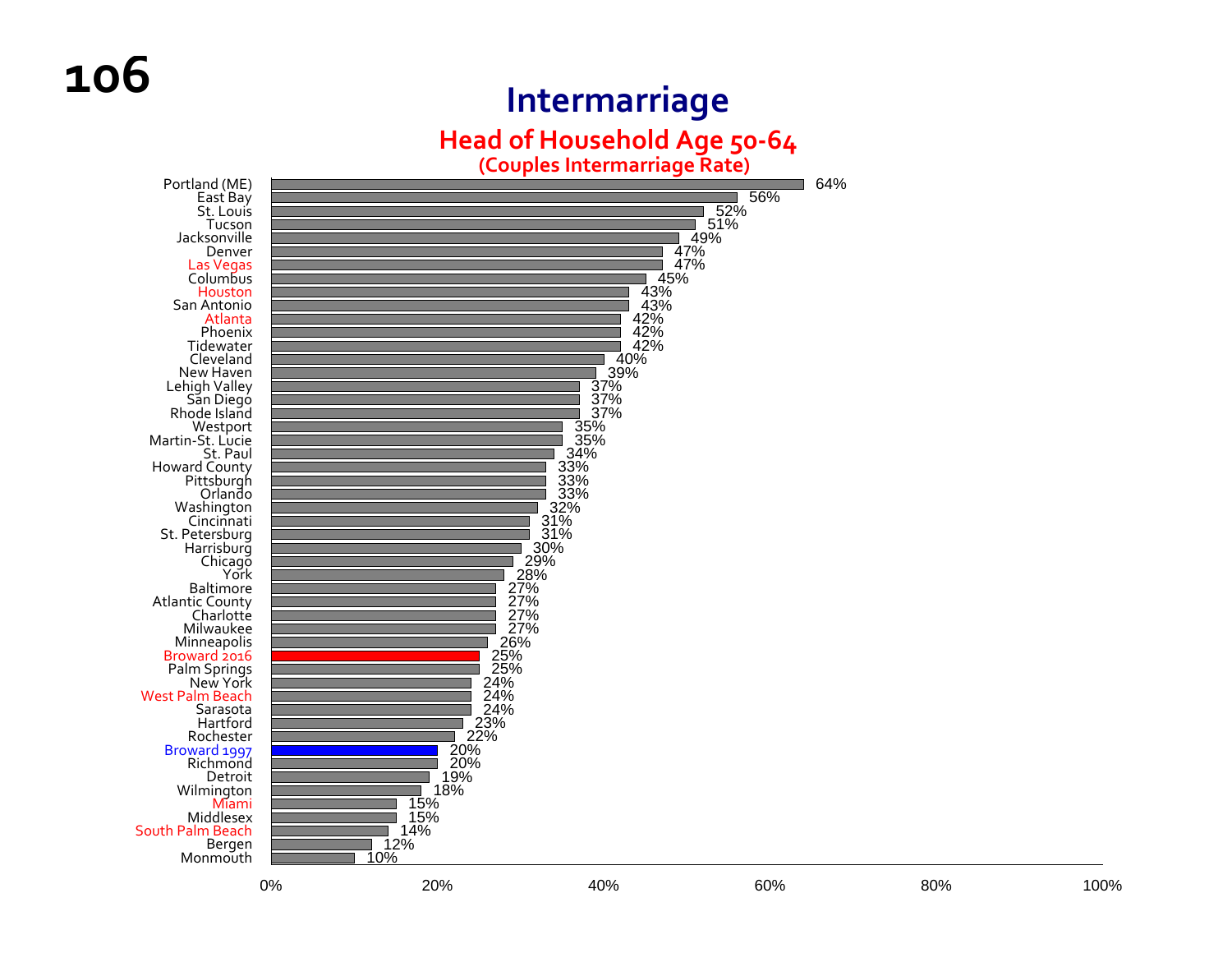# Intermarriage

## Head of Household Age 50-64

### (Couples Intermarriage Rate)

| Community | Rate |
|---|---|
| Portland (ME) | 64% |
| East Bay | 56% |
| St. Louis | 52% |
| Tucson | 51% |
| Jacksonville | 49% |
| Denver | 47% |
| Las Vegas | 47% |
| Columbus | 45% |
| Houston | 43% |
| San Antonio | 43% |
| Atlanta | 42% |
| Phoenix | 42% |
| Tidewater | 42% |
| Cleveland | 40% |
| New Haven | 39% |
| Lehigh Valley | 37% |
| San Diego | 37% |
| Rhode Island | 37% |
| Westport | 35% |
| Martin-St. Lucie | 35% |
| St. Paul | 34% |
| Howard County | 33% |
| Pittsburgh | 33% |
| Orlando | 33% |
| Washington | 32% |
| Cincinnati | 31% |
| St. Petersburg | 31% |
| Harrisburg | 30% |
| Chicago | 29% |
| York | 28% |
| Baltimore | 27% |
| Atlantic County | 27% |
| Charlotte | 27% |
| Milwaukee | 27% |
| Minneapolis | 26% |
| Broward 2016 | 25% |
| Palm Springs | 25% |
| New York | 24% |
| West Palm Beach | 24% |
| Sarasota | 24% |
| Hartford | 23% |
| Rochester | 22% |
| Broward 1997 | 20% |
| Richmond | 20% |
| Detroit | 19% |
| Wilmington | 18% |
| Miami | 15% |
| Middlesex | 15% |
| South Palm Beach | 14% |
| Bergen | 12% |
| Monmouth | 10% |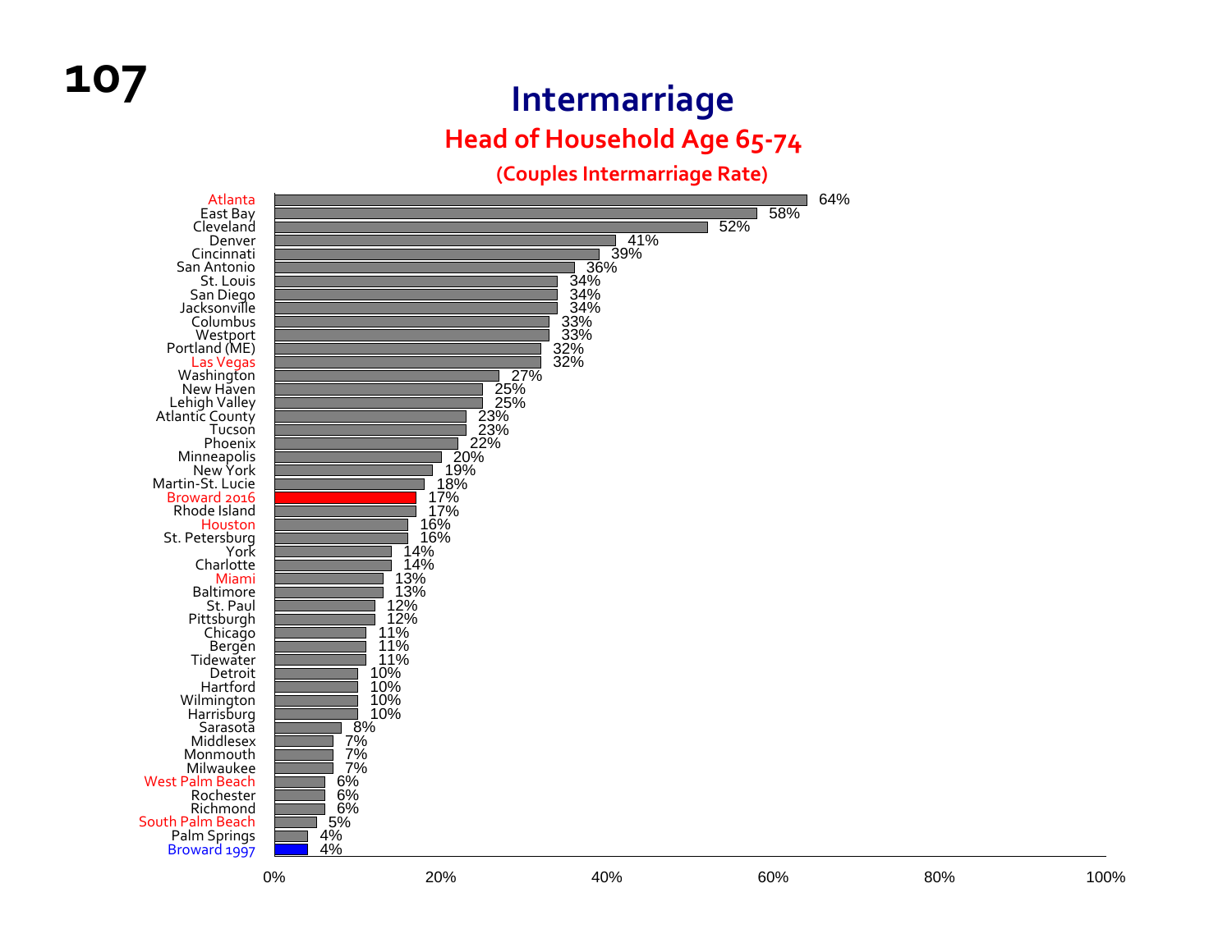# Intermarriage

## Head of Household Age 65-74

### (Couples Intermarriage Rate)

| Community | Intermarriage Rate |
|---|---|
| Atlanta | 64% |
| East Bay | 58% |
| Cleveland | 52% |
| Denver | 41% |
| Cincinnati | 39% |
| San Antonio | 36% |
| St. Louis | 34% |
| San Diego | 34% |
| Jacksonville | 34% |
| Columbus | 33% |
| Westport | 33% |
| Portland (ME) | 32% |
| Las Vegas | 32% |
| Washington | 27% |
| New Haven | 25% |
| Lehigh Valley | 25% |
| Atlantic County | 23% |
| Tucson | 23% |
| Phoenix | 22% |
| Minneapolis | 20% |
| New York | 19% |
| Martin-St. Lucie | 18% |
| Broward 2016 | 17% |
| Rhode Island | 17% |
| Houston | 16% |
| St. Petersburg | 16% |
| York | 14% |
| Charlotte | 14% |
| Miami | 13% |
| Baltimore | 13% |
| St. Paul | 12% |
| Pittsburgh | 12% |
| Chicago | 11% |
| Bergen | 11% |
| Tidewater | 11% |
| Detroit | 10% |
| Hartford | 10% |
| Wilmington | 10% |
| Harrisburg | 10% |
| Sarasota | 8% |
| Middlesex | 7% |
| Monmouth | 7% |
| Milwaukee | 7% |
| West Palm Beach | 6% |
| Rochester | 6% |
| Richmond | 6% |
| South Palm Beach | 5% |
| Palm Springs | 4% |
| Broward 1997 | 4% |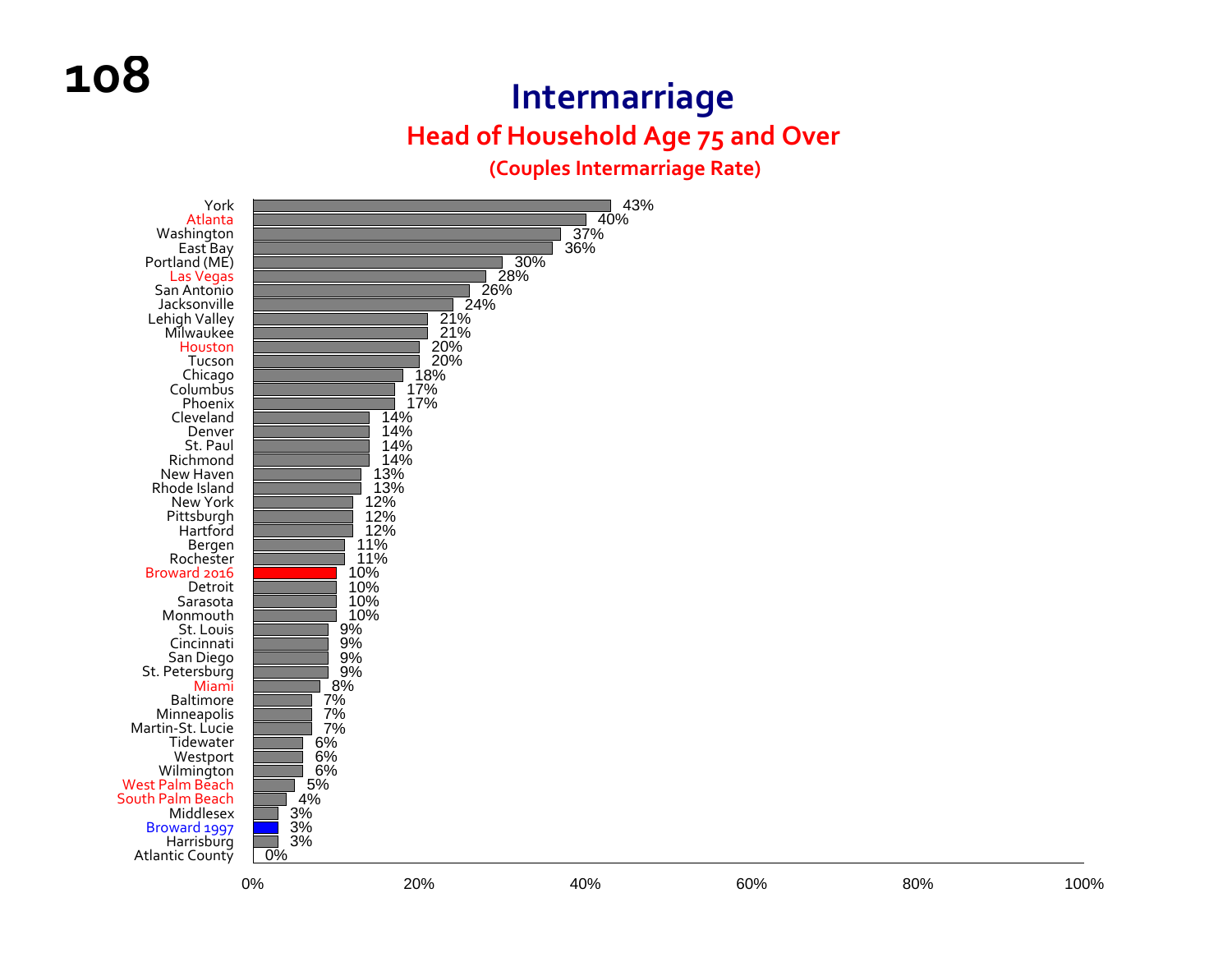# Intermarriage

## Head of Household Age 75 and Over

### (Couples Intermarriage Rate)

| Community | Rate |
|---|---|
| York | 43% |
| Atlanta | 40% |
| Washington | 37% |
| East Bay | 36% |
| Portland (ME) | 30% |
| Las Vegas | 28% |
| San Antonio | 26% |
| Jacksonville | 24% |
| Lehigh Valley | 21% |
| Milwaukee | 21% |
| Houston | 20% |
| Tucson | 20% |
| Chicago | 18% |
| Columbus | 17% |
| Phoenix | 17% |
| Cleveland | 14% |
| Denver | 14% |
| St. Paul | 14% |
| Richmond | 14% |
| New Haven | 13% |
| Rhode Island | 13% |
| New York | 12% |
| Pittsburgh | 12% |
| Hartford | 12% |
| Bergen | 11% |
| Rochester | 11% |
| Broward 2016 | 10% |
| Detroit | 10% |
| Sarasota | 10% |
| Monmouth | 10% |
| St. Louis | 9% |
| Cincinnati | 9% |
| San Diego | 9% |
| St. Petersburg | 9% |
| Miami | 8% |
| Baltimore | 7% |
| Minneapolis | 7% |
| Martin-St. Lucie | 7% |
| Tidewater | 6% |
| Westport | 6% |
| Wilmington | 6% |
| West Palm Beach | 5% |
| South Palm Beach | 4% |
| Middlesex | 3% |
| Broward 1997 | 3% |
| Harrisburg | 3% |
| Atlantic County | 0% |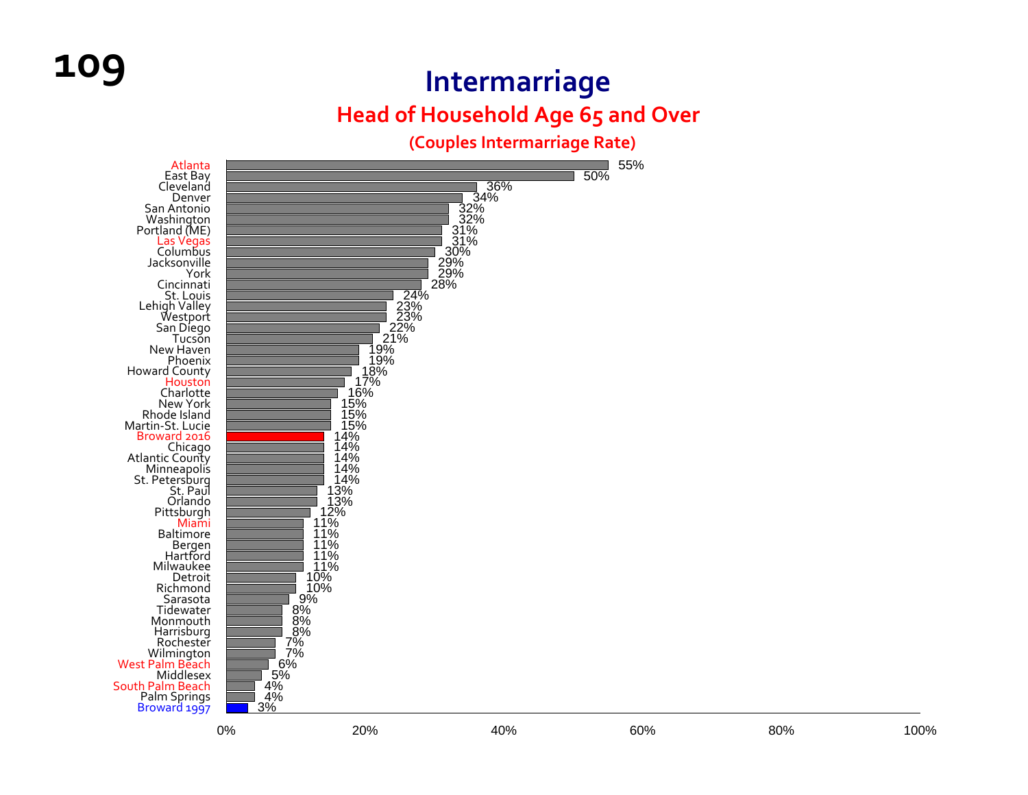# Intermarriage

## Head of Household Age 65 and Over

### (Couples Intermarriage Rate)

| Community | Rate |
|---|---|
| Atlanta | 55% |
| East Bay | 50% |
| Cleveland | 36% |
| Denver | 34% |
| San Antonio | 32% |
| Washington | 32% |
| Portland (ME) | 31% |
| Las Vegas | 31% |
| Columbus | 30% |
| Jacksonville | 29% |
| York | 29% |
| Cincinnati | 28% |
| St. Louis | 24% |
| Lehigh Valley | 23% |
| Westport | 23% |
| San Diego | 22% |
| Tucson | 21% |
| New Haven | 19% |
| Phoenix | 19% |
| Howard County | 18% |
| Houston | 17% |
| Charlotte | 16% |
| New York | 15% |
| Rhode Island | 15% |
| Martin-St. Lucie | 15% |
| Broward 2016 | 14% |
| Chicago | 14% |
| Atlantic County | 14% |
| Minneapolis | 14% |
| St. Petersburg | 14% |
| St. Paul | 13% |
| Orlando | 13% |
| Pittsburgh | 12% |
| Miami | 11% |
| Baltimore | 11% |
| Bergen | 11% |
| Hartford | 11% |
| Milwaukee | 11% |
| Detroit | 10% |
| Richmond | 10% |
| Sarasota | 9% |
| Tidewater | 8% |
| Monmouth | 8% |
| Harrisburg | 8% |
| Rochester | 7% |
| Wilmington | 7% |
| West Palm Beach | 6% |
| Middlesex | 5% |
| South Palm Beach | 4% |
| Palm Springs | 4% |
| Broward 1997 | 3% |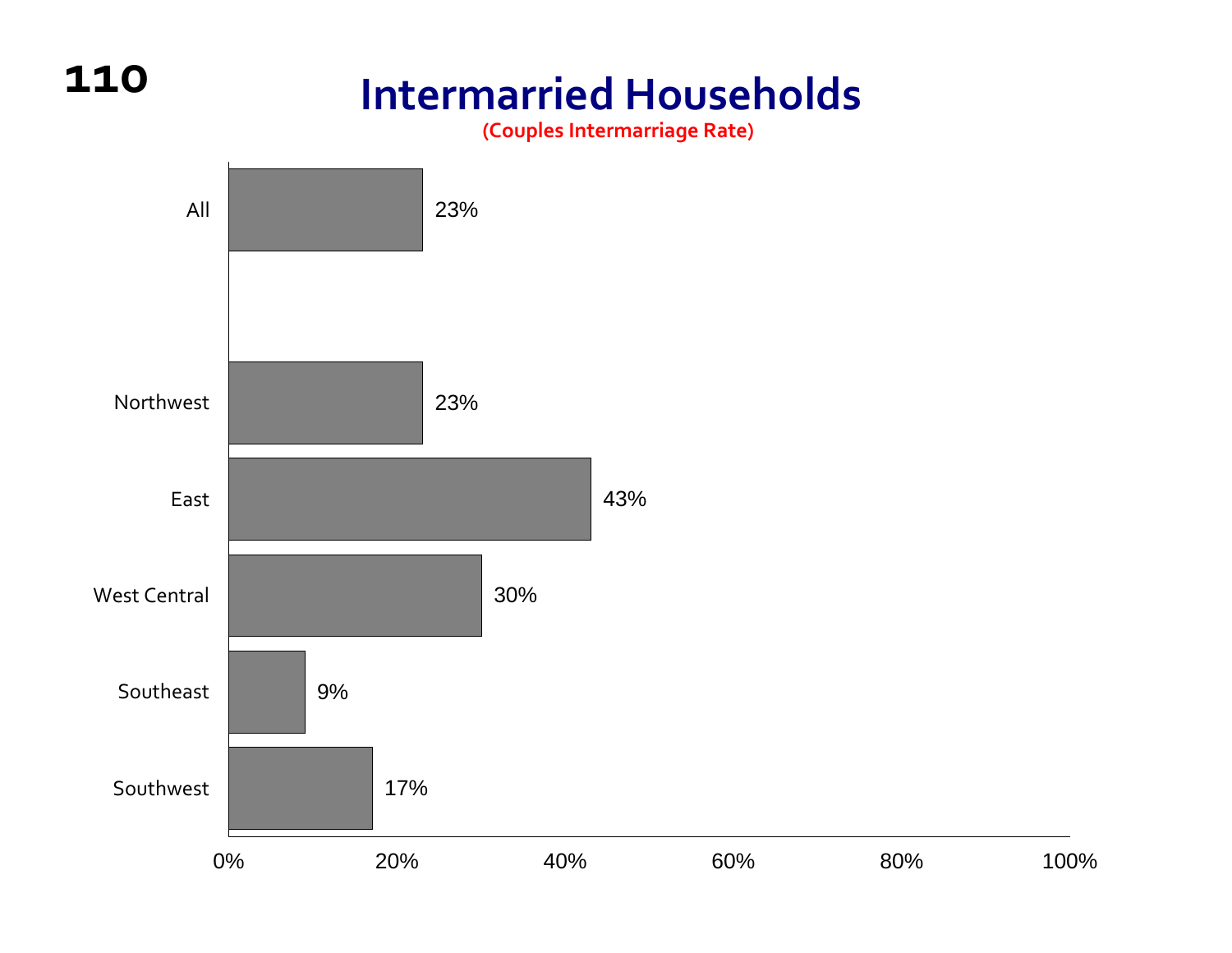# Intermarried Households

**(Couples Intermarriage Rate)**

| Region | Couples Intermarriage Rate |
| --- | --- |
| All | 23% |
| Northwest | 23% |
| East | 43% |
| West Central | 30% |
| Southeast | 9% |
| Southwest | 17% |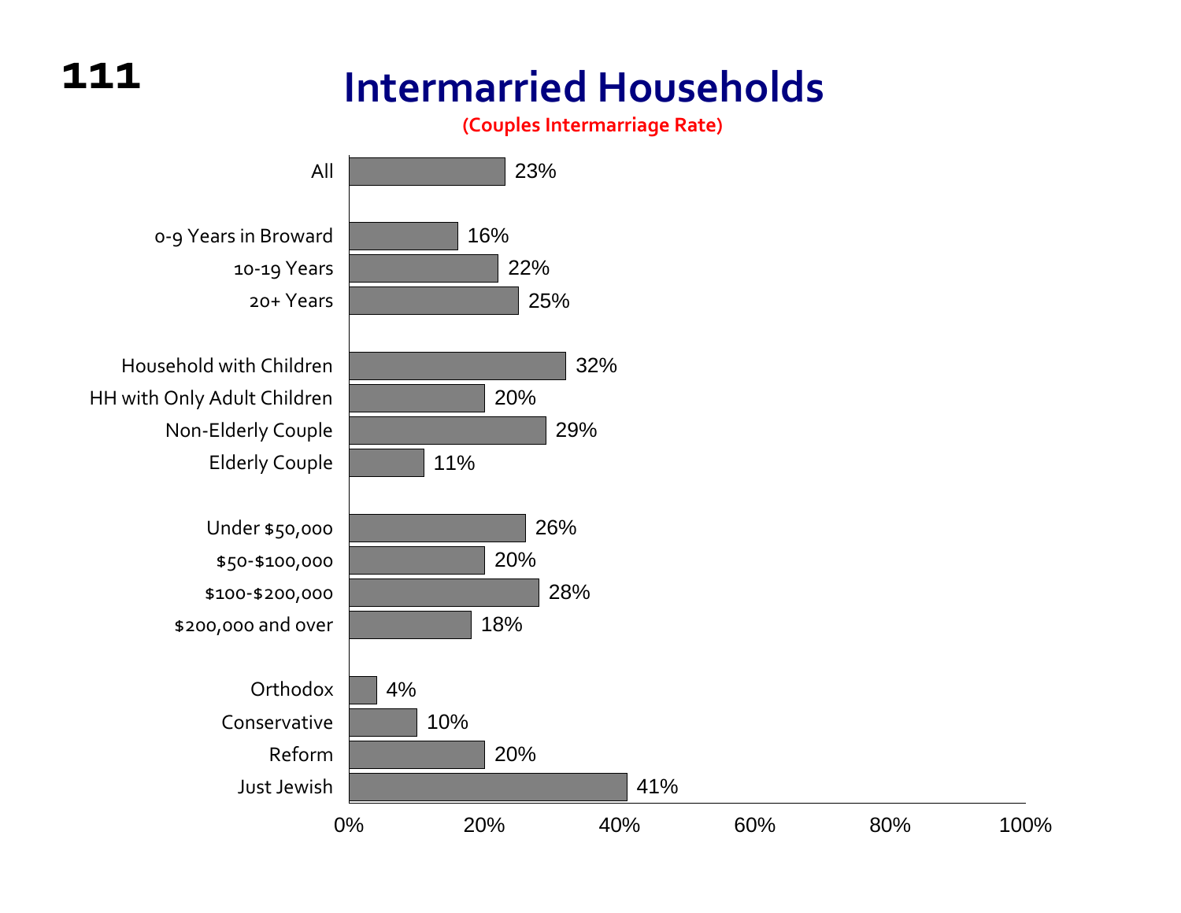# Intermarried Households

**(Couples Intermarriage Rate)**

| Category | Couples Intermarriage Rate |
|---|---|
| All | 23% |
| 0-9 Years in Broward | 16% |
| 10-19 Years | 22% |
| 20+ Years | 25% |
| Household with Children | 32% |
| HH with Only Adult Children | 20% |
| Non-Elderly Couple | 29% |
| Elderly Couple | 11% |
| Under $50,000 | 26% |
| $50-$100,000 | 20% |
| $100-$200,000 | 28% |
| $200,000 and over | 18% |
| Orthodox | 4% |
| Conservative | 10% |
| Reform | 20% |
| Just Jewish | 41% |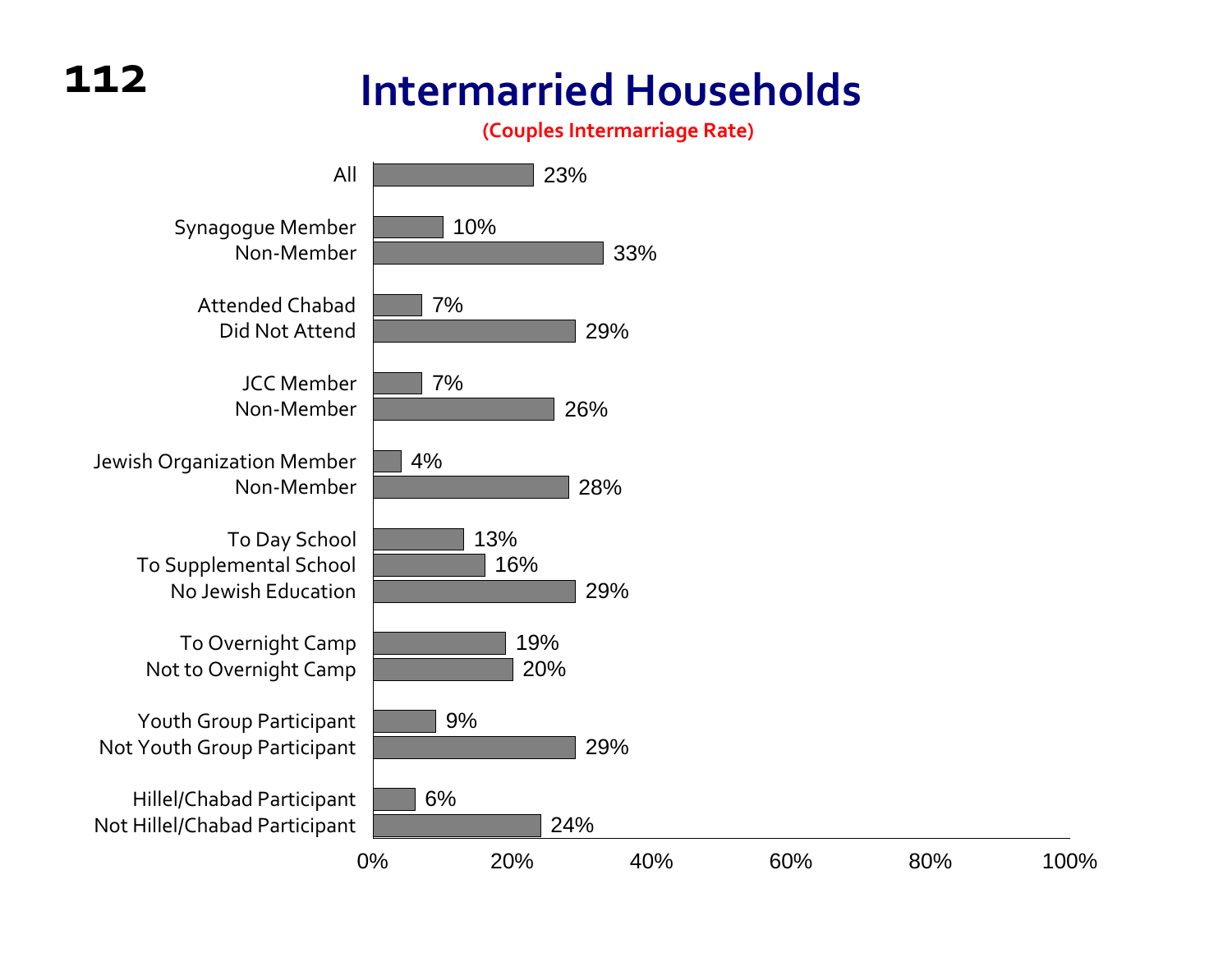# Intermarried Households

**(Couples Intermarriage Rate)**

| Category | Rate |
|---|---|
| All | 23% |
| Synagogue Member | 10% |
| Non-Member | 33% |
| Attended Chabad | 7% |
| Did Not Attend | 29% |
| JCC Member | 7% |
| Non-Member | 26% |
| Jewish Organization Member | 4% |
| Non-Member | 28% |
| To Day School | 13% |
| To Supplemental School | 16% |
| No Jewish Education | 29% |
| To Overnight Camp | 19% |
| Not to Overnight Camp | 20% |
| Youth Group Participant | 9% |
| Not Youth Group Participant | 29% |
| Hillel/Chabad Participant | 6% |
| Not Hillel/Chabad Participant | 24% |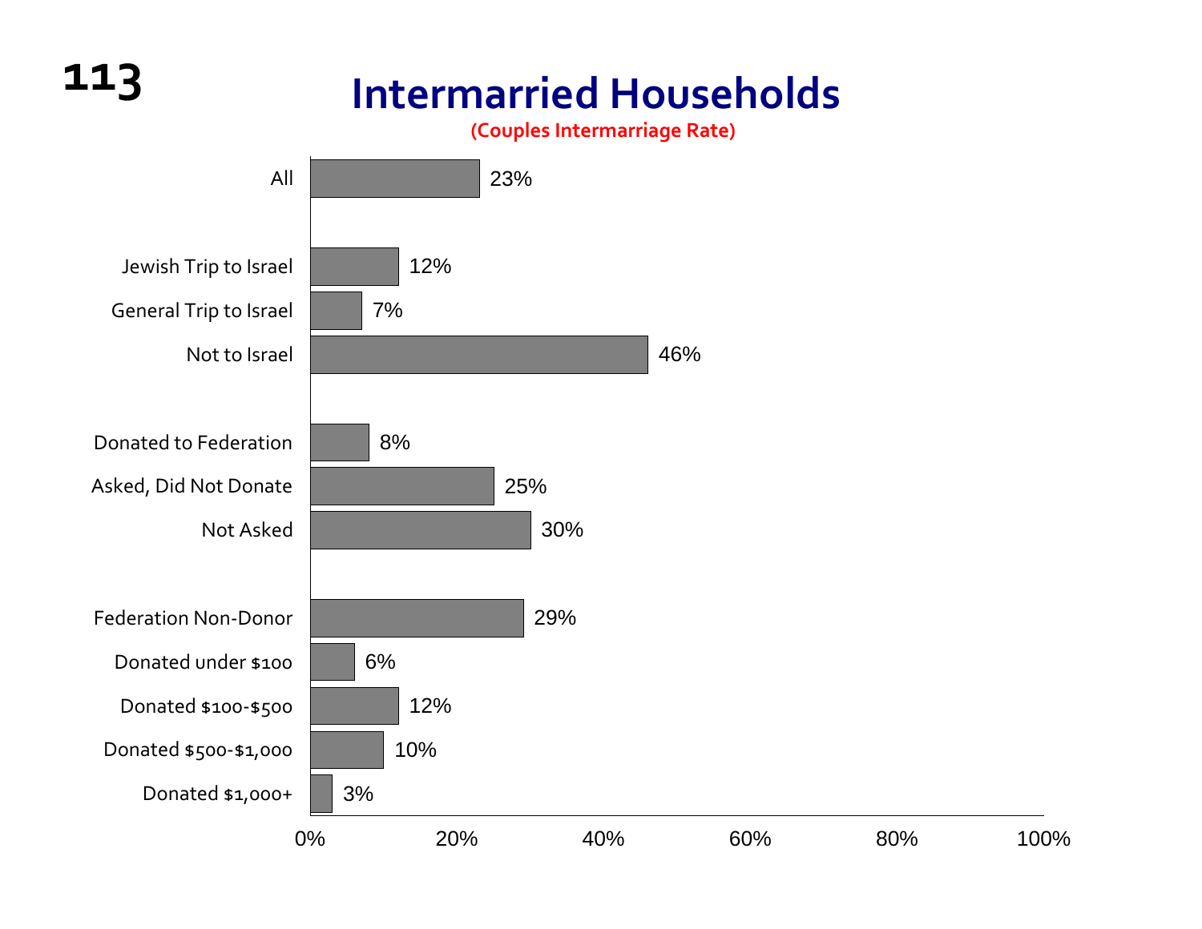# Intermarried Households

**(Couples Intermarriage Rate)**

| Category | Couples Intermarriage Rate |
|---|---|
| All | 23% |
| Jewish Trip to Israel | 12% |
| General Trip to Israel | 7% |
| Not to Israel | 46% |
| Donated to Federation | 8% |
| Asked, Did Not Donate | 25% |
| Not Asked | 30% |
| Federation Non-Donor | 29% |
| Donated under $100 | 6% |
| Donated $100-$500 | 12% |
| Donated $500-$1,000 | 10% |
| Donated $1,000+ | 3% |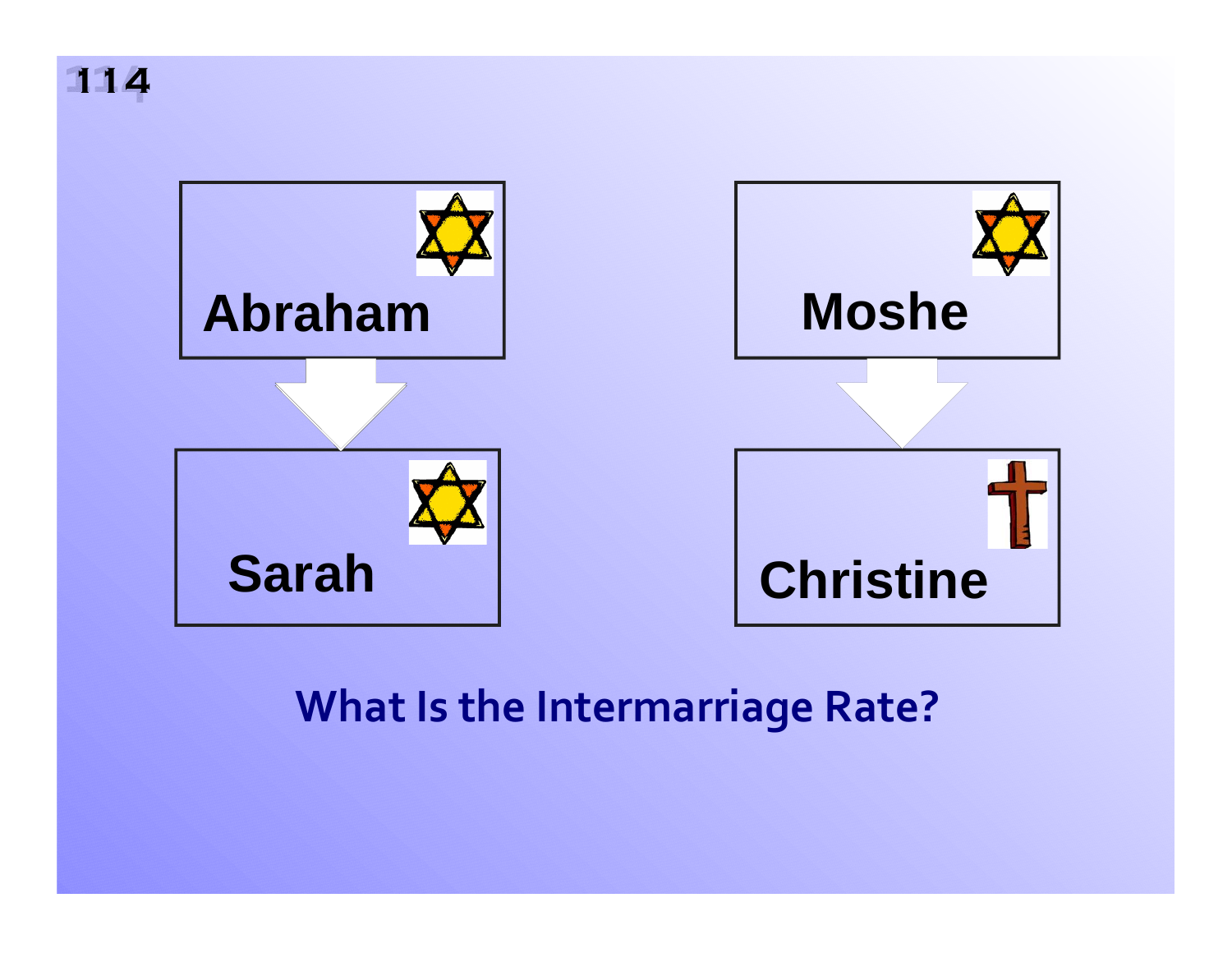Abraham

Sarah

Moshe

Christine

**What Is the Intermarriage Rate?**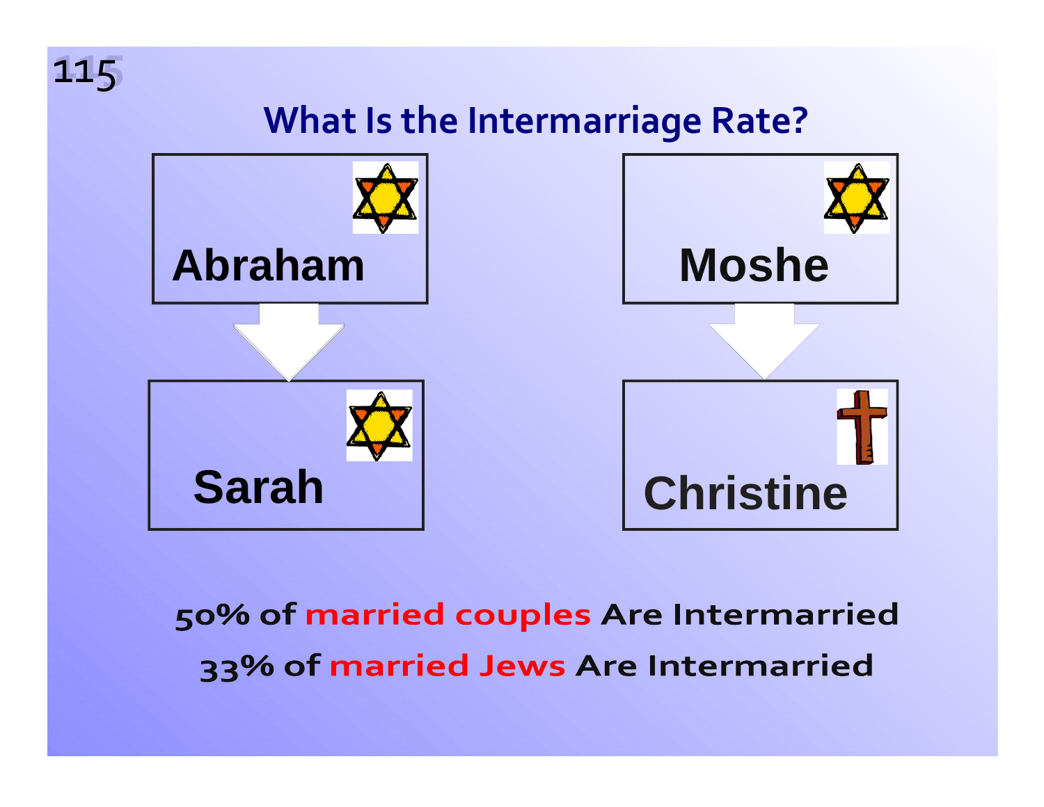## What Is the Intermarriage Rate?

Abraham → Sarah

Moshe → Christine

50% of married couples Are Intermarried

33% of married Jews Are Intermarried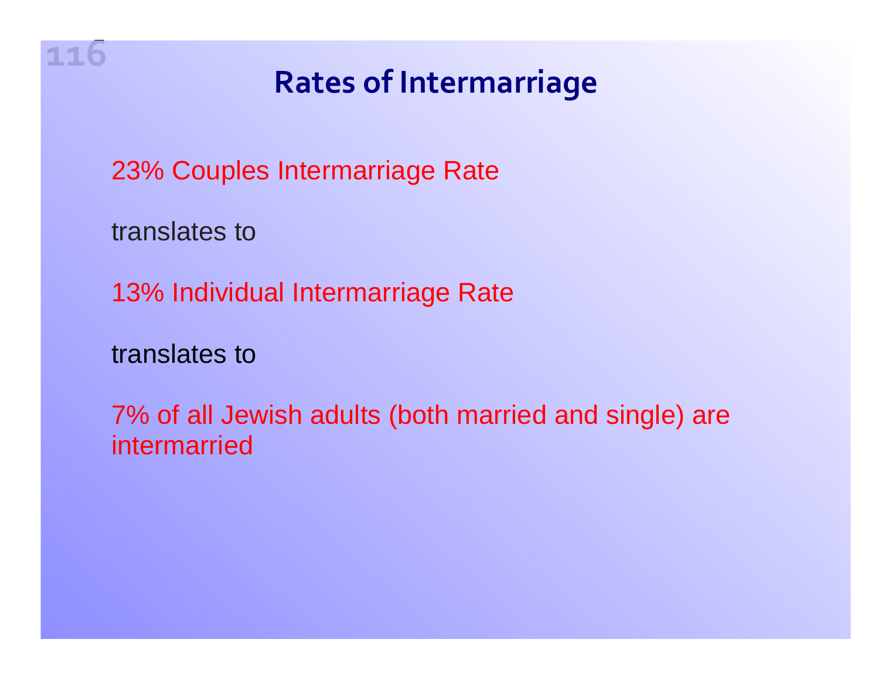# Rates of Intermarriage

23% Couples Intermarriage Rate

translates to

13% Individual Intermarriage Rate

translates to

7% of all Jewish adults (both married and single) are intermarried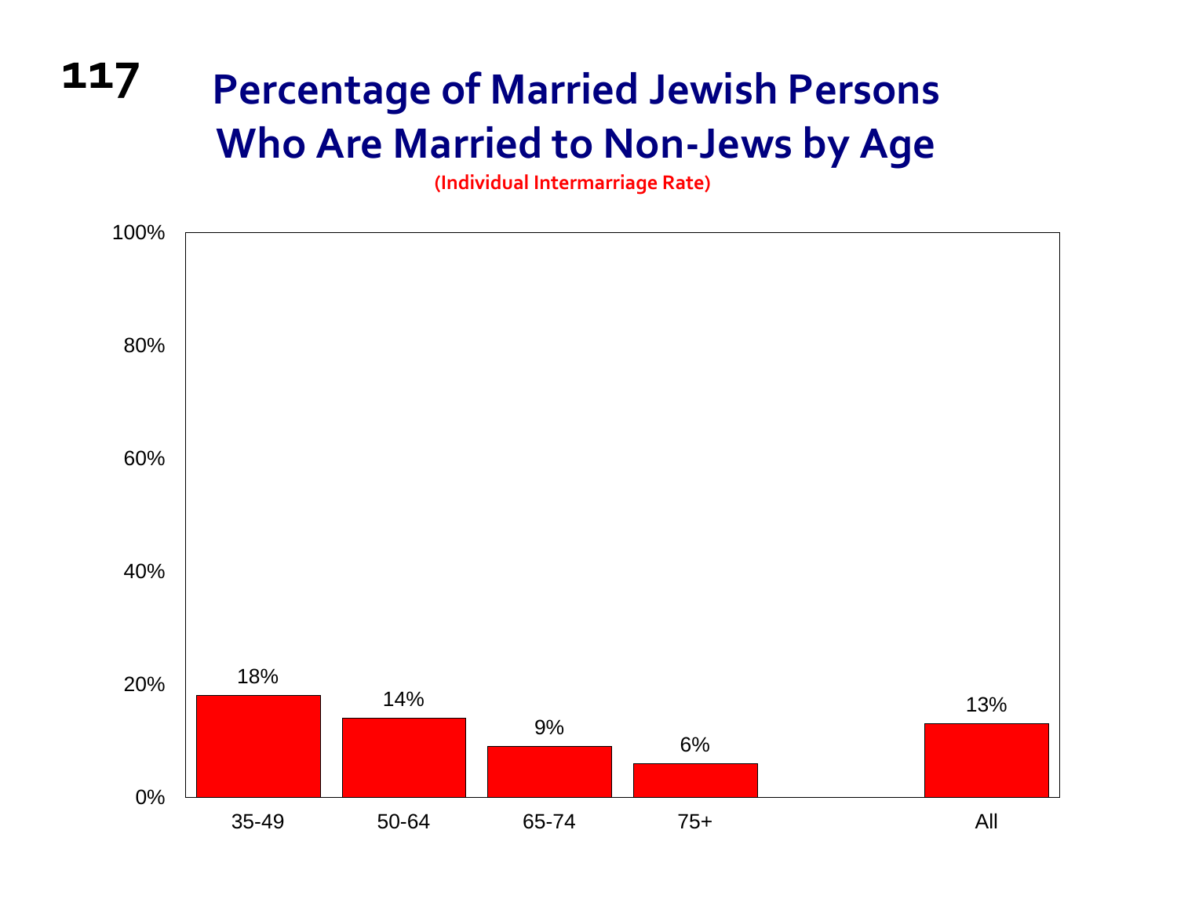# Percentage of Married Jewish Persons Who Are Married to Non-Jews by Age

(Individual Intermarriage Rate)

| Age | Percentage |
|---|---|
| 35-49 | 18% |
| 50-64 | 14% |
| 65-74 | 9% |
| 75+ | 6% |
| All | 13% |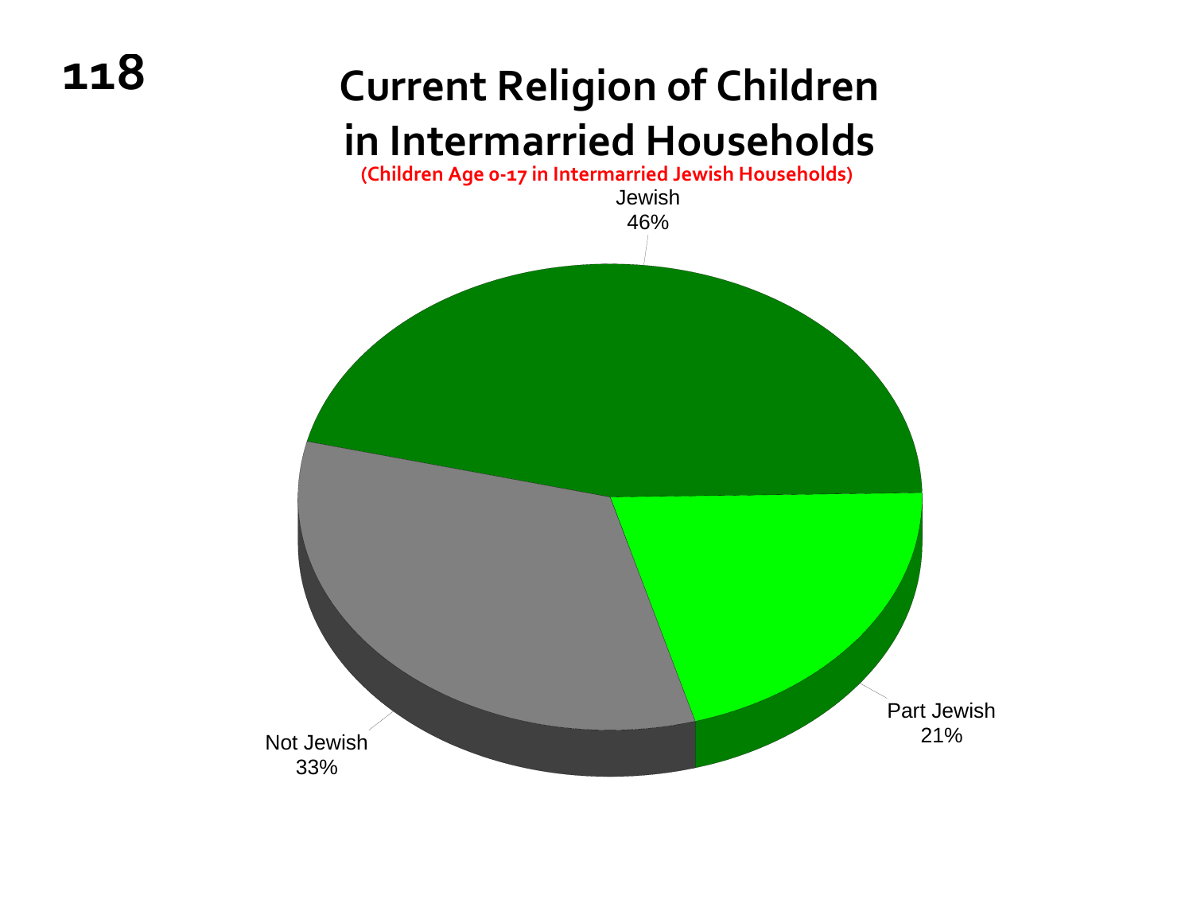# Current Religion of Children in Intermarried Households

(Children Age 0-17 in Intermarried Jewish Households)

Jewish
46%

Part Jewish
21%

Not Jewish
33%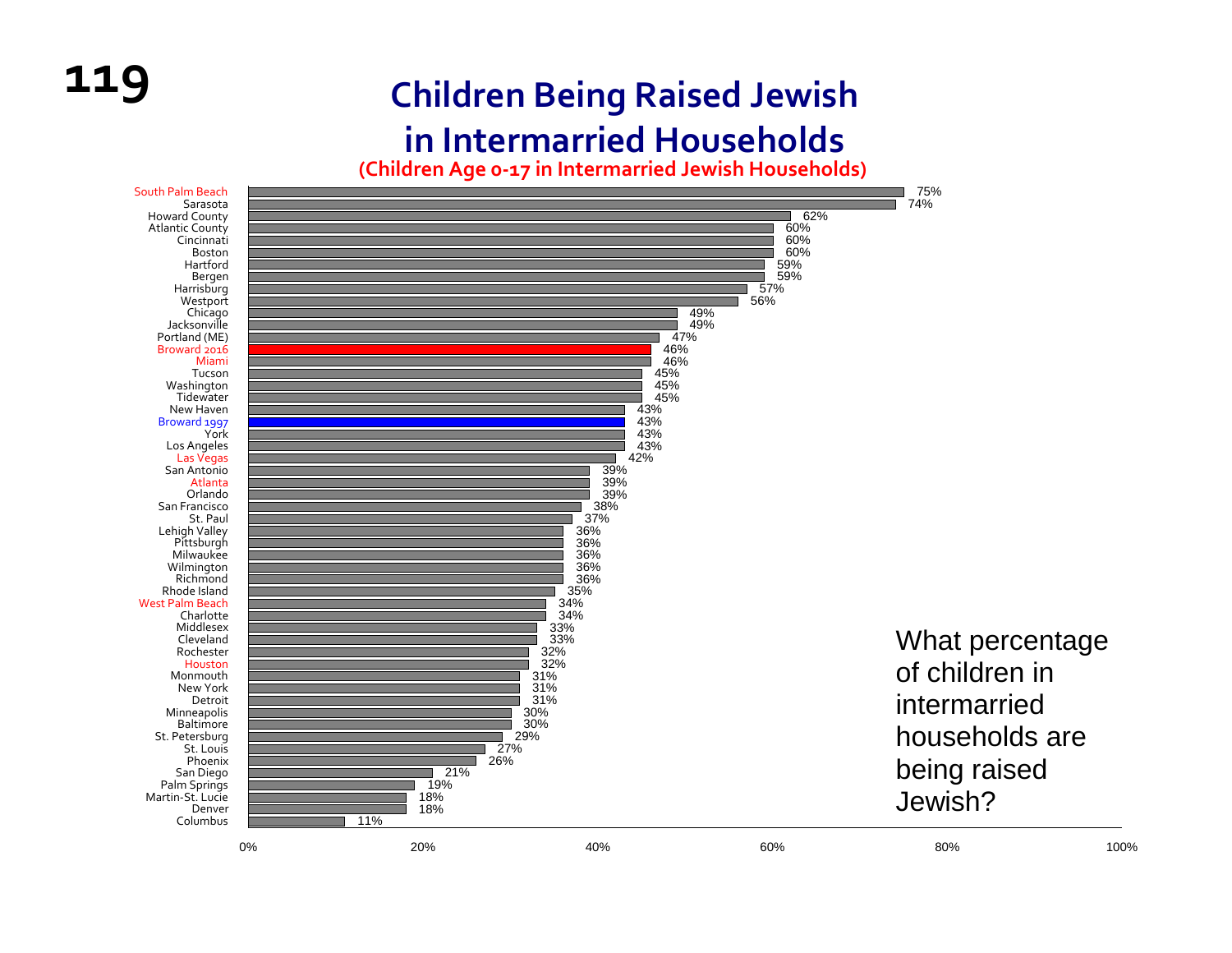# Children Being Raised Jewish in Intermarried Households

**(Children Age 0-17 in Intermarried Jewish Households)**

| Community | Percentage |
|---|---|
| South Palm Beach | 75% |
| Sarasota | 74% |
| Howard County | 62% |
| Atlantic County | 60% |
| Cincinnati | 60% |
| Boston | 60% |
| Hartford | 59% |
| Bergen | 59% |
| Harrisburg | 57% |
| Westport | 56% |
| Chicago | 49% |
| Jacksonville | 49% |
| Portland (ME) | 47% |
| Broward 2016 | 46% |
| Miami | 46% |
| Tucson | 45% |
| Washington | 45% |
| Tidewater | 45% |
| New Haven | 43% |
| Broward 1997 | 43% |
| York | 43% |
| Los Angeles | 43% |
| Las Vegas | 42% |
| San Antonio | 39% |
| Atlanta | 39% |
| Orlando | 39% |
| San Francisco | 38% |
| St. Paul | 37% |
| Lehigh Valley | 36% |
| Pittsburgh | 36% |
| Milwaukee | 36% |
| Wilmington | 36% |
| Richmond | 36% |
| Rhode Island | 35% |
| West Palm Beach | 34% |
| Charlotte | 34% |
| Middlesex | 33% |
| Cleveland | 33% |
| Rochester | 32% |
| Houston | 32% |
| Monmouth | 31% |
| New York | 31% |
| Detroit | 31% |
| Minneapolis | 30% |
| Baltimore | 30% |
| St. Petersburg | 29% |
| St. Louis | 27% |
| Phoenix | 26% |
| San Diego | 21% |
| Palm Springs | 19% |
| Martin-St. Lucie | 18% |
| Denver | 18% |
| Columbus | 11% |

What percentage of children in intermarried households are being raised Jewish?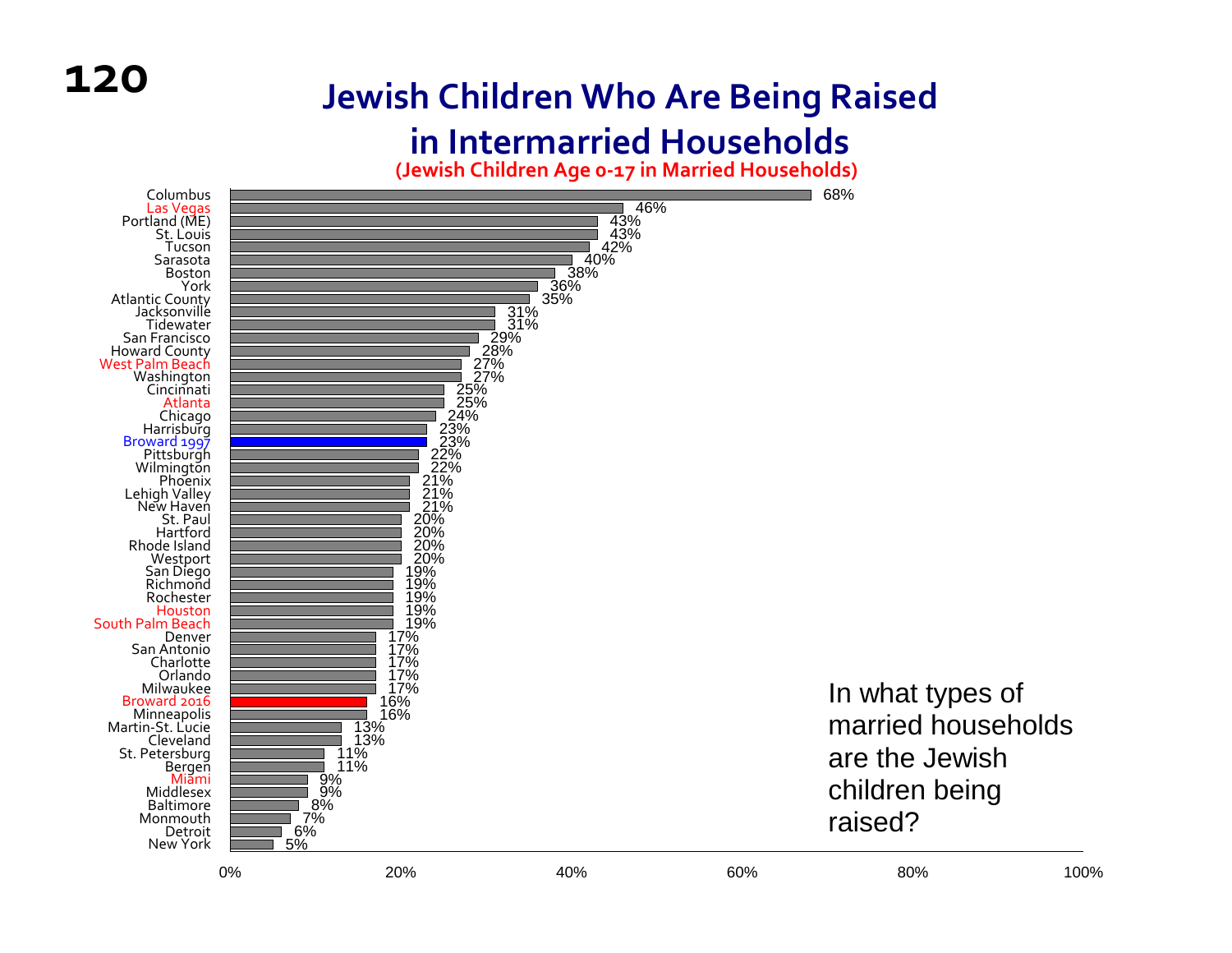## Jewish Children Who Are Being Raised in Intermarried Households

**(Jewish Children Age 0-17 in Married Households)**

| Community | Percentage |
|---|---|
| Columbus | 68% |
| Las Vegas | 46% |
| Portland (ME) | 43% |
| St. Louis | 43% |
| Tucson | 42% |
| Sarasota | 40% |
| Boston | 38% |
| York | 36% |
| Atlantic County | 35% |
| Jacksonville | 31% |
| Tidewater | 31% |
| San Francisco | 29% |
| Howard County | 28% |
| West Palm Beach | 27% |
| Washington | 27% |
| Cincinnati | 25% |
| Atlanta | 25% |
| Chicago | 24% |
| Harrisburg | 23% |
| Broward 1997 | 23% |
| Pittsburgh | 22% |
| Wilmington | 22% |
| Phoenix | 21% |
| Lehigh Valley | 21% |
| New Haven | 21% |
| St. Paul | 20% |
| Hartford | 20% |
| Rhode Island | 20% |
| Westport | 20% |
| San Diego | 19% |
| Richmond | 19% |
| Rochester | 19% |
| Houston | 19% |
| South Palm Beach | 19% |
| Denver | 17% |
| San Antonio | 17% |
| Charlotte | 17% |
| Orlando | 17% |
| Milwaukee | 17% |
| Broward 2016 | 16% |
| Minneapolis | 16% |
| Martin-St. Lucie | 13% |
| Cleveland | 13% |
| St. Petersburg | 11% |
| Bergen | 11% |
| Miami | 9% |
| Middlesex | 9% |
| Baltimore | 8% |
| Monmouth | 7% |
| Detroit | 6% |
| New York | 5% |

In what types of married households are the Jewish children being raised?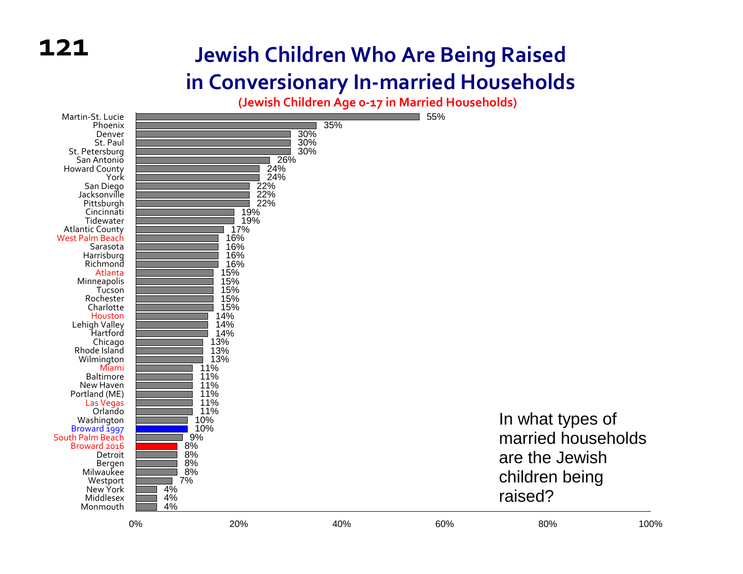# Jewish Children Who Are Being Raised in Conversionary In-married Households

**(Jewish Children Age 0-17 in Married Households)**

| Community | Percentage |
|---|---|
| Martin-St. Lucie | 55% |
| Phoenix | 35% |
| Denver | 30% |
| St. Paul | 30% |
| St. Petersburg | 30% |
| San Antonio | 26% |
| Howard County | 24% |
| York | 24% |
| San Diego | 22% |
| Jacksonville | 22% |
| Pittsburgh | 22% |
| Cincinnati | 19% |
| Tidewater | 19% |
| Atlantic County | 17% |
| West Palm Beach | 16% |
| Sarasota | 16% |
| Harrisburg | 16% |
| Richmond | 16% |
| Atlanta | 15% |
| Minneapolis | 15% |
| Tucson | 15% |
| Rochester | 15% |
| Charlotte | 15% |
| Houston | 14% |
| Lehigh Valley | 14% |
| Hartford | 14% |
| Chicago | 13% |
| Rhode Island | 13% |
| Wilmington | 13% |
| Miami | 11% |
| Baltimore | 11% |
| New Haven | 11% |
| Portland (ME) | 11% |
| Las Vegas | 11% |
| Orlando | 11% |
| Washington | 10% |
| Broward 1997 | 10% |
| South Palm Beach | 9% |
| Broward 2016 | 8% |
| Detroit | 8% |
| Bergen | 8% |
| Milwaukee | 8% |
| Westport | 7% |
| New York | 4% |
| Middlesex | 4% |
| Monmouth | 4% |

In what types of married households are the Jewish children being raised?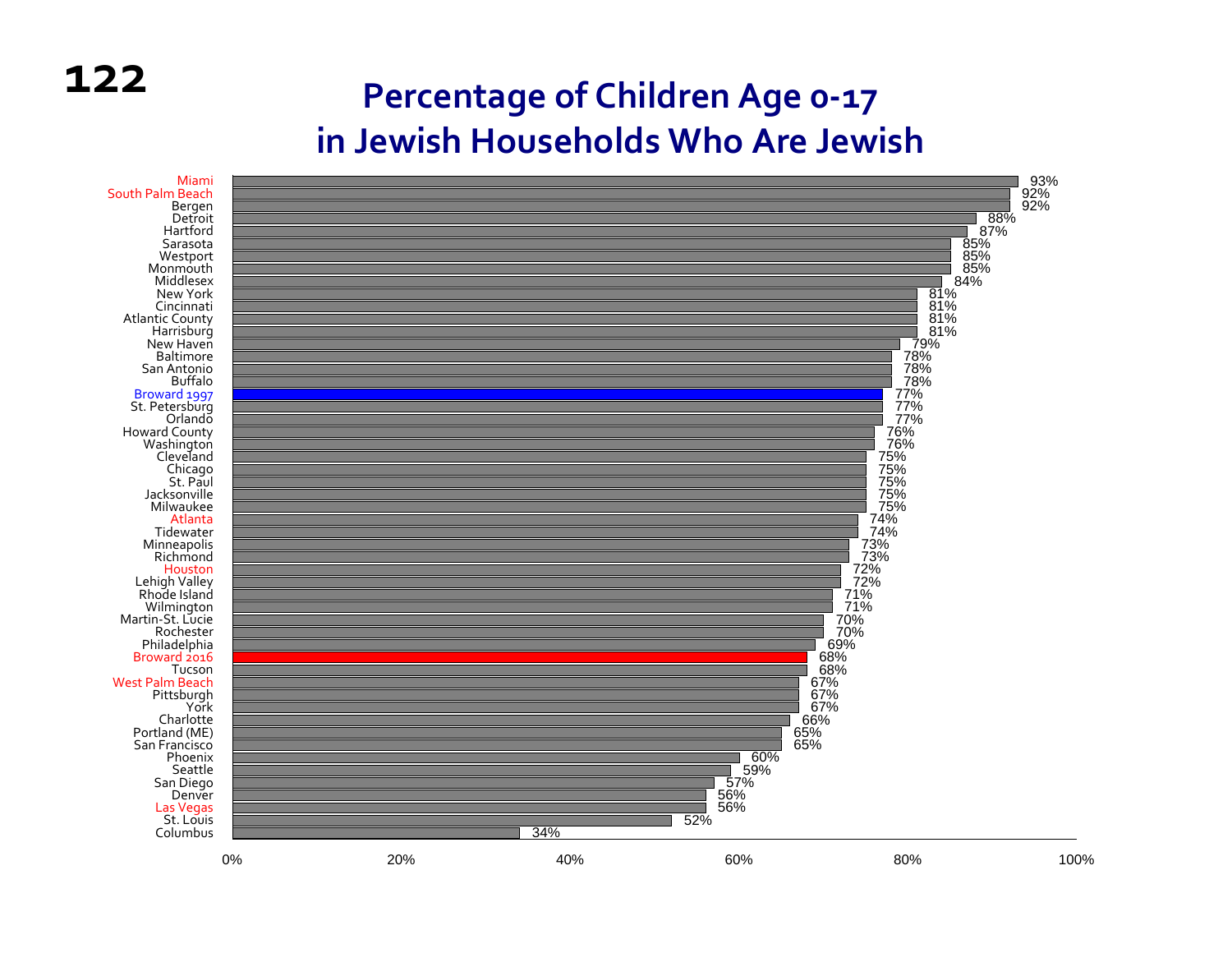# Percentage of Children Age 0-17 in Jewish Households Who Are Jewish

| Community | Percentage |
|---|---|
| Miami | 93% |
| South Palm Beach | 92% |
| Bergen | 92% |
| Detroit | 88% |
| Hartford | 87% |
| Sarasota | 85% |
| Westport | 85% |
| Monmouth | 85% |
| Middlesex | 84% |
| New York | 81% |
| Cincinnati | 81% |
| Atlantic County | 81% |
| Harrisburg | 81% |
| New Haven | 79% |
| Baltimore | 78% |
| San Antonio | 78% |
| Buffalo | 78% |
| Broward 1997 | 77% |
| St. Petersburg | 77% |
| Orlando | 77% |
| Howard County | 76% |
| Washington | 76% |
| Cleveland | 75% |
| Chicago | 75% |
| St. Paul | 75% |
| Jacksonville | 75% |
| Milwaukee | 75% |
| Atlanta | 74% |
| Tidewater | 74% |
| Minneapolis | 73% |
| Richmond | 73% |
| Houston | 72% |
| Lehigh Valley | 72% |
| Rhode Island | 71% |
| Wilmington | 71% |
| Martin-St. Lucie | 70% |
| Rochester | 70% |
| Philadelphia | 69% |
| Broward 2016 | 68% |
| Tucson | 68% |
| West Palm Beach | 67% |
| Pittsburgh | 67% |
| York | 67% |
| Charlotte | 66% |
| Portland (ME) | 65% |
| San Francisco | 65% |
| Phoenix | 60% |
| Seattle | 59% |
| San Diego | 57% |
| Denver | 56% |
| Las Vegas | 56% |
| St. Louis | 52% |
| Columbus | 34% |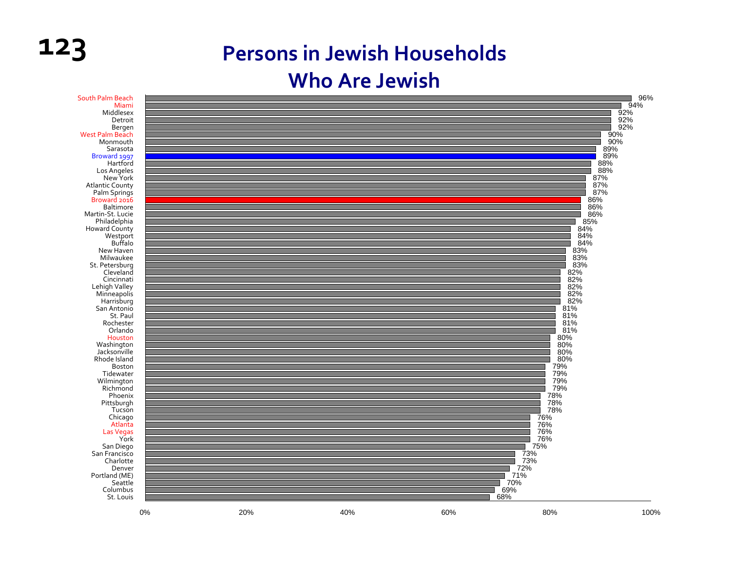# Persons in Jewish Households Who Are Jewish

| Community | Percentage |
|---|---|
| South Palm Beach | 96% |
| Miami | 94% |
| Middlesex | 92% |
| Detroit | 92% |
| Bergen | 92% |
| West Palm Beach | 90% |
| Monmouth | 90% |
| Sarasota | 89% |
| Broward 1997 | 89% |
| Hartford | 88% |
| Los Angeles | 88% |
| New York | 87% |
| Atlantic County | 87% |
| Palm Springs | 87% |
| Broward 2016 | 86% |
| Baltimore | 86% |
| Martin-St. Lucie | 86% |
| Philadelphia | 85% |
| Howard County | 84% |
| Westport | 84% |
| Buffalo | 84% |
| New Haven | 83% |
| Milwaukee | 83% |
| St. Petersburg | 83% |
| Cleveland | 82% |
| Cincinnati | 82% |
| Lehigh Valley | 82% |
| Minneapolis | 82% |
| Harrisburg | 82% |
| San Antonio | 81% |
| St. Paul | 81% |
| Rochester | 81% |
| Orlando | 81% |
| Houston | 80% |
| Washington | 80% |
| Jacksonville | 80% |
| Rhode Island | 80% |
| Boston | 79% |
| Tidewater | 79% |
| Wilmington | 79% |
| Richmond | 79% |
| Phoenix | 78% |
| Pittsburgh | 78% |
| Tucson | 78% |
| Chicago | 76% |
| Atlanta | 76% |
| Las Vegas | 76% |
| York | 76% |
| San Diego | 75% |
| San Francisco | 73% |
| Charlotte | 73% |
| Denver | 72% |
| Portland (ME) | 71% |
| Seattle | 70% |
| Columbus | 69% |
| St. Louis | 68% |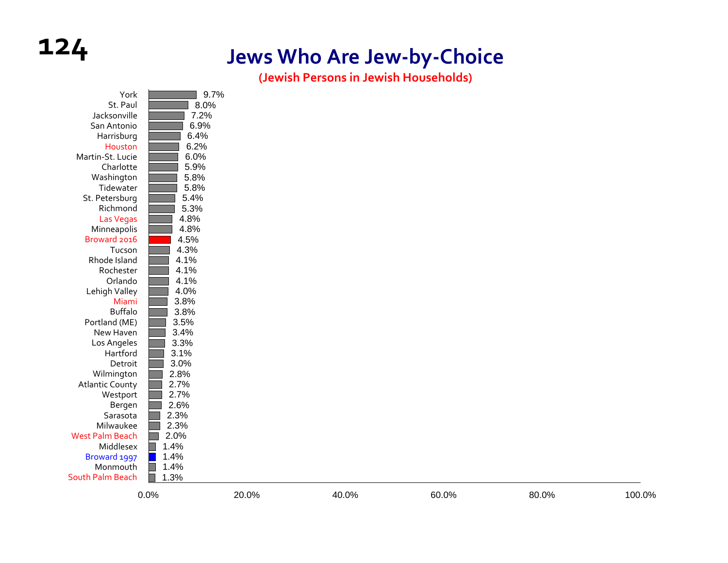# Jews Who Are Jew-by-Choice

(Jewish Persons in Jewish Households)

York 9.7%
St. Paul 8.0%
Jacksonville 7.2%
San Antonio 6.9%
Harrisburg 6.4%
Houston 6.2%
Martin-St. Lucie 6.0%
Charlotte 5.9%
Washington 5.8%
Tidewater 5.8%
St. Petersburg 5.4%
Richmond 5.3%
Las Vegas 4.8%
Minneapolis 4.8%
Broward 2016 4.5%
Tucson 4.3%
Rhode Island 4.1%
Rochester 4.1%
Orlando 4.1%
Lehigh Valley 4.0%
Miami 3.8%
Buffalo 3.8%
Portland (ME) 3.5%
New Haven 3.4%
Los Angeles 3.3%
Hartford 3.1%
Detroit 3.0%
Wilmington 2.8%
Atlantic County 2.7%
Westport 2.7%
Bergen 2.6%
Sarasota 2.3%
Milwaukee 2.3%
West Palm Beach 2.0%
Middlesex 1.4%
Broward 1997 1.4%
Monmouth 1.4%
South Palm Beach 1.3%

0.0% 20.0% 40.0% 60.0% 80.0% 100.0%